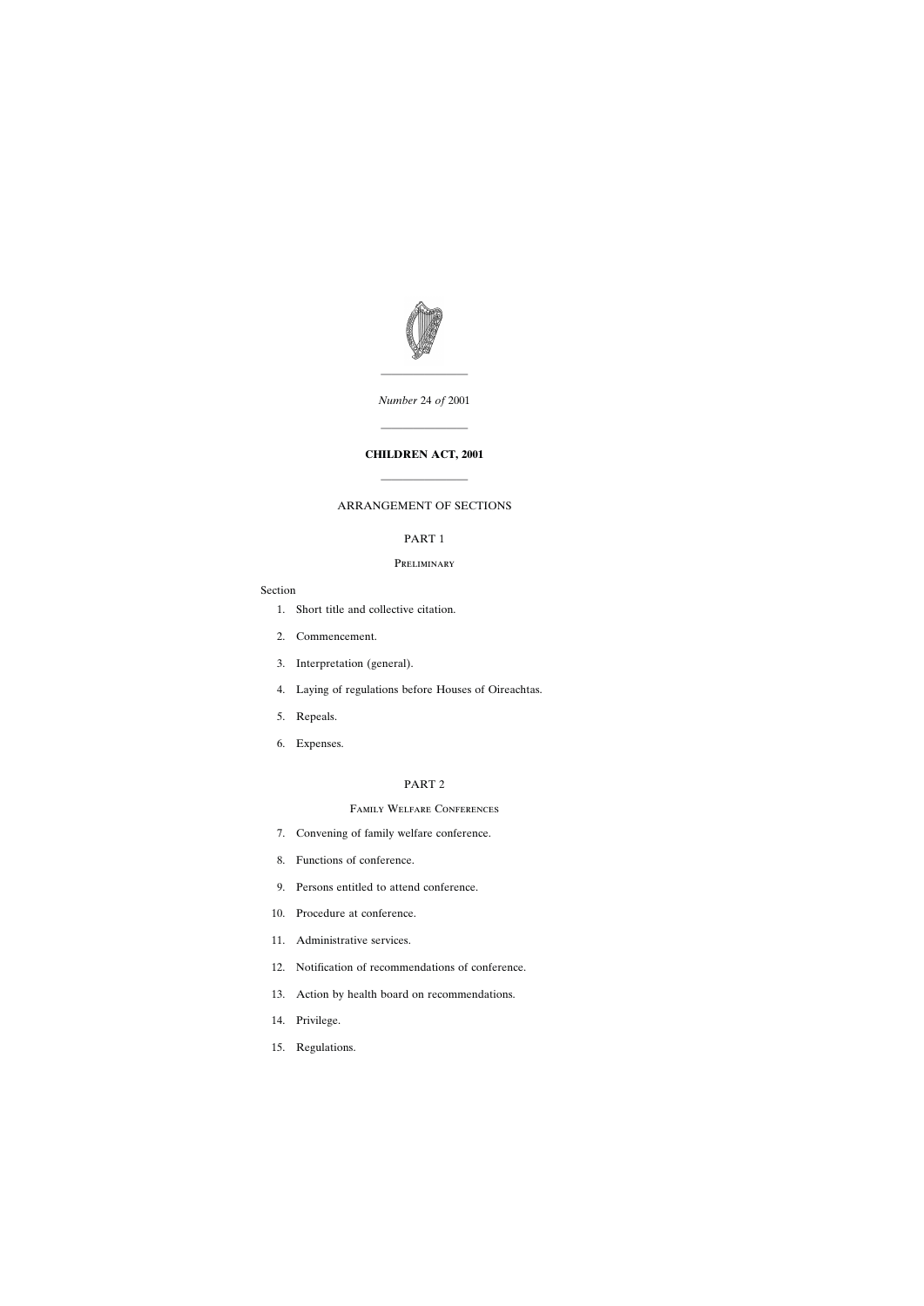*Number* 24 *of* 2001

# CHILDREN ACT, 2001

## ARRANGEMENT OF SECTIONS

### PART 1

#### Preliminary

Section

1. Short title and collective citation.
2. Commencement.
3. Interpretation (general).
4. Laying of regulations before Houses of Oireachtas.
5. Repeals.
6. Expenses.

### PART 2

#### Family Welfare Conferences

7. Convening of family welfare conference.
8. Functions of conference.
9. Persons entitled to attend conference.
10. Procedure at conference.
11. Administrative services.
12. Notification of recommendations of conference.
13. Action by health board on recommendations.
14. Privilege.
15. Regulations.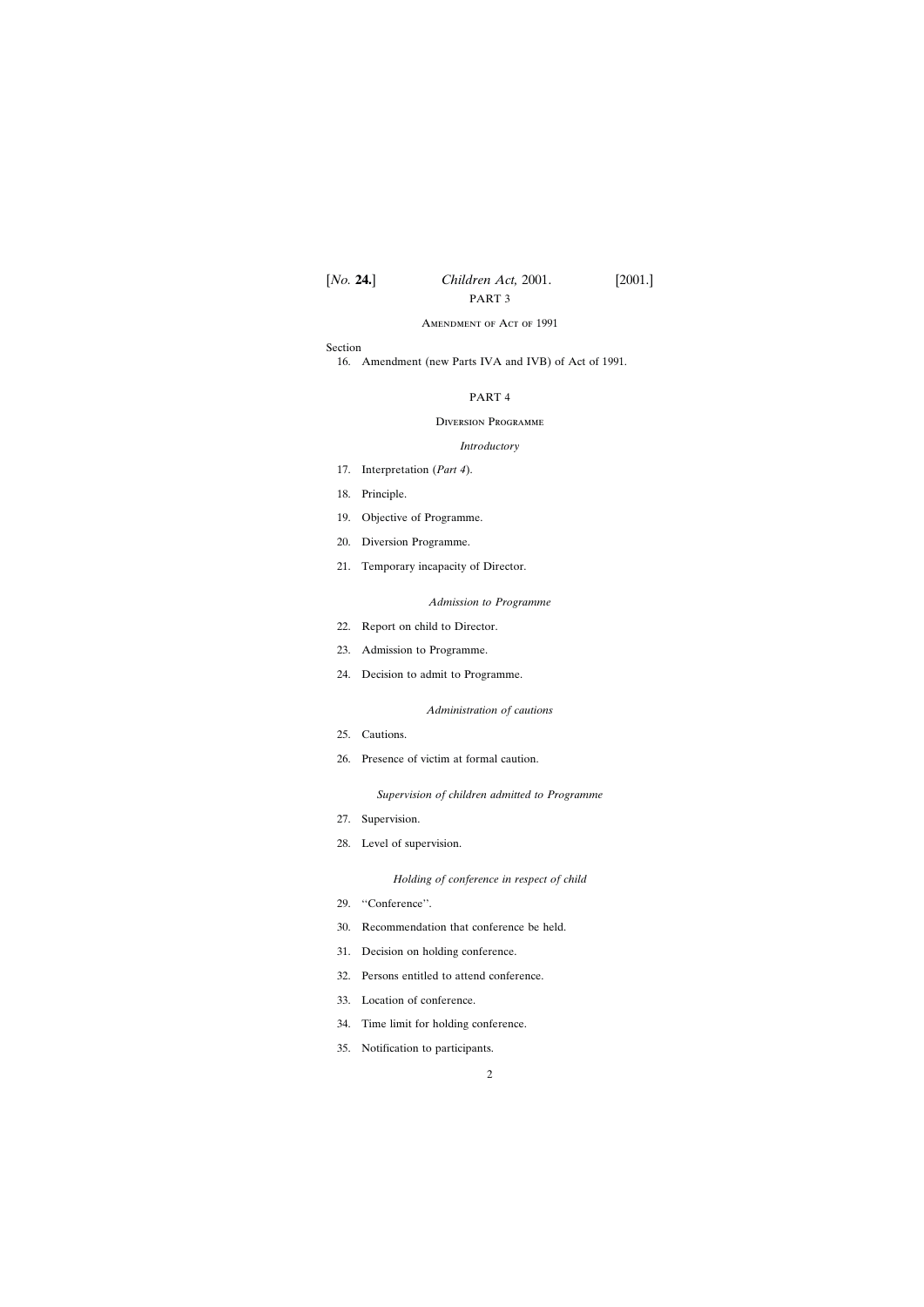PART 3

AMENDMENT OF ACT OF 1991

Section

16. Amendment (new Parts IVA and IVB) of Act of 1991.

PART 4

DIVERSION PROGRAMME

*Introductory*

17. Interpretation (*Part 4*).

18. Principle.

19. Objective of Programme.

20. Diversion Programme.

21. Temporary incapacity of Director.

*Admission to Programme*

22. Report on child to Director.

23. Admission to Programme.

24. Decision to admit to Programme.

*Administration of cautions*

25. Cautions.

26. Presence of victim at formal caution.

*Supervision of children admitted to Programme*

27. Supervision.

28. Level of supervision.

*Holding of conference in respect of child*

29. ''Conference''.

30. Recommendation that conference be held.

31. Decision on holding conference.

32. Persons entitled to attend conference.

33. Location of conference.

34. Time limit for holding conference.

35. Notification to participants.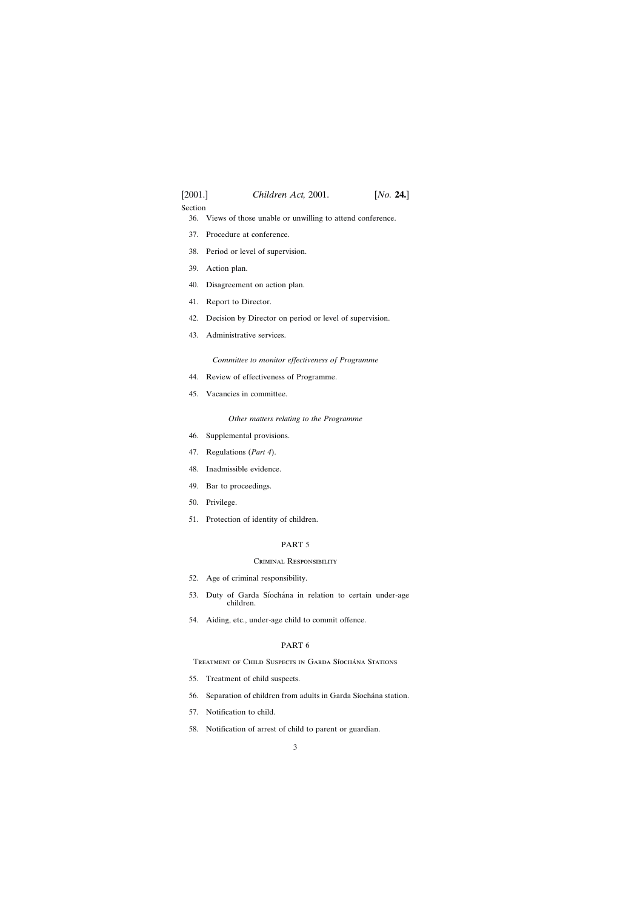Section

36. Views of those unable or unwilling to attend conference.
37. Procedure at conference.
38. Period or level of supervision.
39. Action plan.
40. Disagreement on action plan.
41. Report to Director.
42. Decision by Director on period or level of supervision.
43. Administrative services.

*Committee to monitor effectiveness of Programme*

44. Review of effectiveness of Programme.
45. Vacancies in committee.

*Other matters relating to the Programme*

46. Supplemental provisions.
47. Regulations (*Part 4*).
48. Inadmissible evidence.
49. Bar to proceedings.
50. Privilege.
51. Protection of identity of children.

## PART 5

### Criminal Responsibility

52. Age of criminal responsibility.
53. Duty of Garda Síochána in relation to certain under-age children.
54. Aiding, etc., under-age child to commit offence.

## PART 6

### Treatment of Child Suspects in Garda Síochána Stations

55. Treatment of child suspects.
56. Separation of children from adults in Garda Síochána station.
57. Notification to child.
58. Notification of arrest of child to parent or guardian.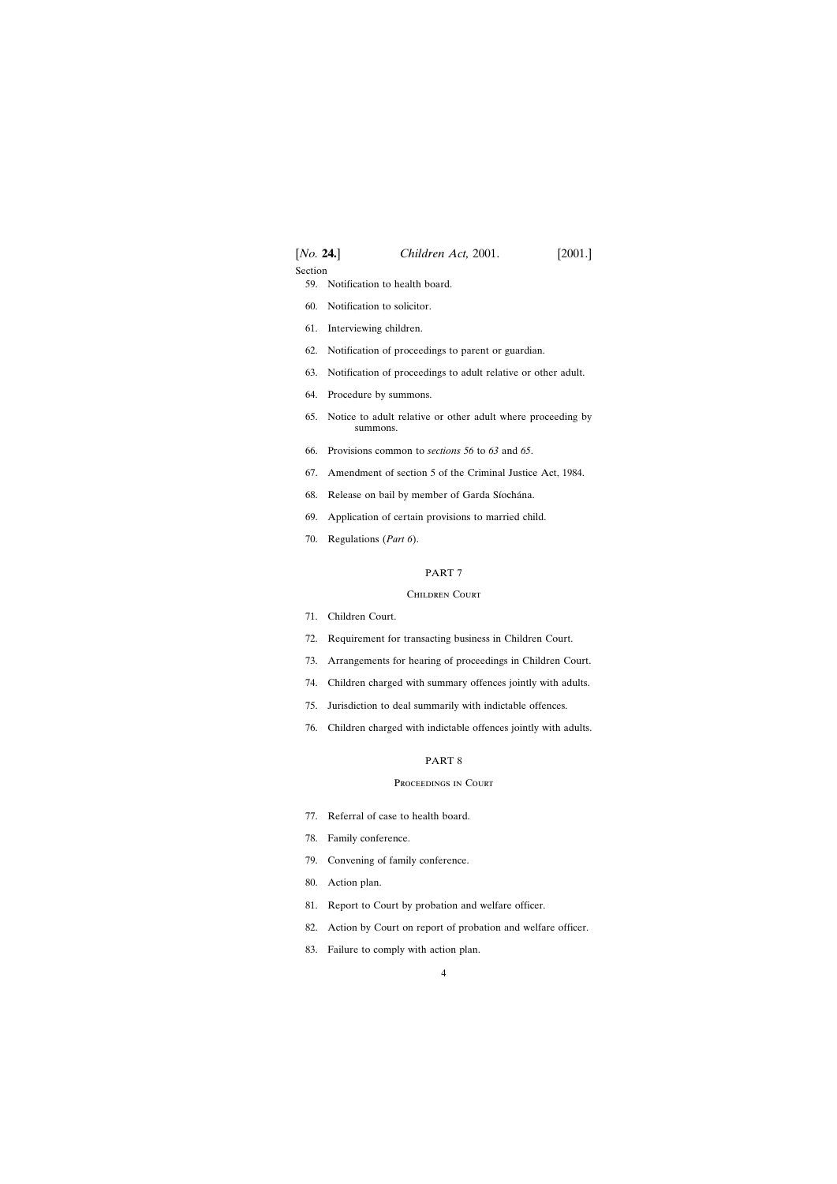Section

59. Notification to health board.

60. Notification to solicitor.

61. Interviewing children.

62. Notification of proceedings to parent or guardian.

63. Notification of proceedings to adult relative or other adult.

64. Procedure by summons.

65. Notice to adult relative or other adult where proceeding by summons.

66. Provisions common to *sections 56* to *63* and *65*.

67. Amendment of section 5 of the Criminal Justice Act, 1984.

68. Release on bail by member of Garda Síochána.

69. Application of certain provisions to married child.

70. Regulations (*Part 6*).

## PART 7

### Children Court

71. Children Court.

72. Requirement for transacting business in Children Court.

73. Arrangements for hearing of proceedings in Children Court.

74. Children charged with summary offences jointly with adults.

75. Jurisdiction to deal summarily with indictable offences.

76. Children charged with indictable offences jointly with adults.

## PART 8

### Proceedings in Court

77. Referral of case to health board.

78. Family conference.

79. Convening of family conference.

80. Action plan.

81. Report to Court by probation and welfare officer.

82. Action by Court on report of probation and welfare officer.

83. Failure to comply with action plan.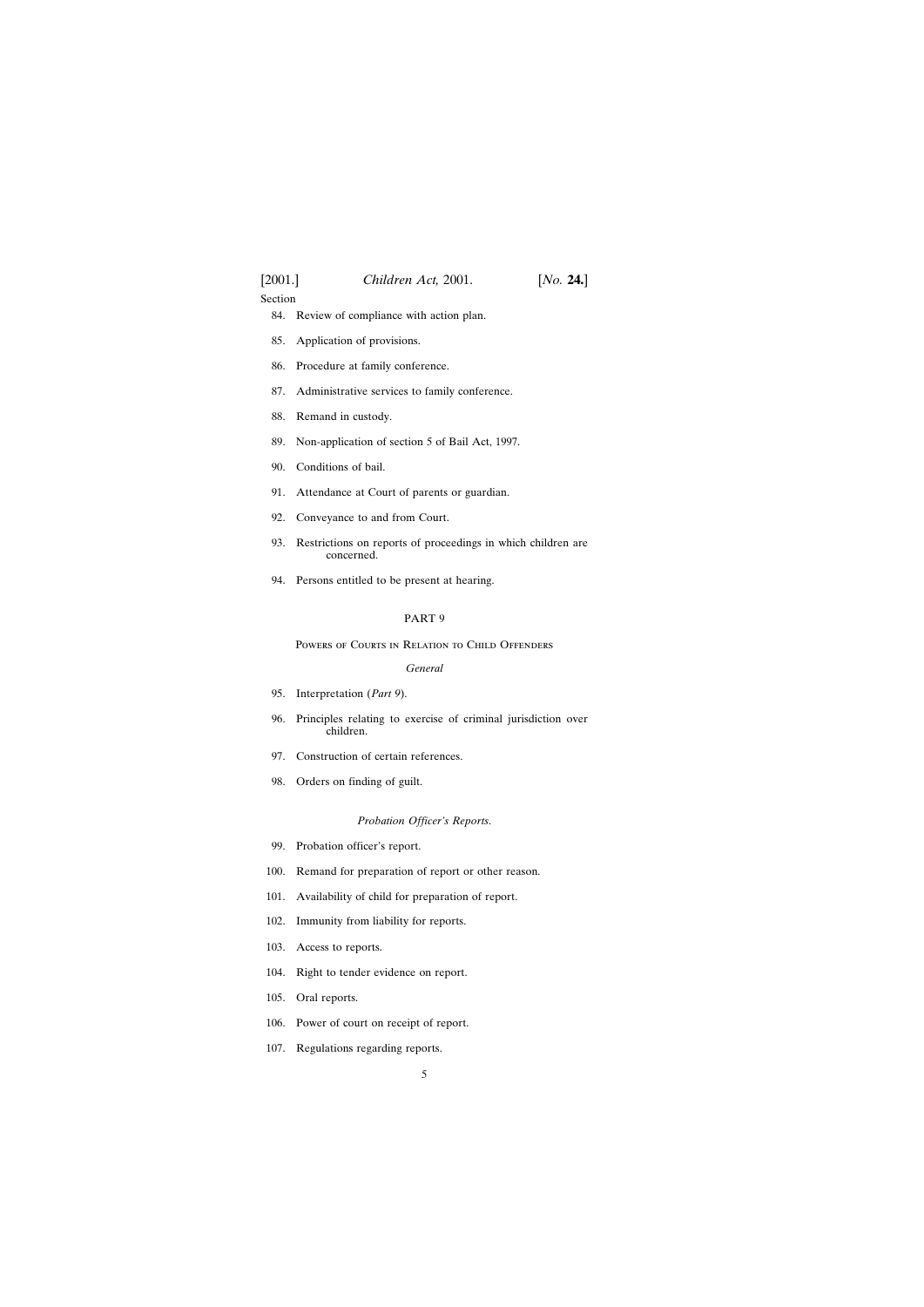Section

84. Review of compliance with action plan.

85. Application of provisions.

86. Procedure at family conference.

87. Administrative services to family conference.

88. Remand in custody.

89. Non-application of section 5 of Bail Act, 1997.

90. Conditions of bail.

91. Attendance at Court of parents or guardian.

92. Conveyance to and from Court.

93. Restrictions on reports of proceedings in which children are concerned.

94. Persons entitled to be present at hearing.

## PART 9

### Powers of Courts in Relation to Child Offenders

*General*

95. Interpretation (*Part 9*).

96. Principles relating to exercise of criminal jurisdiction over children.

97. Construction of certain references.

98. Orders on finding of guilt.

*Probation Officer's Reports.*

99. Probation officer's report.

100. Remand for preparation of report or other reason.

101. Availability of child for preparation of report.

102. Immunity from liability for reports.

103. Access to reports.

104. Right to tender evidence on report.

105. Oral reports.

106. Power of court on receipt of report.

107. Regulations regarding reports.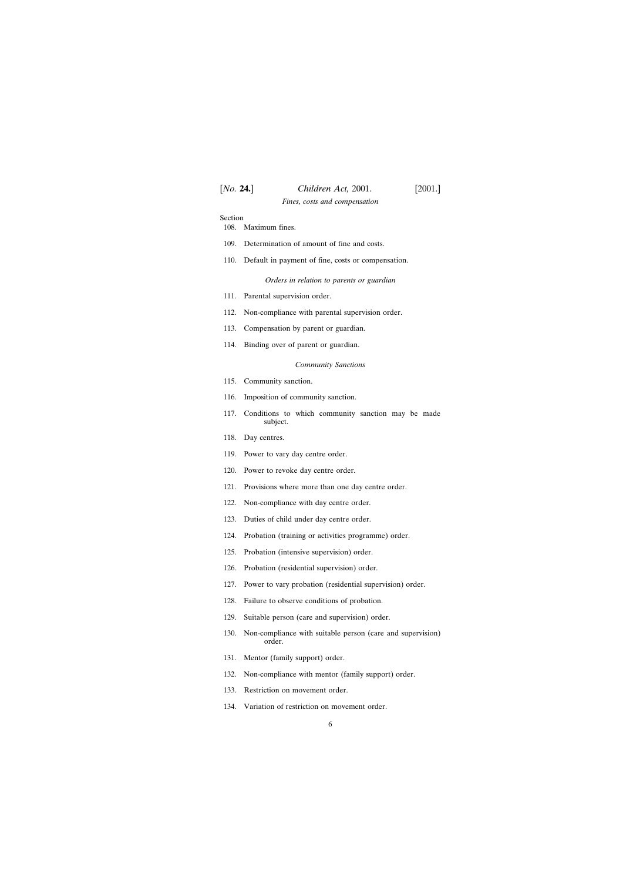*Fines, costs and compensation*

Section

108. Maximum fines.

109. Determination of amount of fine and costs.

110. Default in payment of fine, costs or compensation.

*Orders in relation to parents or guardian*

111. Parental supervision order.

112. Non-compliance with parental supervision order.

113. Compensation by parent or guardian.

114. Binding over of parent or guardian.

*Community Sanctions*

115. Community sanction.

116. Imposition of community sanction.

117. Conditions to which community sanction may be made subject.

118. Day centres.

119. Power to vary day centre order.

120. Power to revoke day centre order.

121. Provisions where more than one day centre order.

122. Non-compliance with day centre order.

123. Duties of child under day centre order.

124. Probation (training or activities programme) order.

125. Probation (intensive supervision) order.

126. Probation (residential supervision) order.

127. Power to vary probation (residential supervision) order.

128. Failure to observe conditions of probation.

129. Suitable person (care and supervision) order.

130. Non-compliance with suitable person (care and supervision) order.

131. Mentor (family support) order.

132. Non-compliance with mentor (family support) order.

133. Restriction on movement order.

134. Variation of restriction on movement order.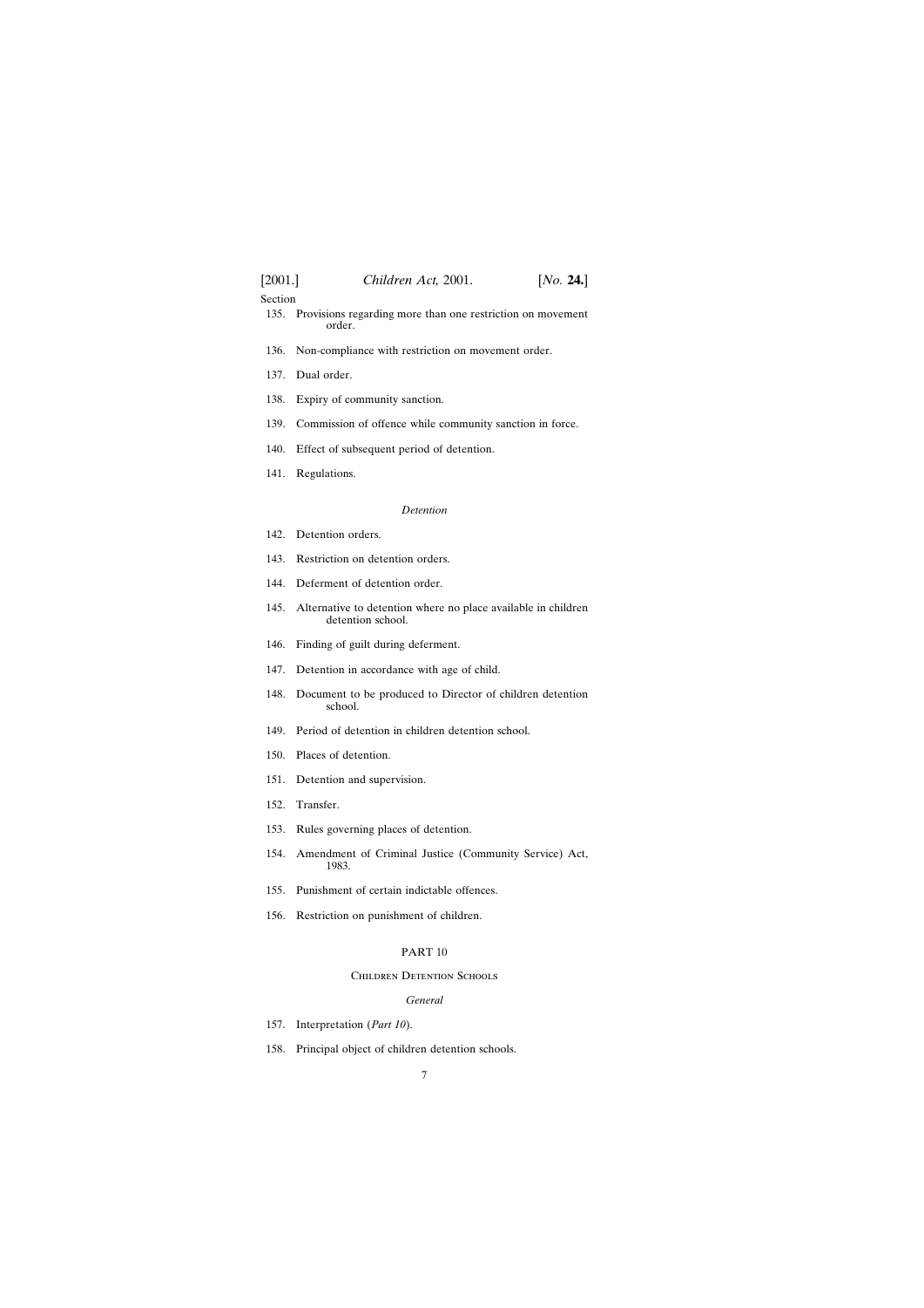Section

135. Provisions regarding more than one restriction on movement order.

136. Non-compliance with restriction on movement order.

137. Dual order.

138. Expiry of community sanction.

139. Commission of offence while community sanction in force.

140. Effect of subsequent period of detention.

141. Regulations.

*Detention*

142. Detention orders.

143. Restriction on detention orders.

144. Deferment of detention order.

145. Alternative to detention where no place available in children detention school.

146. Finding of guilt during deferment.

147. Detention in accordance with age of child.

148. Document to be produced to Director of children detention school.

149. Period of detention in children detention school.

150. Places of detention.

151. Detention and supervision.

152. Transfer.

153. Rules governing places of detention.

154. Amendment of Criminal Justice (Community Service) Act, 1983.

155. Punishment of certain indictable offences.

156. Restriction on punishment of children.

## PART 10

### Children Detention Schools

*General*

157. Interpretation (*Part 10*).

158. Principal object of children detention schools.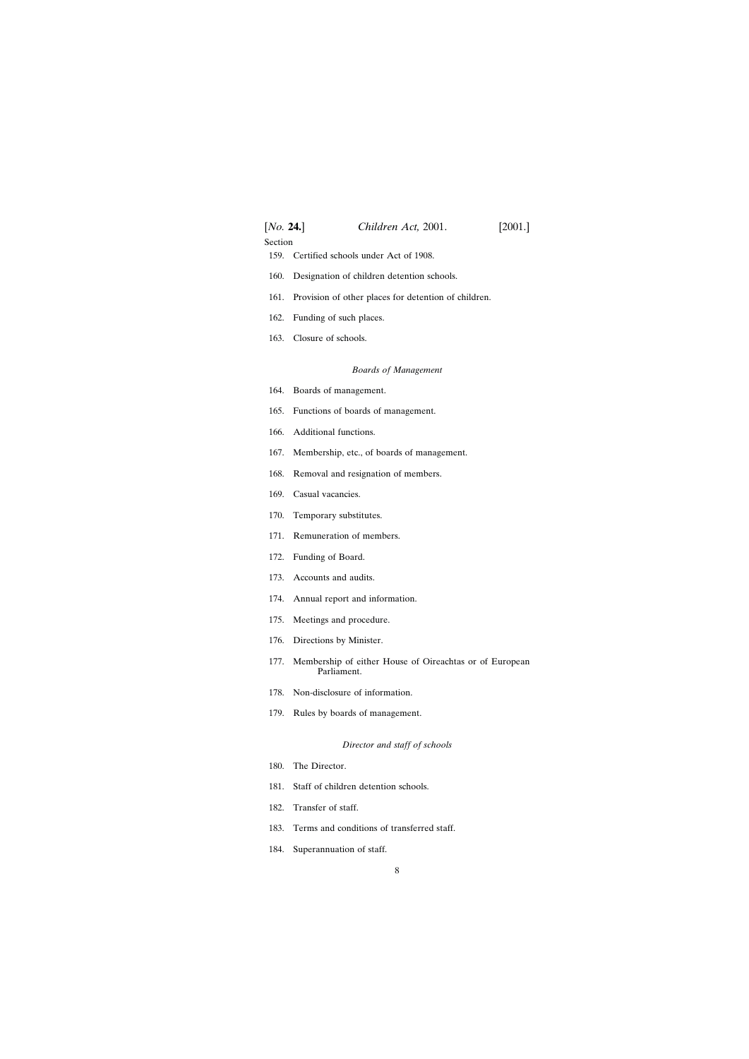Section

159. Certified schools under Act of 1908.

160. Designation of children detention schools.

161. Provision of other places for detention of children.

162. Funding of such places.

163. Closure of schools.

*Boards of Management*

164. Boards of management.

165. Functions of boards of management.

166. Additional functions.

167. Membership, etc., of boards of management.

168. Removal and resignation of members.

169. Casual vacancies.

170. Temporary substitutes.

171. Remuneration of members.

172. Funding of Board.

173. Accounts and audits.

174. Annual report and information.

175. Meetings and procedure.

176. Directions by Minister.

177. Membership of either House of Oireachtas or of European Parliament.

178. Non-disclosure of information.

179. Rules by boards of management.

*Director and staff of schools*

180. The Director.

181. Staff of children detention schools.

182. Transfer of staff.

183. Terms and conditions of transferred staff.

184. Superannuation of staff.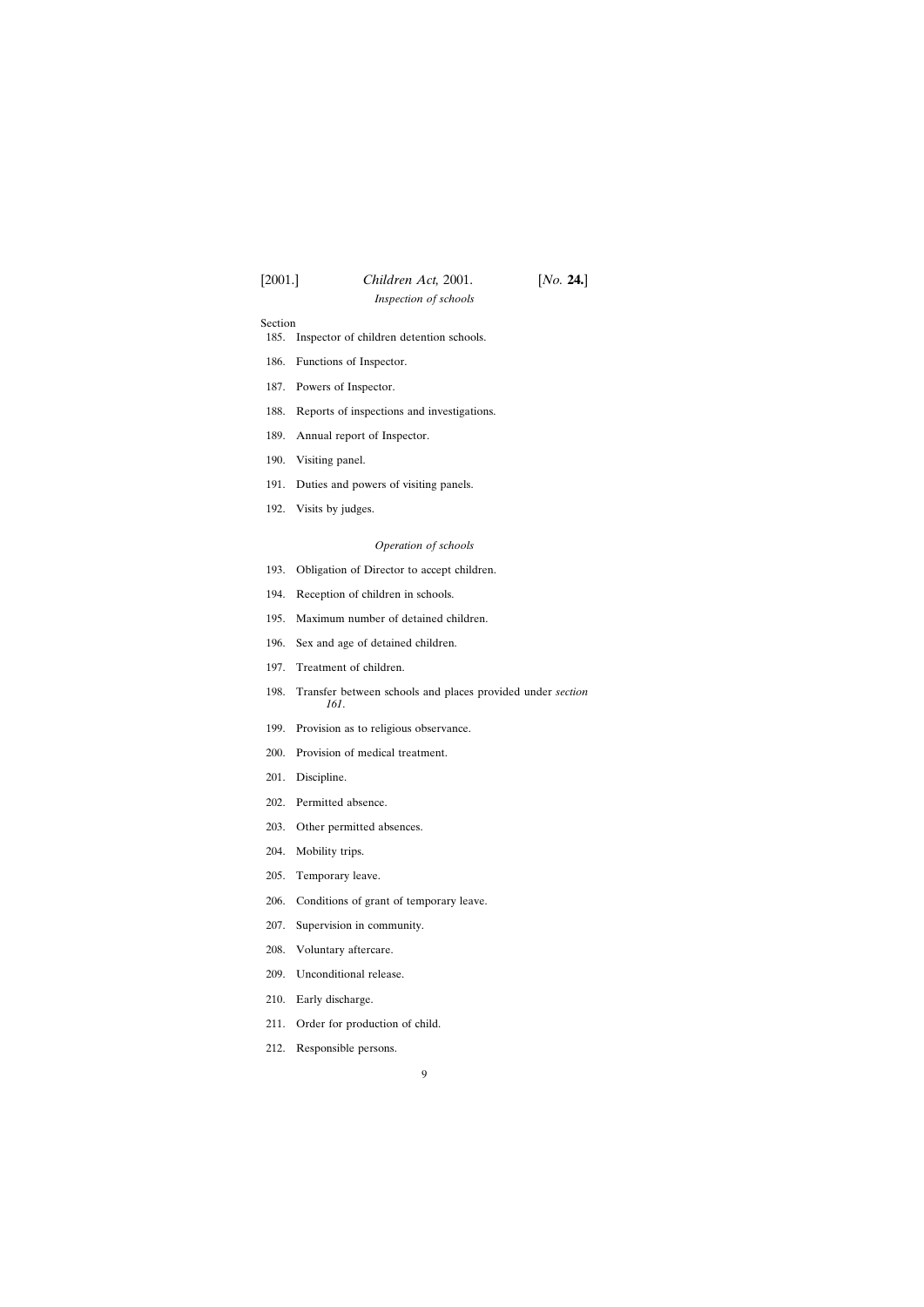*Inspection of schools*

Section

185. Inspector of children detention schools.
186. Functions of Inspector.
187. Powers of Inspector.
188. Reports of inspections and investigations.
189. Annual report of Inspector.
190. Visiting panel.
191. Duties and powers of visiting panels.
192. Visits by judges.

*Operation of schools*

193. Obligation of Director to accept children.
194. Reception of children in schools.
195. Maximum number of detained children.
196. Sex and age of detained children.
197. Treatment of children.
198. Transfer between schools and places provided under *section 161*.
199. Provision as to religious observance.
200. Provision of medical treatment.
201. Discipline.
202. Permitted absence.
203. Other permitted absences.
204. Mobility trips.
205. Temporary leave.
206. Conditions of grant of temporary leave.
207. Supervision in community.
208. Voluntary aftercare.
209. Unconditional release.
210. Early discharge.
211. Order for production of child.
212. Responsible persons.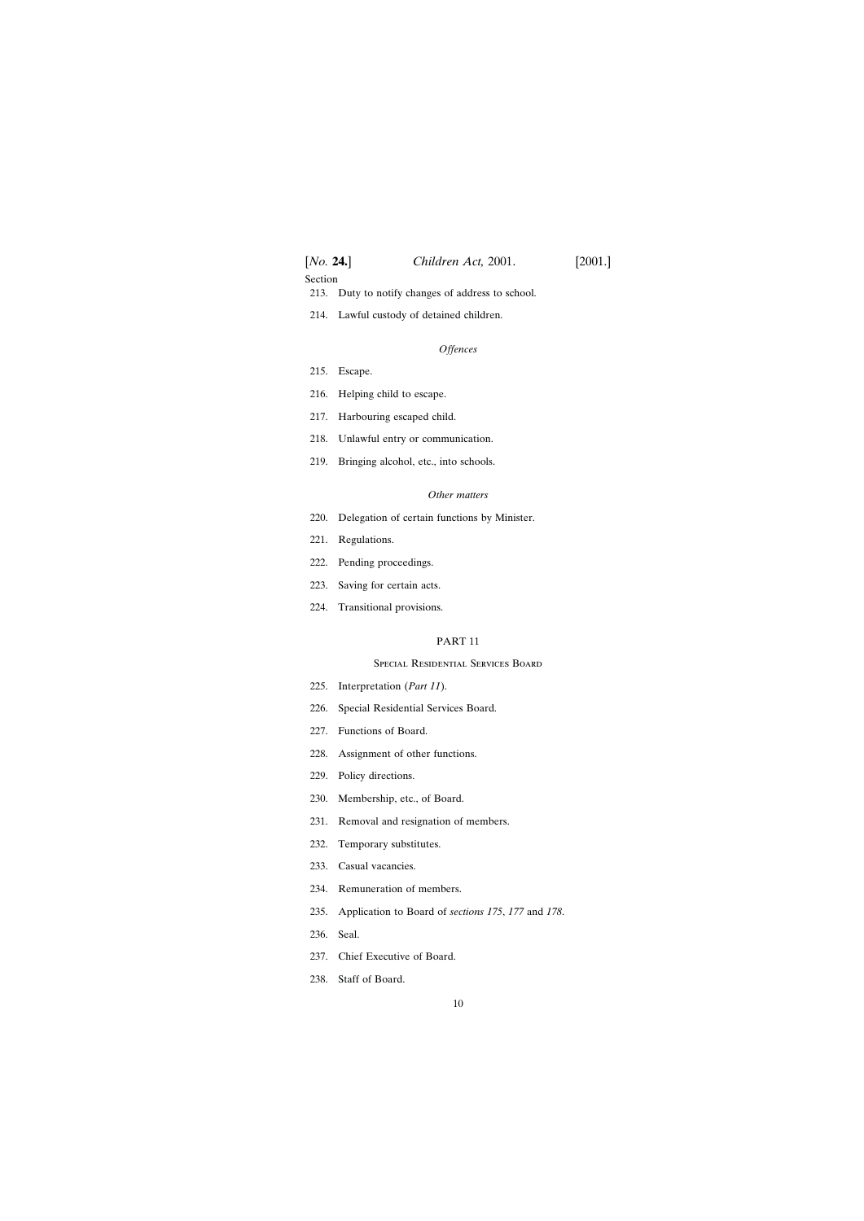Section

213. Duty to notify changes of address to school.

214. Lawful custody of detained children.

*Offences*

215. Escape.

216. Helping child to escape.

217. Harbouring escaped child.

218. Unlawful entry or communication.

219. Bringing alcohol, etc., into schools.

*Other matters*

220. Delegation of certain functions by Minister.

221. Regulations.

222. Pending proceedings.

223. Saving for certain acts.

224. Transitional provisions.

PART 11

Special Residential Services Board

225. Interpretation (*Part 11*).

226. Special Residential Services Board.

227. Functions of Board.

228. Assignment of other functions.

229. Policy directions.

230. Membership, etc., of Board.

231. Removal and resignation of members.

232. Temporary substitutes.

233. Casual vacancies.

234. Remuneration of members.

235. Application to Board of *sections 175*, *177* and *178*.

236. Seal.

237. Chief Executive of Board.

238. Staff of Board.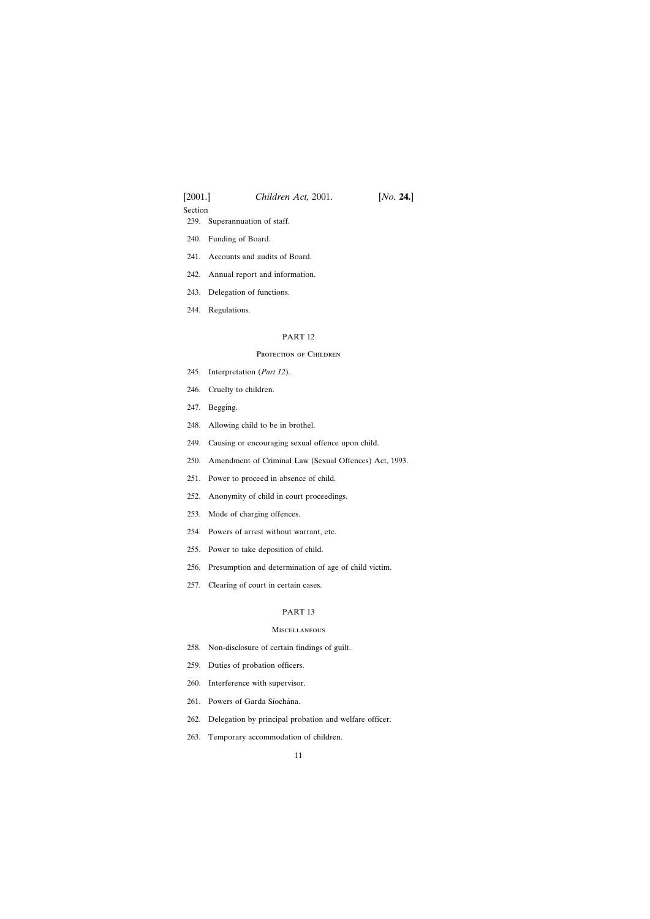Section

239. Superannuation of staff.

240. Funding of Board.

241. Accounts and audits of Board.

242. Annual report and information.

243. Delegation of functions.

244. Regulations.

## PART 12

### Protection of Children

245. Interpretation (*Part 12*).

246. Cruelty to children.

247. Begging.

248. Allowing child to be in brothel.

249. Causing or encouraging sexual offence upon child.

250. Amendment of Criminal Law (Sexual Offences) Act, 1993.

251. Power to proceed in absence of child.

252. Anonymity of child in court proceedings.

253. Mode of charging offences.

254. Powers of arrest without warrant, etc.

255. Power to take deposition of child.

256. Presumption and determination of age of child victim.

257. Clearing of court in certain cases.

## PART 13

### Miscellaneous

258. Non-disclosure of certain findings of guilt.

259. Duties of probation officers.

260. Interference with supervisor.

261. Powers of Garda Síochána.

262. Delegation by principal probation and welfare officer.

263. Temporary accommodation of children.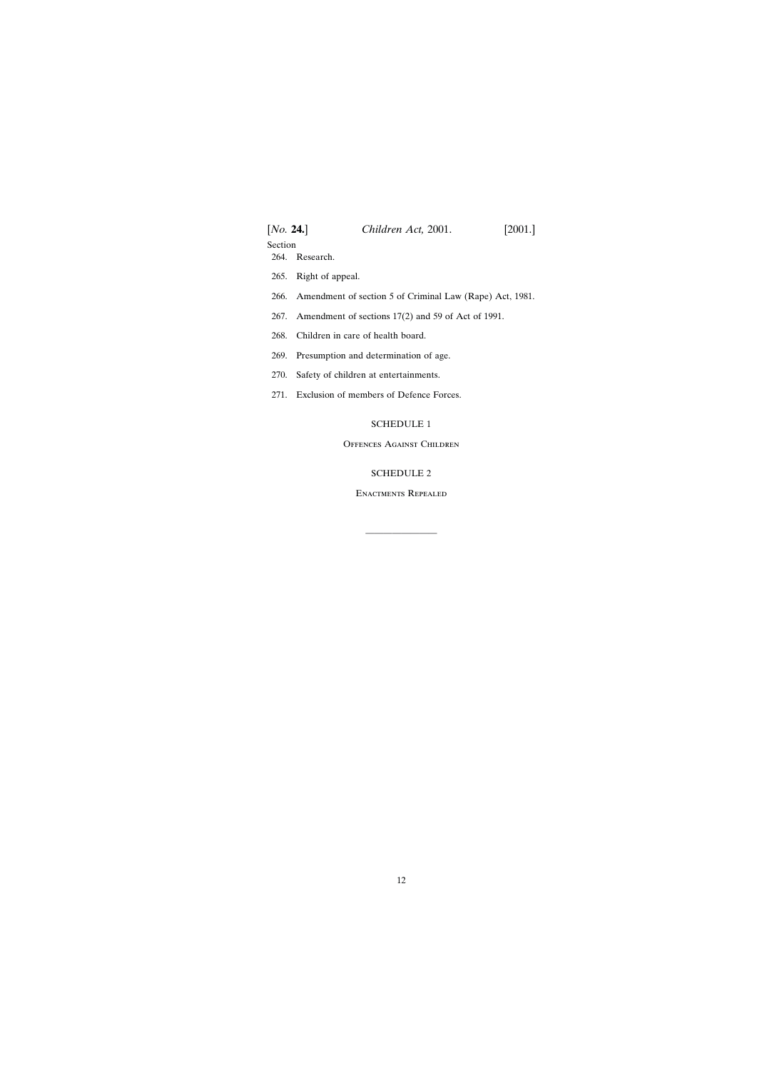Section

264. Research.

265. Right of appeal.

266. Amendment of section 5 of Criminal Law (Rape) Act, 1981.

267. Amendment of sections 17(2) and 59 of Act of 1991.

268. Children in care of health board.

269. Presumption and determination of age.

270. Safety of children at entertainments.

271. Exclusion of members of Defence Forces.

SCHEDULE 1

Offences Against Children

SCHEDULE 2

Enactments Repealed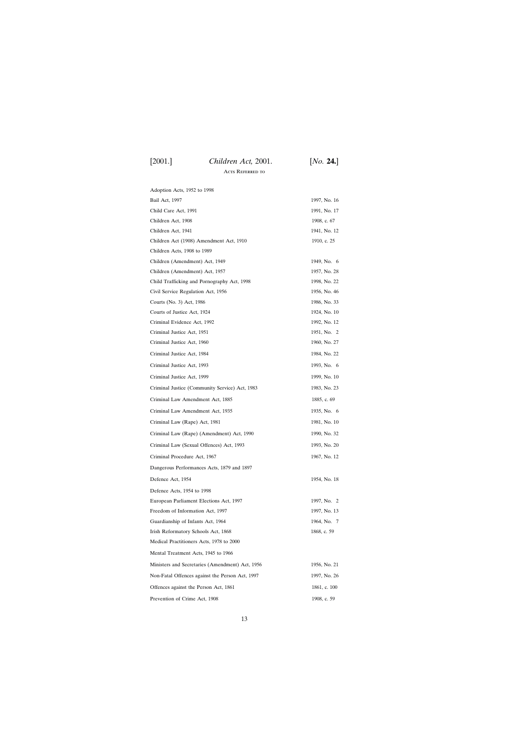## Acts Referred to

| | |
|---|---|
| Adoption Acts, 1952 to 1998 | |
| Bail Act, 1997 | 1997, No. 16 |
| Child Care Act, 1991 | 1991, No. 17 |
| Children Act, 1908 | 1908, c. 67 |
| Children Act, 1941 | 1941, No. 12 |
| Children Act (1908) Amendment Act, 1910 | 1910, c. 25 |
| Children Acts, 1908 to 1989 | |
| Children (Amendment) Act, 1949 | 1949, No. 6 |
| Children (Amendment) Act, 1957 | 1957, No. 28 |
| Child Trafficking and Pornography Act, 1998 | 1998, No. 22 |
| Civil Service Regulation Act, 1956 | 1956, No. 46 |
| Courts (No. 3) Act, 1986 | 1986, No. 33 |
| Courts of Justice Act, 1924 | 1924, No. 10 |
| Criminal Evidence Act, 1992 | 1992, No. 12 |
| Criminal Justice Act, 1951 | 1951, No. 2 |
| Criminal Justice Act, 1960 | 1960, No. 27 |
| Criminal Justice Act, 1984 | 1984, No. 22 |
| Criminal Justice Act, 1993 | 1993, No. 6 |
| Criminal Justice Act, 1999 | 1999, No. 10 |
| Criminal Justice (Community Service) Act, 1983 | 1983, No. 23 |
| Criminal Law Amendment Act, 1885 | 1885, c. 69 |
| Criminal Law Amendment Act, 1935 | 1935, No. 6 |
| Criminal Law (Rape) Act, 1981 | 1981, No. 10 |
| Criminal Law (Rape) (Amendment) Act, 1990 | 1990, No. 32 |
| Criminal Law (Sexual Offences) Act, 1993 | 1993, No. 20 |
| Criminal Procedure Act, 1967 | 1967, No. 12 |
| Dangerous Performances Acts, 1879 and 1897 | |
| Defence Act, 1954 | 1954, No. 18 |
| Defence Acts, 1954 to 1998 | |
| European Parliament Elections Act, 1997 | 1997, No. 2 |
| Freedom of Information Act, 1997 | 1997, No. 13 |
| Guardianship of Infants Act, 1964 | 1964, No. 7 |
| Irish Reformatory Schools Act, 1868 | 1868, c. 59 |
| Medical Practitioners Acts, 1978 to 2000 | |
| Mental Treatment Acts, 1945 to 1966 | |
| Ministers and Secretaries (Amendment) Act, 1956 | 1956, No. 21 |
| Non-Fatal Offences against the Person Act, 1997 | 1997, No. 26 |
| Offences against the Person Act, 1861 | 1861, c. 100 |
| Prevention of Crime Act, 1908 | 1908, c. 59 |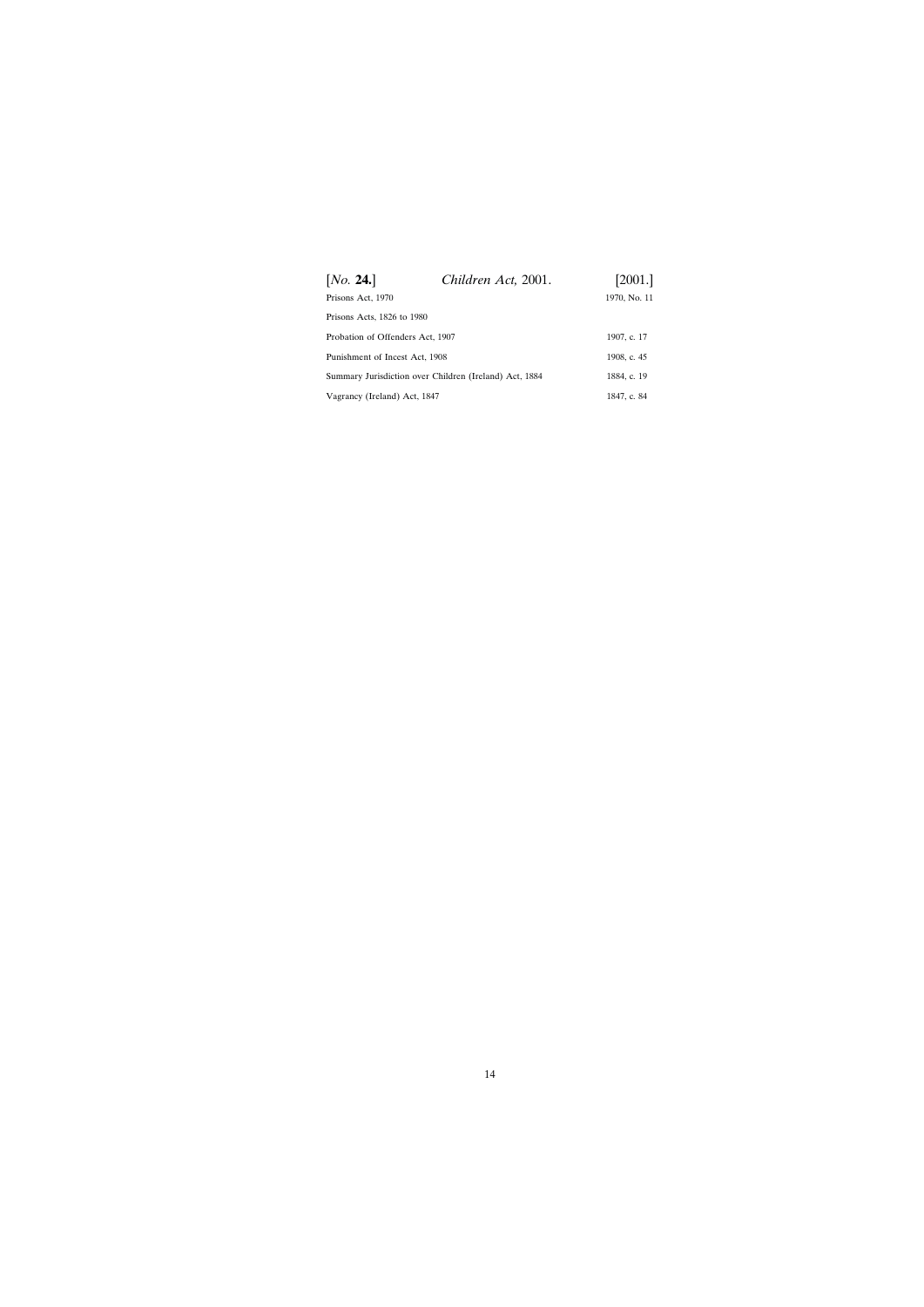| | |
|---|---|
| Prisons Act, 1970 | 1970, No. 11 |
| Prisons Acts, 1826 to 1980 | |
| Probation of Offenders Act, 1907 | 1907, c. 17 |
| Punishment of Incest Act, 1908 | 1908, c. 45 |
| Summary Jurisdiction over Children (Ireland) Act, 1884 | 1884, c. 19 |
| Vagrancy (Ireland) Act, 1847 | 1847, c. 84 |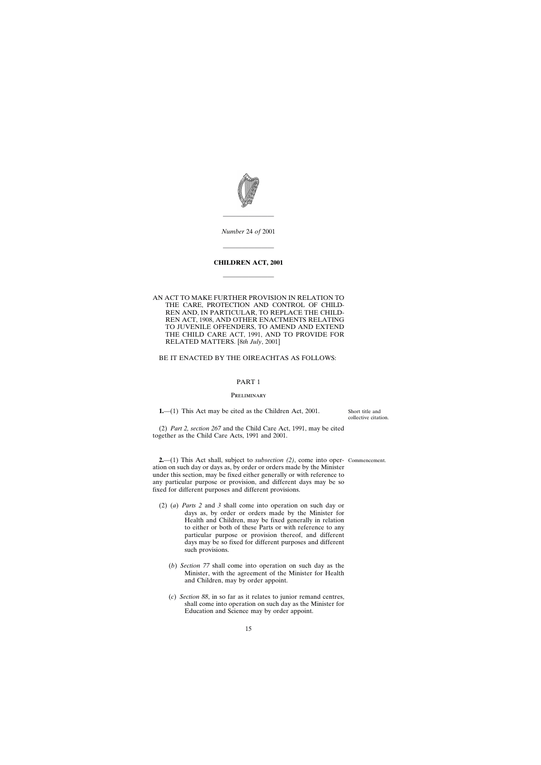*Number* 24 *of* 2001

---

# CHILDREN ACT, 2001

---

AN ACT TO MAKE FURTHER PROVISION IN RELATION TO THE CARE, PROTECTION AND CONTROL OF CHILDREN AND, IN PARTICULAR, TO REPLACE THE CHILDREN ACT, 1908, AND OTHER ENACTMENTS RELATING TO JUVENILE OFFENDERS, TO AMEND AND EXTEND THE CHILD CARE ACT, 1991, AND TO PROVIDE FOR RELATED MATTERS. [8*th July*, 2001]

BE IT ENACTED BY THE OIREACHTAS AS FOLLOWS:

## PART 1

### Preliminary

Short title and collective citation.

**1.**—(1) This Act may be cited as the Children Act, 2001.

(2) *Part 2, section 267* and the Child Care Act, 1991, may be cited together as the Child Care Acts, 1991 and 2001.

Commencement.

**2.**—(1) This Act shall, subject to *subsection (2)*, come into operation on such day or days as, by order or orders made by the Minister under this section, may be fixed either generally or with reference to any particular purpose or provision, and different days may be so fixed for different purposes and different provisions.

(2) (*a*) *Parts 2* and *3* shall come into operation on such day or days as, by order or orders made by the Minister for Health and Children, may be fixed generally in relation to either or both of these Parts or with reference to any particular purpose or provision thereof, and different days may be so fixed for different purposes and different such provisions.

(*b*) *Section 77* shall come into operation on such day as the Minister, with the agreement of the Minister for Health and Children, may by order appoint.

(*c*) *Section 88*, in so far as it relates to junior remand centres, shall come into operation on such day as the Minister for Education and Science may by order appoint.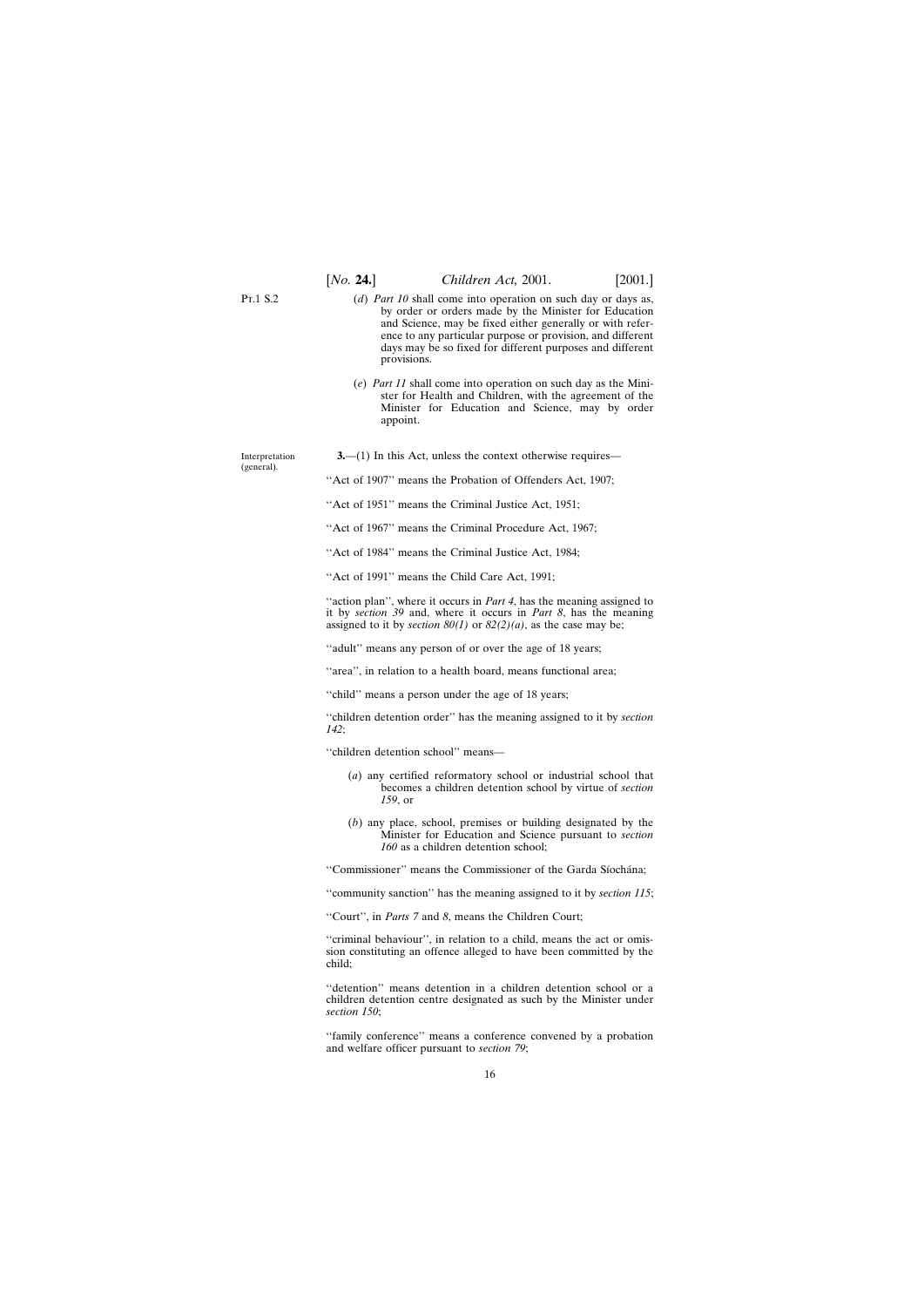Pt.1 S.2

(*d*) *Part 10* shall come into operation on such day or days as, by order or orders made by the Minister for Education and Science, may be fixed either generally or with reference to any particular purpose or provision, and different days may be so fixed for different purposes and different provisions.

(*e*) *Part 11* shall come into operation on such day as the Minister for Health and Children, with the agreement of the Minister for Education and Science, may by order appoint.

Interpretation (general).

**3.**—(1) In this Act, unless the context otherwise requires—

''Act of 1907'' means the Probation of Offenders Act, 1907;

''Act of 1951'' means the Criminal Justice Act, 1951;

''Act of 1967'' means the Criminal Procedure Act, 1967;

''Act of 1984'' means the Criminal Justice Act, 1984;

''Act of 1991'' means the Child Care Act, 1991;

''action plan'', where it occurs in *Part 4*, has the meaning assigned to it by *section 39* and, where it occurs in *Part 8*, has the meaning assigned to it by *section 80(1)* or *82(2)(a)*, as the case may be;

''adult'' means any person of or over the age of 18 years;

''area'', in relation to a health board, means functional area;

''child'' means a person under the age of 18 years;

''children detention order'' has the meaning assigned to it by *section 142*;

''children detention school'' means—

(*a*) any certified reformatory school or industrial school that becomes a children detention school by virtue of *section 159*, or

(*b*) any place, school, premises or building designated by the Minister for Education and Science pursuant to *section 160* as a children detention school;

''Commissioner'' means the Commissioner of the Garda Síochána;

''community sanction'' has the meaning assigned to it by *section 115*;

''Court'', in *Parts 7* and *8*, means the Children Court;

''criminal behaviour'', in relation to a child, means the act or omission constituting an offence alleged to have been committed by the child;

''detention'' means detention in a children detention school or a children detention centre designated as such by the Minister under *section 150*;

''family conference'' means a conference convened by a probation and welfare officer pursuant to *section 79*;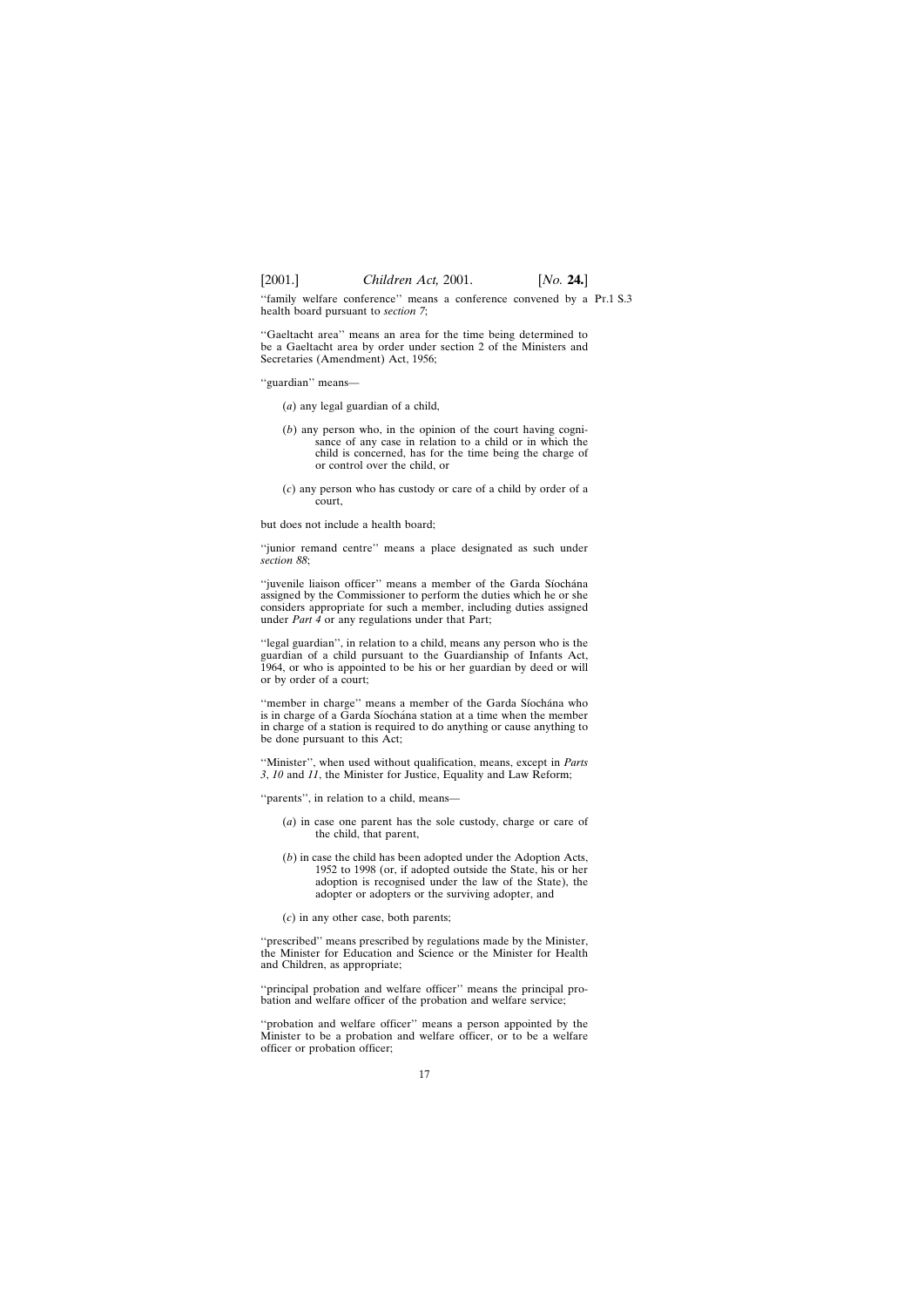"family welfare conference" means a conference convened by a health board pursuant to *section 7*;

"Gaeltacht area" means an area for the time being determined to be a Gaeltacht area by order under section 2 of the Ministers and Secretaries (Amendment) Act, 1956;

"guardian" means—

(*a*) any legal guardian of a child,

(*b*) any person who, in the opinion of the court having cognisance of any case in relation to a child or in which the child is concerned, has for the time being the charge of or control over the child, or

(*c*) any person who has custody or care of a child by order of a court,

but does not include a health board;

"junior remand centre" means a place designated as such under *section 88*;

"juvenile liaison officer" means a member of the Garda Síochána assigned by the Commissioner to perform the duties which he or she considers appropriate for such a member, including duties assigned under *Part 4* or any regulations under that Part;

"legal guardian", in relation to a child, means any person who is the guardian of a child pursuant to the Guardianship of Infants Act, 1964, or who is appointed to be his or her guardian by deed or will or by order of a court;

"member in charge" means a member of the Garda Síochána who is in charge of a Garda Síochána station at a time when the member in charge of a station is required to do anything or cause anything to be done pursuant to this Act;

"Minister", when used without qualification, means, except in *Parts 3*, *10* and *11*, the Minister for Justice, Equality and Law Reform;

"parents", in relation to a child, means—

(*a*) in case one parent has the sole custody, charge or care of the child, that parent,

(*b*) in case the child has been adopted under the Adoption Acts, 1952 to 1998 (or, if adopted outside the State, his or her adoption is recognised under the law of the State), the adopter or adopters or the surviving adopter, and

(*c*) in any other case, both parents;

"prescribed" means prescribed by regulations made by the Minister, the Minister for Education and Science or the Minister for Health and Children, as appropriate;

"principal probation and welfare officer" means the principal probation and welfare officer of the probation and welfare service;

"probation and welfare officer" means a person appointed by the Minister to be a probation and welfare officer, or to be a welfare officer or probation officer;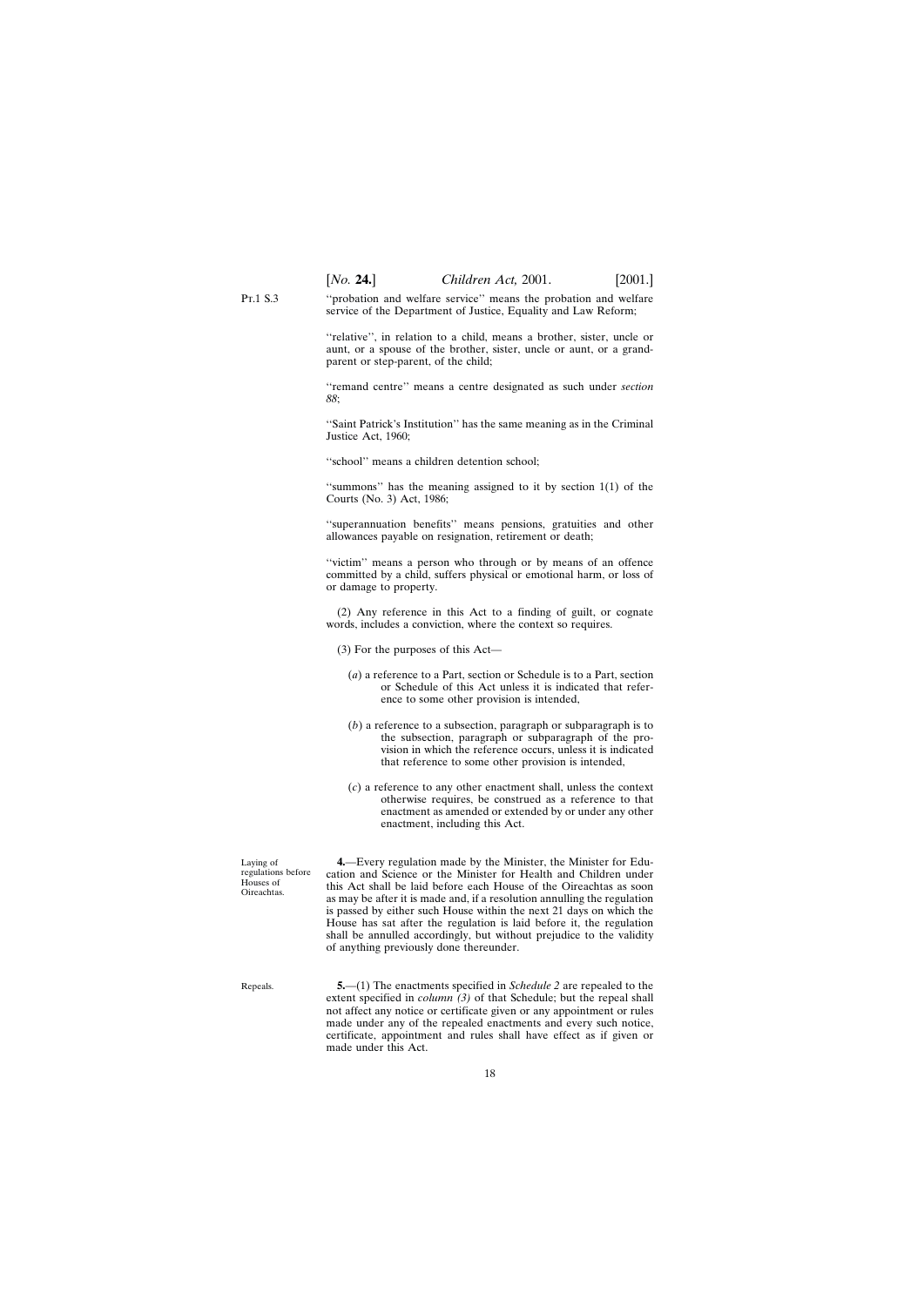"probation and welfare service" means the probation and welfare service of the Department of Justice, Equality and Law Reform;

"relative", in relation to a child, means a brother, sister, uncle or aunt, or a spouse of the brother, sister, uncle or aunt, or a grandparent or step-parent, of the child;

"remand centre" means a centre designated as such under *section 88*;

"Saint Patrick's Institution" has the same meaning as in the Criminal Justice Act, 1960;

"school" means a children detention school;

"summons" has the meaning assigned to it by section 1(1) of the Courts (No. 3) Act, 1986;

"superannuation benefits" means pensions, gratuities and other allowances payable on resignation, retirement or death;

"victim" means a person who through or by means of an offence committed by a child, suffers physical or emotional harm, or loss of or damage to property.

(2) Any reference in this Act to a finding of guilt, or cognate words, includes a conviction, where the context so requires.

(3) For the purposes of this Act—

(*a*) a reference to a Part, section or Schedule is to a Part, section or Schedule of this Act unless it is indicated that reference to some other provision is intended,

(*b*) a reference to a subsection, paragraph or subparagraph is to the subsection, paragraph or subparagraph of the provision in which the reference occurs, unless it is indicated that reference to some other provision is intended,

(*c*) a reference to any other enactment shall, unless the context otherwise requires, be construed as a reference to that enactment as amended or extended by or under any other enactment, including this Act.

Laying of regulations before Houses of Oireachtas.

**4.**—Every regulation made by the Minister, the Minister for Education and Science or the Minister for Health and Children under this Act shall be laid before each House of the Oireachtas as soon as may be after it is made and, if a resolution annulling the regulation is passed by either such House within the next 21 days on which the House has sat after the regulation is laid before it, the regulation shall be annulled accordingly, but without prejudice to the validity of anything previously done thereunder.

Repeals.

**5.**—(1) The enactments specified in *Schedule 2* are repealed to the extent specified in *column (3)* of that Schedule; but the repeal shall not affect any notice or certificate given or any appointment or rules made under any of the repealed enactments and every such notice, certificate, appointment and rules shall have effect as if given or made under this Act.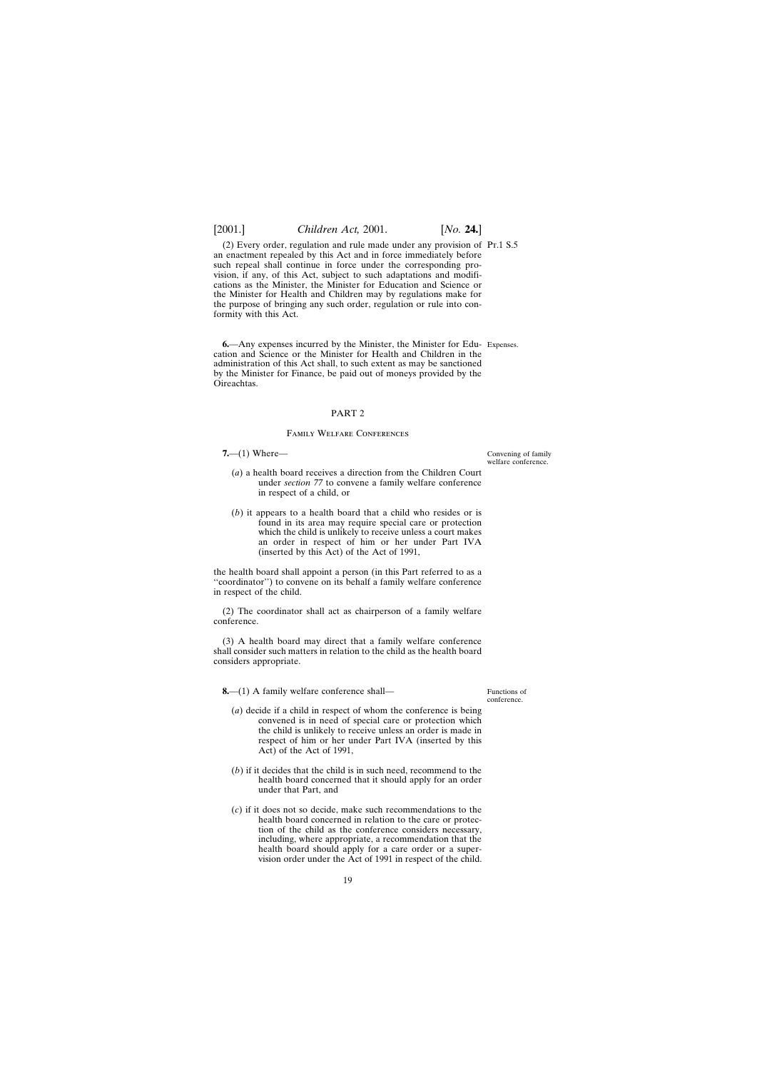(2) Every order, regulation and rule made under any provision of an enactment repealed by this Act and in force immediately before such repeal shall continue in force under the corresponding provision, if any, of this Act, subject to such adaptations and modifications as the Minister, the Minister for Education and Science or the Minister for Health and Children may by regulations make for the purpose of bringing any such order, regulation or rule into conformity with this Act.

Expenses.

**6.**—Any expenses incurred by the Minister, the Minister for Education and Science or the Minister for Health and Children in the administration of this Act shall, to such extent as may be sanctioned by the Minister for Finance, be paid out of moneys provided by the Oireachtas.

## PART 2

### Family Welfare Conferences

Convening of family welfare conference.

**7.**—(1) Where—

(*a*) a health board receives a direction from the Children Court under *section 77* to convene a family welfare conference in respect of a child, or

(*b*) it appears to a health board that a child who resides or is found in its area may require special care or protection which the child is unlikely to receive unless a court makes an order in respect of him or her under Part IVA (inserted by this Act) of the Act of 1991,

the health board shall appoint a person (in this Part referred to as a ''coordinator'') to convene on its behalf a family welfare conference in respect of the child.

(2) The coordinator shall act as chairperson of a family welfare conference.

(3) A health board may direct that a family welfare conference shall consider such matters in relation to the child as the health board considers appropriate.

Functions of conference.

**8.**—(1) A family welfare conference shall—

(*a*) decide if a child in respect of whom the conference is being convened is in need of special care or protection which the child is unlikely to receive unless an order is made in respect of him or her under Part IVA (inserted by this Act) of the Act of 1991,

(*b*) if it decides that the child is in such need, recommend to the health board concerned that it should apply for an order under that Part, and

(*c*) if it does not so decide, make such recommendations to the health board concerned in relation to the care or protection of the child as the conference considers necessary, including, where appropriate, a recommendation that the health board should apply for a care order or a supervision order under the Act of 1991 in respect of the child.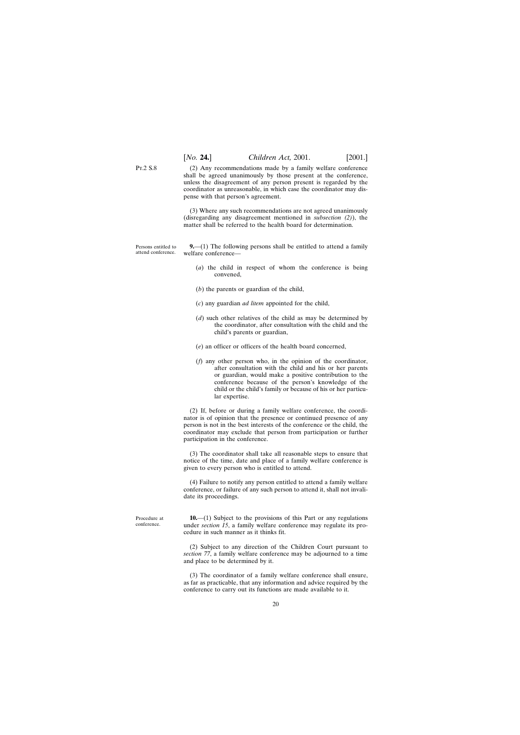(2) Any recommendations made by a family welfare conference shall be agreed unanimously by those present at the conference, unless the disagreement of any person present is regarded by the coordinator as unreasonable, in which case the coordinator may dispense with that person's agreement.

(3) Where any such recommendations are not agreed unanimously (disregarding any disagreement mentioned in *subsection (2)*), the matter shall be referred to the health board for determination.

Persons entitled to attend conference.

**9.**—(1) The following persons shall be entitled to attend a family welfare conference—

(*a*) the child in respect of whom the conference is being convened,

(*b*) the parents or guardian of the child,

(*c*) any guardian *ad litem* appointed for the child,

(*d*) such other relatives of the child as may be determined by the coordinator, after consultation with the child and the child's parents or guardian,

(*e*) an officer or officers of the health board concerned,

(*f*) any other person who, in the opinion of the coordinator, after consultation with the child and his or her parents or guardian, would make a positive contribution to the conference because of the person's knowledge of the child or the child's family or because of his or her particular expertise.

(2) If, before or during a family welfare conference, the coordinator is of opinion that the presence or continued presence of any person is not in the best interests of the conference or the child, the coordinator may exclude that person from participation or further participation in the conference.

(3) The coordinator shall take all reasonable steps to ensure that notice of the time, date and place of a family welfare conference is given to every person who is entitled to attend.

(4) Failure to notify any person entitled to attend a family welfare conference, or failure of any such person to attend it, shall not invalidate its proceedings.

Procedure at conference.

**10.**—(1) Subject to the provisions of this Part or any regulations under *section 15*, a family welfare conference may regulate its procedure in such manner as it thinks fit.

(2) Subject to any direction of the Children Court pursuant to *section 77*, a family welfare conference may be adjourned to a time and place to be determined by it.

(3) The coordinator of a family welfare conference shall ensure, as far as practicable, that any information and advice required by the conference to carry out its functions are made available to it.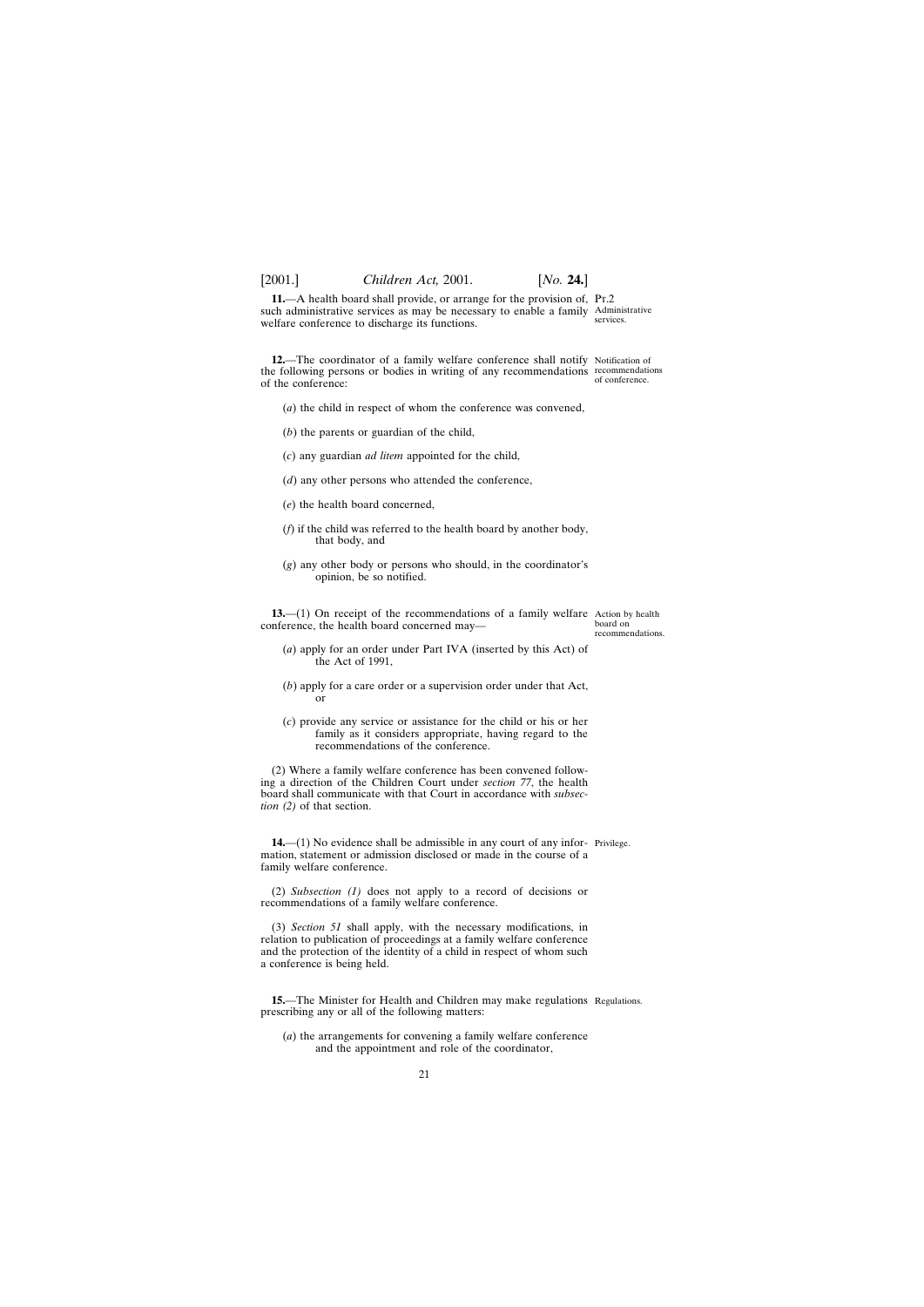**11.**—A health board shall provide, or arrange for the provision of, such administrative services as may be necessary to enable a family welfare conference to discharge its functions.

Pt.2

Administrative services.

**12.**—The coordinator of a family welfare conference shall notify the following persons or bodies in writing of any recommendations of the conference:

Notification of recommendations of conference.

(*a*) the child in respect of whom the conference was convened,

(*b*) the parents or guardian of the child,

(*c*) any guardian *ad litem* appointed for the child,

(*d*) any other persons who attended the conference,

(*e*) the health board concerned,

(*f*) if the child was referred to the health board by another body, that body, and

(*g*) any other body or persons who should, in the coordinator's opinion, be so notified.

**13.**—(1) On receipt of the recommendations of a family welfare conference, the health board concerned may—

Action by health board on recommendations.

(*a*) apply for an order under Part IVA (inserted by this Act) of the Act of 1991,

(*b*) apply for a care order or a supervision order under that Act, or

(*c*) provide any service or assistance for the child or his or her family as it considers appropriate, having regard to the recommendations of the conference.

(2) Where a family welfare conference has been convened following a direction of the Children Court under *section 77*, the health board shall communicate with that Court in accordance with *subsection (2)* of that section.

**14.**—(1) No evidence shall be admissible in any court of any information, statement or admission disclosed or made in the course of a family welfare conference.

Privilege.

(2) *Subsection (1)* does not apply to a record of decisions or recommendations of a family welfare conference.

(3) *Section 51* shall apply, with the necessary modifications, in relation to publication of proceedings at a family welfare conference and the protection of the identity of a child in respect of whom such a conference is being held.

**15.**—The Minister for Health and Children may make regulations prescribing any or all of the following matters:

Regulations.

(*a*) the arrangements for convening a family welfare conference and the appointment and role of the coordinator,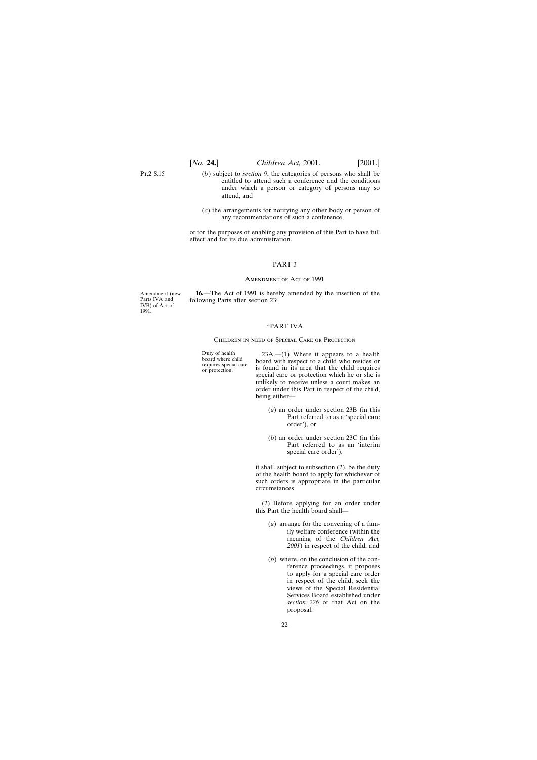Pt.2 S.15

(*b*) subject to *section 9*, the categories of persons who shall be entitled to attend such a conference and the conditions under which a person or category of persons may so attend, and

(*c*) the arrangements for notifying any other body or person of any recommendations of such a conference,

or for the purposes of enabling any provision of this Part to have full effect and for its due administration.

## PART 3

### Amendment of Act of 1991

Amendment (new Parts IVA and IVB) of Act of 1991.

**16.**—The Act of 1991 is hereby amended by the insertion of the following Parts after section 23:

"PART IVA

Children in need of Special Care or Protection

Duty of health board where child requires special care or protection.

23A.—(1) Where it appears to a health board with respect to a child who resides or is found in its area that the child requires special care or protection which he or she is unlikely to receive unless a court makes an order under this Part in respect of the child, being either—

(*a*) an order under section 23B (in this Part referred to as a 'special care order'), or

(*b*) an order under section 23C (in this Part referred to as an 'interim special care order'),

it shall, subject to subsection (2), be the duty of the health board to apply for whichever of such orders is appropriate in the particular circumstances.

(2) Before applying for an order under this Part the health board shall—

(*a*) arrange for the convening of a family welfare conference (within the meaning of the *Children Act, 2001*) in respect of the child, and

(*b*) where, on the conclusion of the conference proceedings, it proposes to apply for a special care order in respect of the child, seek the views of the Special Residential Services Board established under *section 226* of that Act on the proposal.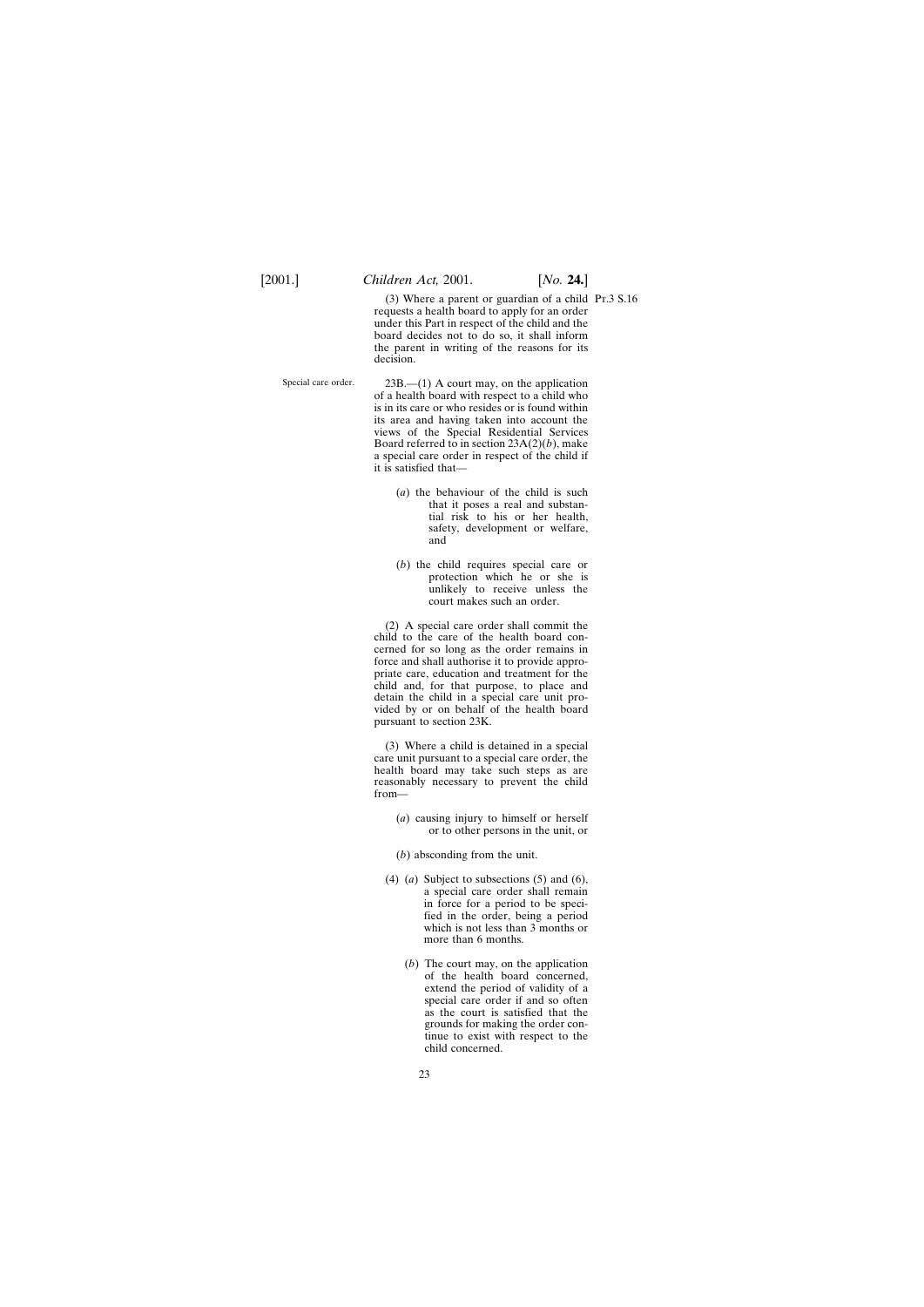(3) Where a parent or guardian of a child requests a health board to apply for an order under this Part in respect of the child and the board decides not to do so, it shall inform the parent in writing of the reasons for its decision.

Pt.3 S.16

Special care order.

23B.—(1) A court may, on the application of a health board with respect to a child who is in its care or who resides or is found within its area and having taken into account the views of the Special Residential Services Board referred to in section 23A(2)(*b*), make a special care order in respect of the child if it is satisfied that—

(*a*) the behaviour of the child is such that it poses a real and substantial risk to his or her health, safety, development or welfare, and

(*b*) the child requires special care or protection which he or she is unlikely to receive unless the court makes such an order.

(2) A special care order shall commit the child to the care of the health board concerned for so long as the order remains in force and shall authorise it to provide appropriate care, education and treatment for the child and, for that purpose, to place and detain the child in a special care unit provided by or on behalf of the health board pursuant to section 23K.

(3) Where a child is detained in a special care unit pursuant to a special care order, the health board may take such steps as are reasonably necessary to prevent the child from—

(*a*) causing injury to himself or herself or to other persons in the unit, or

(*b*) absconding from the unit.

(4) (*a*) Subject to subsections (5) and (6), a special care order shall remain in force for a period to be specified in the order, being a period which is not less than 3 months or more than 6 months.

(*b*) The court may, on the application of the health board concerned, extend the period of validity of a special care order if and so often as the court is satisfied that the grounds for making the order continue to exist with respect to the child concerned.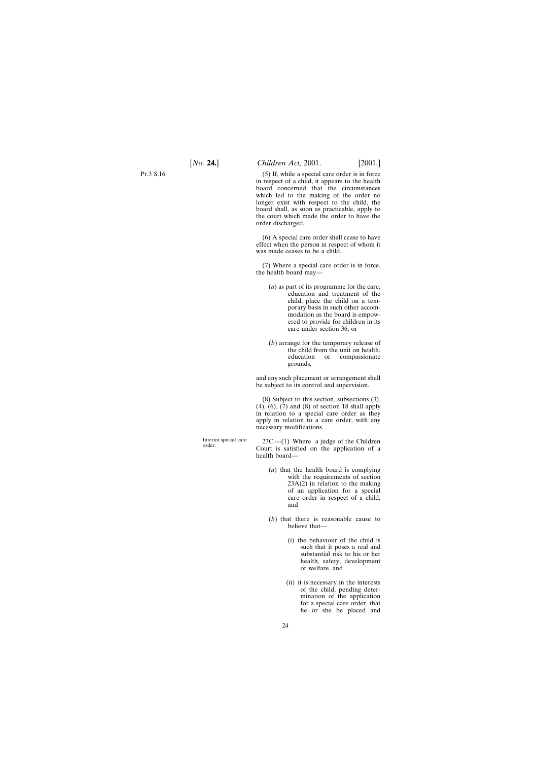(5) If, while a special care order is in force in respect of a child, it appears to the health board concerned that the circumstances which led to the making of the order no longer exist with respect to the child, the board shall, as soon as practicable, apply to the court which made the order to have the order discharged.

(6) A special care order shall cease to have effect when the person in respect of whom it was made ceases to be a child.

(7) Where a special care order is in force, the health board may—

(*a*) as part of its programme for the care, education and treatment of the child, place the child on a temporary basis in such other accommodation as the board is empowered to provide for children in its care under section 36, or

(*b*) arrange for the temporary release of the child from the unit on health, education or compassionate grounds,

and any such placement or arrangement shall be subject to its control and supervision.

(8) Subject to this section, subsections (3), (4), (6), (7) and (8) of section 18 shall apply in relation to a special care order as they apply in relation to a care order, with any necessary modifications.

Interim special care order.

23C.—(1) Where a judge of the Children Court is satisfied on the application of a health board—

(*a*) that the health board is complying with the requirements of section 23A(2) in relation to the making of an application for a special care order in respect of a child, and

(*b*) that there is reasonable cause to believe that—

(i) the behaviour of the child is such that it poses a real and substantial risk to his or her health, safety, development or welfare, and

(ii) it is necessary in the interests of the child, pending determination of the application for a special care order, that he or she be placed and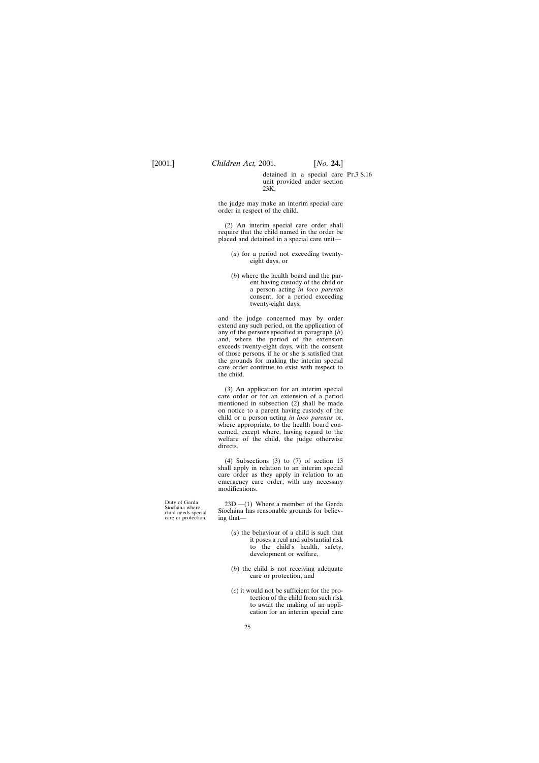detained in a special care unit provided under section 23K,

the judge may make an interim special care order in respect of the child.

(2) An interim special care order shall require that the child named in the order be placed and detained in a special care unit—

(*a*) for a period not exceeding twenty-eight days, or

(*b*) where the health board and the parent having custody of the child or a person acting *in loco parentis* consent, for a period exceeding twenty-eight days,

and the judge concerned may by order extend any such period, on the application of any of the persons specified in paragraph (*b*) and, where the period of the extension exceeds twenty-eight days, with the consent of those persons, if he or she is satisfied that the grounds for making the interim special care order continue to exist with respect to the child.

(3) An application for an interim special care order or for an extension of a period mentioned in subsection (2) shall be made on notice to a parent having custody of the child or a person acting *in loco parentis* or, where appropriate, to the health board concerned, except where, having regard to the welfare of the child, the judge otherwise directs.

(4) Subsections (3) to (7) of section 13 shall apply in relation to an interim special care order as they apply in relation to an emergency care order, with any necessary modifications.

Duty of Garda Síochána where child needs special care or protection.

23D.—(1) Where a member of the Garda Síochána has reasonable grounds for believing that—

(*a*) the behaviour of a child is such that it poses a real and substantial risk to the child's health, safety, development or welfare,

(*b*) the child is not receiving adequate care or protection, and

(*c*) it would not be sufficient for the protection of the child from such risk to await the making of an application for an interim special care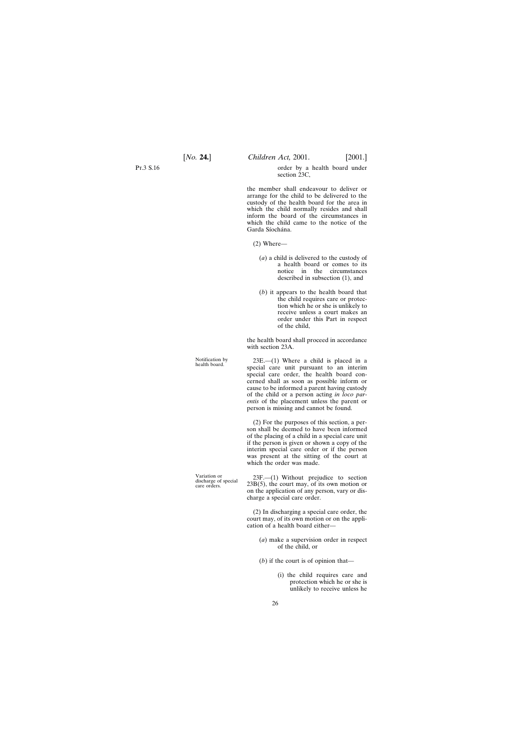order by a health board under section 23C,

the member shall endeavour to deliver or arrange for the child to be delivered to the custody of the health board for the area in which the child normally resides and shall inform the board of the circumstances in which the child came to the notice of the Garda Síochána.

(2) Where—

(*a*) a child is delivered to the custody of a health board or comes to its notice in the circumstances described in subsection (1), and

(*b*) it appears to the health board that the child requires care or protection which he or she is unlikely to receive unless a court makes an order under this Part in respect of the child,

the health board shall proceed in accordance with section 23A.

Notification by health board.

23E.—(1) Where a child is placed in a special care unit pursuant to an interim special care order, the health board concerned shall as soon as possible inform or cause to be informed a parent having custody of the child or a person acting *in loco parentis* of the placement unless the parent or person is missing and cannot be found.

(2) For the purposes of this section, a person shall be deemed to have been informed of the placing of a child in a special care unit if the person is given or shown a copy of the interim special care order or if the person was present at the sitting of the court at which the order was made.

Variation or discharge of special care orders.

23F.—(1) Without prejudice to section 23B(5), the court may, of its own motion or on the application of any person, vary or discharge a special care order.

(2) In discharging a special care order, the court may, of its own motion or on the application of a health board either—

(*a*) make a supervision order in respect of the child, or

(*b*) if the court is of opinion that—

(i) the child requires care and protection which he or she is unlikely to receive unless he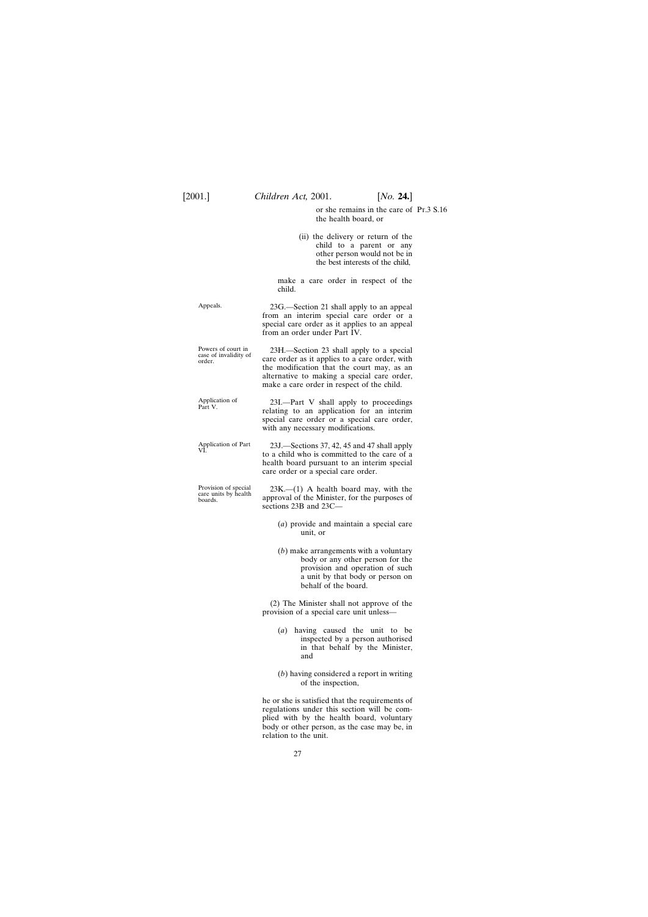or she remains in the care of the health board, or

(ii) the delivery or return of the child to a parent or any other person would not be in the best interests of the child,

make a care order in respect of the child.

Appeals.

23G.—Section 21 shall apply to an appeal from an interim special care order or a special care order as it applies to an appeal from an order under Part IV.

Powers of court in case of invalidity of order.

23H.—Section 23 shall apply to a special care order as it applies to a care order, with the modification that the court may, as an alternative to making a special care order, make a care order in respect of the child.

Application of Part V.

23I.—Part V shall apply to proceedings relating to an application for an interim special care order or a special care order, with any necessary modifications.

Application of Part VI.

23J.—Sections 37, 42, 45 and 47 shall apply to a child who is committed to the care of a health board pursuant to an interim special care order or a special care order.

Provision of special care units by health boards.

23K.—(1) A health board may, with the approval of the Minister, for the purposes of sections 23B and 23C—

(*a*) provide and maintain a special care unit, or

(*b*) make arrangements with a voluntary body or any other person for the provision and operation of such a unit by that body or person on behalf of the board.

(2) The Minister shall not approve of the provision of a special care unit unless—

(*a*) having caused the unit to be inspected by a person authorised in that behalf by the Minister, and

(*b*) having considered a report in writing of the inspection,

he or she is satisfied that the requirements of regulations under this section will be complied with by the health board, voluntary body or other person, as the case may be, in relation to the unit.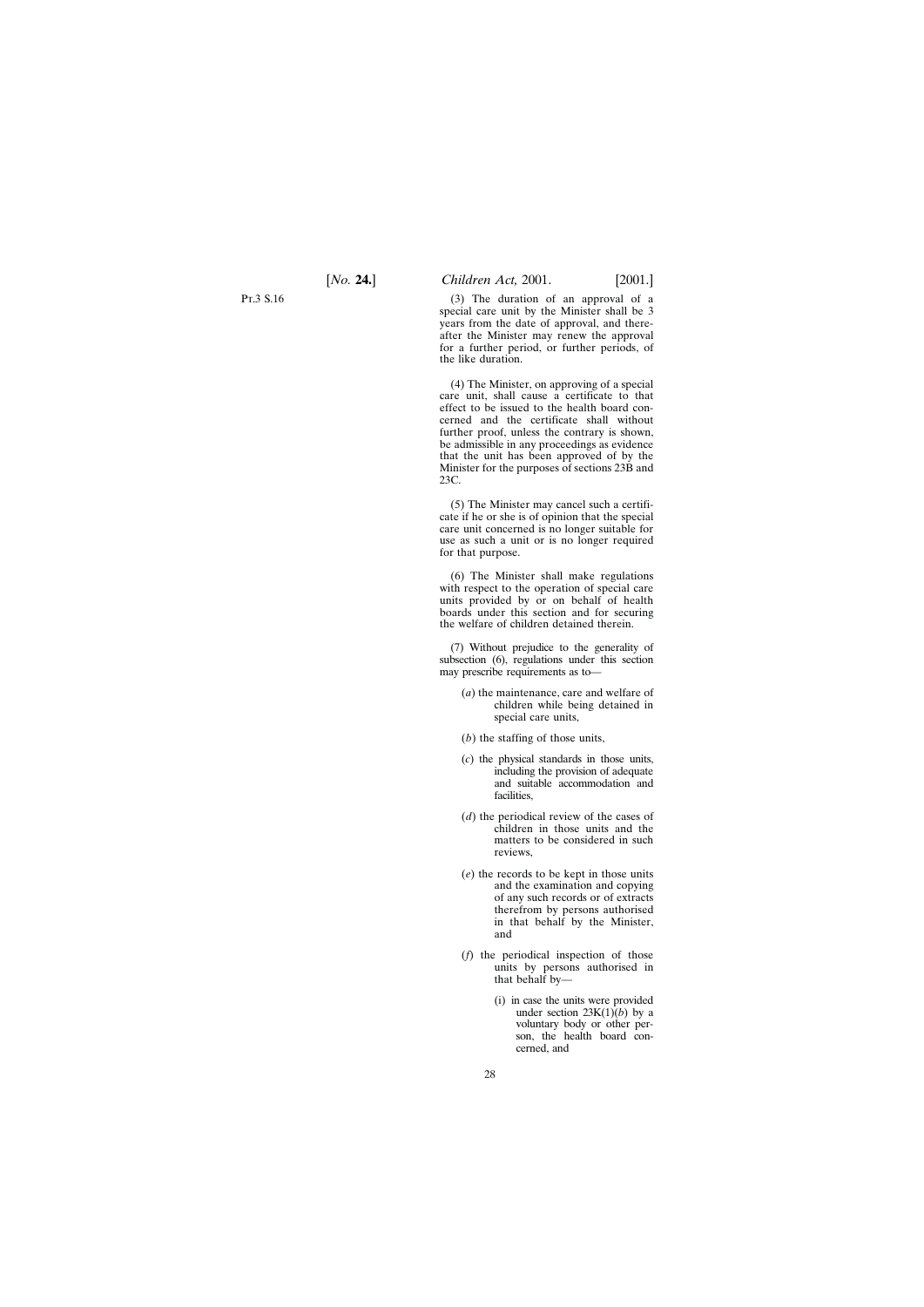(3) The duration of an approval of a special care unit by the Minister shall be 3 years from the date of approval, and thereafter the Minister may renew the approval for a further period, or further periods, of the like duration.

(4) The Minister, on approving of a special care unit, shall cause a certificate to that effect to be issued to the health board concerned and the certificate shall without further proof, unless the contrary is shown, be admissible in any proceedings as evidence that the unit has been approved of by the Minister for the purposes of sections 23B and 23C.

(5) The Minister may cancel such a certificate if he or she is of opinion that the special care unit concerned is no longer suitable for use as such a unit or is no longer required for that purpose.

(6) The Minister shall make regulations with respect to the operation of special care units provided by or on behalf of health boards under this section and for securing the welfare of children detained therein.

(7) Without prejudice to the generality of subsection (6), regulations under this section may prescribe requirements as to—

- (*a*) the maintenance, care and welfare of children while being detained in special care units,
- (*b*) the staffing of those units,
- (*c*) the physical standards in those units, including the provision of adequate and suitable accommodation and facilities,
- (*d*) the periodical review of the cases of children in those units and the matters to be considered in such reviews,
- (*e*) the records to be kept in those units and the examination and copying of any such records or of extracts therefrom by persons authorised in that behalf by the Minister, and
- (*f*) the periodical inspection of those units by persons authorised in that behalf by—
  - (i) in case the units were provided under section 23K(1)(*b*) by a voluntary body or other person, the health board concerned, and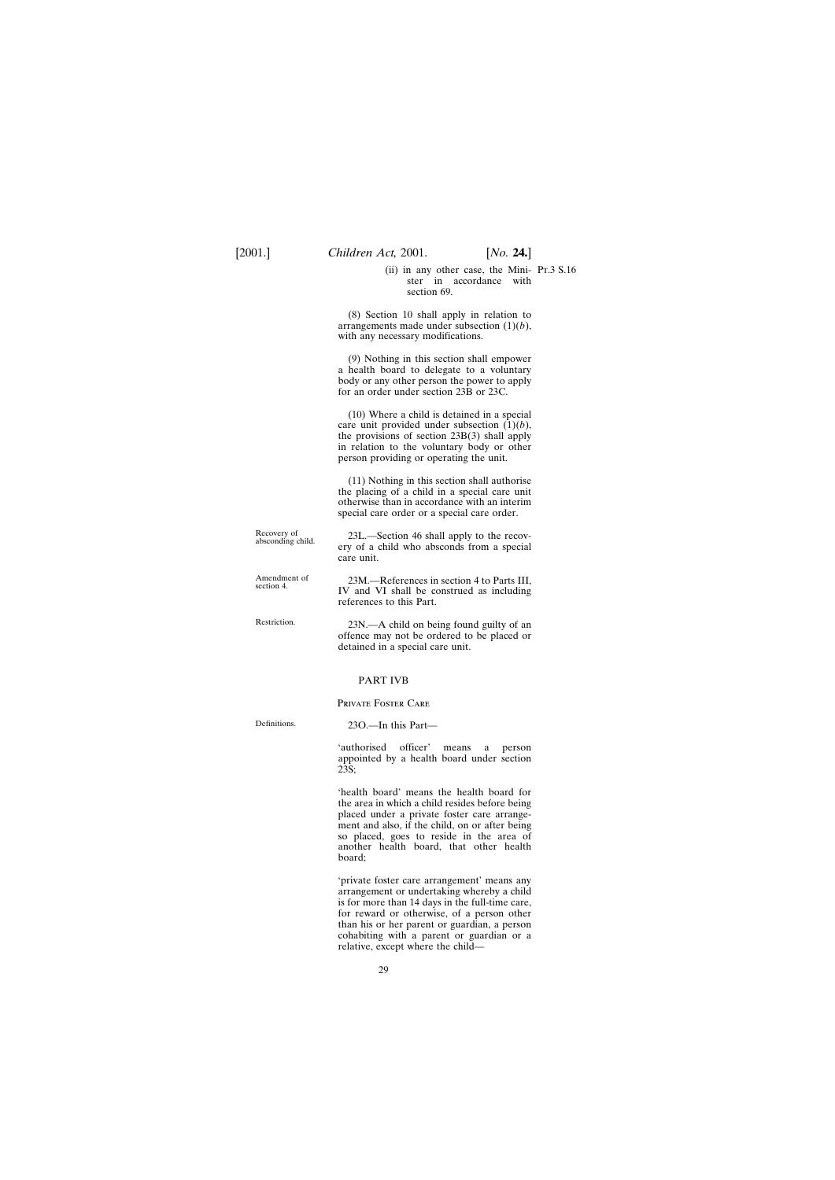(ii) in any other case, the Minister in accordance with section 69.

(8) Section 10 shall apply in relation to arrangements made under subsection (1)(*b*), with any necessary modifications.

(9) Nothing in this section shall empower a health board to delegate to a voluntary body or any other person the power to apply for an order under section 23B or 23C.

(10) Where a child is detained in a special care unit provided under subsection (1)(*b*), the provisions of section 23B(3) shall apply in relation to the voluntary body or other person providing or operating the unit.

(11) Nothing in this section shall authorise the placing of a child in a special care unit otherwise than in accordance with an interim special care order or a special care order.

Recovery of absconding child.

23L.—Section 46 shall apply to the recovery of a child who absconds from a special care unit.

Amendment of section 4.

23M.—References in section 4 to Parts III, IV and VI shall be construed as including references to this Part.

Restriction.

23N.—A child on being found guilty of an offence may not be ordered to be placed or detained in a special care unit.

## PART IVB

### Private Foster Care

Definitions.

23O.—In this Part—

'authorised officer' means a person appointed by a health board under section 23S;

'health board' means the health board for the area in which a child resides before being placed under a private foster care arrangement and also, if the child, on or after being so placed, goes to reside in the area of another health board, that other health board;

'private foster care arrangement' means any arrangement or undertaking whereby a child is for more than 14 days in the full-time care, for reward or otherwise, of a person other than his or her parent or guardian, a person cohabiting with a parent or guardian or a relative, except where the child—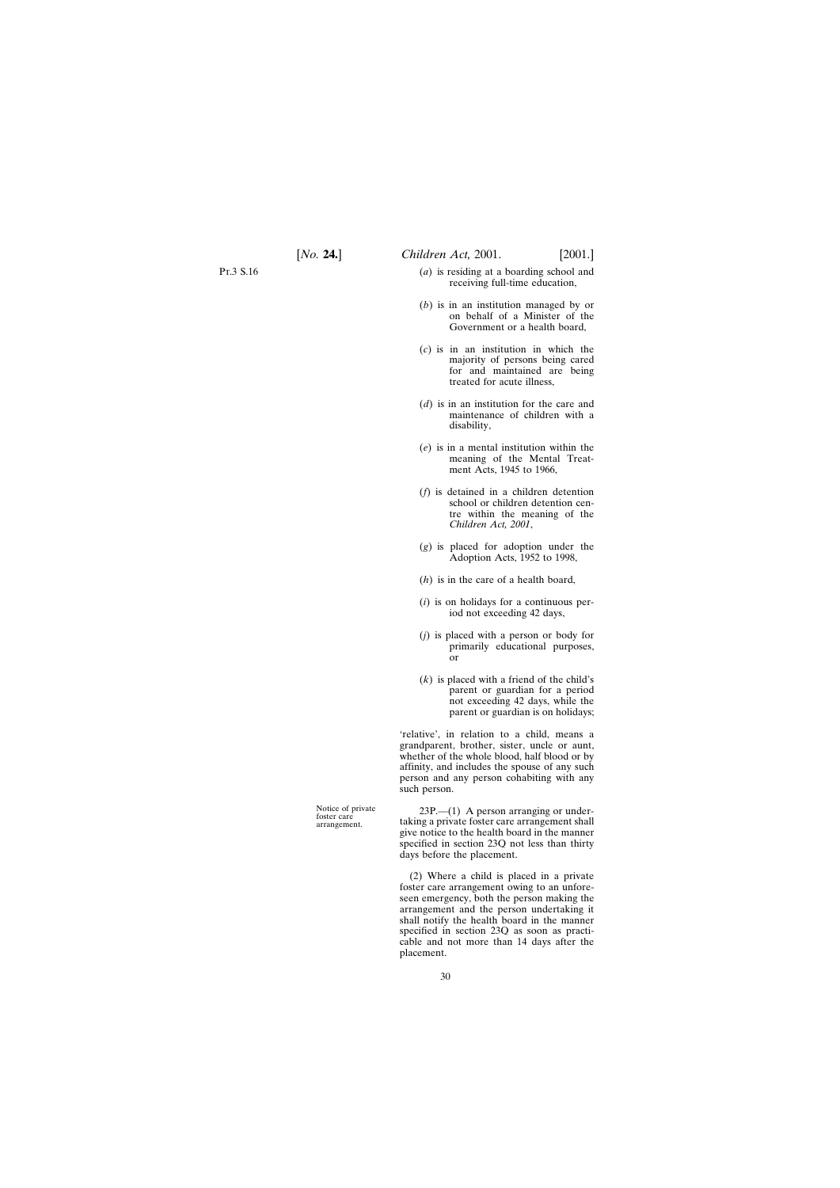(*a*) is residing at a boarding school and receiving full-time education,

(*b*) is in an institution managed by or on behalf of a Minister of the Government or a health board,

(*c*) is in an institution in which the majority of persons being cared for and maintained are being treated for acute illness,

(*d*) is in an institution for the care and maintenance of children with a disability,

(*e*) is in a mental institution within the meaning of the Mental Treatment Acts, 1945 to 1966,

(*f*) is detained in a children detention school or children detention centre within the meaning of the *Children Act, 2001*,

(*g*) is placed for adoption under the Adoption Acts, 1952 to 1998,

(*h*) is in the care of a health board,

(*i*) is on holidays for a continuous period not exceeding 42 days,

(*j*) is placed with a person or body for primarily educational purposes, or

(*k*) is placed with a friend of the child's parent or guardian for a period not exceeding 42 days, while the parent or guardian is on holidays;

'relative', in relation to a child, means a grandparent, brother, sister, uncle or aunt, whether of the whole blood, half blood or by affinity, and includes the spouse of any such person and any person cohabiting with any such person.

Notice of private foster care arrangement.

23P.—(1) A person arranging or undertaking a private foster care arrangement shall give notice to the health board in the manner specified in section 23Q not less than thirty days before the placement.

(2) Where a child is placed in a private foster care arrangement owing to an unforeseen emergency, both the person making the arrangement and the person undertaking it shall notify the health board in the manner specified in section 23Q as soon as practicable and not more than 14 days after the placement.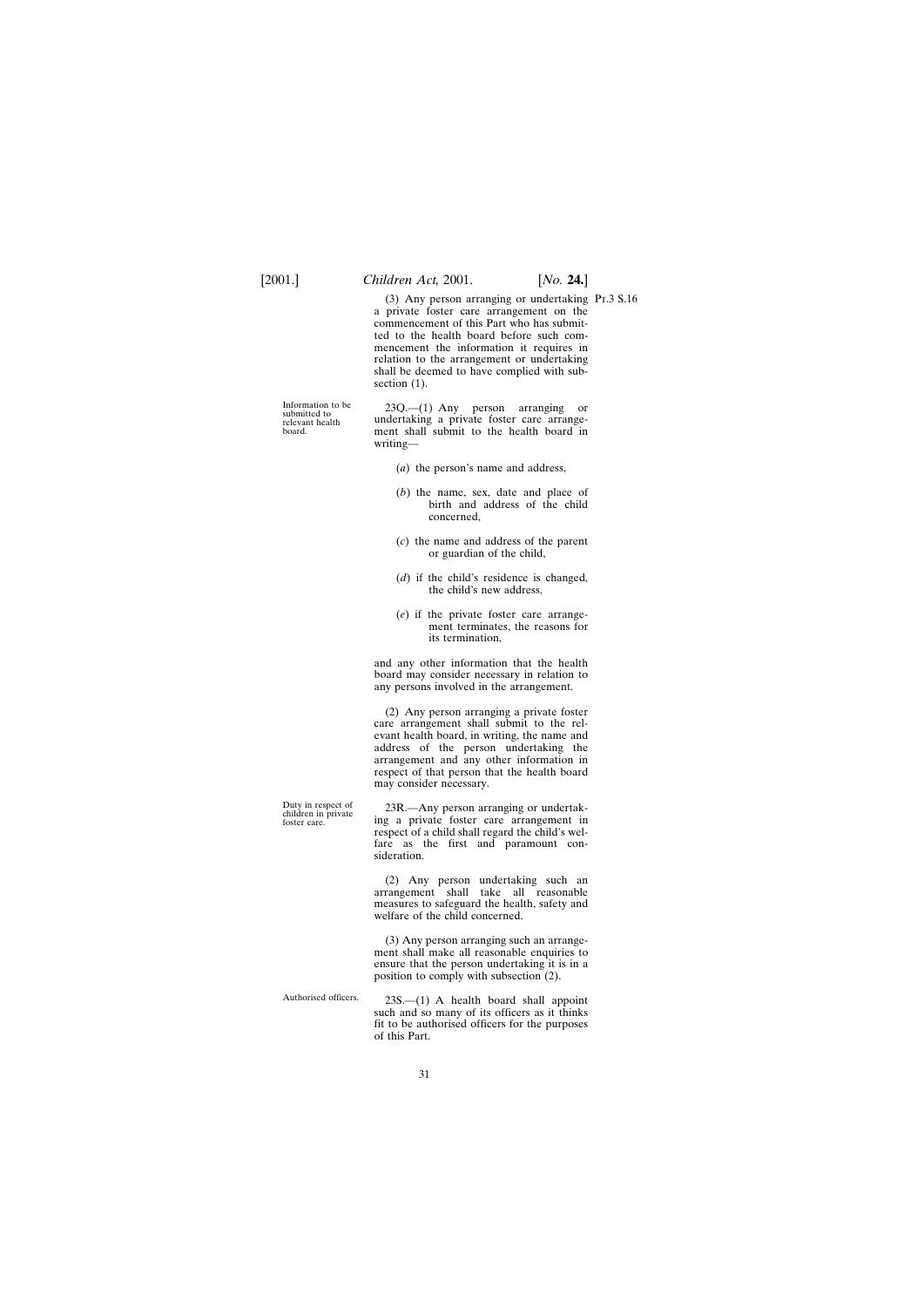(3) Any person arranging or undertaking a private foster care arrangement on the commencement of this Part who has submitted to the health board before such commencement the information it requires in relation to the arrangement or undertaking shall be deemed to have complied with subsection (1).

Information to be submitted to relevant health board.

23Q.—(1) Any person arranging or undertaking a private foster care arrangement shall submit to the health board in writing—

(*a*) the person's name and address,

(*b*) the name, sex, date and place of birth and address of the child concerned,

(*c*) the name and address of the parent or guardian of the child,

(*d*) if the child's residence is changed, the child's new address,

(*e*) if the private foster care arrangement terminates, the reasons for its termination,

and any other information that the health board may consider necessary in relation to any persons involved in the arrangement.

(2) Any person arranging a private foster care arrangement shall submit to the relevant health board, in writing, the name and address of the person undertaking the arrangement and any other information in respect of that person that the health board may consider necessary.

Duty in respect of children in private foster care.

23R.—Any person arranging or undertaking a private foster care arrangement in respect of a child shall regard the child's welfare as the first and paramount consideration.

(2) Any person undertaking such an arrangement shall take all reasonable measures to safeguard the health, safety and welfare of the child concerned.

(3) Any person arranging such an arrangement shall make all reasonable enquiries to ensure that the person undertaking it is in a position to comply with subsection (2).

Authorised officers.

23S.—(1) A health board shall appoint such and so many of its officers as it thinks fit to be authorised officers for the purposes of this Part.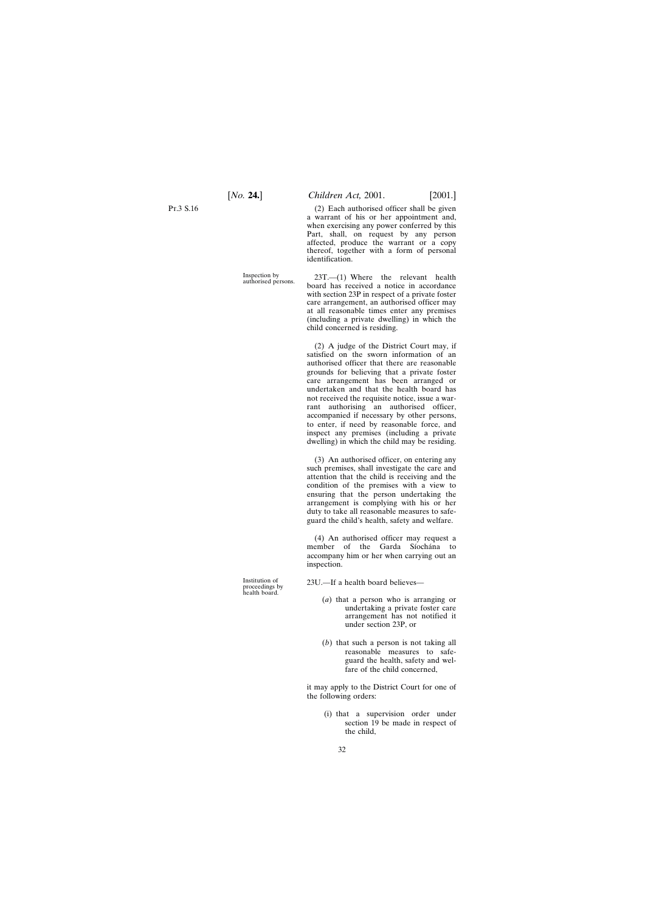(2) Each authorised officer shall be given a warrant of his or her appointment and, when exercising any power conferred by this Part, shall, on request by any person affected, produce the warrant or a copy thereof, together with a form of personal identification.

Inspection by authorised persons.

23T.—(1) Where the relevant health board has received a notice in accordance with section 23P in respect of a private foster care arrangement, an authorised officer may at all reasonable times enter any premises (including a private dwelling) in which the child concerned is residing.

(2) A judge of the District Court may, if satisfied on the sworn information of an authorised officer that there are reasonable grounds for believing that a private foster care arrangement has been arranged or undertaken and that the health board has not received the requisite notice, issue a warrant authorising an authorised officer, accompanied if necessary by other persons, to enter, if need by reasonable force, and inspect any premises (including a private dwelling) in which the child may be residing.

(3) An authorised officer, on entering any such premises, shall investigate the care and attention that the child is receiving and the condition of the premises with a view to ensuring that the person undertaking the arrangement is complying with his or her duty to take all reasonable measures to safeguard the child's health, safety and welfare.

(4) An authorised officer may request a member of the Garda Síochána to accompany him or her when carrying out an inspection.

Institution of proceedings by health board.

23U.—If a health board believes—

(*a*) that a person who is arranging or undertaking a private foster care arrangement has not notified it under section 23P, or

(*b*) that such a person is not taking all reasonable measures to safeguard the health, safety and welfare of the child concerned,

it may apply to the District Court for one of the following orders:

(i) that a supervision order under section 19 be made in respect of the child,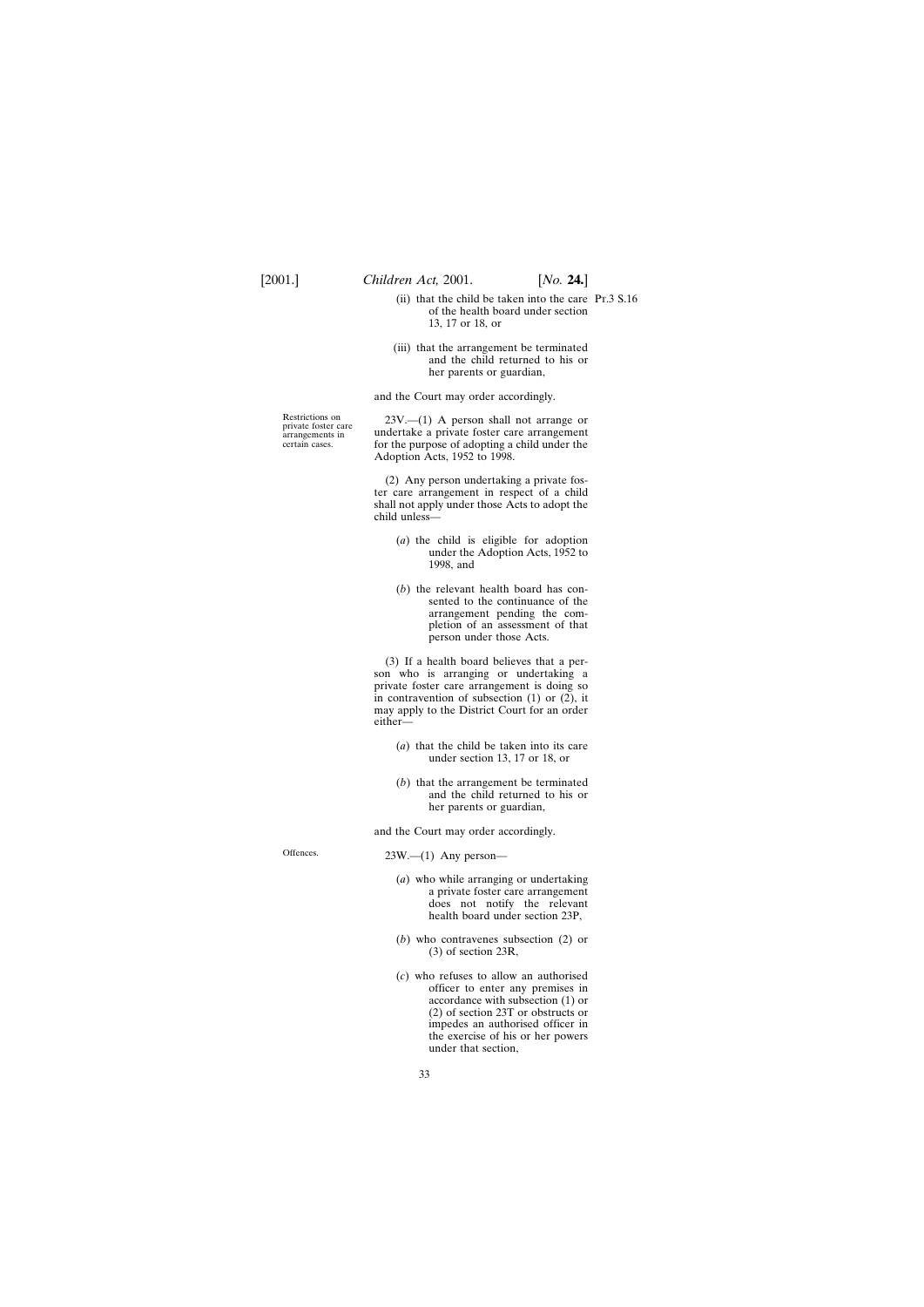(ii) that the child be taken into the care of the health board under section 13, 17 or 18, or

(iii) that the arrangement be terminated and the child returned to his or her parents or guardian,

and the Court may order accordingly.

Restrictions on private foster care arrangements in certain cases.

23V.—(1) A person shall not arrange or undertake a private foster care arrangement for the purpose of adopting a child under the Adoption Acts, 1952 to 1998.

(2) Any person undertaking a private foster care arrangement in respect of a child shall not apply under those Acts to adopt the child unless—

(*a*) the child is eligible for adoption under the Adoption Acts, 1952 to 1998, and

(*b*) the relevant health board has consented to the continuance of the arrangement pending the completion of an assessment of that person under those Acts.

(3) If a health board believes that a person who is arranging or undertaking a private foster care arrangement is doing so in contravention of subsection (1) or (2), it may apply to the District Court for an order either—

(*a*) that the child be taken into its care under section 13, 17 or 18, or

(*b*) that the arrangement be terminated and the child returned to his or her parents or guardian,

and the Court may order accordingly.

Offences.

23W.—(1) Any person—

(*a*) who while arranging or undertaking a private foster care arrangement does not notify the relevant health board under section 23P,

(*b*) who contravenes subsection (2) or (3) of section 23R,

(*c*) who refuses to allow an authorised officer to enter any premises in accordance with subsection (1) or (2) of section 23T or obstructs or impedes an authorised officer in the exercise of his or her powers under that section,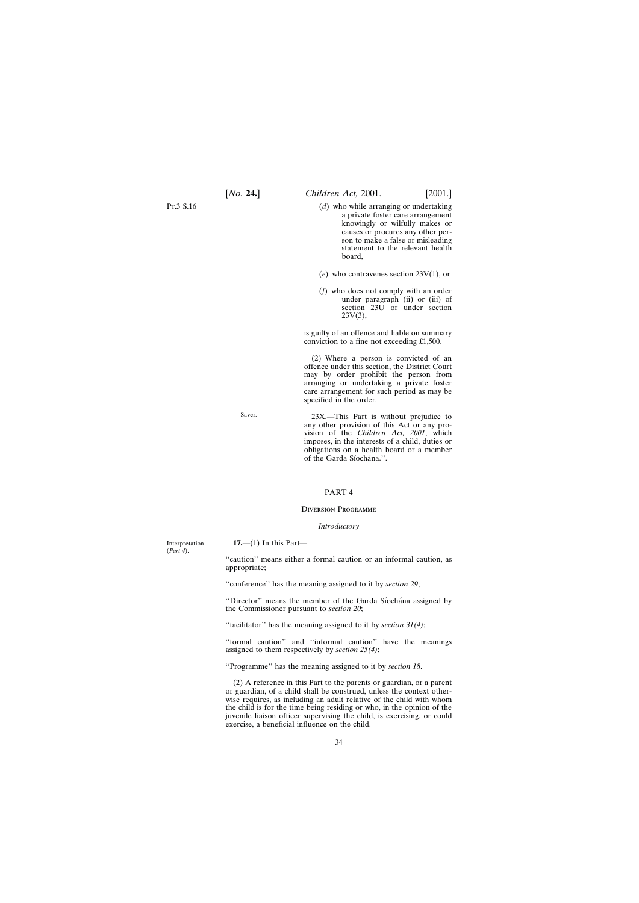(*d*) who while arranging or undertaking a private foster care arrangement knowingly or wilfully makes or causes or procures any other person to make a false or misleading statement to the relevant health board,

(*e*) who contravenes section 23V(1), or

(*f*) who does not comply with an order under paragraph (ii) or (iii) of section 23U or under section 23V(3),

is guilty of an offence and liable on summary conviction to a fine not exceeding £1,500.

(2) Where a person is convicted of an offence under this section, the District Court may by order prohibit the person from arranging or undertaking a private foster care arrangement for such period as may be specified in the order.

Saver.

23X.—This Part is without prejudice to any other provision of this Act or any provision of the *Children Act, 2001*, which imposes, in the interests of a child, duties or obligations on a health board or a member of the Garda Síochána.''.

## PART 4

### Diversion Programme

#### *Introductory*

Interpretation (*Part 4*).

**17.**—(1) In this Part—

''caution'' means either a formal caution or an informal caution, as appropriate;

''conference'' has the meaning assigned to it by *section 29*;

''Director'' means the member of the Garda Síochána assigned by the Commissioner pursuant to *section 20*;

''facilitator'' has the meaning assigned to it by *section 31(4)*;

''formal caution'' and ''informal caution'' have the meanings assigned to them respectively by *section 25(4)*;

''Programme'' has the meaning assigned to it by *section 18*.

(2) A reference in this Part to the parents or guardian, or a parent or guardian, of a child shall be construed, unless the context otherwise requires, as including an adult relative of the child with whom the child is for the time being residing or who, in the opinion of the juvenile liaison officer supervising the child, is exercising, or could exercise, a beneficial influence on the child.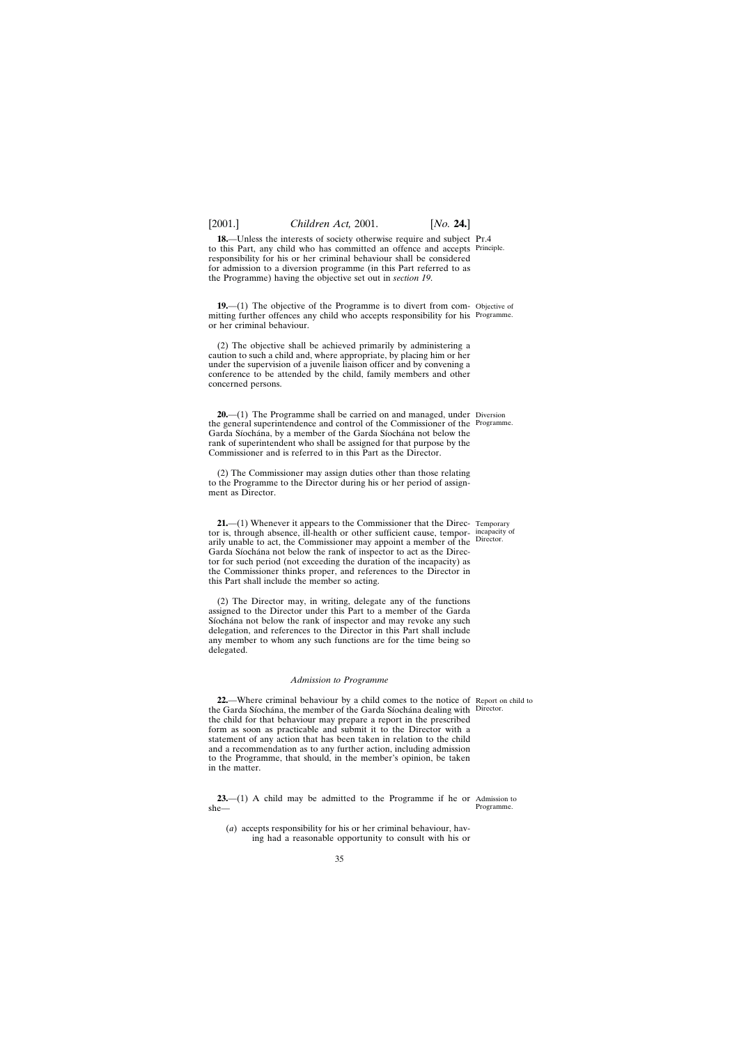**18.**—Unless the interests of society otherwise require and subject to this Part, any child who has committed an offence and accepts responsibility for his or her criminal behaviour shall be considered for admission to a diversion programme (in this Part referred to as the Programme) having the objective set out in *section 19*.

Pt.4

Principle.

**19.**—(1) The objective of the Programme is to divert from committing further offences any child who accepts responsibility for his or her criminal behaviour.

Objective of Programme.

(2) The objective shall be achieved primarily by administering a caution to such a child and, where appropriate, by placing him or her under the supervision of a juvenile liaison officer and by convening a conference to be attended by the child, family members and other concerned persons.

**20.**—(1) The Programme shall be carried on and managed, under the general superintendence and control of the Commissioner of the Garda Síochána, by a member of the Garda Síochána not below the rank of superintendent who shall be assigned for that purpose by the Commissioner and is referred to in this Part as the Director.

Diversion Programme.

(2) The Commissioner may assign duties other than those relating to the Programme to the Director during his or her period of assignment as Director.

**21.**—(1) Whenever it appears to the Commissioner that the Director is, through absence, ill-health or other sufficient cause, temporarily unable to act, the Commissioner may appoint a member of the Garda Síochána not below the rank of inspector to act as the Director for such period (not exceeding the duration of the incapacity) as the Commissioner thinks proper, and references to the Director in this Part shall include the member so acting.

Temporary incapacity of Director.

(2) The Director may, in writing, delegate any of the functions assigned to the Director under this Part to a member of the Garda Síochána not below the rank of inspector and may revoke any such delegation, and references to the Director in this Part shall include any member to whom any such functions are for the time being so delegated.

*Admission to Programme*

**22.**—Where criminal behaviour by a child comes to the notice of the Garda Síochána, the member of the Garda Síochána dealing with the child for that behaviour may prepare a report in the prescribed form as soon as practicable and submit it to the Director with a statement of any action that has been taken in relation to the child and a recommendation as to any further action, including admission to the Programme, that should, in the member's opinion, be taken in the matter.

Report on child to Director.

**23.**—(1) A child may be admitted to the Programme if he or she—

Admission to Programme.

(*a*) accepts responsibility for his or her criminal behaviour, having had a reasonable opportunity to consult with his or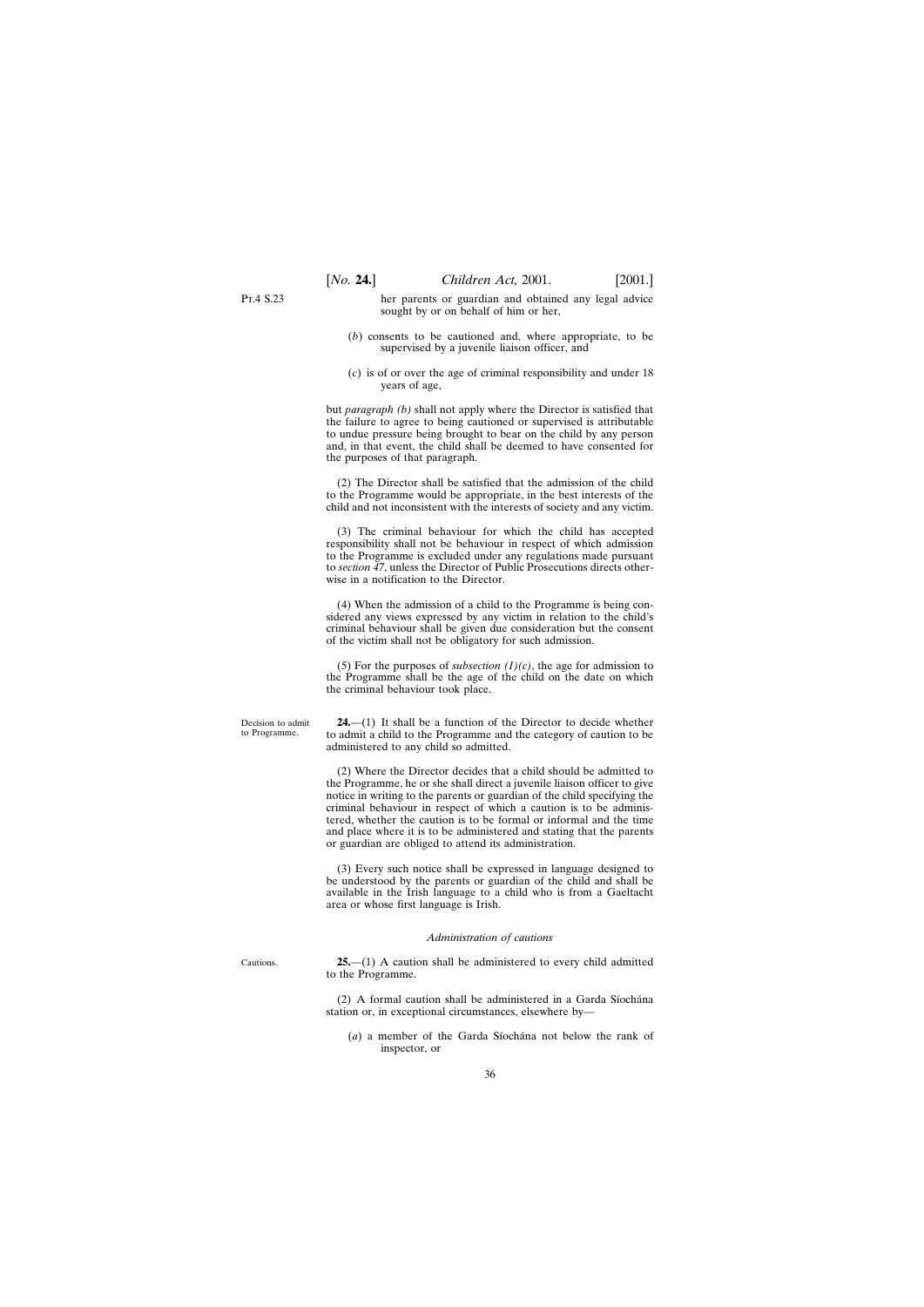her parents or guardian and obtained any legal advice sought by or on behalf of him or her,

(*b*) consents to be cautioned and, where appropriate, to be supervised by a juvenile liaison officer, and

(*c*) is of or over the age of criminal responsibility and under 18 years of age,

but *paragraph (b)* shall not apply where the Director is satisfied that the failure to agree to being cautioned or supervised is attributable to undue pressure being brought to bear on the child by any person and, in that event, the child shall be deemed to have consented for the purposes of that paragraph.

(2) The Director shall be satisfied that the admission of the child to the Programme would be appropriate, in the best interests of the child and not inconsistent with the interests of society and any victim.

(3) The criminal behaviour for which the child has accepted responsibility shall not be behaviour in respect of which admission to the Programme is excluded under any regulations made pursuant to *section 47*, unless the Director of Public Prosecutions directs otherwise in a notification to the Director.

(4) When the admission of a child to the Programme is being considered any views expressed by any victim in relation to the child's criminal behaviour shall be given due consideration but the consent of the victim shall not be obligatory for such admission.

(5) For the purposes of *subsection (1)(c)*, the age for admission to the Programme shall be the age of the child on the date on which the criminal behaviour took place.

Decision to admit to Programme.

**24.**—(1) It shall be a function of the Director to decide whether to admit a child to the Programme and the category of caution to be administered to any child so admitted.

(2) Where the Director decides that a child should be admitted to the Programme, he or she shall direct a juvenile liaison officer to give notice in writing to the parents or guardian of the child specifying the criminal behaviour in respect of which a caution is to be administered, whether the caution is to be formal or informal and the time and place where it is to be administered and stating that the parents or guardian are obliged to attend its administration.

(3) Every such notice shall be expressed in language designed to be understood by the parents or guardian of the child and shall be available in the Irish language to a child who is from a Gaeltacht area or whose first language is Irish.

*Administration of cautions*

Cautions.

**25.**—(1) A caution shall be administered to every child admitted to the Programme.

(2) A formal caution shall be administered in a Garda Síochána station or, in exceptional circumstances, elsewhere by—

(*a*) a member of the Garda Síochána not below the rank of inspector, or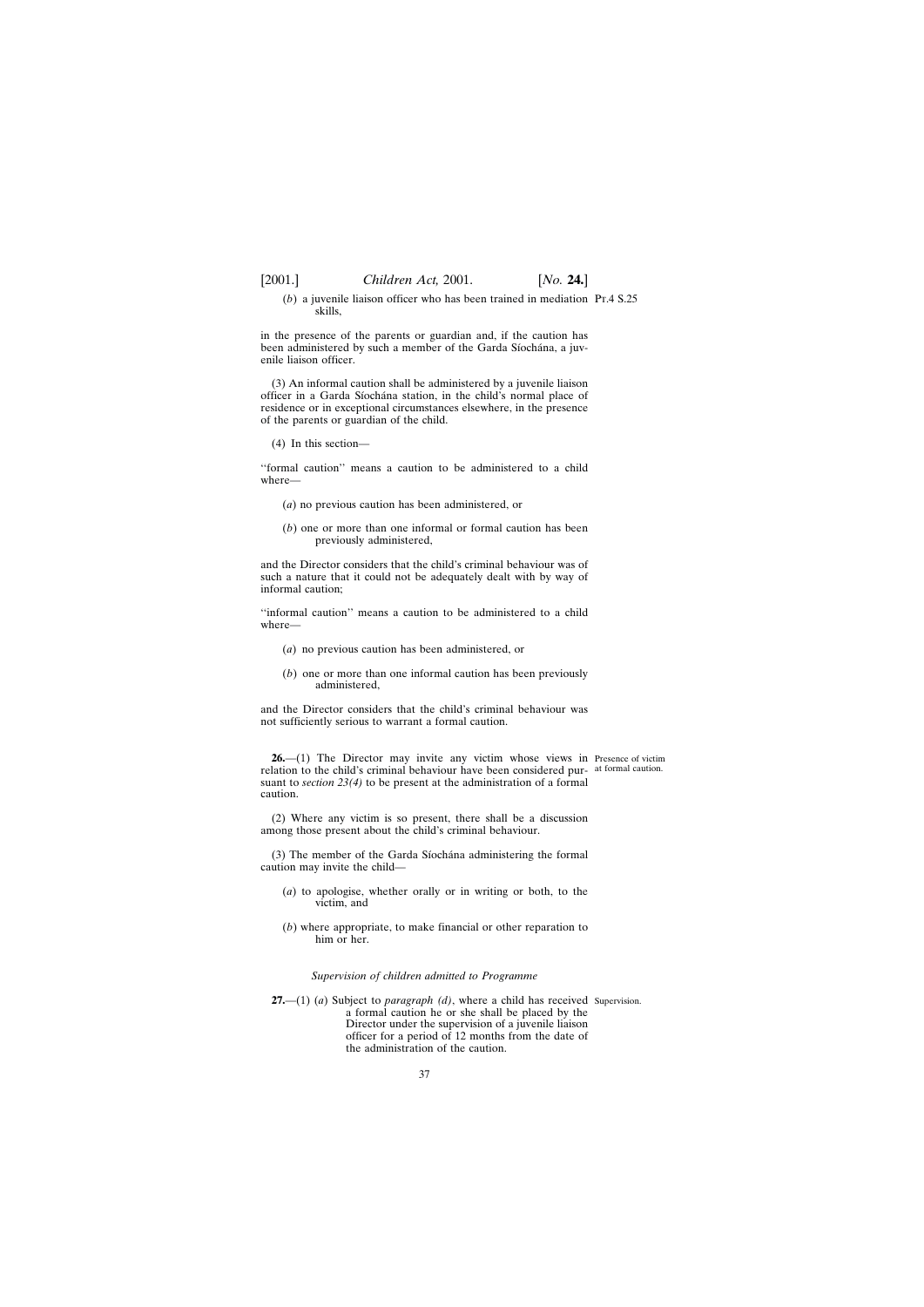(*b*) a juvenile liaison officer who has been trained in mediation skills,

in the presence of the parents or guardian and, if the caution has been administered by such a member of the Garda Síochána, a juvenile liaison officer.

(3) An informal caution shall be administered by a juvenile liaison officer in a Garda Síochána station, in the child's normal place of residence or in exceptional circumstances elsewhere, in the presence of the parents or guardian of the child.

(4) In this section—

''formal caution'' means a caution to be administered to a child where—

(*a*) no previous caution has been administered, or

(*b*) one or more than one informal or formal caution has been previously administered,

and the Director considers that the child's criminal behaviour was of such a nature that it could not be adequately dealt with by way of informal caution;

''informal caution'' means a caution to be administered to a child where—

(*a*) no previous caution has been administered, or

(*b*) one or more than one informal caution has been previously administered,

and the Director considers that the child's criminal behaviour was not sufficiently serious to warrant a formal caution.

Presence of victim at formal caution.

**26.**—(1) The Director may invite any victim whose views in relation to the child's criminal behaviour have been considered pursuant to *section 23(4)* to be present at the administration of a formal caution.

(2) Where any victim is so present, there shall be a discussion among those present about the child's criminal behaviour.

(3) The member of the Garda Síochána administering the formal caution may invite the child—

(*a*) to apologise, whether orally or in writing or both, to the victim, and

(*b*) where appropriate, to make financial or other reparation to him or her.

*Supervision of children admitted to Programme*

Supervision.

**27.**—(1) (*a*) Subject to *paragraph (d)*, where a child has received a formal caution he or she shall be placed by the Director under the supervision of a juvenile liaison officer for a period of 12 months from the date of the administration of the caution.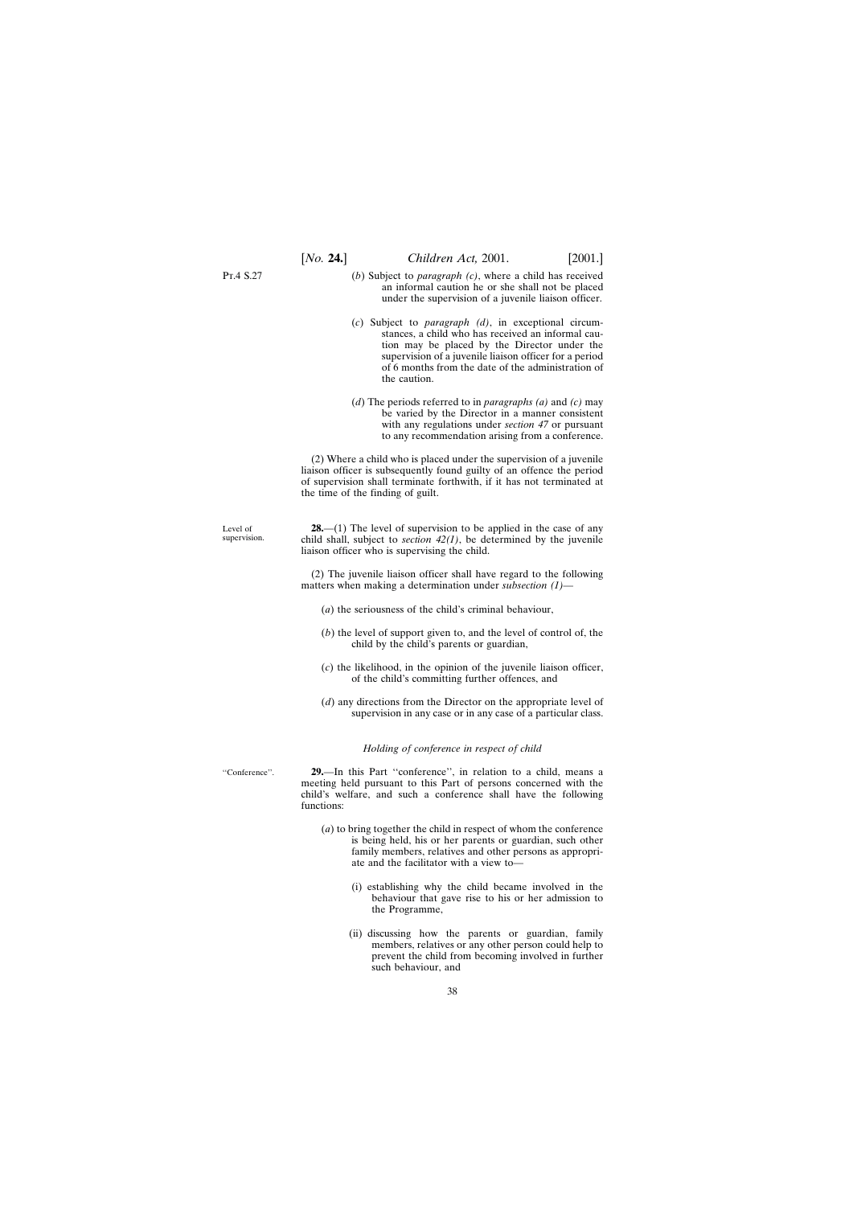(*b*) Subject to *paragraph (c)*, where a child has received an informal caution he or she shall not be placed under the supervision of a juvenile liaison officer.

(*c*) Subject to *paragraph (d)*, in exceptional circumstances, a child who has received an informal caution may be placed by the Director under the supervision of a juvenile liaison officer for a period of 6 months from the date of the administration of the caution.

(*d*) The periods referred to in *paragraphs (a)* and *(c)* may be varied by the Director in a manner consistent with any regulations under *section 47* or pursuant to any recommendation arising from a conference.

(2) Where a child who is placed under the supervision of a juvenile liaison officer is subsequently found guilty of an offence the period of supervision shall terminate forthwith, if it has not terminated at the time of the finding of guilt.

Level of supervision.

**28.**—(1) The level of supervision to be applied in the case of any child shall, subject to *section 42(1)*, be determined by the juvenile liaison officer who is supervising the child.

(2) The juvenile liaison officer shall have regard to the following matters when making a determination under *subsection (1)*—

(*a*) the seriousness of the child's criminal behaviour,

(*b*) the level of support given to, and the level of control of, the child by the child's parents or guardian,

(*c*) the likelihood, in the opinion of the juvenile liaison officer, of the child's committing further offences, and

(*d*) any directions from the Director on the appropriate level of supervision in any case or in any case of a particular class.

*Holding of conference in respect of child*

''Conference''.

**29.**—In this Part ''conference'', in relation to a child, means a meeting held pursuant to this Part of persons concerned with the child's welfare, and such a conference shall have the following functions:

(*a*) to bring together the child in respect of whom the conference is being held, his or her parents or guardian, such other family members, relatives and other persons as appropriate and the facilitator with a view to—

(i) establishing why the child became involved in the behaviour that gave rise to his or her admission to the Programme,

(ii) discussing how the parents or guardian, family members, relatives or any other person could help to prevent the child from becoming involved in further such behaviour, and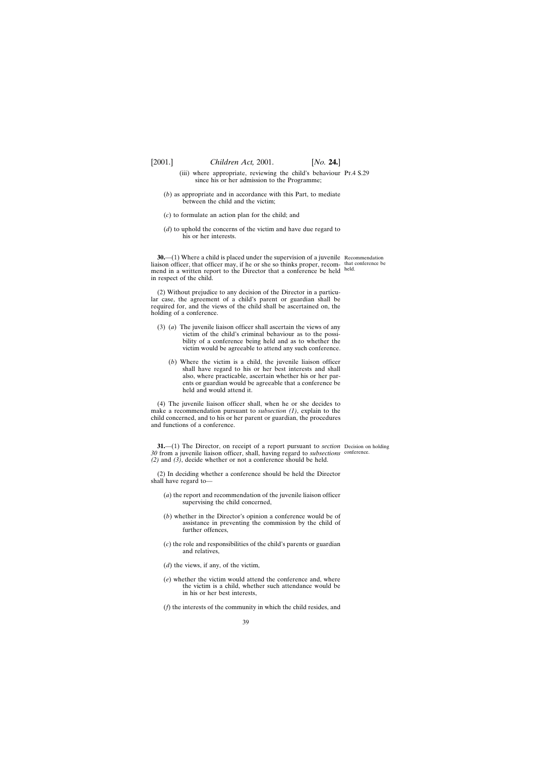(iii) where appropriate, reviewing the child's behaviour since his or her admission to the Programme;

(*b*) as appropriate and in accordance with this Part, to mediate between the child and the victim;

(*c*) to formulate an action plan for the child; and

(*d*) to uphold the concerns of the victim and have due regard to his or her interests.

Recommendation that conference be held.

**30.**—(1) Where a child is placed under the supervision of a juvenile liaison officer, that officer may, if he or she so thinks proper, recommend in a written report to the Director that a conference be held in respect of the child.

(2) Without prejudice to any decision of the Director in a particular case, the agreement of a child's parent or guardian shall be required for, and the views of the child shall be ascertained on, the holding of a conference.

(3) (*a*) The juvenile liaison officer shall ascertain the views of any victim of the child's criminal behaviour as to the possibility of a conference being held and as to whether the victim would be agreeable to attend any such conference.

(*b*) Where the victim is a child, the juvenile liaison officer shall have regard to his or her best interests and shall also, where practicable, ascertain whether his or her parents or guardian would be agreeable that a conference be held and would attend it.

(4) The juvenile liaison officer shall, when he or she decides to make a recommendation pursuant to *subsection (1)*, explain to the child concerned, and to his or her parent or guardian, the procedures and functions of a conference.

Decision on holding conference.

**31.**—(1) The Director, on receipt of a report pursuant to *section 30* from a juvenile liaison officer, shall, having regard to *subsections (2)* and *(3)*, decide whether or not a conference should be held.

(2) In deciding whether a conference should be held the Director shall have regard to—

(*a*) the report and recommendation of the juvenile liaison officer supervising the child concerned,

(*b*) whether in the Director's opinion a conference would be of assistance in preventing the commission by the child of further offences,

(*c*) the role and responsibilities of the child's parents or guardian and relatives,

(*d*) the views, if any, of the victim,

(*e*) whether the victim would attend the conference and, where the victim is a child, whether such attendance would be in his or her best interests,

(*f*) the interests of the community in which the child resides, and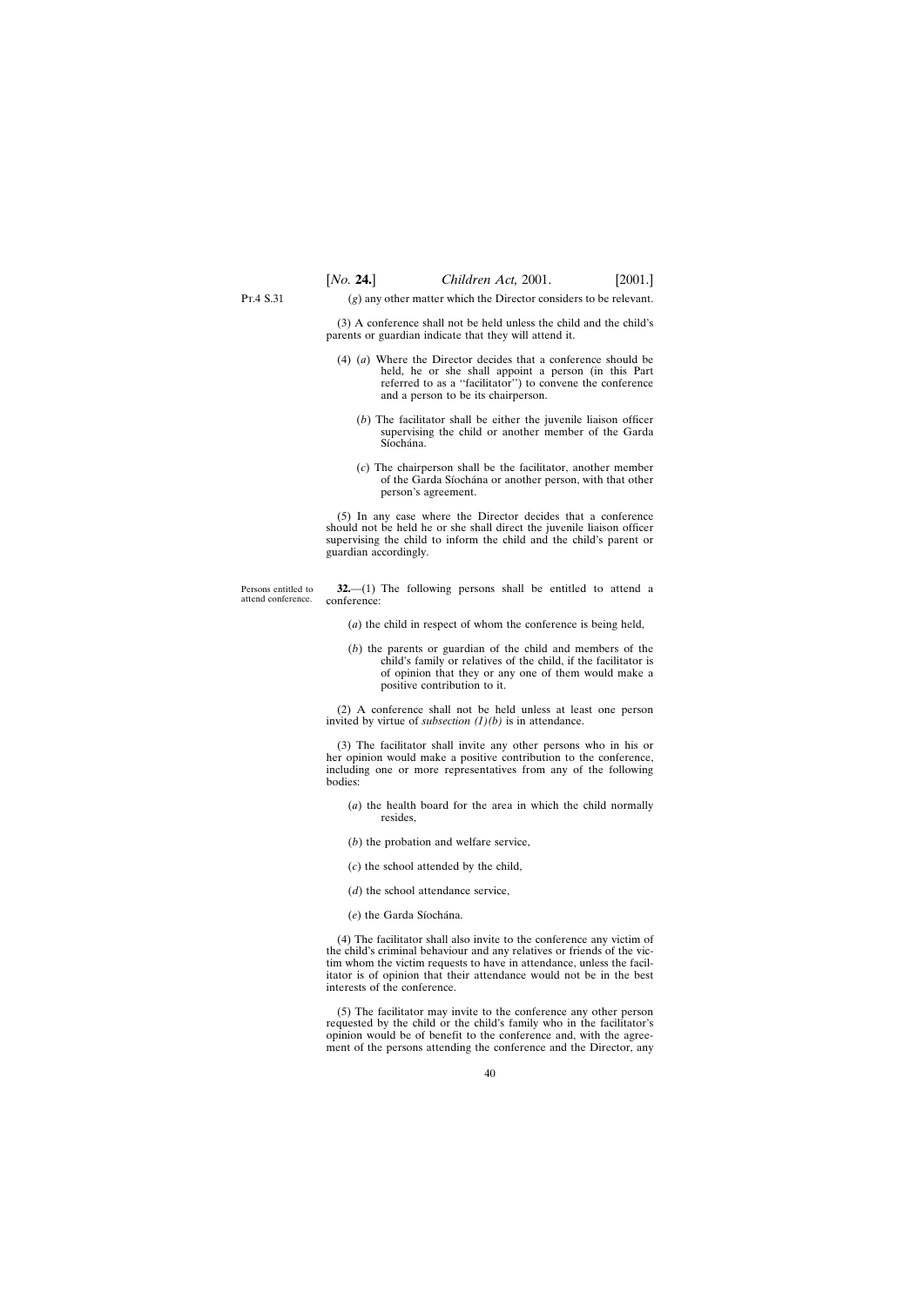(*g*) any other matter which the Director considers to be relevant.

(3) A conference shall not be held unless the child and the child's parents or guardian indicate that they will attend it.

(4) (*a*) Where the Director decides that a conference should be held, he or she shall appoint a person (in this Part referred to as a ''facilitator'') to convene the conference and a person to be its chairperson.

(*b*) The facilitator shall be either the juvenile liaison officer supervising the child or another member of the Garda Síochána.

(*c*) The chairperson shall be the facilitator, another member of the Garda Síochána or another person, with that other person's agreement.

(5) In any case where the Director decides that a conference should not be held he or she shall direct the juvenile liaison officer supervising the child to inform the child and the child's parent or guardian accordingly.

Persons entitled to attend conference.

**32.**—(1) The following persons shall be entitled to attend a conference:

(*a*) the child in respect of whom the conference is being held,

(*b*) the parents or guardian of the child and members of the child's family or relatives of the child, if the facilitator is of opinion that they or any one of them would make a positive contribution to it.

(2) A conference shall not be held unless at least one person invited by virtue of *subsection (1)(b)* is in attendance.

(3) The facilitator shall invite any other persons who in his or her opinion would make a positive contribution to the conference, including one or more representatives from any of the following bodies:

(*a*) the health board for the area in which the child normally resides,

(*b*) the probation and welfare service,

(*c*) the school attended by the child,

(*d*) the school attendance service,

(*e*) the Garda Síochána.

(4) The facilitator shall also invite to the conference any victim of the child's criminal behaviour and any relatives or friends of the victim whom the victim requests to have in attendance, unless the facilitator is of opinion that their attendance would not be in the best interests of the conference.

(5) The facilitator may invite to the conference any other person requested by the child or the child's family who in the facilitator's opinion would be of benefit to the conference and, with the agreement of the persons attending the conference and the Director, any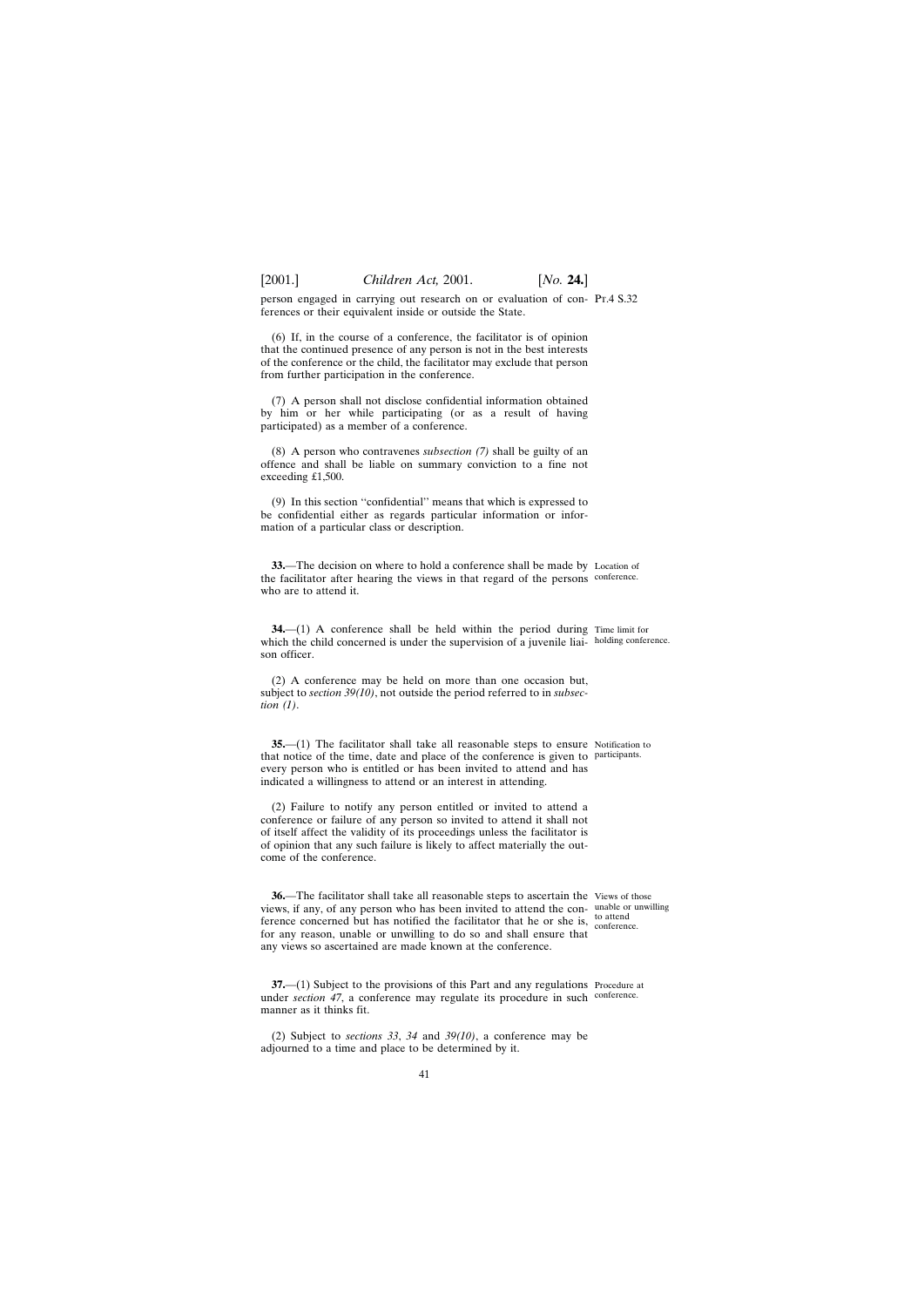person engaged in carrying out research on or evaluation of conferences or their equivalent inside or outside the State.

(6) If, in the course of a conference, the facilitator is of opinion that the continued presence of any person is not in the best interests of the conference or the child, the facilitator may exclude that person from further participation in the conference.

(7) A person shall not disclose confidential information obtained by him or her while participating (or as a result of having participated) as a member of a conference.

(8) A person who contravenes *subsection (7)* shall be guilty of an offence and shall be liable on summary conviction to a fine not exceeding £1,500.

(9) In this section ''confidential'' means that which is expressed to be confidential either as regards particular information or information of a particular class or description.

Location of conference.

**33.**—The decision on where to hold a conference shall be made by the facilitator after hearing the views in that regard of the persons who are to attend it.

Time limit for holding conference.

**34.**—(1) A conference shall be held within the period during which the child concerned is under the supervision of a juvenile liaison officer.

(2) A conference may be held on more than one occasion but, subject to *section 39(10)*, not outside the period referred to in *subsection (1)*.

Notification to participants.

**35.**—(1) The facilitator shall take all reasonable steps to ensure that notice of the time, date and place of the conference is given to every person who is entitled or has been invited to attend and has indicated a willingness to attend or an interest in attending.

(2) Failure to notify any person entitled or invited to attend a conference or failure of any person so invited to attend it shall not of itself affect the validity of its proceedings unless the facilitator is of opinion that any such failure is likely to affect materially the outcome of the conference.

Views of those unable or unwilling to attend conference.

**36.**—The facilitator shall take all reasonable steps to ascertain the views, if any, of any person who has been invited to attend the conference concerned but has notified the facilitator that he or she is, for any reason, unable or unwilling to do so and shall ensure that any views so ascertained are made known at the conference.

Procedure at conference.

**37.**—(1) Subject to the provisions of this Part and any regulations under *section 47*, a conference may regulate its procedure in such manner as it thinks fit.

(2) Subject to *sections 33*, *34* and *39(10)*, a conference may be adjourned to a time and place to be determined by it.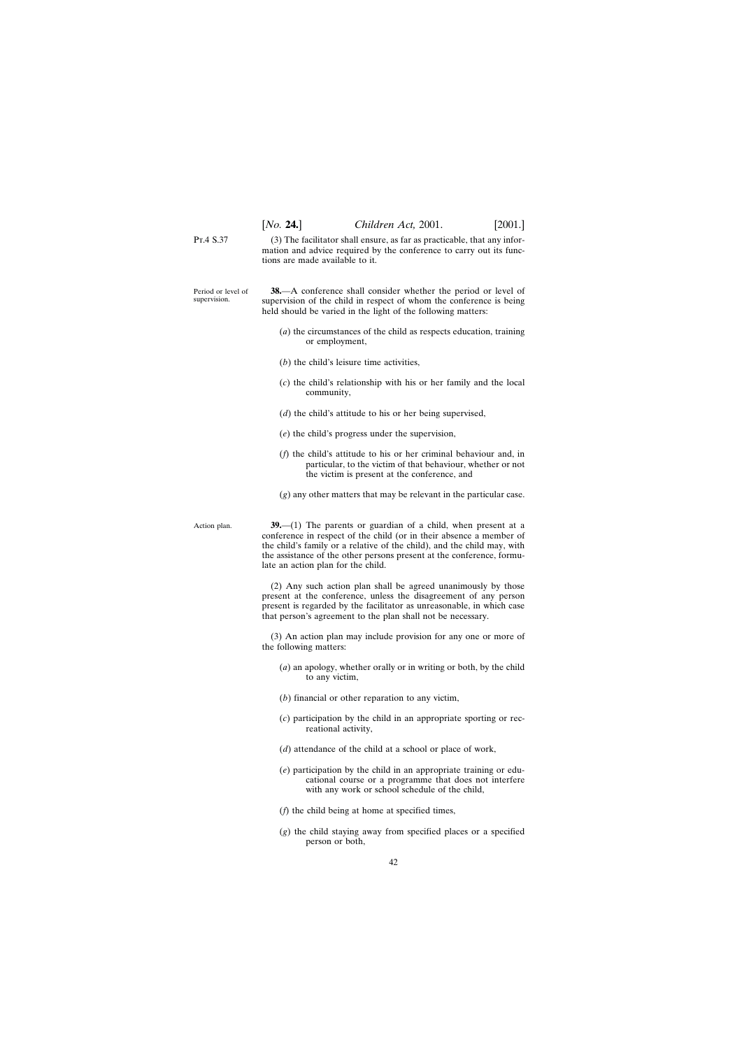(3) The facilitator shall ensure, as far as practicable, that any information and advice required by the conference to carry out its functions are made available to it.

Period or level of supervision.

**38.**—A conference shall consider whether the period or level of supervision of the child in respect of whom the conference is being held should be varied in the light of the following matters:

(*a*) the circumstances of the child as respects education, training or employment,

(*b*) the child's leisure time activities,

(*c*) the child's relationship with his or her family and the local community,

(*d*) the child's attitude to his or her being supervised,

(*e*) the child's progress under the supervision,

(*f*) the child's attitude to his or her criminal behaviour and, in particular, to the victim of that behaviour, whether or not the victim is present at the conference, and

(*g*) any other matters that may be relevant in the particular case.

Action plan.

**39.**—(1) The parents or guardian of a child, when present at a conference in respect of the child (or in their absence a member of the child's family or a relative of the child), and the child may, with the assistance of the other persons present at the conference, formulate an action plan for the child.

(2) Any such action plan shall be agreed unanimously by those present at the conference, unless the disagreement of any person present is regarded by the facilitator as unreasonable, in which case that person's agreement to the plan shall not be necessary.

(3) An action plan may include provision for any one or more of the following matters:

(*a*) an apology, whether orally or in writing or both, by the child to any victim,

(*b*) financial or other reparation to any victim,

(*c*) participation by the child in an appropriate sporting or recreational activity,

(*d*) attendance of the child at a school or place of work,

(*e*) participation by the child in an appropriate training or educational course or a programme that does not interfere with any work or school schedule of the child,

(*f*) the child being at home at specified times,

(*g*) the child staying away from specified places or a specified person or both,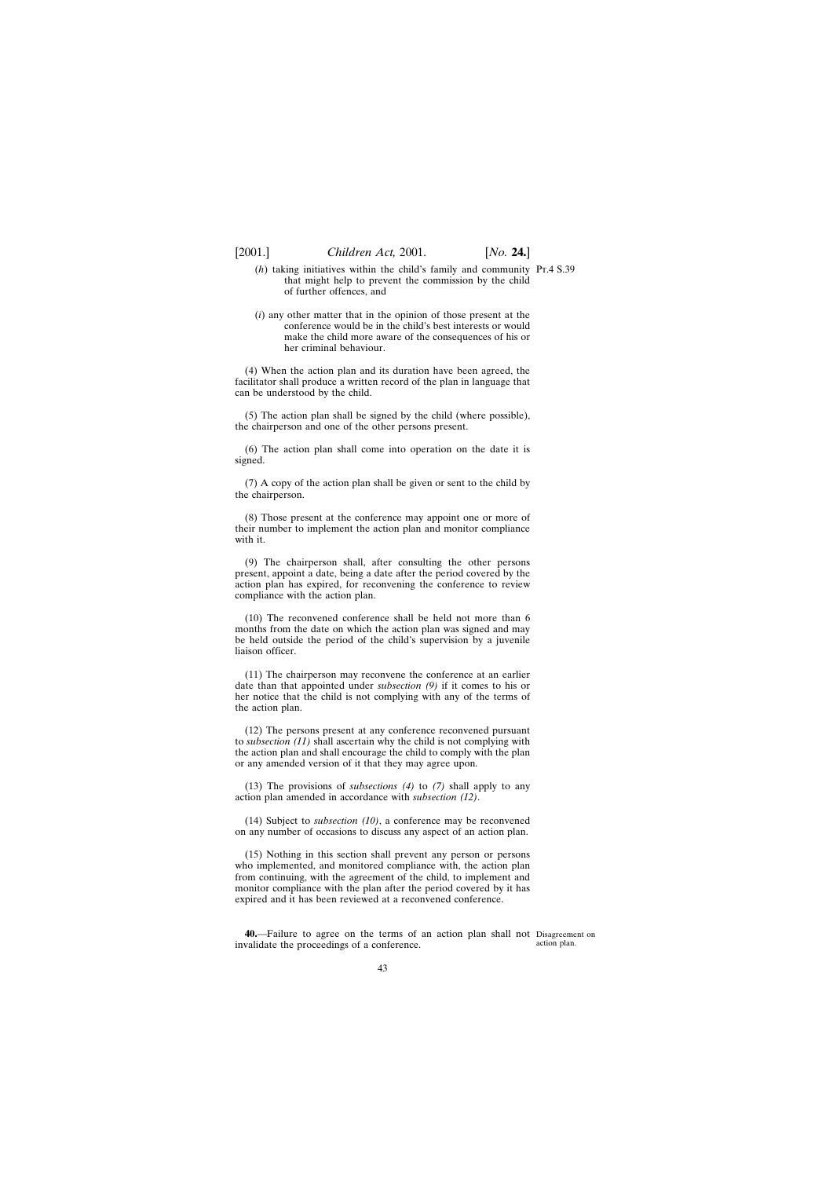(*h*) taking initiatives within the child's family and community that might help to prevent the commission by the child of further offences, and

(*i*) any other matter that in the opinion of those present at the conference would be in the child's best interests or would make the child more aware of the consequences of his or her criminal behaviour.

(4) When the action plan and its duration have been agreed, the facilitator shall produce a written record of the plan in language that can be understood by the child.

(5) The action plan shall be signed by the child (where possible), the chairperson and one of the other persons present.

(6) The action plan shall come into operation on the date it is signed.

(7) A copy of the action plan shall be given or sent to the child by the chairperson.

(8) Those present at the conference may appoint one or more of their number to implement the action plan and monitor compliance with it.

(9) The chairperson shall, after consulting the other persons present, appoint a date, being a date after the period covered by the action plan has expired, for reconvening the conference to review compliance with the action plan.

(10) The reconvened conference shall be held not more than 6 months from the date on which the action plan was signed and may be held outside the period of the child's supervision by a juvenile liaison officer.

(11) The chairperson may reconvene the conference at an earlier date than that appointed under *subsection (9)* if it comes to his or her notice that the child is not complying with any of the terms of the action plan.

(12) The persons present at any conference reconvened pursuant to *subsection (11)* shall ascertain why the child is not complying with the action plan and shall encourage the child to comply with the plan or any amended version of it that they may agree upon.

(13) The provisions of *subsections (4)* to *(7)* shall apply to any action plan amended in accordance with *subsection (12)*.

(14) Subject to *subsection (10)*, a conference may be reconvened on any number of occasions to discuss any aspect of an action plan.

(15) Nothing in this section shall prevent any person or persons who implemented, and monitored compliance with, the action plan from continuing, with the agreement of the child, to implement and monitor compliance with the plan after the period covered by it has expired and it has been reviewed at a reconvened conference.

Disagreement on action plan.

**40.**—Failure to agree on the terms of an action plan shall not invalidate the proceedings of a conference.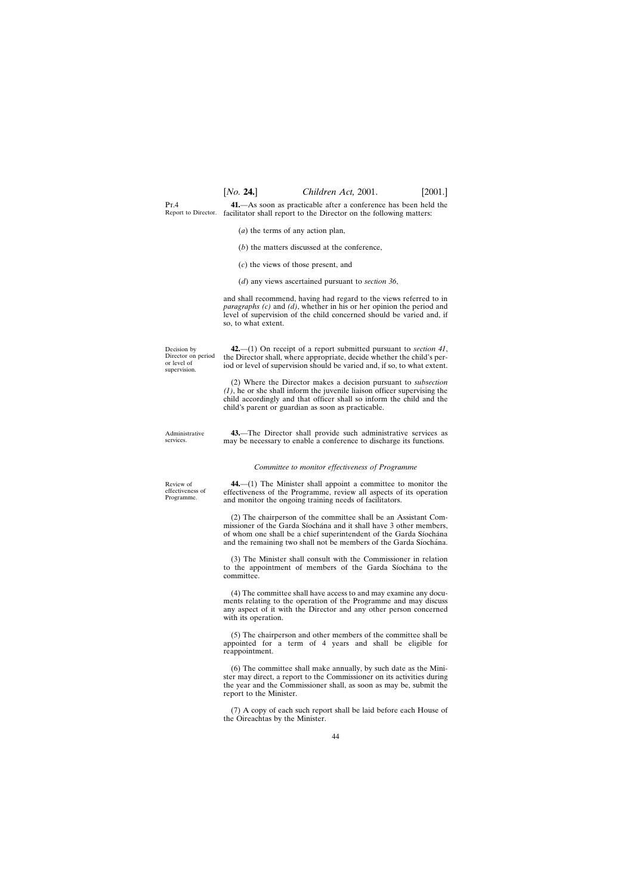Pt.4

Report to Director.

**41.**—As soon as practicable after a conference has been held the facilitator shall report to the Director on the following matters:

(*a*) the terms of any action plan,

(*b*) the matters discussed at the conference,

(*c*) the views of those present, and

(*d*) any views ascertained pursuant to *section 36*,

and shall recommend, having had regard to the views referred to in *paragraphs (c)* and *(d)*, whether in his or her opinion the period and level of supervision of the child concerned should be varied and, if so, to what extent.

Decision by Director on period or level of supervision.

**42.**—(1) On receipt of a report submitted pursuant to *section 41*, the Director shall, where appropriate, decide whether the child's period or level of supervision should be varied and, if so, to what extent.

(2) Where the Director makes a decision pursuant to *subsection (1)*, he or she shall inform the juvenile liaison officer supervising the child accordingly and that officer shall so inform the child and the child's parent or guardian as soon as practicable.

Administrative services.

**43.**—The Director shall provide such administrative services as may be necessary to enable a conference to discharge its functions.

*Committee to monitor effectiveness of Programme*

Review of effectiveness of Programme.

**44.**—(1) The Minister shall appoint a committee to monitor the effectiveness of the Programme, review all aspects of its operation and monitor the ongoing training needs of facilitators.

(2) The chairperson of the committee shall be an Assistant Commissioner of the Garda Síochána and it shall have 3 other members, of whom one shall be a chief superintendent of the Garda Síochána and the remaining two shall not be members of the Garda Síochána.

(3) The Minister shall consult with the Commissioner in relation to the appointment of members of the Garda Síochána to the committee.

(4) The committee shall have access to and may examine any documents relating to the operation of the Programme and may discuss any aspect of it with the Director and any other person concerned with its operation.

(5) The chairperson and other members of the committee shall be appointed for a term of 4 years and shall be eligible for reappointment.

(6) The committee shall make annually, by such date as the Minister may direct, a report to the Commissioner on its activities during the year and the Commissioner shall, as soon as may be, submit the report to the Minister.

(7) A copy of each such report shall be laid before each House of the Oireachtas by the Minister.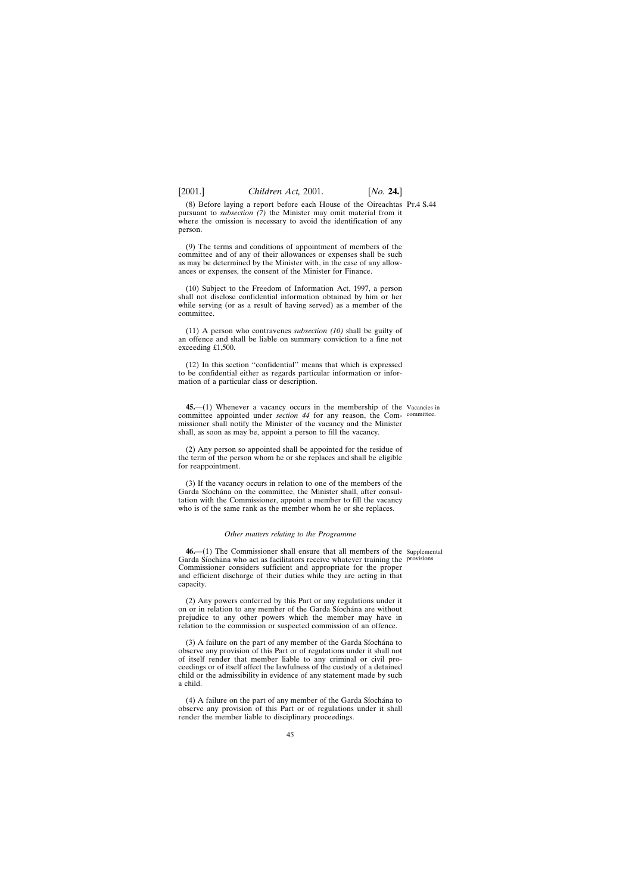(8) Before laying a report before each House of the Oireachtas pursuant to *subsection (7)* the Minister may omit material from it where the omission is necessary to avoid the identification of any person.

Pt.4 S.44

(9) The terms and conditions of appointment of members of the committee and of any of their allowances or expenses shall be such as may be determined by the Minister with, in the case of any allowances or expenses, the consent of the Minister for Finance.

(10) Subject to the Freedom of Information Act, 1997, a person shall not disclose confidential information obtained by him or her while serving (or as a result of having served) as a member of the committee.

(11) A person who contravenes *subsection (10)* shall be guilty of an offence and shall be liable on summary conviction to a fine not exceeding £1,500.

(12) In this section ''confidential'' means that which is expressed to be confidential either as regards particular information or information of a particular class or description.

Vacancies in committee.

**45.**—(1) Whenever a vacancy occurs in the membership of the committee appointed under *section 44* for any reason, the Commissioner shall notify the Minister of the vacancy and the Minister shall, as soon as may be, appoint a person to fill the vacancy.

(2) Any person so appointed shall be appointed for the residue of the term of the person whom he or she replaces and shall be eligible for reappointment.

(3) If the vacancy occurs in relation to one of the members of the Garda Síochána on the committee, the Minister shall, after consultation with the Commissioner, appoint a member to fill the vacancy who is of the same rank as the member whom he or she replaces.

*Other matters relating to the Programme*

Supplemental provisions.

**46.**—(1) The Commissioner shall ensure that all members of the Garda Síochána who act as facilitators receive whatever training the Commissioner considers sufficient and appropriate for the proper and efficient discharge of their duties while they are acting in that capacity.

(2) Any powers conferred by this Part or any regulations under it on or in relation to any member of the Garda Síochána are without prejudice to any other powers which the member may have in relation to the commission or suspected commission of an offence.

(3) A failure on the part of any member of the Garda Síochána to observe any provision of this Part or of regulations under it shall not of itself render that member liable to any criminal or civil proceedings or of itself affect the lawfulness of the custody of a detained child or the admissibility in evidence of any statement made by such a child.

(4) A failure on the part of any member of the Garda Síochána to observe any provision of this Part or of regulations under it shall render the member liable to disciplinary proceedings.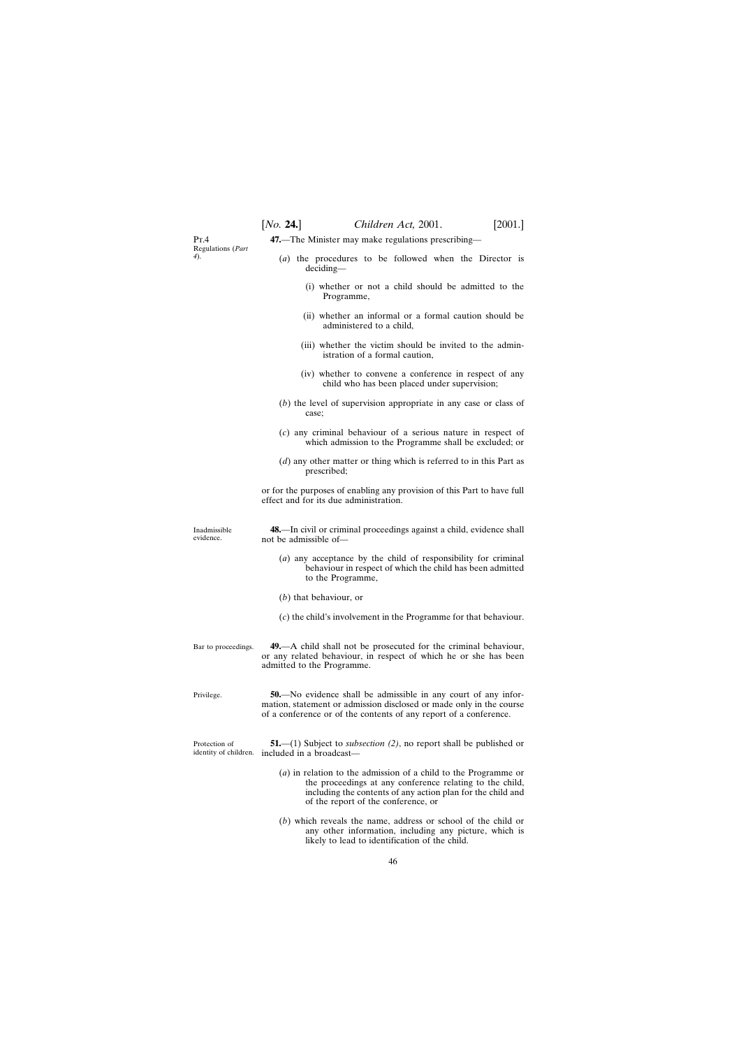Pt.4

Regulations (*Part 4*).

**47.**—The Minister may make regulations prescribing—

(*a*) the procedures to be followed when the Director is deciding—

(i) whether or not a child should be admitted to the Programme,

(ii) whether an informal or a formal caution should be administered to a child,

(iii) whether the victim should be invited to the administration of a formal caution,

(iv) whether to convene a conference in respect of any child who has been placed under supervision;

(*b*) the level of supervision appropriate in any case or class of case;

(*c*) any criminal behaviour of a serious nature in respect of which admission to the Programme shall be excluded; or

(*d*) any other matter or thing which is referred to in this Part as prescribed;

or for the purposes of enabling any provision of this Part to have full effect and for its due administration.

Inadmissible evidence.

**48.**—In civil or criminal proceedings against a child, evidence shall not be admissible of—

(*a*) any acceptance by the child of responsibility for criminal behaviour in respect of which the child has been admitted to the Programme,

(*b*) that behaviour, or

(*c*) the child's involvement in the Programme for that behaviour.

Bar to proceedings.

**49.**—A child shall not be prosecuted for the criminal behaviour, or any related behaviour, in respect of which he or she has been admitted to the Programme.

Privilege.

**50.**—No evidence shall be admissible in any court of any information, statement or admission disclosed or made only in the course of a conference or of the contents of any report of a conference.

Protection of identity of children.

**51.**—(1) Subject to *subsection (2)*, no report shall be published or included in a broadcast—

(*a*) in relation to the admission of a child to the Programme or the proceedings at any conference relating to the child, including the contents of any action plan for the child and of the report of the conference, or

(*b*) which reveals the name, address or school of the child or any other information, including any picture, which is likely to lead to identification of the child.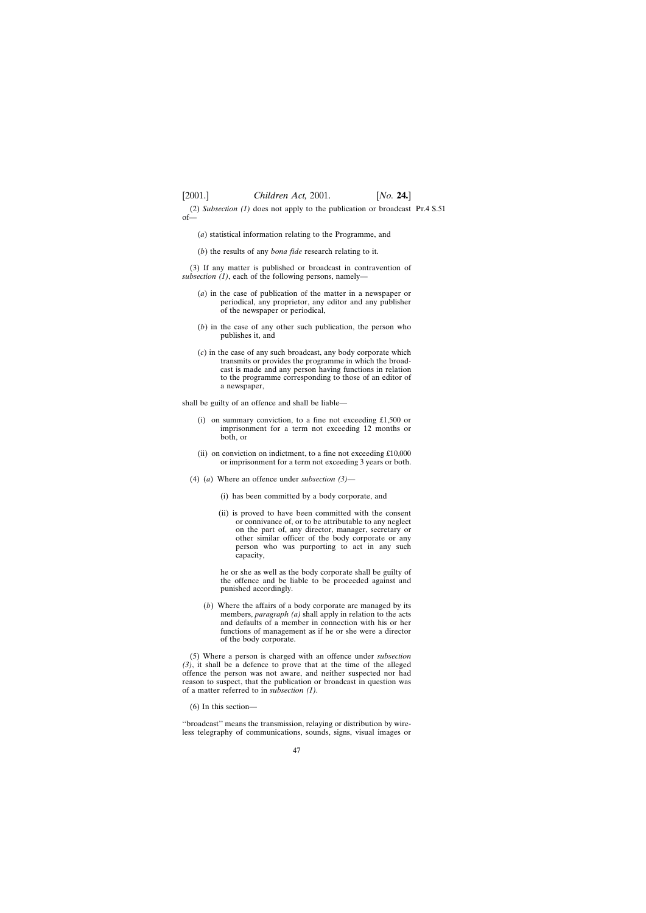(2) *Subsection (1)* does not apply to the publication or broadcast of—

(*a*) statistical information relating to the Programme, and

(*b*) the results of any *bona fide* research relating to it.

(3) If any matter is published or broadcast in contravention of *subsection (1)*, each of the following persons, namely—

(*a*) in the case of publication of the matter in a newspaper or periodical, any proprietor, any editor and any publisher of the newspaper or periodical,

(*b*) in the case of any other such publication, the person who publishes it, and

(*c*) in the case of any such broadcast, any body corporate which transmits or provides the programme in which the broadcast is made and any person having functions in relation to the programme corresponding to those of an editor of a newspaper,

shall be guilty of an offence and shall be liable—

(i) on summary conviction, to a fine not exceeding £1,500 or imprisonment for a term not exceeding 12 months or both, or

(ii) on conviction on indictment, to a fine not exceeding £10,000 or imprisonment for a term not exceeding 3 years or both.

(4) (*a*) Where an offence under *subsection (3)*—

(i) has been committed by a body corporate, and

(ii) is proved to have been committed with the consent or connivance of, or to be attributable to any neglect on the part of, any director, manager, secretary or other similar officer of the body corporate or any person who was purporting to act in any such capacity,

he or she as well as the body corporate shall be guilty of the offence and be liable to be proceeded against and punished accordingly.

(*b*) Where the affairs of a body corporate are managed by its members, *paragraph (a)* shall apply in relation to the acts and defaults of a member in connection with his or her functions of management as if he or she were a director of the body corporate.

(5) Where a person is charged with an offence under *subsection (3)*, it shall be a defence to prove that at the time of the alleged offence the person was not aware, and neither suspected nor had reason to suspect, that the publication or broadcast in question was of a matter referred to in *subsection (1)*.

(6) In this section—

''broadcast'' means the transmission, relaying or distribution by wireless telegraphy of communications, sounds, signs, visual images or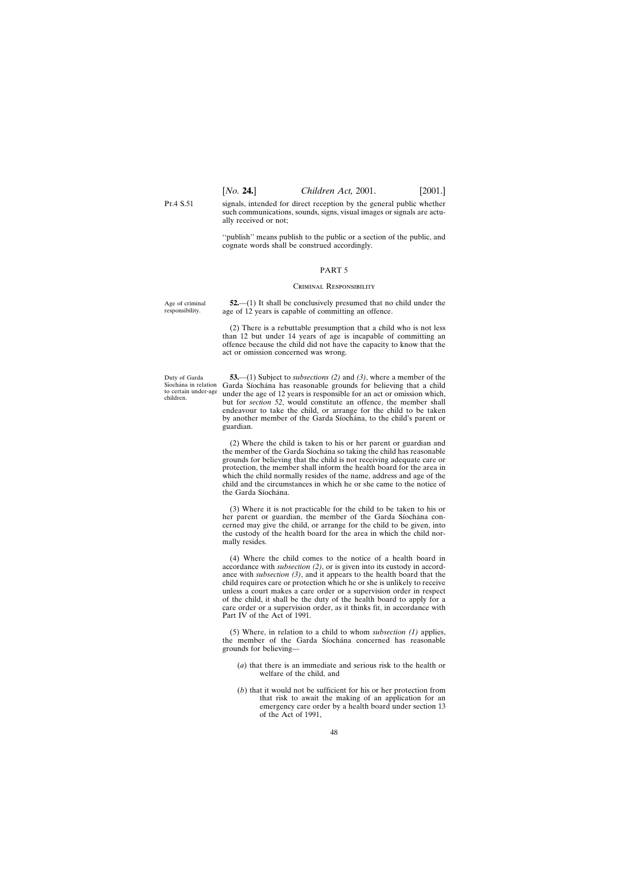signals, intended for direct reception by the general public whether such communications, sounds, signs, visual images or signals are actually received or not;

''publish'' means publish to the public or a section of the public, and cognate words shall be construed accordingly.

## PART 5

### Criminal Responsibility

Age of criminal responsibility.

**52.**—(1) It shall be conclusively presumed that no child under the age of 12 years is capable of committing an offence.

(2) There is a rebuttable presumption that a child who is not less than 12 but under 14 years of age is incapable of committing an offence because the child did not have the capacity to know that the act or omission concerned was wrong.

Duty of Garda Síochána in relation to certain under-age children.

**53.**—(1) Subject to *subsections (2)* and *(3)*, where a member of the Garda Síochána has reasonable grounds for believing that a child under the age of 12 years is responsible for an act or omission which, but for *section 52*, would constitute an offence, the member shall endeavour to take the child, or arrange for the child to be taken by another member of the Garda Síochána, to the child's parent or guardian.

(2) Where the child is taken to his or her parent or guardian and the member of the Garda Síochána so taking the child has reasonable grounds for believing that the child is not receiving adequate care or protection, the member shall inform the health board for the area in which the child normally resides of the name, address and age of the child and the circumstances in which he or she came to the notice of the Garda Síochána.

(3) Where it is not practicable for the child to be taken to his or her parent or guardian, the member of the Garda Síochána concerned may give the child, or arrange for the child to be given, into the custody of the health board for the area in which the child normally resides.

(4) Where the child comes to the notice of a health board in accordance with *subsection (2)*, or is given into its custody in accordance with *subsection (3)*, and it appears to the health board that the child requires care or protection which he or she is unlikely to receive unless a court makes a care order or a supervision order in respect of the child, it shall be the duty of the health board to apply for a care order or a supervision order, as it thinks fit, in accordance with Part IV of the Act of 1991.

(5) Where, in relation to a child to whom *subsection (1)* applies, the member of the Garda Síochána concerned has reasonable grounds for believing—

(*a*) that there is an immediate and serious risk to the health or welfare of the child, and

(*b*) that it would not be sufficient for his or her protection from that risk to await the making of an application for an emergency care order by a health board under section 13 of the Act of 1991,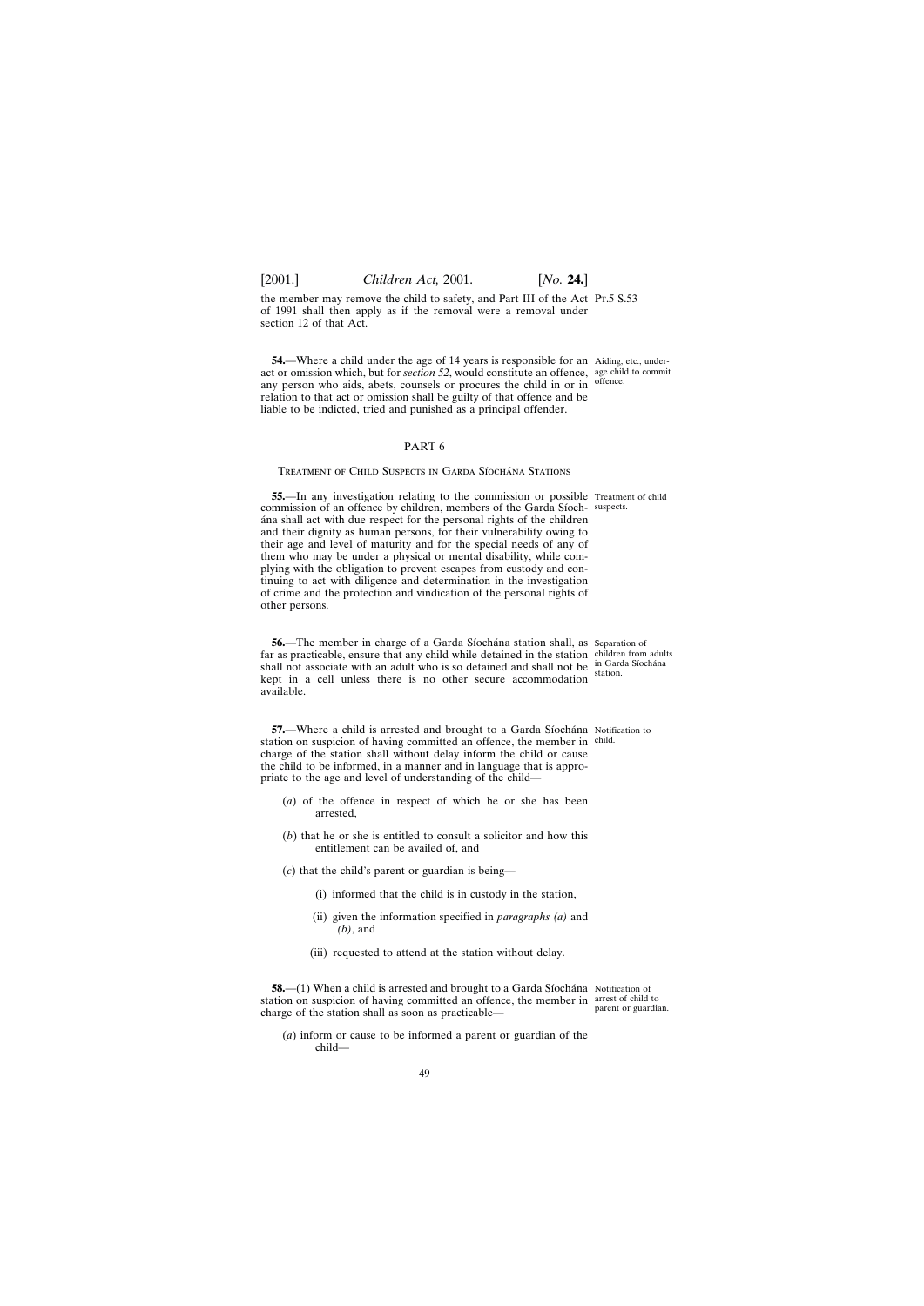the member may remove the child to safety, and Part III of the Act of 1991 shall then apply as if the removal were a removal under section 12 of that Act.

**54.**—Where a child under the age of 14 years is responsible for an act or omission which, but for *section 52*, would constitute an offence, any person who aids, abets, counsels or procures the child in or in relation to that act or omission shall be guilty of that offence and be liable to be indicted, tried and punished as a principal offender.

Aiding, etc., under-age child to commit offence.

## PART 6

### Treatment of Child Suspects in Garda Síochána Stations

**55.**—In any investigation relating to the commission or possible commission of an offence by children, members of the Garda Síochána shall act with due respect for the personal rights of the children and their dignity as human persons, for their vulnerability owing to their age and level of maturity and for the special needs of any of them who may be under a physical or mental disability, while complying with the obligation to prevent escapes from custody and continuing to act with diligence and determination in the investigation of crime and the protection and vindication of the personal rights of other persons.

Treatment of child suspects.

**56.**—The member in charge of a Garda Síochána station shall, as far as practicable, ensure that any child while detained in the station shall not associate with an adult who is so detained and shall not be kept in a cell unless there is no other secure accommodation available.

Separation of children from adults in Garda Síochána station.

**57.**—Where a child is arrested and brought to a Garda Síochána station on suspicion of having committed an offence, the member in charge of the station shall without delay inform the child or cause the child to be informed, in a manner and in language that is appropriate to the age and level of understanding of the child—

Notification to child.

(*a*) of the offence in respect of which he or she has been arrested,

(*b*) that he or she is entitled to consult a solicitor and how this entitlement can be availed of, and

(*c*) that the child's parent or guardian is being—

(i) informed that the child is in custody in the station,

(ii) given the information specified in *paragraphs (a)* and *(b)*, and

(iii) requested to attend at the station without delay.

**58.**—(1) When a child is arrested and brought to a Garda Síochána station on suspicion of having committed an offence, the member in charge of the station shall as soon as practicable—

Notification of arrest of child to parent or guardian.

(*a*) inform or cause to be informed a parent or guardian of the child—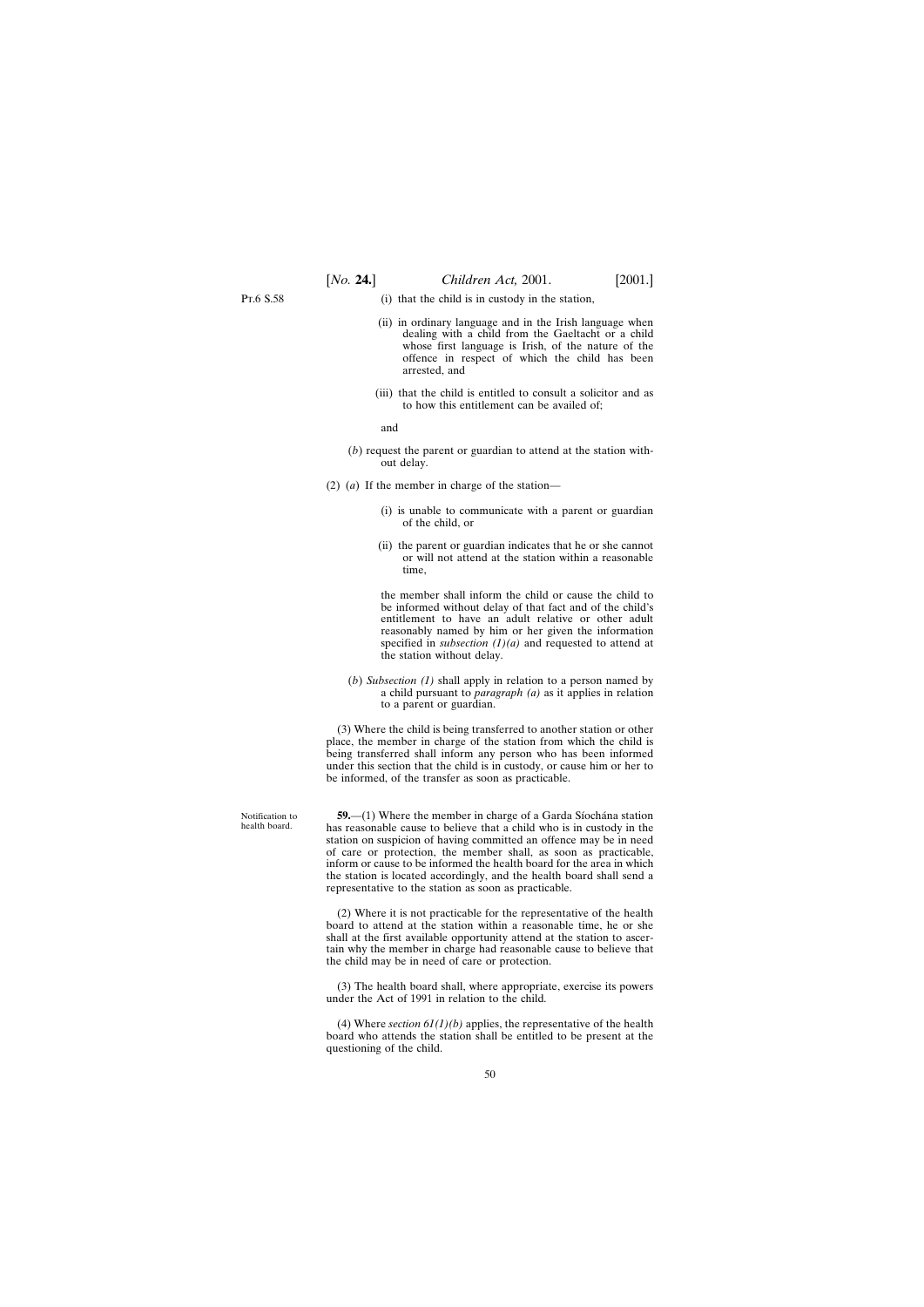(i) that the child is in custody in the station,

(ii) in ordinary language and in the Irish language when dealing with a child from the Gaeltacht or a child whose first language is Irish, of the nature of the offence in respect of which the child has been arrested, and

(iii) that the child is entitled to consult a solicitor and as to how this entitlement can be availed of;

and

(*b*) request the parent or guardian to attend at the station without delay.

(2) (*a*) If the member in charge of the station—

(i) is unable to communicate with a parent or guardian of the child, or

(ii) the parent or guardian indicates that he or she cannot or will not attend at the station within a reasonable time,

the member shall inform the child or cause the child to be informed without delay of that fact and of the child's entitlement to have an adult relative or other adult reasonably named by him or her given the information specified in *subsection (1)(a)* and requested to attend at the station without delay.

(*b*) *Subsection (1)* shall apply in relation to a person named by a child pursuant to *paragraph (a)* as it applies in relation to a parent or guardian.

(3) Where the child is being transferred to another station or other place, the member in charge of the station from which the child is being transferred shall inform any person who has been informed under this section that the child is in custody, or cause him or her to be informed, of the transfer as soon as practicable.

Notification to health board.

**59.**—(1) Where the member in charge of a Garda Síochána station has reasonable cause to believe that a child who is in custody in the station on suspicion of having committed an offence may be in need of care or protection, the member shall, as soon as practicable, inform or cause to be informed the health board for the area in which the station is located accordingly, and the health board shall send a representative to the station as soon as practicable.

(2) Where it is not practicable for the representative of the health board to attend at the station within a reasonable time, he or she shall at the first available opportunity attend at the station to ascertain why the member in charge had reasonable cause to believe that the child may be in need of care or protection.

(3) The health board shall, where appropriate, exercise its powers under the Act of 1991 in relation to the child.

(4) Where *section 61(1)(b)* applies, the representative of the health board who attends the station shall be entitled to be present at the questioning of the child.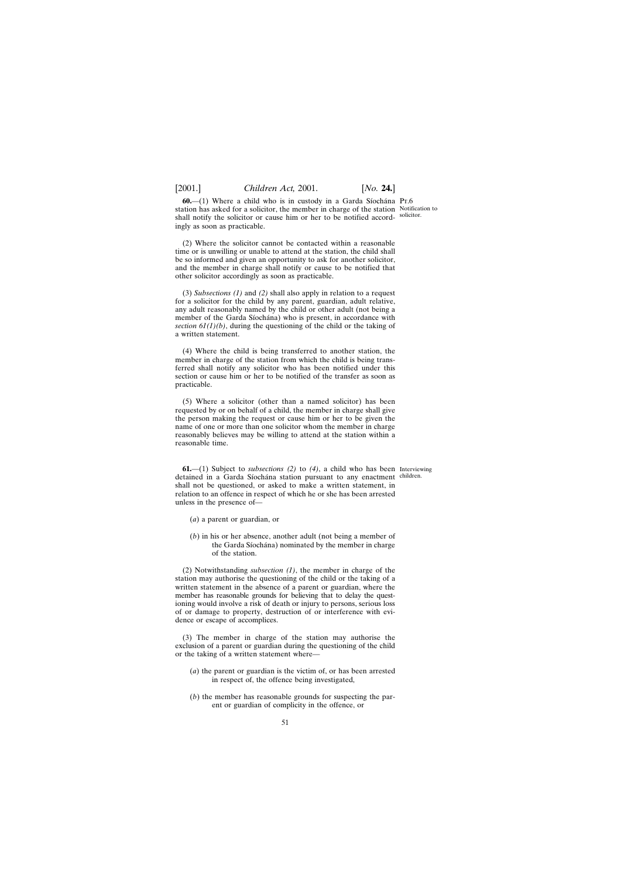**60.**—(1) Where a child who is in custody in a Garda Síochána station has asked for a solicitor, the member in charge of the station shall notify the solicitor or cause him or her to be notified accordingly as soon as practicable.

Pt.6

Notification to solicitor.

(2) Where the solicitor cannot be contacted within a reasonable time or is unwilling or unable to attend at the station, the child shall be so informed and given an opportunity to ask for another solicitor, and the member in charge shall notify or cause to be notified that other solicitor accordingly as soon as practicable.

(3) *Subsections (1)* and *(2)* shall also apply in relation to a request for a solicitor for the child by any parent, guardian, adult relative, any adult reasonably named by the child or other adult (not being a member of the Garda Síochána) who is present, in accordance with *section 61(1)(b)*, during the questioning of the child or the taking of a written statement.

(4) Where the child is being transferred to another station, the member in charge of the station from which the child is being transferred shall notify any solicitor who has been notified under this section or cause him or her to be notified of the transfer as soon as practicable.

(5) Where a solicitor (other than a named solicitor) has been requested by or on behalf of a child, the member in charge shall give the person making the request or cause him or her to be given the name of one or more than one solicitor whom the member in charge reasonably believes may be willing to attend at the station within a reasonable time.

**61.**—(1) Subject to *subsections (2)* to *(4)*, a child who has been detained in a Garda Síochána station pursuant to any enactment shall not be questioned, or asked to make a written statement, in relation to an offence in respect of which he or she has been arrested unless in the presence of—

Interviewing children.

(*a*) a parent or guardian, or

(*b*) in his or her absence, another adult (not being a member of the Garda Síochána) nominated by the member in charge of the station.

(2) Notwithstanding *subsection (1)*, the member in charge of the station may authorise the questioning of the child or the taking of a written statement in the absence of a parent or guardian, where the member has reasonable grounds for believing that to delay the questioning would involve a risk of death or injury to persons, serious loss of or damage to property, destruction of or interference with evidence or escape of accomplices.

(3) The member in charge of the station may authorise the exclusion of a parent or guardian during the questioning of the child or the taking of a written statement where—

(*a*) the parent or guardian is the victim of, or has been arrested in respect of, the offence being investigated,

(*b*) the member has reasonable grounds for suspecting the parent or guardian of complicity in the offence, or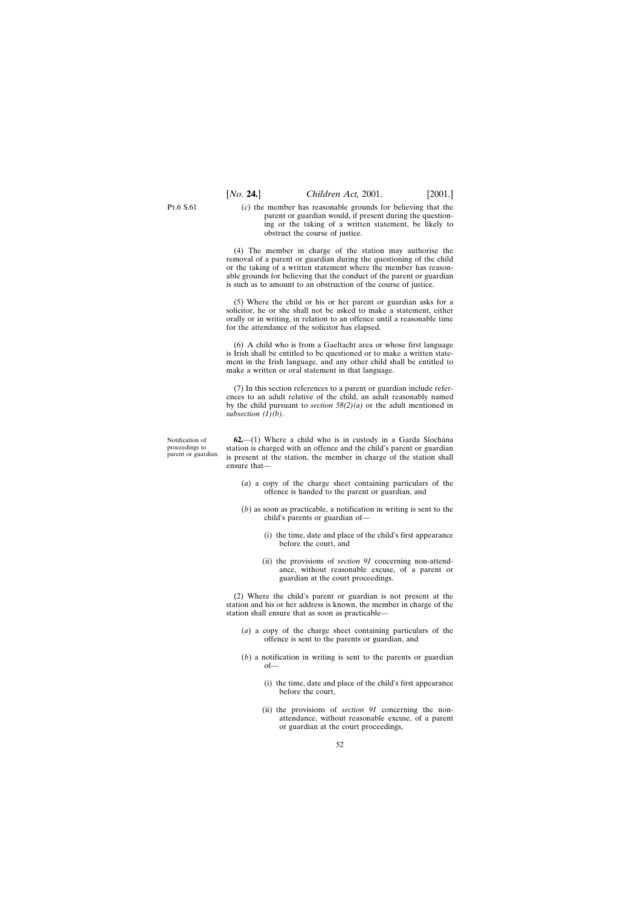(c) the member has reasonable grounds for believing that the parent or guardian would, if present during the questioning or the taking of a written statement, be likely to obstruct the course of justice.

(4) The member in charge of the station may authorise the removal of a parent or guardian during the questioning of the child or the taking of a written statement where the member has reasonable grounds for believing that the conduct of the parent or guardian is such as to amount to an obstruction of the course of justice.

(5) Where the child or his or her parent or guardian asks for a solicitor, he or she shall not be asked to make a statement, either orally or in writing, in relation to an offence until a reasonable time for the attendance of the solicitor has elapsed.

(6) A child who is from a Gaeltacht area or whose first language is Irish shall be entitled to be questioned or to make a written statement in the Irish language, and any other child shall be entitled to make a written or oral statement in that language.

(7) In this section references to a parent or guardian include references to an adult relative of the child, an adult reasonably named by the child pursuant to *section 58(2)(a)* or the adult mentioned in *subsection (1)(b)*.

Notification of proceedings to parent or guardian.

**62.**—(1) Where a child who is in custody in a Garda Síochána station is charged with an offence and the child's parent or guardian is present at the station, the member in charge of the station shall ensure that—

(a) a copy of the charge sheet containing particulars of the offence is handed to the parent or guardian, and

(b) as soon as practicable, a notification in writing is sent to the child's parents or guardian of—

(i) the time, date and place of the child's first appearance before the court, and

(ii) the provisions of *section 91* concerning non-attendance, without reasonable excuse, of a parent or guardian at the court proceedings.

(2) Where the child's parent or guardian is not present at the station and his or her address is known, the member in charge of the station shall ensure that as soon as practicable—

(a) a copy of the charge sheet containing particulars of the offence is sent to the parents or guardian, and

(b) a notification in writing is sent to the parents or guardian of—

(i) the time, date and place of the child's first appearance before the court,

(ii) the provisions of *section 91* concerning the non-attendance, without reasonable excuse, of a parent or guardian at the court proceedings,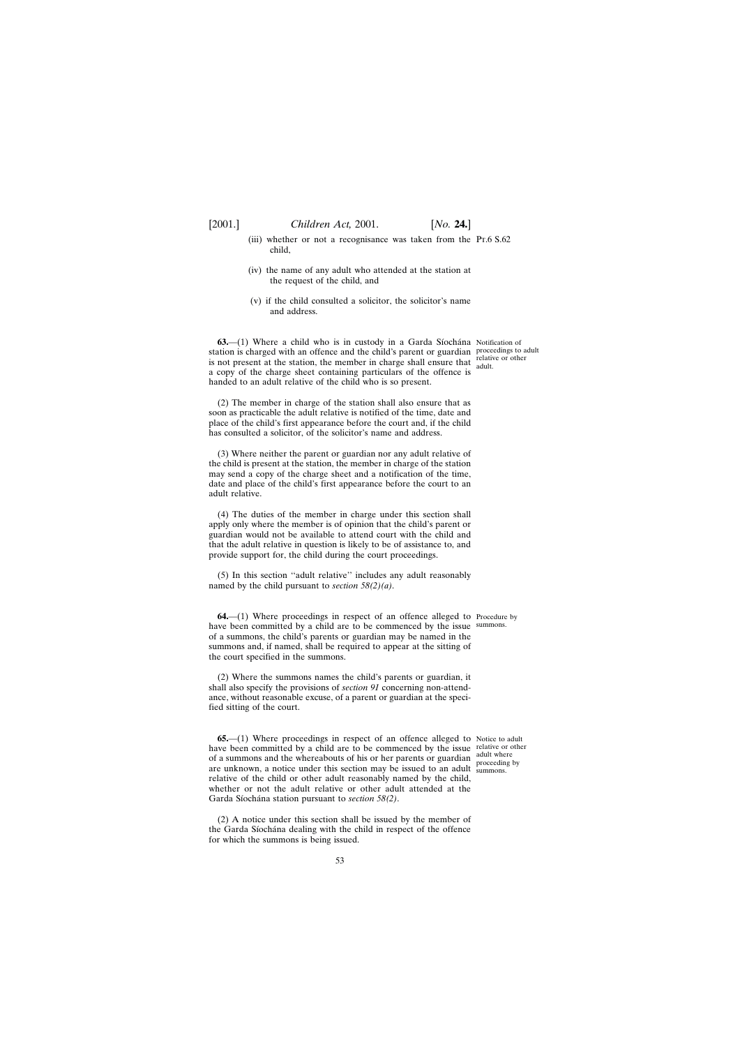(iii) whether or not a recognisance was taken from the child,

(iv) the name of any adult who attended at the station at the request of the child, and

(v) if the child consulted a solicitor, the solicitor's name and address.

**63.**—(1) Where a child who is in custody in a Garda Síochána station is charged with an offence and the child's parent or guardian is not present at the station, the member in charge shall ensure that a copy of the charge sheet containing particulars of the offence is handed to an adult relative of the child who is so present.

Notification of proceedings to adult relative or other adult.

(2) The member in charge of the station shall also ensure that as soon as practicable the adult relative is notified of the time, date and place of the child's first appearance before the court and, if the child has consulted a solicitor, of the solicitor's name and address.

(3) Where neither the parent or guardian nor any adult relative of the child is present at the station, the member in charge of the station may send a copy of the charge sheet and a notification of the time, date and place of the child's first appearance before the court to an adult relative.

(4) The duties of the member in charge under this section shall apply only where the member is of opinion that the child's parent or guardian would not be available to attend court with the child and that the adult relative in question is likely to be of assistance to, and provide support for, the child during the court proceedings.

(5) In this section "adult relative" includes any adult reasonably named by the child pursuant to *section 58(2)(a)*.

**64.**—(1) Where proceedings in respect of an offence alleged to have been committed by a child are to be commenced by the issue of a summons, the child's parents or guardian may be named in the summons and, if named, shall be required to appear at the sitting of the court specified in the summons.

Procedure by summons.

(2) Where the summons names the child's parents or guardian, it shall also specify the provisions of *section 91* concerning non-attendance, without reasonable excuse, of a parent or guardian at the specified sitting of the court.

**65.**—(1) Where proceedings in respect of an offence alleged to have been committed by a child are to be commenced by the issue of a summons and the whereabouts of his or her parents or guardian are unknown, a notice under this section may be issued to an adult relative of the child or other adult reasonably named by the child, whether or not the adult relative or other adult attended at the Garda Síochána station pursuant to *section 58(2)*.

Notice to adult relative or other adult where proceeding by summons.

(2) A notice under this section shall be issued by the member of the Garda Síochána dealing with the child in respect of the offence for which the summons is being issued.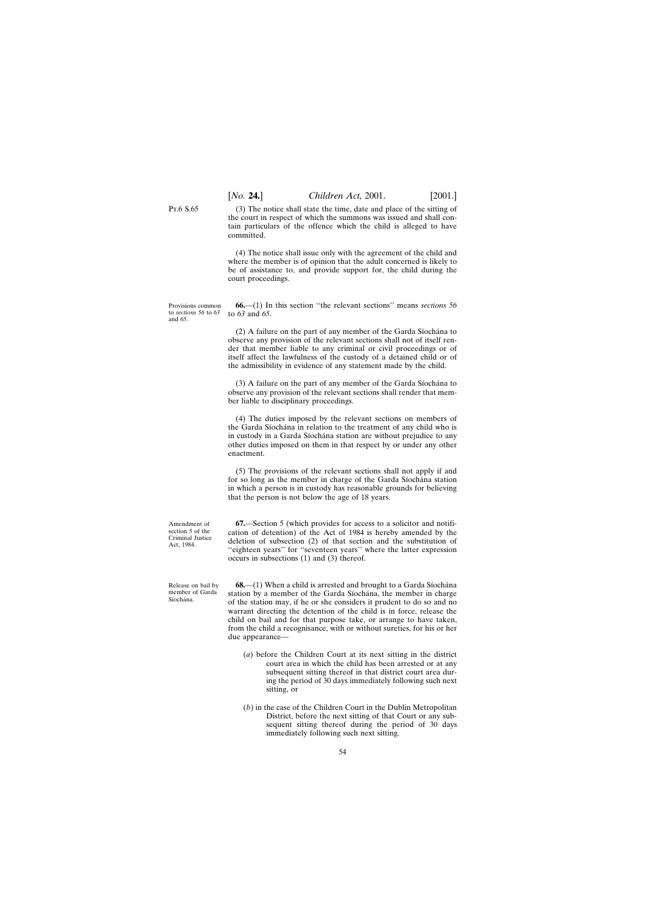(3) The notice shall state the time, date and place of the sitting of the court in respect of which the summons was issued and shall contain particulars of the offence which the child is alleged to have committed.

(4) The notice shall issue only with the agreement of the child and where the member is of opinion that the adult concerned is likely to be of assistance to, and provide support for, the child during the court proceedings.

Provisions common to *sections 56* to *63* and *65*.

**66.**—(1) In this section ''the relevant sections'' means *sections 56* to *63* and *65*.

(2) A failure on the part of any member of the Garda Síochána to observe any provision of the relevant sections shall not of itself render that member liable to any criminal or civil proceedings or of itself affect the lawfulness of the custody of a detained child or of the admissibility in evidence of any statement made by the child.

(3) A failure on the part of any member of the Garda Síochána to observe any provision of the relevant sections shall render that member liable to disciplinary proceedings.

(4) The duties imposed by the relevant sections on members of the Garda Síochána in relation to the treatment of any child who is in custody in a Garda Síochána station are without prejudice to any other duties imposed on them in that respect by or under any other enactment.

(5) The provisions of the relevant sections shall not apply if and for so long as the member in charge of the Garda Síochána station in which a person is in custody has reasonable grounds for believing that the person is not below the age of 18 years.

Amendment of section 5 of the Criminal Justice Act, 1984.

**67.**—Section 5 (which provides for access to a solicitor and notification of detention) of the Act of 1984 is hereby amended by the deletion of subsection (2) of that section and the substitution of ''eighteen years'' for ''seventeen years'' where the latter expression occurs in subsections (1) and (3) thereof.

Release on bail by member of Garda Síochána.

**68.**—(1) When a child is arrested and brought to a Garda Síochána station by a member of the Garda Síochána, the member in charge of the station may, if he or she considers it prudent to do so and no warrant directing the detention of the child is in force, release the child on bail and for that purpose take, or arrange to have taken, from the child a recognisance, with or without sureties, for his or her due appearance—

(*a*) before the Children Court at its next sitting in the district court area in which the child has been arrested or at any subsequent sitting thereof in that district court area during the period of 30 days immediately following such next sitting, or

(*b*) in the case of the Children Court in the Dublin Metropolitan District, before the next sitting of that Court or any subsequent sitting thereof during the period of 30 days immediately following such next sitting.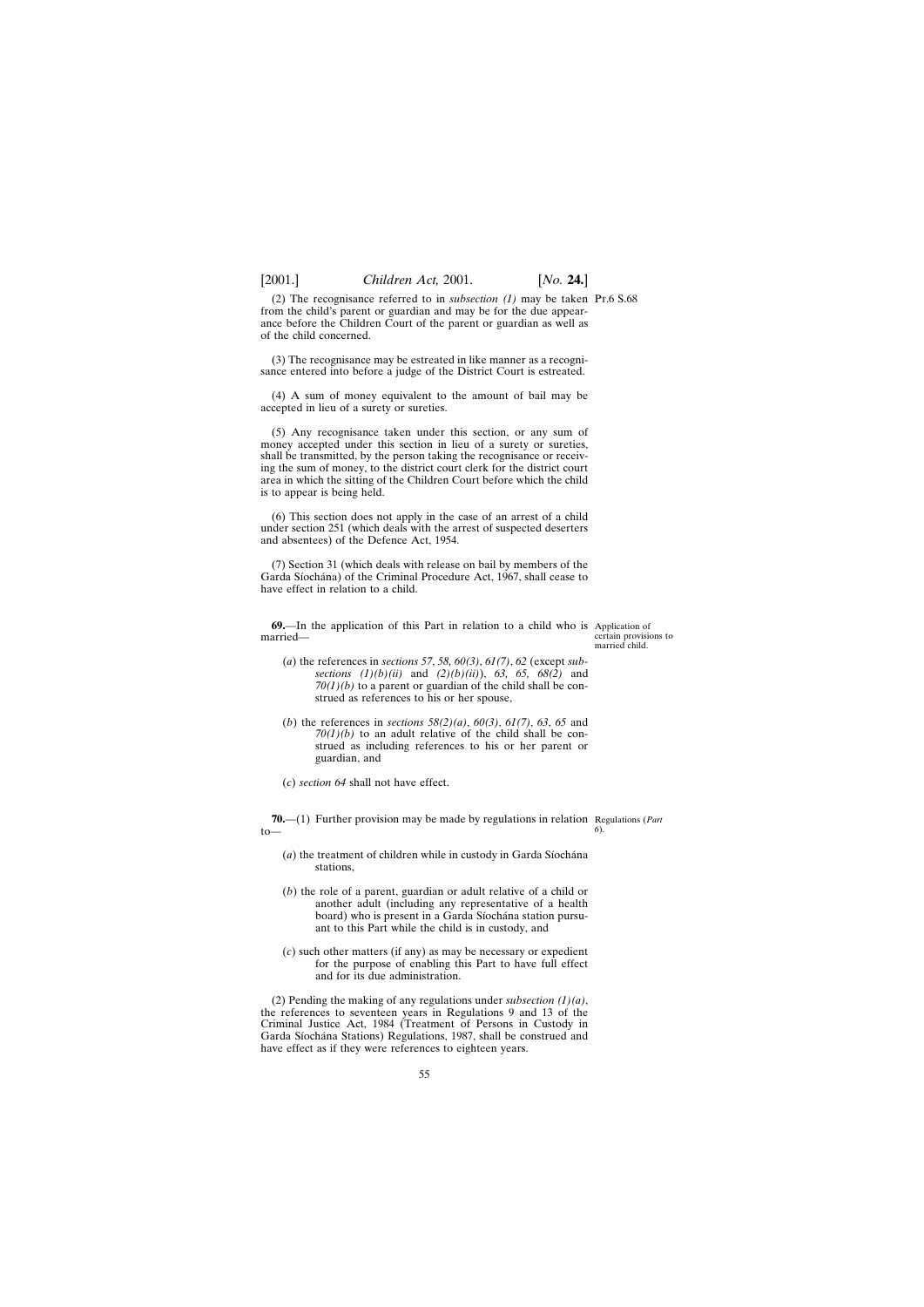(2) The recognisance referred to in *subsection (1)* may be taken from the child's parent or guardian and may be for the due appearance before the Children Court of the parent or guardian as well as of the child concerned.

(3) The recognisance may be estreated in like manner as a recognisance entered into before a judge of the District Court is estreated.

(4) A sum of money equivalent to the amount of bail may be accepted in lieu of a surety or sureties.

(5) Any recognisance taken under this section, or any sum of money accepted under this section in lieu of a surety or sureties, shall be transmitted, by the person taking the recognisance or receiving the sum of money, to the district court clerk for the district court area in which the sitting of the Children Court before which the child is to appear is being held.

(6) This section does not apply in the case of an arrest of a child under section 251 (which deals with the arrest of suspected deserters and absentees) of the Defence Act, 1954.

(7) Section 31 (which deals with release on bail by members of the Garda Síochána) of the Criminal Procedure Act, 1967, shall cease to have effect in relation to a child.

Application of certain provisions to married child.

**69.**—In the application of this Part in relation to a child who is married—

(*a*) the references in *sections 57*, *58, 60(3)*, *61(7)*, *62* (except *subsections (1)(b)(ii)* and *(2)(b)(ii)*), *63, 65, 68(2)* and *70(1)(b)* to a parent or guardian of the child shall be construed as references to his or her spouse,

(*b*) the references in *sections 58(2)(a)*, *60(3)*, *61(7)*, *63*, *65* and *70(1)(b)* to an adult relative of the child shall be construed as including references to his or her parent or guardian, and

(*c*) *section 64* shall not have effect.

Regulations (*Part 6*).

**70.**—(1) Further provision may be made by regulations in relation to—

(*a*) the treatment of children while in custody in Garda Síochána stations,

(*b*) the role of a parent, guardian or adult relative of a child or another adult (including any representative of a health board) who is present in a Garda Síochána station pursuant to this Part while the child is in custody, and

(*c*) such other matters (if any) as may be necessary or expedient for the purpose of enabling this Part to have full effect and for its due administration.

(2) Pending the making of any regulations under *subsection (1)(a)*, the references to seventeen years in Regulations 9 and 13 of the Criminal Justice Act, 1984 (Treatment of Persons in Custody in Garda Síochána Stations) Regulations, 1987, shall be construed and have effect as if they were references to eighteen years.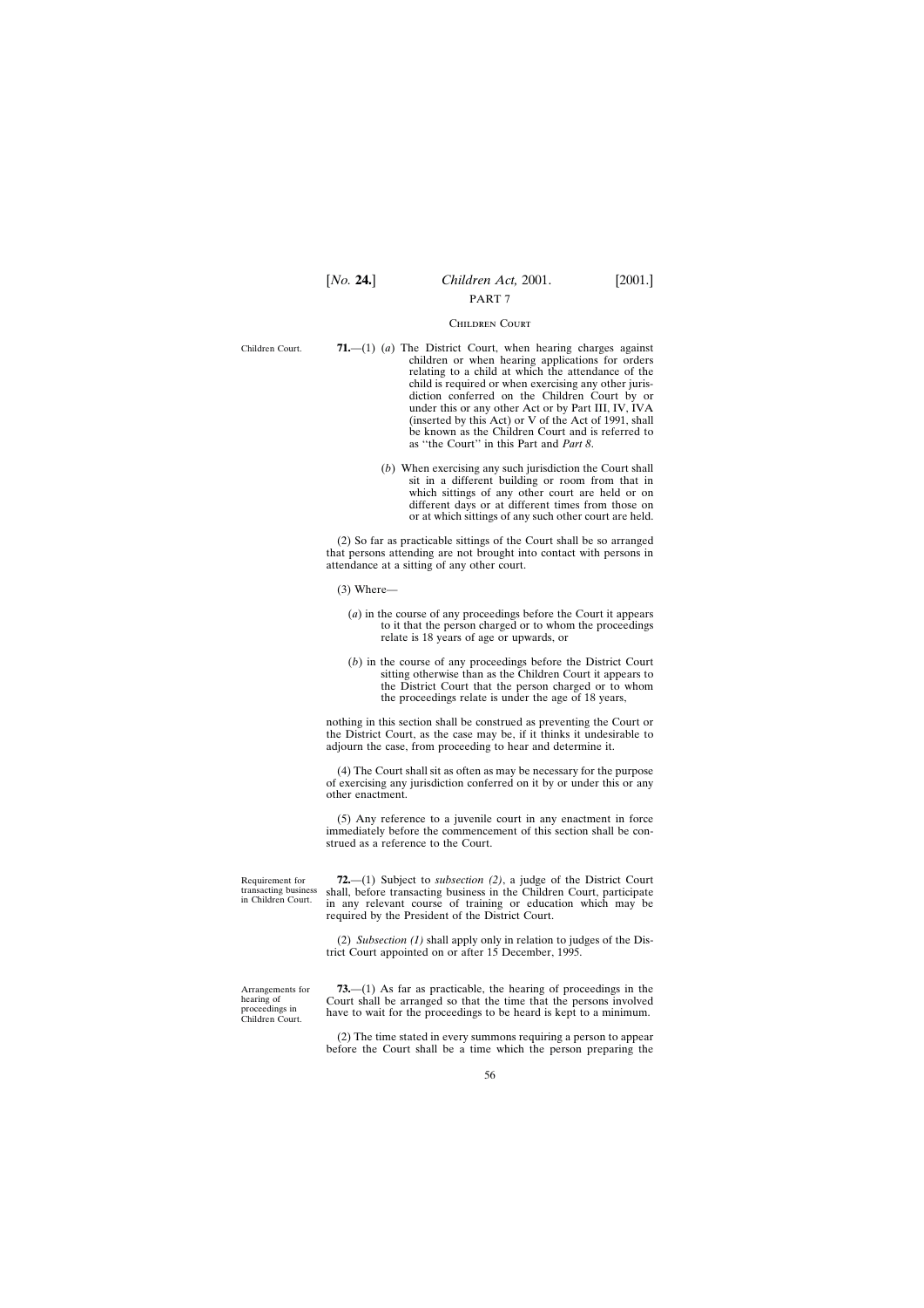## PART 7

### Children Court

Children Court.

**71.**—(1) (*a*) The District Court, when hearing charges against children or when hearing applications for orders relating to a child at which the attendance of the child is required or when exercising any other jurisdiction conferred on the Children Court by or under this or any other Act or by Part III, IV, IVA (inserted by this Act) or V of the Act of 1991, shall be known as the Children Court and is referred to as ''the Court'' in this Part and *Part 8*.

(*b*) When exercising any such jurisdiction the Court shall sit in a different building or room from that in which sittings of any other court are held or on different days or at different times from those on or at which sittings of any such other court are held.

(2) So far as practicable sittings of the Court shall be so arranged that persons attending are not brought into contact with persons in attendance at a sitting of any other court.

(3) Where—

(*a*) in the course of any proceedings before the Court it appears to it that the person charged or to whom the proceedings relate is 18 years of age or upwards, or

(*b*) in the course of any proceedings before the District Court sitting otherwise than as the Children Court it appears to the District Court that the person charged or to whom the proceedings relate is under the age of 18 years,

nothing in this section shall be construed as preventing the Court or the District Court, as the case may be, if it thinks it undesirable to adjourn the case, from proceeding to hear and determine it.

(4) The Court shall sit as often as may be necessary for the purpose of exercising any jurisdiction conferred on it by or under this or any other enactment.

(5) Any reference to a juvenile court in any enactment in force immediately before the commencement of this section shall be construed as a reference to the Court.

Requirement for transacting business in Children Court.

**72.**—(1) Subject to *subsection (2)*, a judge of the District Court shall, before transacting business in the Children Court, participate in any relevant course of training or education which may be required by the President of the District Court.

(2) *Subsection (1)* shall apply only in relation to judges of the District Court appointed on or after 15 December, 1995.

Arrangements for hearing of proceedings in Children Court.

**73.**—(1) As far as practicable, the hearing of proceedings in the Court shall be arranged so that the time that the persons involved have to wait for the proceedings to be heard is kept to a minimum.

(2) The time stated in every summons requiring a person to appear before the Court shall be a time which the person preparing the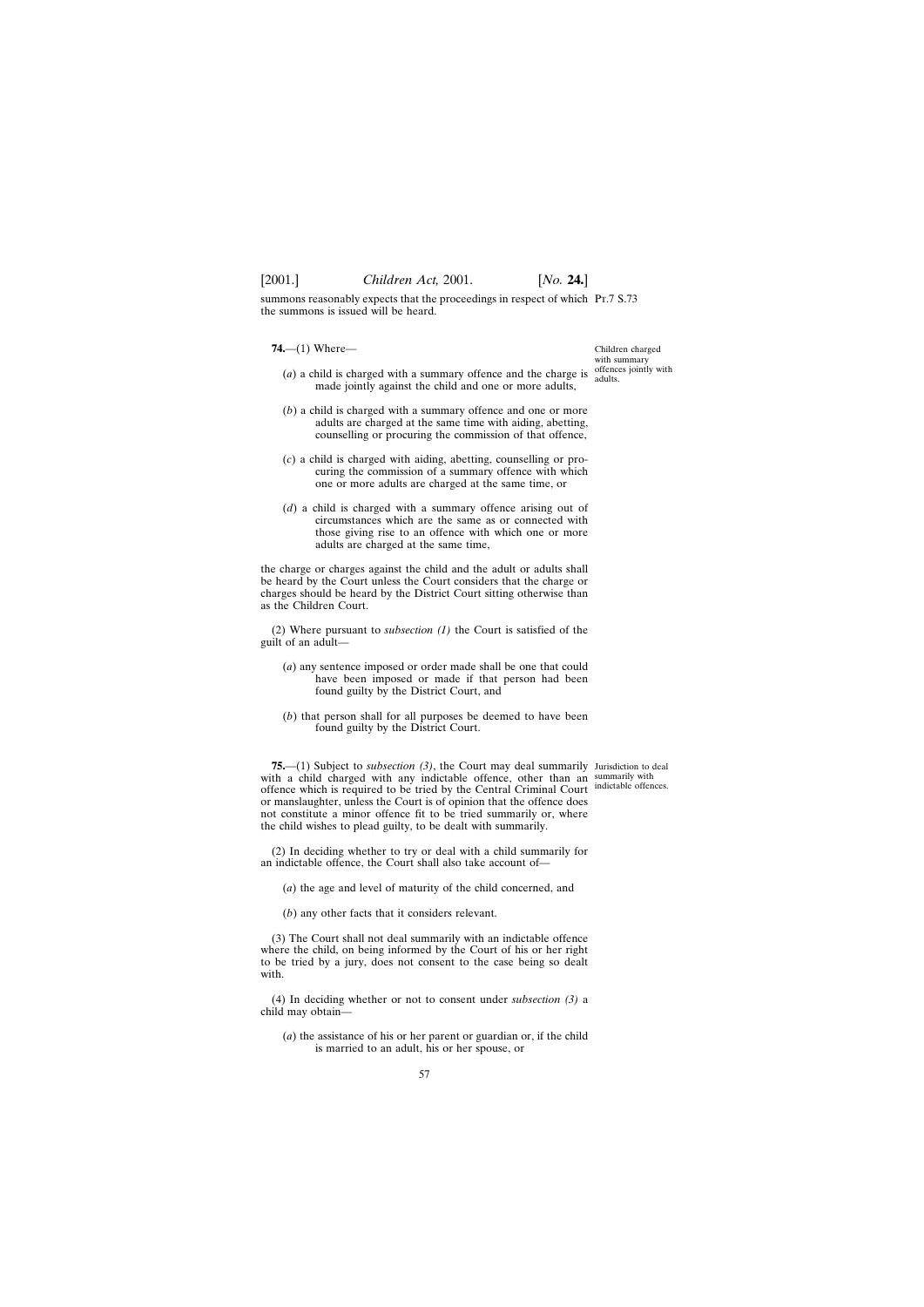summons reasonably expects that the proceedings in respect of which the summons is issued will be heard.

**74.**—(1) Where—

*Children charged with summary offences jointly with adults.*

(*a*) a child is charged with a summary offence and the charge is made jointly against the child and one or more adults,

(*b*) a child is charged with a summary offence and one or more adults are charged at the same time with aiding, abetting, counselling or procuring the commission of that offence,

(*c*) a child is charged with aiding, abetting, counselling or procuring the commission of a summary offence with which one or more adults are charged at the same time, or

(*d*) a child is charged with a summary offence arising out of circumstances which are the same as or connected with those giving rise to an offence with which one or more adults are charged at the same time,

the charge or charges against the child and the adult or adults shall be heard by the Court unless the Court considers that the charge or charges should be heard by the District Court sitting otherwise than as the Children Court.

(2) Where pursuant to *subsection (1)* the Court is satisfied of the guilt of an adult—

(*a*) any sentence imposed or order made shall be one that could have been imposed or made if that person had been found guilty by the District Court, and

(*b*) that person shall for all purposes be deemed to have been found guilty by the District Court.

**75.**—(1) Subject to *subsection (3)*, the Court may deal summarily with a child charged with any indictable offence, other than an offence which is required to be tried by the Central Criminal Court or manslaughter, unless the Court is of opinion that the offence does not constitute a minor offence fit to be tried summarily or, where the child wishes to plead guilty, to be dealt with summarily.

*Jurisdiction to deal summarily with indictable offences.*

(2) In deciding whether to try or deal with a child summarily for an indictable offence, the Court shall also take account of—

(*a*) the age and level of maturity of the child concerned, and

(*b*) any other facts that it considers relevant.

(3) The Court shall not deal summarily with an indictable offence where the child, on being informed by the Court of his or her right to be tried by a jury, does not consent to the case being so dealt with.

(4) In deciding whether or not to consent under *subsection (3)* a child may obtain—

(*a*) the assistance of his or her parent or guardian or, if the child is married to an adult, his or her spouse, or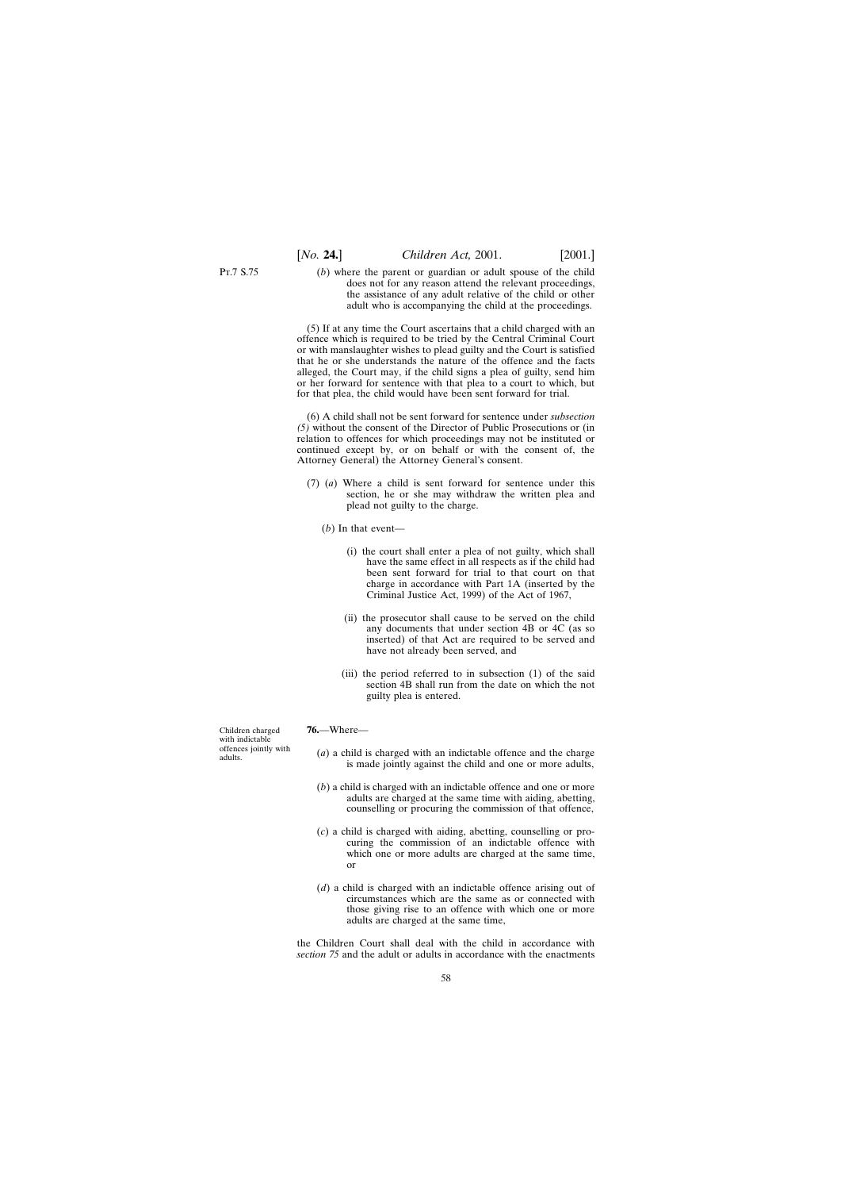(*b*) where the parent or guardian or adult spouse of the child does not for any reason attend the relevant proceedings, the assistance of any adult relative of the child or other adult who is accompanying the child at the proceedings.

(5) If at any time the Court ascertains that a child charged with an offence which is required to be tried by the Central Criminal Court or with manslaughter wishes to plead guilty and the Court is satisfied that he or she understands the nature of the offence and the facts alleged, the Court may, if the child signs a plea of guilty, send him or her forward for sentence with that plea to a court to which, but for that plea, the child would have been sent forward for trial.

(6) A child shall not be sent forward for sentence under *subsection (5)* without the consent of the Director of Public Prosecutions or (in relation to offences for which proceedings may not be instituted or continued except by, or on behalf or with the consent of, the Attorney General) the Attorney General's consent.

(7) (*a*) Where a child is sent forward for sentence under this section, he or she may withdraw the written plea and plead not guilty to the charge.

(*b*) In that event—

(i) the court shall enter a plea of not guilty, which shall have the same effect in all respects as if the child had been sent forward for trial to that court on that charge in accordance with Part 1A (inserted by the Criminal Justice Act, 1999) of the Act of 1967,

(ii) the prosecutor shall cause to be served on the child any documents that under section 4B or 4C (as so inserted) of that Act are required to be served and have not already been served, and

(iii) the period referred to in subsection (1) of the said section 4B shall run from the date on which the not guilty plea is entered.

Children charged with indictable offences jointly with adults.

**76.**—Where—

(*a*) a child is charged with an indictable offence and the charge is made jointly against the child and one or more adults,

(*b*) a child is charged with an indictable offence and one or more adults are charged at the same time with aiding, abetting, counselling or procuring the commission of that offence,

(*c*) a child is charged with aiding, abetting, counselling or procuring the commission of an indictable offence with which one or more adults are charged at the same time, or

(*d*) a child is charged with an indictable offence arising out of circumstances which are the same as or connected with those giving rise to an offence with which one or more adults are charged at the same time,

the Children Court shall deal with the child in accordance with *section 75* and the adult or adults in accordance with the enactments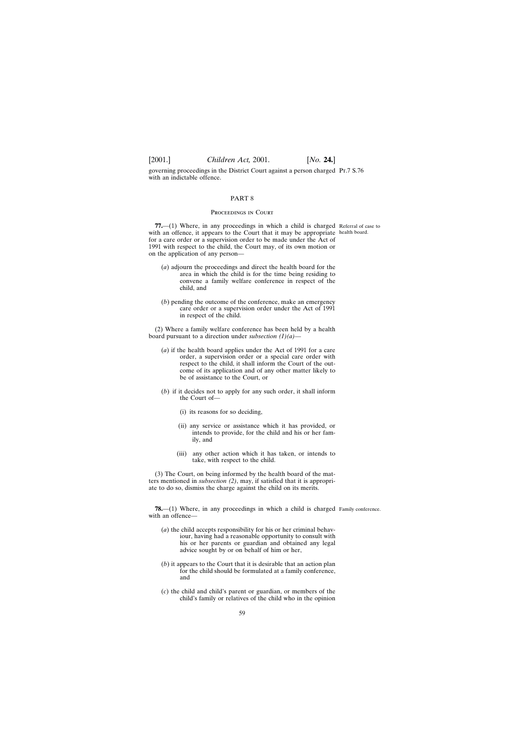governing proceedings in the District Court against a person charged with an indictable offence.

## PART 8

### Proceedings in Court

**77.**—(1) Where, in any proceedings in which a child is charged with an offence, it appears to the Court that it may be appropriate for a care order or a supervision order to be made under the Act of 1991 with respect to the child, the Court may, of its own motion or on the application of any person—

Referral of case to health board.

(*a*) adjourn the proceedings and direct the health board for the area in which the child is for the time being residing to convene a family welfare conference in respect of the child, and

(*b*) pending the outcome of the conference, make an emergency care order or a supervision order under the Act of 1991 in respect of the child.

(2) Where a family welfare conference has been held by a health board pursuant to a direction under *subsection (1)(a)*—

(*a*) if the health board applies under the Act of 1991 for a care order, a supervision order or a special care order with respect to the child, it shall inform the Court of the outcome of its application and of any other matter likely to be of assistance to the Court, or

(*b*) if it decides not to apply for any such order, it shall inform the Court of—

(i) its reasons for so deciding,

(ii) any service or assistance which it has provided, or intends to provide, for the child and his or her family, and

(iii) any other action which it has taken, or intends to take, with respect to the child.

(3) The Court, on being informed by the health board of the matters mentioned in *subsection (2)*, may, if satisfied that it is appropriate to do so, dismiss the charge against the child on its merits.

**78.**—(1) Where, in any proceedings in which a child is charged with an offence—

Family conference.

(*a*) the child accepts responsibility for his or her criminal behaviour, having had a reasonable opportunity to consult with his or her parents or guardian and obtained any legal advice sought by or on behalf of him or her,

(*b*) it appears to the Court that it is desirable that an action plan for the child should be formulated at a family conference, and

(*c*) the child and child's parent or guardian, or members of the child's family or relatives of the child who in the opinion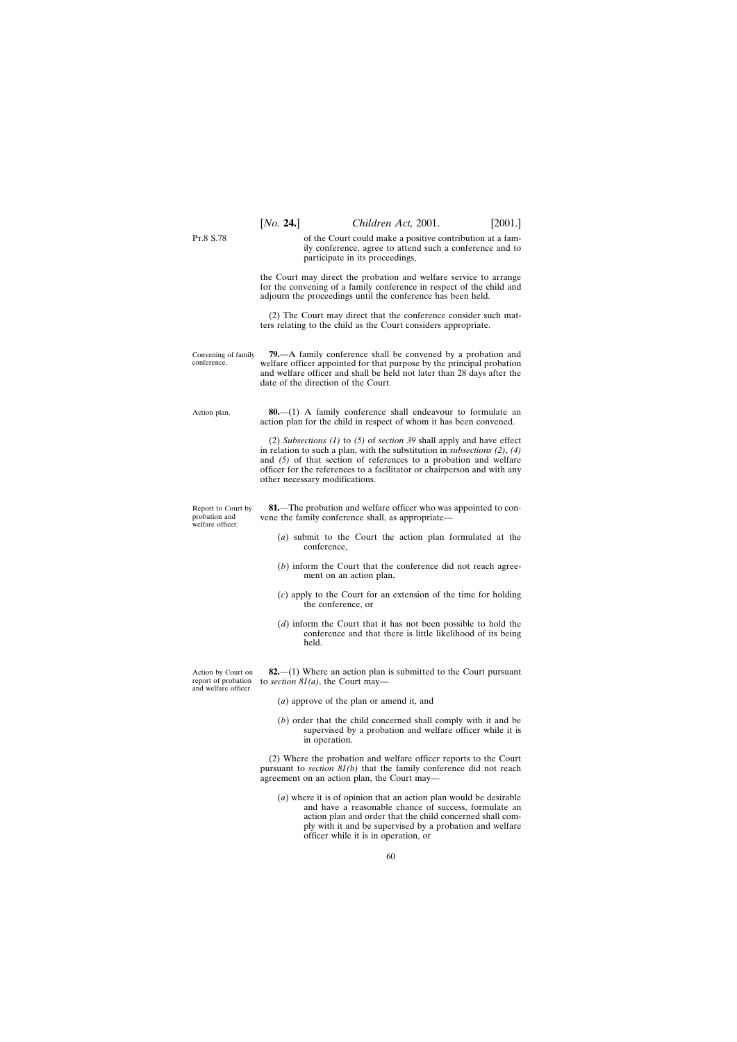of the Court could make a positive contribution at a family conference, agree to attend such a conference and to participate in its proceedings,

the Court may direct the probation and welfare service to arrange for the convening of a family conference in respect of the child and adjourn the proceedings until the conference has been held.

(2) The Court may direct that the conference consider such matters relating to the child as the Court considers appropriate.

Convening of family conference.

**79.**—A family conference shall be convened by a probation and welfare officer appointed for that purpose by the principal probation and welfare officer and shall be held not later than 28 days after the date of the direction of the Court.

Action plan.

**80.**—(1) A family conference shall endeavour to formulate an action plan for the child in respect of whom it has been convened.

(2) *Subsections (1)* to *(5)* of *section 39* shall apply and have effect in relation to such a plan, with the substitution in *subsections (2)*, *(4)* and *(5)* of that section of references to a probation and welfare officer for the references to a facilitator or chairperson and with any other necessary modifications.

Report to Court by probation and welfare officer.

**81.**—The probation and welfare officer who was appointed to convene the family conference shall, as appropriate—

(*a*) submit to the Court the action plan formulated at the conference,

(*b*) inform the Court that the conference did not reach agreement on an action plan,

(*c*) apply to the Court for an extension of the time for holding the conference, or

(*d*) inform the Court that it has not been possible to hold the conference and that there is little likelihood of its being held.

Action by Court on report of probation and welfare officer.

**82.**—(1) Where an action plan is submitted to the Court pursuant to *section 81(a)*, the Court may—

(*a*) approve of the plan or amend it, and

(*b*) order that the child concerned shall comply with it and be supervised by a probation and welfare officer while it is in operation.

(2) Where the probation and welfare officer reports to the Court pursuant to *section 81(b)* that the family conference did not reach agreement on an action plan, the Court may—

(*a*) where it is of opinion that an action plan would be desirable and have a reasonable chance of success, formulate an action plan and order that the child concerned shall comply with it and be supervised by a probation and welfare officer while it is in operation, or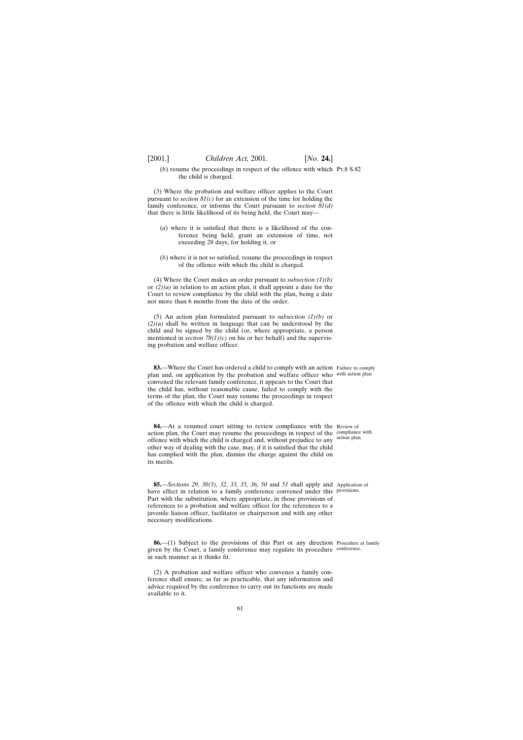(*b*) resume the proceedings in respect of the offence with which the child is charged.

(3) Where the probation and welfare officer applies to the Court pursuant to *section 81(c)* for an extension of the time for holding the family conference, or informs the Court pursuant to *section 81(d)* that there is little likelihood of its being held, the Court may—

(*a*) where it is satisfied that there is a likelihood of the conference being held, grant an extension of time, not exceeding 28 days, for holding it, or

(*b*) where it is not so satisfied, resume the proceedings in respect of the offence with which the child is charged.

(4) Where the Court makes an order pursuant to *subsection (1)(b)* or *(2)(a)* in relation to an action plan, it shall appoint a date for the Court to review compliance by the child with the plan, being a date not more than 6 months from the date of the order.

(5) An action plan formulated pursuant to *subsection (1)(b)* or *(2)(a)* shall be written in language that can be understood by the child and be signed by the child (or, where appropriate, a person mentioned in *section 78(1)(c)* on his or her behalf) and the supervising probation and welfare officer.

Failure to comply with action plan.

**83.**—Where the Court has ordered a child to comply with an action plan and, on application by the probation and welfare officer who convened the relevant family conference, it appears to the Court that the child has, without reasonable cause, failed to comply with the terms of the plan, the Court may resume the proceedings in respect of the offence with which the child is charged.

Review of compliance with action plan.

**84.**—At a resumed court sitting to review compliance with the action plan, the Court may resume the proceedings in respect of the offence with which the child is charged and, without prejudice to any other way of dealing with the case, may, if it is satisfied that the child has complied with the plan, dismiss the charge against the child on its merits.

Application of provisions.

**85.**—*Sections 29, 30(3), 32, 33, 35, 36, 50* and *51* shall apply and have effect in relation to a family conference convened under this Part with the substitution, where appropriate, in those provisions of references to a probation and welfare officer for the references to a juvenile liaison officer, facilitator or chairperson and with any other necessary modifications.

Procedure at family conference.

**86.**—(1) Subject to the provisions of this Part or any direction given by the Court, a family conference may regulate its procedure in such manner as it thinks fit.

(2) A probation and welfare officer who convenes a family conference shall ensure, as far as practicable, that any information and advice required by the conference to carry out its functions are made available to it.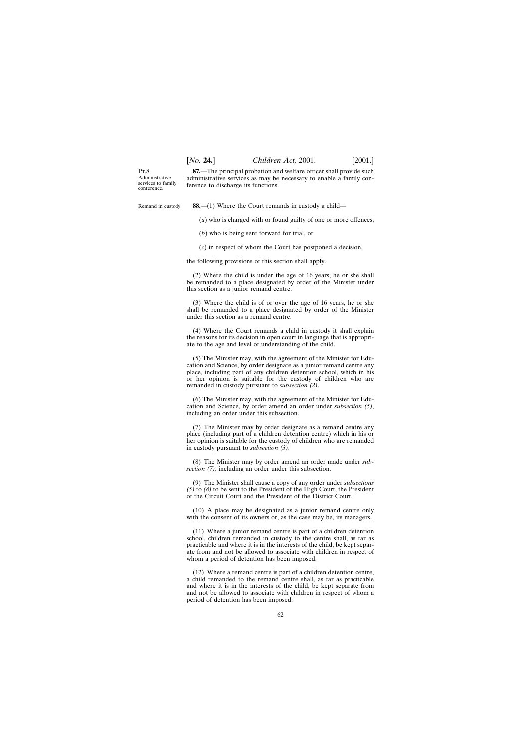Pt.8

Administrative services to family conference.

**87.**—The principal probation and welfare officer shall provide such administrative services as may be necessary to enable a family conference to discharge its functions.

Remand in custody.

**88.**—(1) Where the Court remands in custody a child—

(*a*) who is charged with or found guilty of one or more offences,

(*b*) who is being sent forward for trial, or

(*c*) in respect of whom the Court has postponed a decision,

the following provisions of this section shall apply.

(2) Where the child is under the age of 16 years, he or she shall be remanded to a place designated by order of the Minister under this section as a junior remand centre.

(3) Where the child is of or over the age of 16 years, he or she shall be remanded to a place designated by order of the Minister under this section as a remand centre.

(4) Where the Court remands a child in custody it shall explain the reasons for its decision in open court in language that is appropriate to the age and level of understanding of the child.

(5) The Minister may, with the agreement of the Minister for Education and Science, by order designate as a junior remand centre any place, including part of any children detention school, which in his or her opinion is suitable for the custody of children who are remanded in custody pursuant to *subsection (2)*.

(6) The Minister may, with the agreement of the Minister for Education and Science, by order amend an order under *subsection (5)*, including an order under this subsection.

(7) The Minister may by order designate as a remand centre any place (including part of a children detention centre) which in his or her opinion is suitable for the custody of children who are remanded in custody pursuant to *subsection (3)*.

(8) The Minister may by order amend an order made under *subsection (7)*, including an order under this subsection.

(9) The Minister shall cause a copy of any order under *subsections (5)* to *(8)* to be sent to the President of the High Court, the President of the Circuit Court and the President of the District Court.

(10) A place may be designated as a junior remand centre only with the consent of its owners or, as the case may be, its managers.

(11) Where a junior remand centre is part of a children detention school, children remanded in custody to the centre shall, as far as practicable and where it is in the interests of the child, be kept separate from and not be allowed to associate with children in respect of whom a period of detention has been imposed.

(12) Where a remand centre is part of a children detention centre, a child remanded to the remand centre shall, as far as practicable and where it is in the interests of the child, be kept separate from and not be allowed to associate with children in respect of whom a period of detention has been imposed.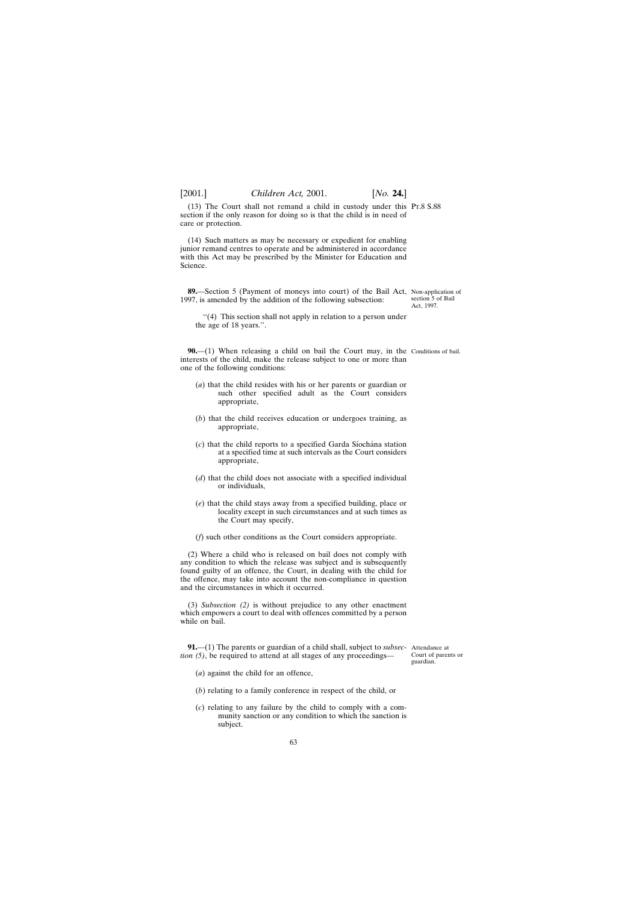(13) The Court shall not remand a child in custody under this section if the only reason for doing so is that the child is in need of care or protection.

(14) Such matters as may be necessary or expedient for enabling junior remand centres to operate and be administered in accordance with this Act may be prescribed by the Minister for Education and Science.

**89.**—Section 5 (Payment of moneys into court) of the Bail Act, 1997, is amended by the addition of the following subsection:

*Non-application of section 5 of Bail Act, 1997.*

''(4) This section shall not apply in relation to a person under the age of 18 years.''.

**90.**—(1) When releasing a child on bail the Court may, in the interests of the child, make the release subject to one or more than one of the following conditions:

*Conditions of bail.*

(*a*) that the child resides with his or her parents or guardian or such other specified adult as the Court considers appropriate,

(*b*) that the child receives education or undergoes training, as appropriate,

(*c*) that the child reports to a specified Garda Síochána station at a specified time at such intervals as the Court considers appropriate,

(*d*) that the child does not associate with a specified individual or individuals,

(*e*) that the child stays away from a specified building, place or locality except in such circumstances and at such times as the Court may specify,

(*f*) such other conditions as the Court considers appropriate.

(2) Where a child who is released on bail does not comply with any condition to which the release was subject and is subsequently found guilty of an offence, the Court, in dealing with the child for the offence, may take into account the non-compliance in question and the circumstances in which it occurred.

(3) *Subsection (2)* is without prejudice to any other enactment which empowers a court to deal with offences committed by a person while on bail.

**91.**—(1) The parents or guardian of a child shall, subject to *subsection (5)*, be required to attend at all stages of any proceedings—

*Attendance at Court of parents or guardian.*

(*a*) against the child for an offence,

(*b*) relating to a family conference in respect of the child, or

(*c*) relating to any failure by the child to comply with a community sanction or any condition to which the sanction is subject.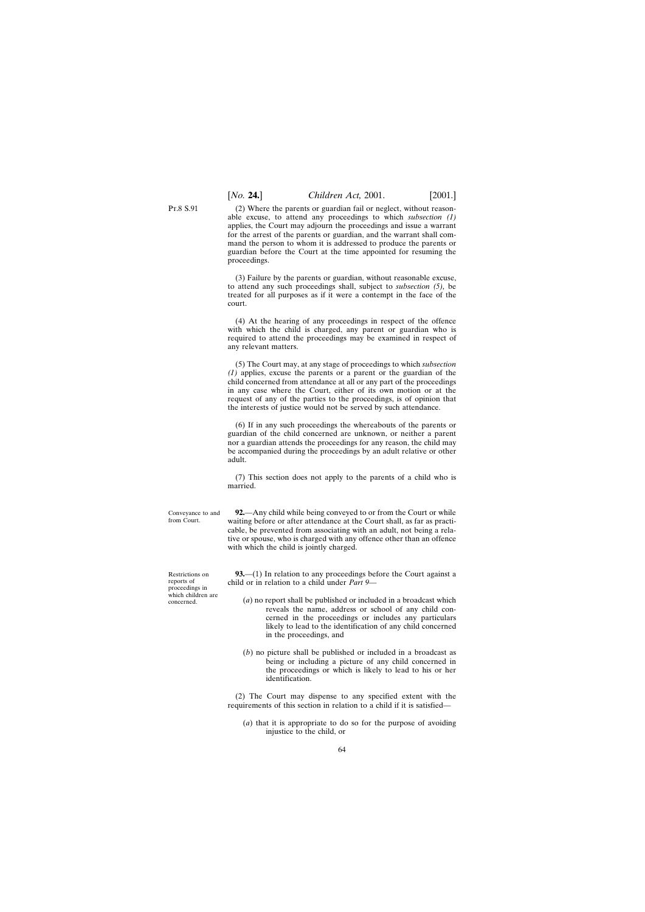(2) Where the parents or guardian fail or neglect, without reasonable excuse, to attend any proceedings to which *subsection (1)* applies, the Court may adjourn the proceedings and issue a warrant for the arrest of the parents or guardian, and the warrant shall command the person to whom it is addressed to produce the parents or guardian before the Court at the time appointed for resuming the proceedings.

(3) Failure by the parents or guardian, without reasonable excuse, to attend any such proceedings shall, subject to *subsection (5),* be treated for all purposes as if it were a contempt in the face of the court.

(4) At the hearing of any proceedings in respect of the offence with which the child is charged, any parent or guardian who is required to attend the proceedings may be examined in respect of any relevant matters.

(5) The Court may, at any stage of proceedings to which *subsection (1)* applies, excuse the parents or a parent or the guardian of the child concerned from attendance at all or any part of the proceedings in any case where the Court, either of its own motion or at the request of any of the parties to the proceedings, is of opinion that the interests of justice would not be served by such attendance.

(6) If in any such proceedings the whereabouts of the parents or guardian of the child concerned are unknown, or neither a parent nor a guardian attends the proceedings for any reason, the child may be accompanied during the proceedings by an adult relative or other adult.

(7) This section does not apply to the parents of a child who is married.

Conveyance to and from Court.

**92.**—Any child while being conveyed to or from the Court or while waiting before or after attendance at the Court shall, as far as practicable, be prevented from associating with an adult, not being a relative or spouse, who is charged with any offence other than an offence with which the child is jointly charged.

Restrictions on reports of proceedings in which children are concerned.

**93.**—(1) In relation to any proceedings before the Court against a child or in relation to a child under *Part 9*—

(*a*) no report shall be published or included in a broadcast which reveals the name, address or school of any child concerned in the proceedings or includes any particulars likely to lead to the identification of any child concerned in the proceedings, and

(*b*) no picture shall be published or included in a broadcast as being or including a picture of any child concerned in the proceedings or which is likely to lead to his or her identification.

(2) The Court may dispense to any specified extent with the requirements of this section in relation to a child if it is satisfied—

(*a*) that it is appropriate to do so for the purpose of avoiding injustice to the child, or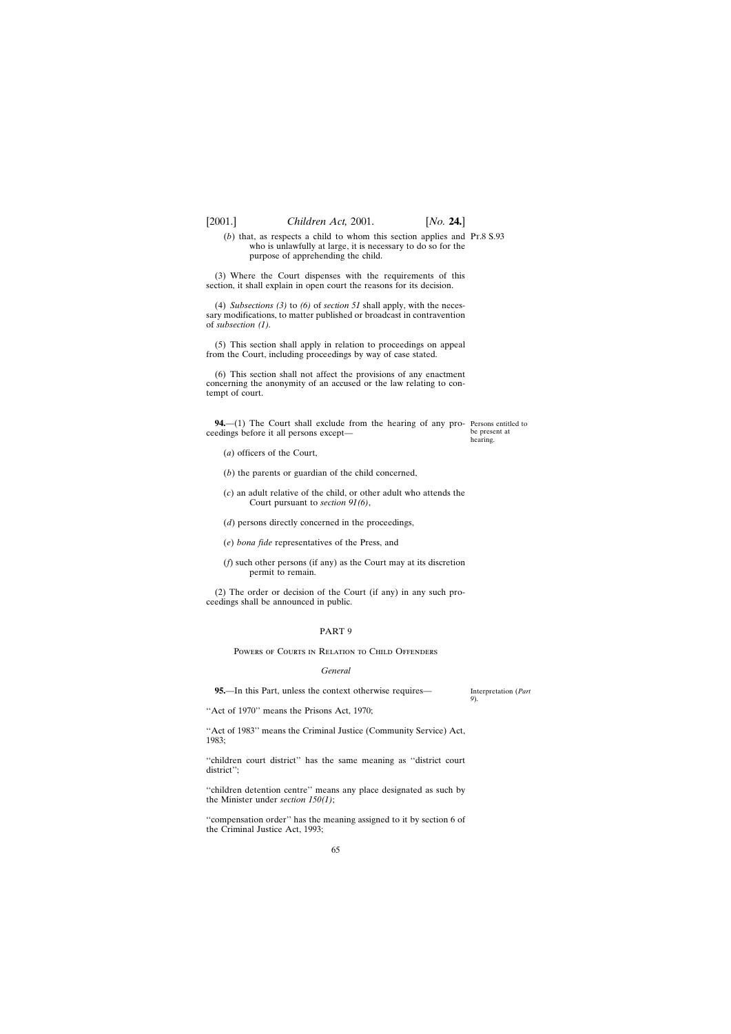(*b*) that, as respects a child to whom this section applies and who is unlawfully at large, it is necessary to do so for the purpose of apprehending the child.

(3) Where the Court dispenses with the requirements of this section, it shall explain in open court the reasons for its decision.

(4) *Subsections (3)* to *(6)* of *section 51* shall apply, with the necessary modifications, to matter published or broadcast in contravention of *subsection (1)*.

(5) This section shall apply in relation to proceedings on appeal from the Court, including proceedings by way of case stated.

(6) This section shall not affect the provisions of any enactment concerning the anonymity of an accused or the law relating to contempt of court.

Persons entitled to be present at hearing.

**94.**—(1) The Court shall exclude from the hearing of any proceedings before it all persons except—

(*a*) officers of the Court,

(*b*) the parents or guardian of the child concerned,

(*c*) an adult relative of the child, or other adult who attends the Court pursuant to *section 91(6)*,

(*d*) persons directly concerned in the proceedings,

(*e*) *bona fide* representatives of the Press, and

(*f*) such other persons (if any) as the Court may at its discretion permit to remain.

(2) The order or decision of the Court (if any) in any such proceedings shall be announced in public.

## PART 9

### Powers of Courts in Relation to Child Offenders

#### *General*

Interpretation (*Part 9*).

**95.**—In this Part, unless the context otherwise requires—

''Act of 1970'' means the Prisons Act, 1970;

''Act of 1983'' means the Criminal Justice (Community Service) Act, 1983;

''children court district'' has the same meaning as ''district court district'';

''children detention centre'' means any place designated as such by the Minister under *section 150(1)*;

''compensation order'' has the meaning assigned to it by section 6 of the Criminal Justice Act, 1993;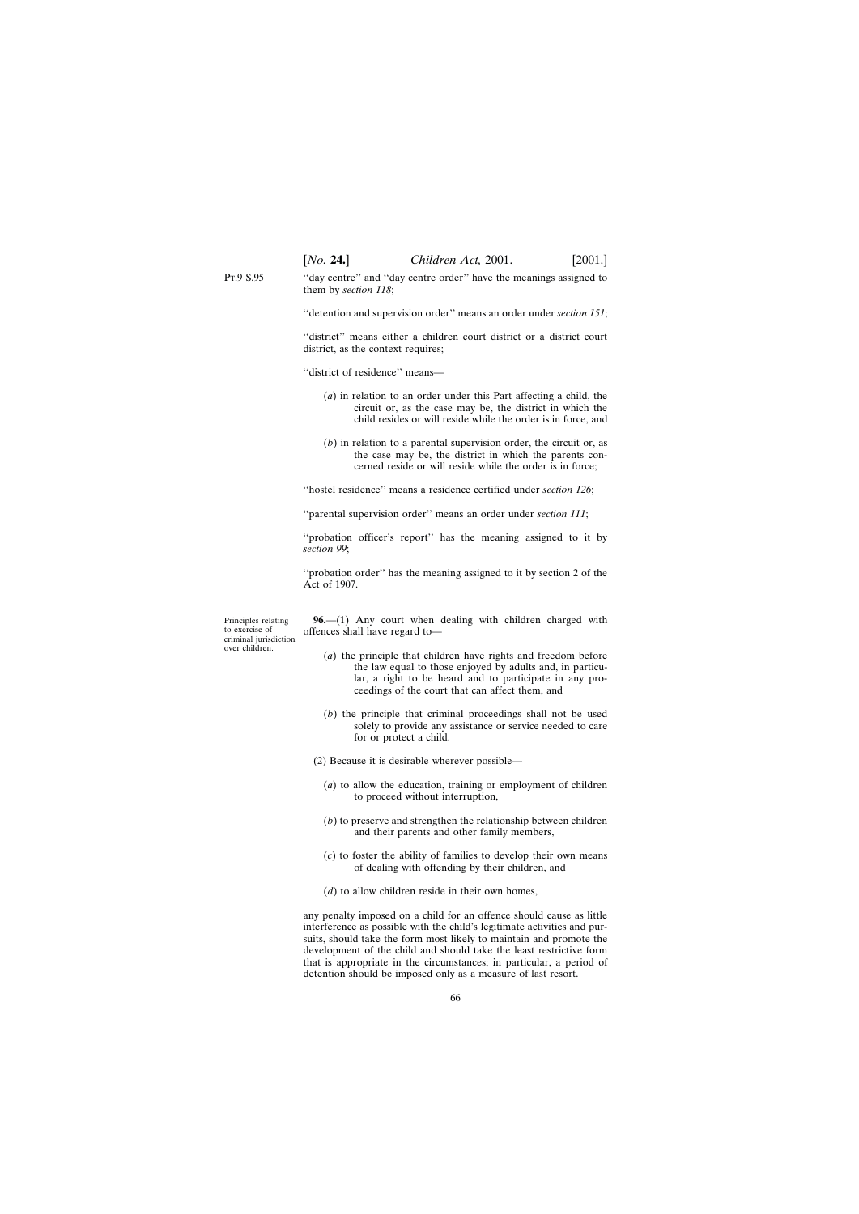"day centre" and "day centre order" have the meanings assigned to them by *section 118*;

"detention and supervision order" means an order under *section 151*;

"district" means either a children court district or a district court district, as the context requires;

"district of residence" means—

(*a*) in relation to an order under this Part affecting a child, the circuit or, as the case may be, the district in which the child resides or will reside while the order is in force, and

(*b*) in relation to a parental supervision order, the circuit or, as the case may be, the district in which the parents concerned reside or will reside while the order is in force;

"hostel residence" means a residence certified under *section 126*;

"parental supervision order" means an order under *section 111*;

"probation officer's report" has the meaning assigned to it by *section 99*;

"probation order" has the meaning assigned to it by section 2 of the Act of 1907.

Principles relating to exercise of criminal jurisdiction over children.

**96.**—(1) Any court when dealing with children charged with offences shall have regard to—

(*a*) the principle that children have rights and freedom before the law equal to those enjoyed by adults and, in particular, a right to be heard and to participate in any proceedings of the court that can affect them, and

(*b*) the principle that criminal proceedings shall not be used solely to provide any assistance or service needed to care for or protect a child.

(2) Because it is desirable wherever possible—

(*a*) to allow the education, training or employment of children to proceed without interruption,

(*b*) to preserve and strengthen the relationship between children and their parents and other family members,

(*c*) to foster the ability of families to develop their own means of dealing with offending by their children, and

(*d*) to allow children reside in their own homes,

any penalty imposed on a child for an offence should cause as little interference as possible with the child's legitimate activities and pursuits, should take the form most likely to maintain and promote the development of the child and should take the least restrictive form that is appropriate in the circumstances; in particular, a period of detention should be imposed only as a measure of last resort.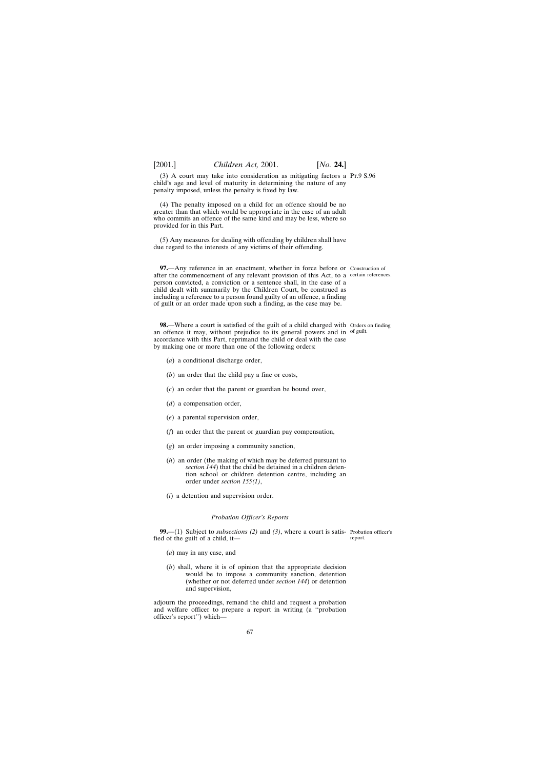(3) A court may take into consideration as mitigating factors a child's age and level of maturity in determining the nature of any penalty imposed, unless the penalty is fixed by law.

(4) The penalty imposed on a child for an offence should be no greater than that which would be appropriate in the case of an adult who commits an offence of the same kind and may be less, where so provided for in this Part.

(5) Any measures for dealing with offending by children shall have due regard to the interests of any victims of their offending.

Construction of certain references.

**97.**—Any reference in an enactment, whether in force before or after the commencement of any relevant provision of this Act, to a person convicted, a conviction or a sentence shall, in the case of a child dealt with summarily by the Children Court, be construed as including a reference to a person found guilty of an offence, a finding of guilt or an order made upon such a finding, as the case may be.

Orders on finding of guilt.

**98.**—Where a court is satisfied of the guilt of a child charged with an offence it may, without prejudice to its general powers and in accordance with this Part, reprimand the child or deal with the case by making one or more than one of the following orders:

(*a*) a conditional discharge order,

(*b*) an order that the child pay a fine or costs,

(*c*) an order that the parent or guardian be bound over,

(*d*) a compensation order,

(*e*) a parental supervision order,

(*f*) an order that the parent or guardian pay compensation,

(*g*) an order imposing a community sanction,

(*h*) an order (the making of which may be deferred pursuant to *section 144*) that the child be detained in a children detention school or children detention centre, including an order under *section 155(1)*,

(*i*) a detention and supervision order.

*Probation Officer's Reports*

Probation officer's report.

**99.**—(1) Subject to *subsections (2)* and *(3)*, where a court is satisfied of the guilt of a child, it—

(*a*) may in any case, and

(*b*) shall, where it is of opinion that the appropriate decision would be to impose a community sanction, detention (whether or not deferred under *section 144*) or detention and supervision,

adjourn the proceedings, remand the child and request a probation and welfare officer to prepare a report in writing (a "probation officer's report") which—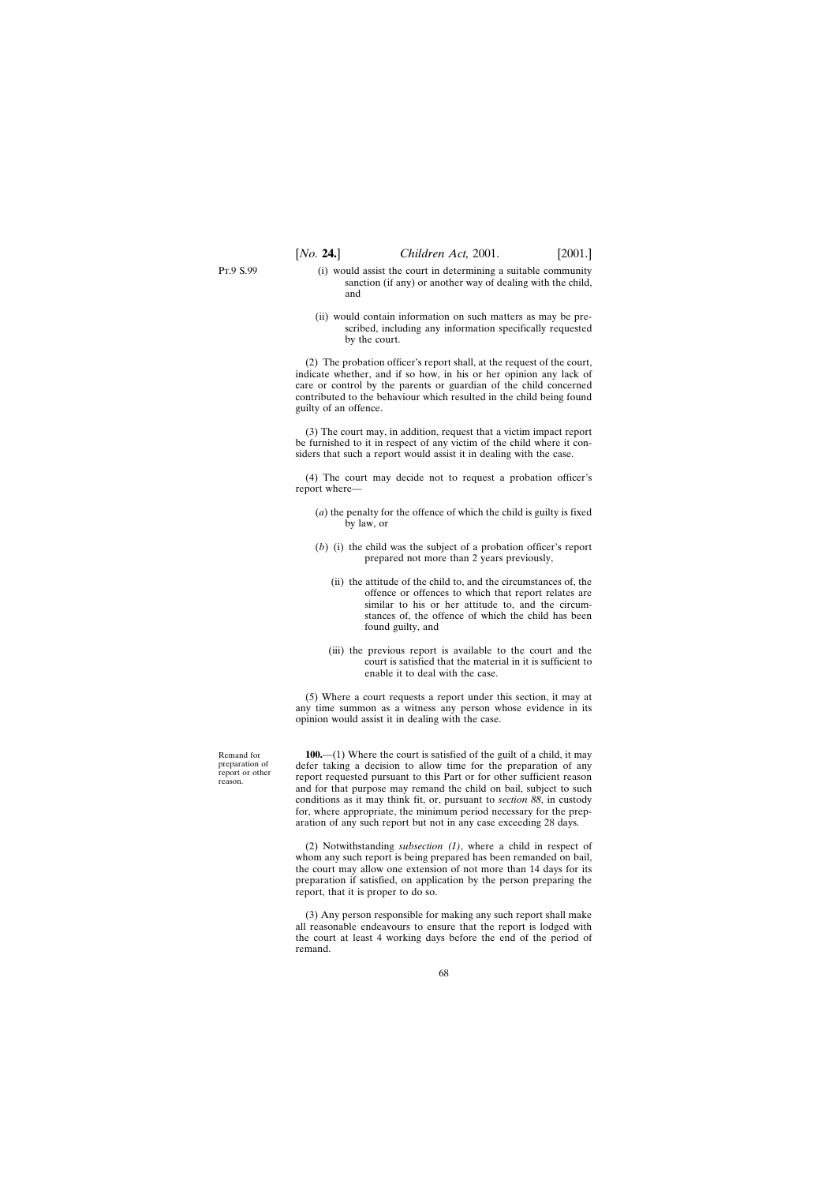(i) would assist the court in determining a suitable community sanction (if any) or another way of dealing with the child, and

(ii) would contain information on such matters as may be prescribed, including any information specifically requested by the court.

(2) The probation officer's report shall, at the request of the court, indicate whether, and if so how, in his or her opinion any lack of care or control by the parents or guardian of the child concerned contributed to the behaviour which resulted in the child being found guilty of an offence.

(3) The court may, in addition, request that a victim impact report be furnished to it in respect of any victim of the child where it considers that such a report would assist it in dealing with the case.

(4) The court may decide not to request a probation officer's report where—

(*a*) the penalty for the offence of which the child is guilty is fixed by law, or

(*b*) (i) the child was the subject of a probation officer's report prepared not more than 2 years previously,

(ii) the attitude of the child to, and the circumstances of, the offence or offences to which that report relates are similar to his or her attitude to, and the circumstances of, the offence of which the child has been found guilty, and

(iii) the previous report is available to the court and the court is satisfied that the material in it is sufficient to enable it to deal with the case.

(5) Where a court requests a report under this section, it may at any time summon as a witness any person whose evidence in its opinion would assist it in dealing with the case.

Remand for preparation of report or other reason.

**100.**—(1) Where the court is satisfied of the guilt of a child, it may defer taking a decision to allow time for the preparation of any report requested pursuant to this Part or for other sufficient reason and for that purpose may remand the child on bail, subject to such conditions as it may think fit, or, pursuant to *section 88*, in custody for, where appropriate, the minimum period necessary for the preparation of any such report but not in any case exceeding 28 days.

(2) Notwithstanding *subsection (1)*, where a child in respect of whom any such report is being prepared has been remanded on bail, the court may allow one extension of not more than 14 days for its preparation if satisfied, on application by the person preparing the report, that it is proper to do so.

(3) Any person responsible for making any such report shall make all reasonable endeavours to ensure that the report is lodged with the court at least 4 working days before the end of the period of remand.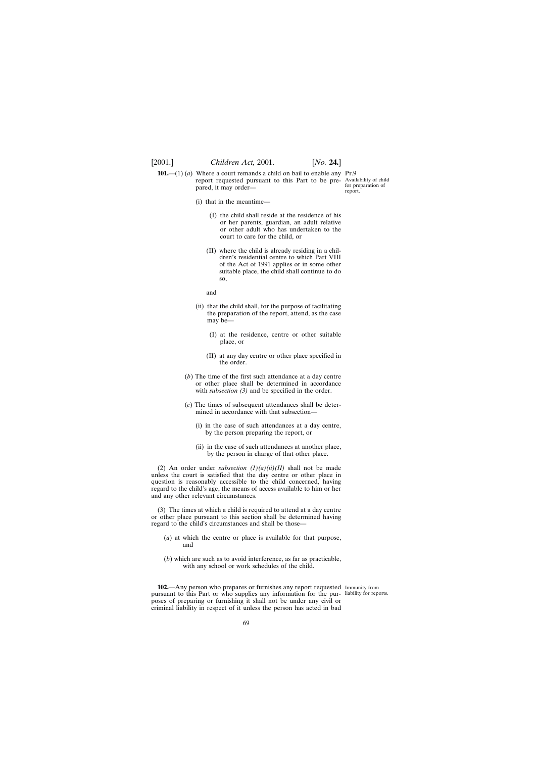Pt.9

**101.**—(1) (*a*) Where a court remands a child on bail to enable any report requested pursuant to this Part to be prepared, it may order—

Availability of child for preparation of report.

(i) that in the meantime—

(I) the child shall reside at the residence of his or her parents, guardian, an adult relative or other adult who has undertaken to the court to care for the child, or

(II) where the child is already residing in a children's residential centre to which Part VIII of the Act of 1991 applies or in some other suitable place, the child shall continue to do so,

and

(ii) that the child shall, for the purpose of facilitating the preparation of the report, attend, as the case may be—

(I) at the residence, centre or other suitable place, or

(II) at any day centre or other place specified in the order.

(*b*) The time of the first such attendance at a day centre or other place shall be determined in accordance with *subsection (3)* and be specified in the order.

(*c*) The times of subsequent attendances shall be determined in accordance with that subsection—

(i) in the case of such attendances at a day centre, by the person preparing the report, or

(ii) in the case of such attendances at another place, by the person in charge of that other place.

(2) An order under *subsection (1)(a)(ii)(II)* shall not be made unless the court is satisfied that the day centre or other place in question is reasonably accessible to the child concerned, having regard to the child's age, the means of access available to him or her and any other relevant circumstances.

(3) The times at which a child is required to attend at a day centre or other place pursuant to this section shall be determined having regard to the child's circumstances and shall be those—

(*a*) at which the centre or place is available for that purpose, and

(*b*) which are such as to avoid interference, as far as practicable, with any school or work schedules of the child.

Immunity from liability for reports.

**102.**—Any person who prepares or furnishes any report requested pursuant to this Part or who supplies any information for the purposes of preparing or furnishing it shall not be under any civil or criminal liability in respect of it unless the person has acted in bad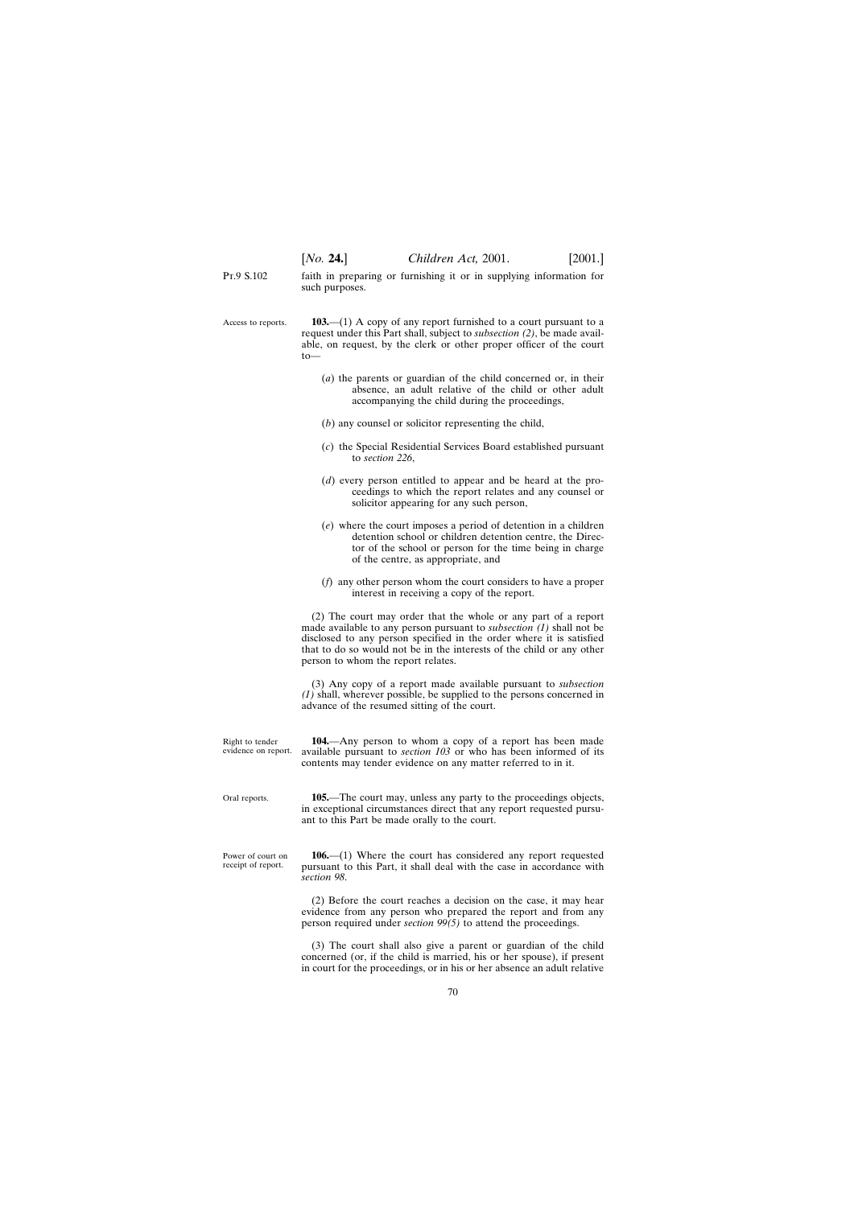faith in preparing or furnishing it or in supplying information for such purposes.

Access to reports.

**103.**—(1) A copy of any report furnished to a court pursuant to a request under this Part shall, subject to *subsection (2)*, be made available, on request, by the clerk or other proper officer of the court to—

(*a*) the parents or guardian of the child concerned or, in their absence, an adult relative of the child or other adult accompanying the child during the proceedings,

(*b*) any counsel or solicitor representing the child,

(*c*) the Special Residential Services Board established pursuant to *section 226*,

(*d*) every person entitled to appear and be heard at the proceedings to which the report relates and any counsel or solicitor appearing for any such person,

(*e*) where the court imposes a period of detention in a children detention school or children detention centre, the Director of the school or person for the time being in charge of the centre, as appropriate, and

(*f*) any other person whom the court considers to have a proper interest in receiving a copy of the report.

(2) The court may order that the whole or any part of a report made available to any person pursuant to *subsection (1)* shall not be disclosed to any person specified in the order where it is satisfied that to do so would not be in the interests of the child or any other person to whom the report relates.

(3) Any copy of a report made available pursuant to *subsection (1)* shall, wherever possible, be supplied to the persons concerned in advance of the resumed sitting of the court.

Right to tender evidence on report.

**104.**—Any person to whom a copy of a report has been made available pursuant to *section 103* or who has been informed of its contents may tender evidence on any matter referred to in it.

Oral reports.

**105.**—The court may, unless any party to the proceedings objects, in exceptional circumstances direct that any report requested pursuant to this Part be made orally to the court.

Power of court on receipt of report.

**106.**—(1) Where the court has considered any report requested pursuant to this Part, it shall deal with the case in accordance with *section 98*.

(2) Before the court reaches a decision on the case, it may hear evidence from any person who prepared the report and from any person required under *section 99(5)* to attend the proceedings.

(3) The court shall also give a parent or guardian of the child concerned (or, if the child is married, his or her spouse), if present in court for the proceedings, or in his or her absence an adult relative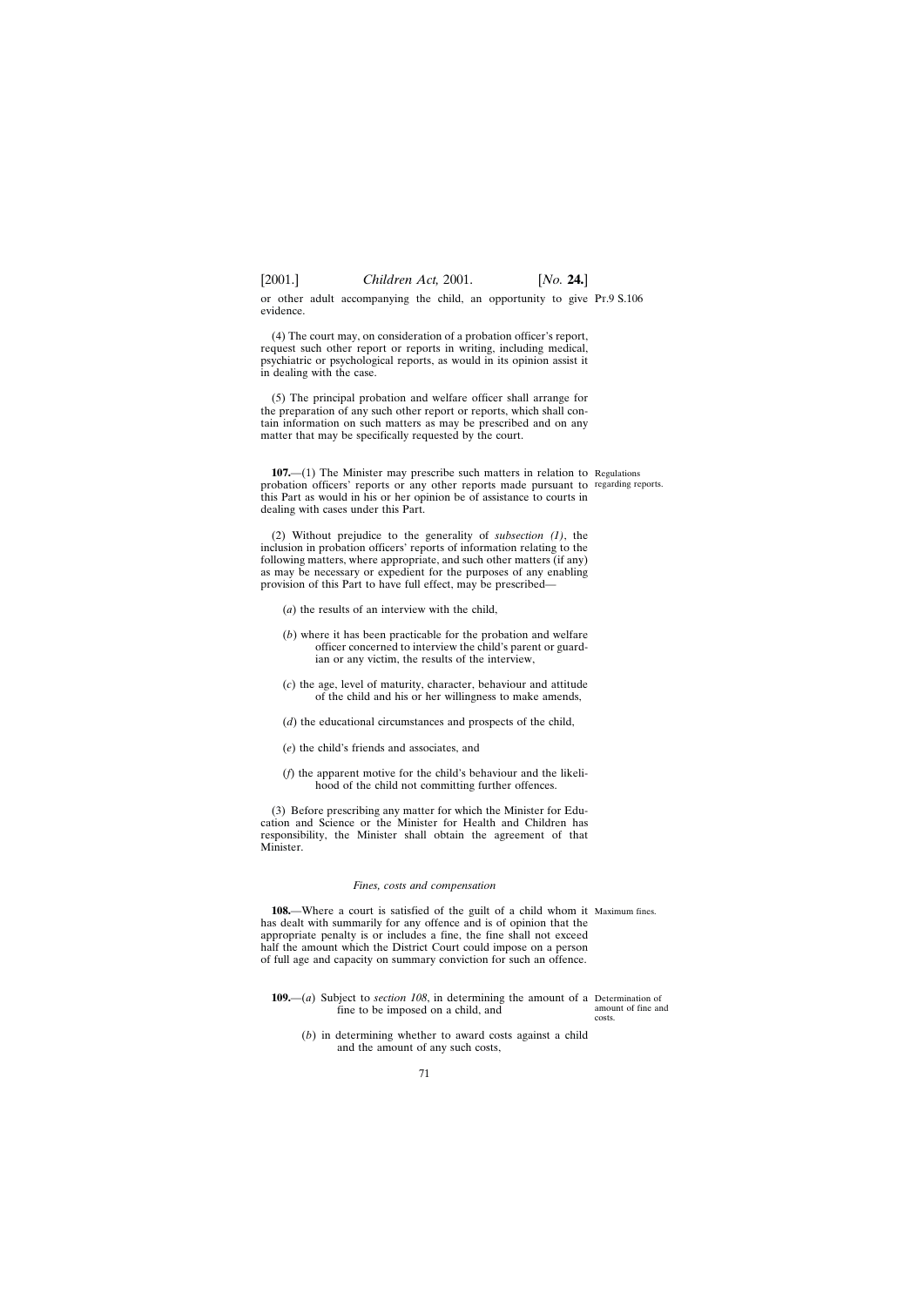or other adult accompanying the child, an opportunity to give evidence.

(4) The court may, on consideration of a probation officer's report, request such other report or reports in writing, including medical, psychiatric or psychological reports, as would in its opinion assist it in dealing with the case.

(5) The principal probation and welfare officer shall arrange for the preparation of any such other report or reports, which shall contain information on such matters as may be prescribed and on any matter that may be specifically requested by the court.

Regulations regarding reports.

**107.**—(1) The Minister may prescribe such matters in relation to probation officers' reports or any other reports made pursuant to this Part as would in his or her opinion be of assistance to courts in dealing with cases under this Part.

(2) Without prejudice to the generality of *subsection (1)*, the inclusion in probation officers' reports of information relating to the following matters, where appropriate, and such other matters (if any) as may be necessary or expedient for the purposes of any enabling provision of this Part to have full effect, may be prescribed—

(*a*) the results of an interview with the child,

(*b*) where it has been practicable for the probation and welfare officer concerned to interview the child's parent or guardian or any victim, the results of the interview,

(*c*) the age, level of maturity, character, behaviour and attitude of the child and his or her willingness to make amends,

(*d*) the educational circumstances and prospects of the child,

(*e*) the child's friends and associates, and

(*f*) the apparent motive for the child's behaviour and the likelihood of the child not committing further offences.

(3) Before prescribing any matter for which the Minister for Education and Science or the Minister for Health and Children has responsibility, the Minister shall obtain the agreement of that Minister.

*Fines, costs and compensation*

Maximum fines.

**108.**—Where a court is satisfied of the guilt of a child whom it has dealt with summarily for any offence and is of opinion that the appropriate penalty is or includes a fine, the fine shall not exceed half the amount which the District Court could impose on a person of full age and capacity on summary conviction for such an offence.

Determination of amount of fine and costs.

**109.**—(*a*) Subject to *section 108*, in determining the amount of a fine to be imposed on a child, and

(*b*) in determining whether to award costs against a child and the amount of any such costs,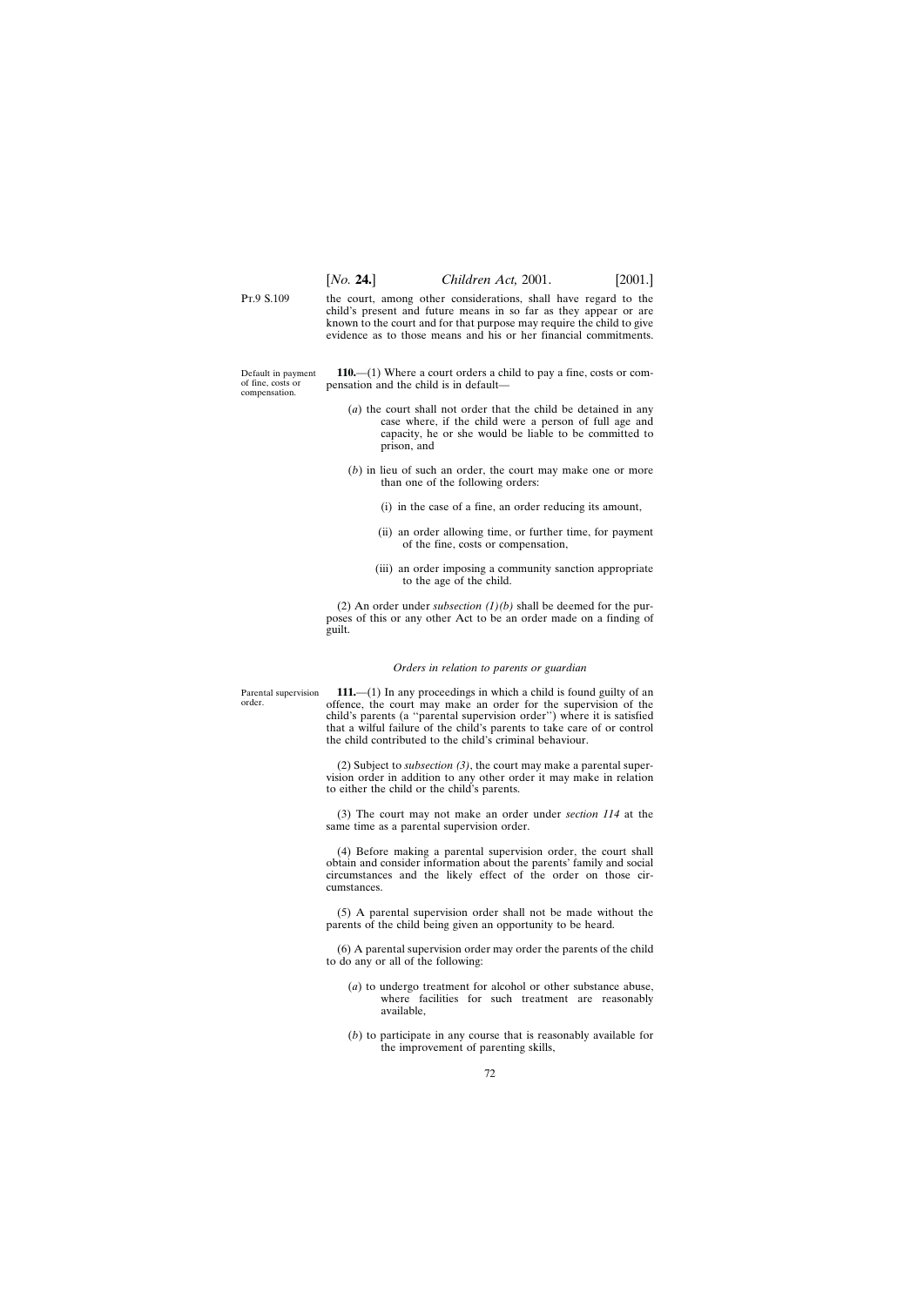Pt.9 S.109

the court, among other considerations, shall have regard to the child's present and future means in so far as they appear or are known to the court and for that purpose may require the child to give evidence as to those means and his or her financial commitments.

Default in payment of fine, costs or compensation.

**110.**—(1) Where a court orders a child to pay a fine, costs or compensation and the child is in default—

(*a*) the court shall not order that the child be detained in any case where, if the child were a person of full age and capacity, he or she would be liable to be committed to prison, and

(*b*) in lieu of such an order, the court may make one or more than one of the following orders:

(i) in the case of a fine, an order reducing its amount,

(ii) an order allowing time, or further time, for payment of the fine, costs or compensation,

(iii) an order imposing a community sanction appropriate to the age of the child.

(2) An order under *subsection (1)(b)* shall be deemed for the purposes of this or any other Act to be an order made on a finding of guilt.

*Orders in relation to parents or guardian*

Parental supervision order.

**111.**—(1) In any proceedings in which a child is found guilty of an offence, the court may make an order for the supervision of the child's parents (a ''parental supervision order'') where it is satisfied that a wilful failure of the child's parents to take care of or control the child contributed to the child's criminal behaviour.

(2) Subject to *subsection (3)*, the court may make a parental supervision order in addition to any other order it may make in relation to either the child or the child's parents.

(3) The court may not make an order under *section 114* at the same time as a parental supervision order.

(4) Before making a parental supervision order, the court shall obtain and consider information about the parents' family and social circumstances and the likely effect of the order on those circumstances.

(5) A parental supervision order shall not be made without the parents of the child being given an opportunity to be heard.

(6) A parental supervision order may order the parents of the child to do any or all of the following:

(*a*) to undergo treatment for alcohol or other substance abuse, where facilities for such treatment are reasonably available,

(*b*) to participate in any course that is reasonably available for the improvement of parenting skills,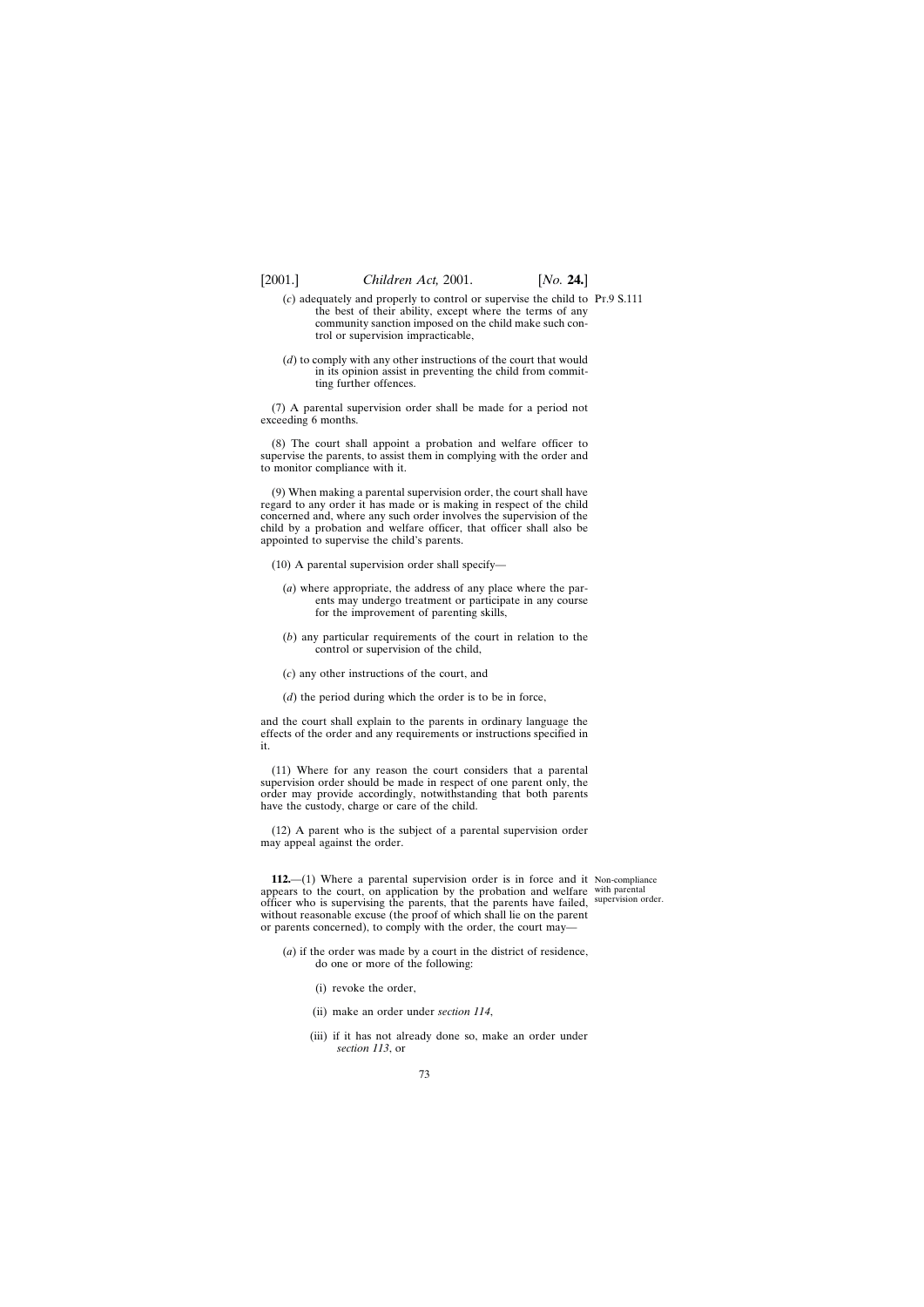(*c*) adequately and properly to control or supervise the child to the best of their ability, except where the terms of any community sanction imposed on the child make such control or supervision impracticable,

(*d*) to comply with any other instructions of the court that would in its opinion assist in preventing the child from committing further offences.

(7) A parental supervision order shall be made for a period not exceeding 6 months.

(8) The court shall appoint a probation and welfare officer to supervise the parents, to assist them in complying with the order and to monitor compliance with it.

(9) When making a parental supervision order, the court shall have regard to any order it has made or is making in respect of the child concerned and, where any such order involves the supervision of the child by a probation and welfare officer, that officer shall also be appointed to supervise the child's parents.

(10) A parental supervision order shall specify—

(*a*) where appropriate, the address of any place where the parents may undergo treatment or participate in any course for the improvement of parenting skills,

(*b*) any particular requirements of the court in relation to the control or supervision of the child,

(*c*) any other instructions of the court, and

(*d*) the period during which the order is to be in force,

and the court shall explain to the parents in ordinary language the effects of the order and any requirements or instructions specified in it.

(11) Where for any reason the court considers that a parental supervision order should be made in respect of one parent only, the order may provide accordingly, notwithstanding that both parents have the custody, charge or care of the child.

(12) A parent who is the subject of a parental supervision order may appeal against the order.

Non-compliance with parental supervision order.

**112.**—(1) Where a parental supervision order is in force and it appears to the court, on application by the probation and welfare officer who is supervising the parents, that the parents have failed, without reasonable excuse (the proof of which shall lie on the parent or parents concerned), to comply with the order, the court may—

(*a*) if the order was made by a court in the district of residence, do one or more of the following:

(i) revoke the order,

(ii) make an order under *section 114*,

(iii) if it has not already done so, make an order under *section 113*, or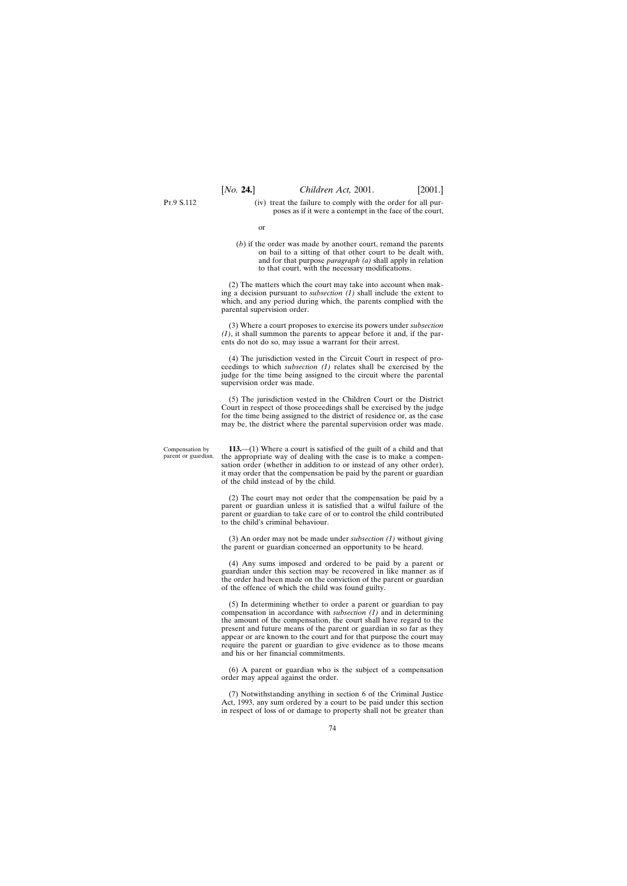(iv) treat the failure to comply with the order for all purposes as if it were a contempt in the face of the court,

or

(*b*) if the order was made by another court, remand the parents on bail to a sitting of that other court to be dealt with, and for that purpose *paragraph (a)* shall apply in relation to that court, with the necessary modifications.

(2) The matters which the court may take into account when making a decision pursuant to *subsection (1)* shall include the extent to which, and any period during which, the parents complied with the parental supervision order.

(3) Where a court proposes to exercise its powers under *subsection (1)*, it shall summon the parents to appear before it and, if the parents do not do so, may issue a warrant for their arrest.

(4) The jurisdiction vested in the Circuit Court in respect of proceedings to which *subsection (1)* relates shall be exercised by the judge for the time being assigned to the circuit where the parental supervision order was made.

(5) The jurisdiction vested in the Children Court or the District Court in respect of those proceedings shall be exercised by the judge for the time being assigned to the district of residence or, as the case may be, the district where the parental supervision order was made.

Compensation by parent or guardian.

**113.**—(1) Where a court is satisfied of the guilt of a child and that the appropriate way of dealing with the case is to make a compensation order (whether in addition to or instead of any other order), it may order that the compensation be paid by the parent or guardian of the child instead of by the child.

(2) The court may not order that the compensation be paid by a parent or guardian unless it is satisfied that a wilful failure of the parent or guardian to take care of or to control the child contributed to the child's criminal behaviour.

(3) An order may not be made under *subsection (1)* without giving the parent or guardian concerned an opportunity to be heard.

(4) Any sums imposed and ordered to be paid by a parent or guardian under this section may be recovered in like manner as if the order had been made on the conviction of the parent or guardian of the offence of which the child was found guilty.

(5) In determining whether to order a parent or guardian to pay compensation in accordance with *subsection (1)* and in determining the amount of the compensation, the court shall have regard to the present and future means of the parent or guardian in so far as they appear or are known to the court and for that purpose the court may require the parent or guardian to give evidence as to those means and his or her financial commitments.

(6) A parent or guardian who is the subject of a compensation order may appeal against the order.

(7) Notwithstanding anything in section 6 of the Criminal Justice Act, 1993, any sum ordered by a court to be paid under this section in respect of loss of or damage to property shall not be greater than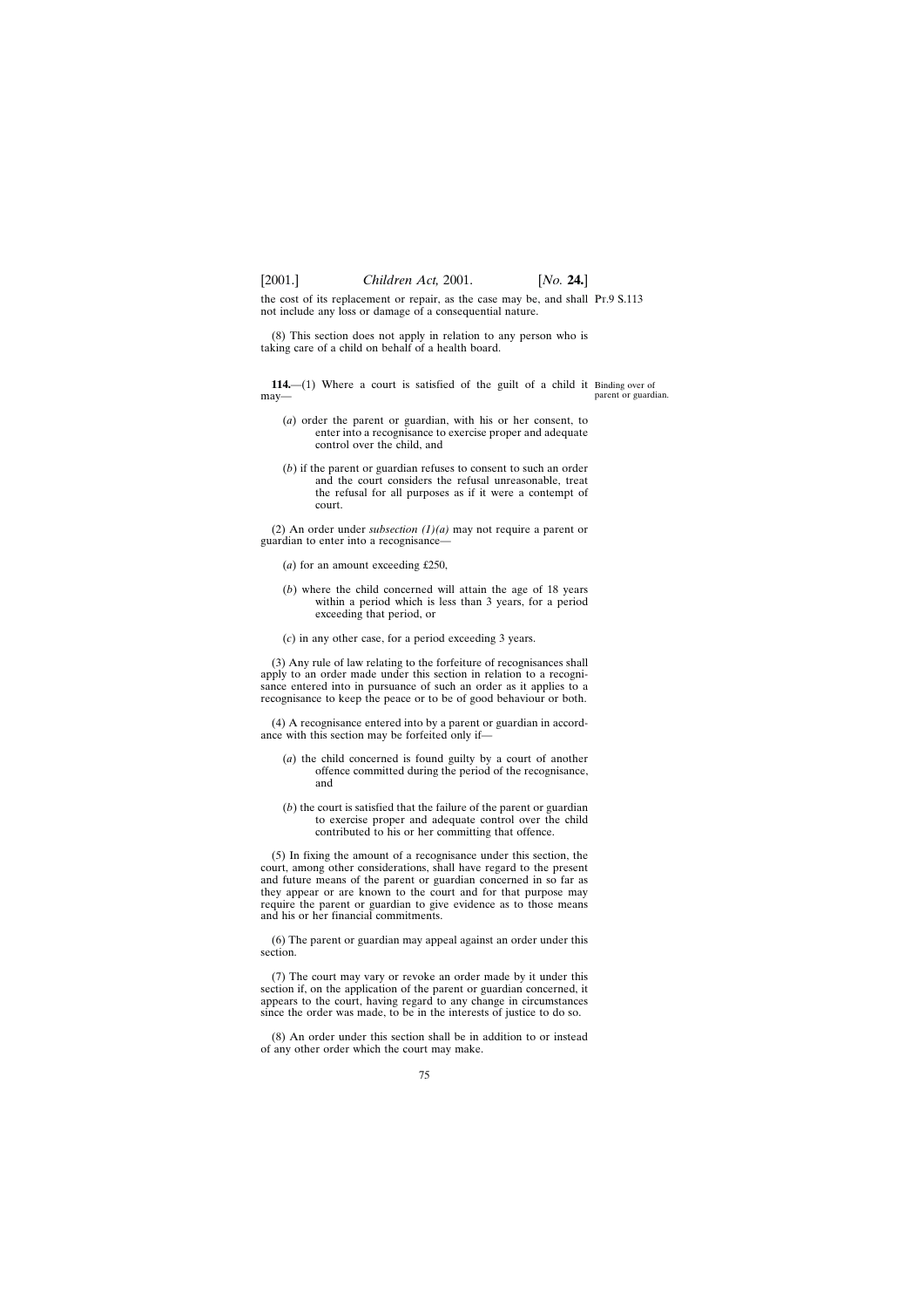the cost of its replacement or repair, as the case may be, and shall not include any loss or damage of a consequential nature.

(8) This section does not apply in relation to any person who is taking care of a child on behalf of a health board.

Binding over of parent or guardian.

**114.**—(1) Where a court is satisfied of the guilt of a child it may—

(*a*) order the parent or guardian, with his or her consent, to enter into a recognisance to exercise proper and adequate control over the child, and

(*b*) if the parent or guardian refuses to consent to such an order and the court considers the refusal unreasonable, treat the refusal for all purposes as if it were a contempt of court.

(2) An order under *subsection (1)(a)* may not require a parent or guardian to enter into a recognisance—

(*a*) for an amount exceeding £250,

(*b*) where the child concerned will attain the age of 18 years within a period which is less than 3 years, for a period exceeding that period, or

(*c*) in any other case, for a period exceeding 3 years.

(3) Any rule of law relating to the forfeiture of recognisances shall apply to an order made under this section in relation to a recognisance entered into in pursuance of such an order as it applies to a recognisance to keep the peace or to be of good behaviour or both.

(4) A recognisance entered into by a parent or guardian in accordance with this section may be forfeited only if—

(*a*) the child concerned is found guilty by a court of another offence committed during the period of the recognisance, and

(*b*) the court is satisfied that the failure of the parent or guardian to exercise proper and adequate control over the child contributed to his or her committing that offence.

(5) In fixing the amount of a recognisance under this section, the court, among other considerations, shall have regard to the present and future means of the parent or guardian concerned in so far as they appear or are known to the court and for that purpose may require the parent or guardian to give evidence as to those means and his or her financial commitments.

(6) The parent or guardian may appeal against an order under this section.

(7) The court may vary or revoke an order made by it under this section if, on the application of the parent or guardian concerned, it appears to the court, having regard to any change in circumstances since the order was made, to be in the interests of justice to do so.

(8) An order under this section shall be in addition to or instead of any other order which the court may make.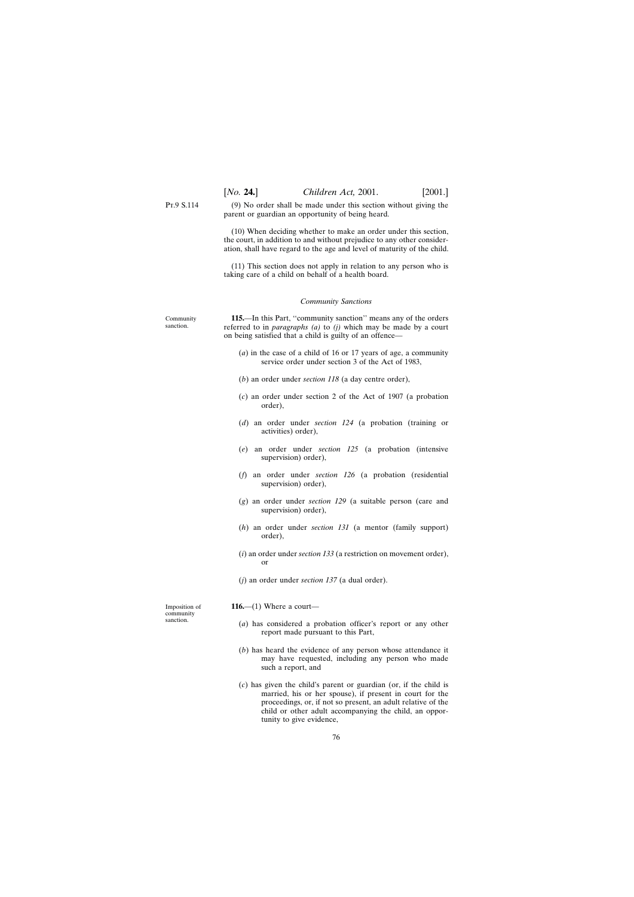(9) No order shall be made under this section without giving the parent or guardian an opportunity of being heard.

(10) When deciding whether to make an order under this section, the court, in addition to and without prejudice to any other consideration, shall have regard to the age and level of maturity of the child.

(11) This section does not apply in relation to any person who is taking care of a child on behalf of a health board.

*Community Sanctions*

Community sanction.

**115.**—In this Part, ''community sanction'' means any of the orders referred to in *paragraphs (a)* to *(j)* which may be made by a court on being satisfied that a child is guilty of an offence—

(*a*) in the case of a child of 16 or 17 years of age, a community service order under section 3 of the Act of 1983,

(*b*) an order under *section 118* (a day centre order),

(*c*) an order under section 2 of the Act of 1907 (a probation order),

(*d*) an order under *section 124* (a probation (training or activities) order),

(*e*) an order under *section 125* (a probation (intensive supervision) order),

(*f*) an order under *section 126* (a probation (residential supervision) order),

(*g*) an order under *section 129* (a suitable person (care and supervision) order),

(*h*) an order under *section 131* (a mentor (family support) order),

(*i*) an order under *section 133* (a restriction on movement order), or

(*j*) an order under *section 137* (a dual order).

Imposition of community sanction.

**116.**—(1) Where a court—

(*a*) has considered a probation officer's report or any other report made pursuant to this Part,

(*b*) has heard the evidence of any person whose attendance it may have requested, including any person who made such a report, and

(*c*) has given the child's parent or guardian (or, if the child is married, his or her spouse), if present in court for the proceedings, or, if not so present, an adult relative of the child or other adult accompanying the child, an opportunity to give evidence,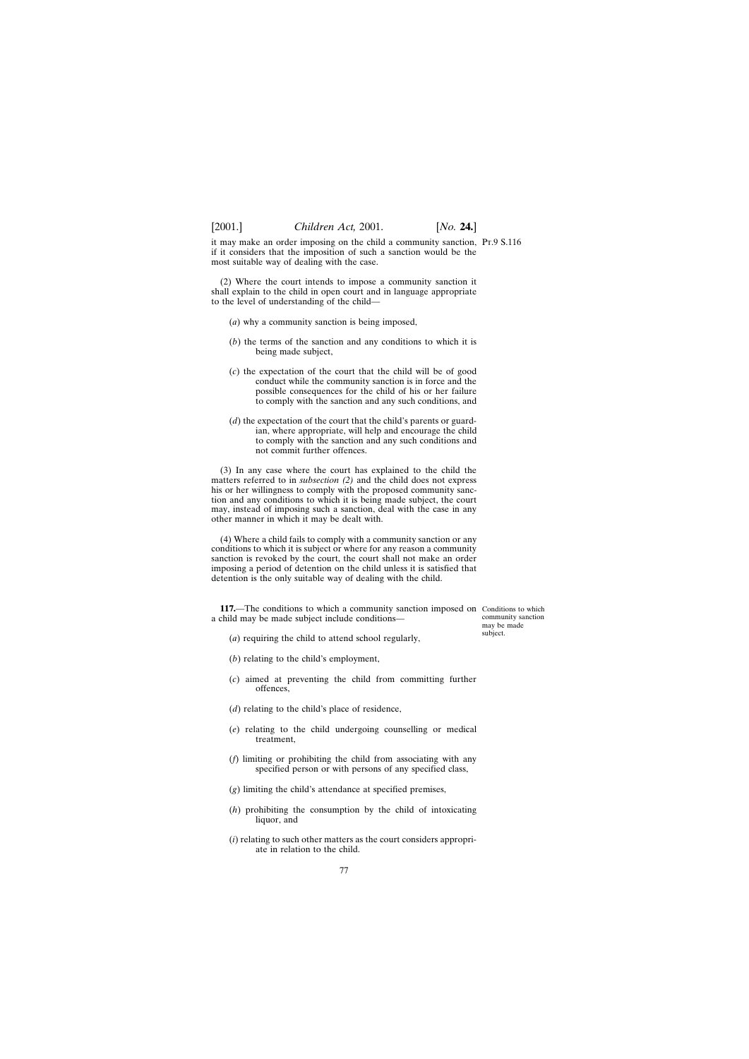it may make an order imposing on the child a community sanction, if it considers that the imposition of such a sanction would be the most suitable way of dealing with the case.

(2) Where the court intends to impose a community sanction it shall explain to the child in open court and in language appropriate to the level of understanding of the child—

(*a*) why a community sanction is being imposed,

(*b*) the terms of the sanction and any conditions to which it is being made subject,

(*c*) the expectation of the court that the child will be of good conduct while the community sanction is in force and the possible consequences for the child of his or her failure to comply with the sanction and any such conditions, and

(*d*) the expectation of the court that the child's parents or guardian, where appropriate, will help and encourage the child to comply with the sanction and any such conditions and not commit further offences.

(3) In any case where the court has explained to the child the matters referred to in *subsection (2)* and the child does not express his or her willingness to comply with the proposed community sanction and any conditions to which it is being made subject, the court may, instead of imposing such a sanction, deal with the case in any other manner in which it may be dealt with.

(4) Where a child fails to comply with a community sanction or any conditions to which it is subject or where for any reason a community sanction is revoked by the court, the court shall not make an order imposing a period of detention on the child unless it is satisfied that detention is the only suitable way of dealing with the child.

Conditions to which community sanction may be made subject.

**117.**—The conditions to which a community sanction imposed on a child may be made subject include conditions—

(*a*) requiring the child to attend school regularly,

(*b*) relating to the child's employment,

(*c*) aimed at preventing the child from committing further offences,

(*d*) relating to the child's place of residence,

(*e*) relating to the child undergoing counselling or medical treatment,

(*f*) limiting or prohibiting the child from associating with any specified person or with persons of any specified class,

(*g*) limiting the child's attendance at specified premises,

(*h*) prohibiting the consumption by the child of intoxicating liquor, and

(*i*) relating to such other matters as the court considers appropriate in relation to the child.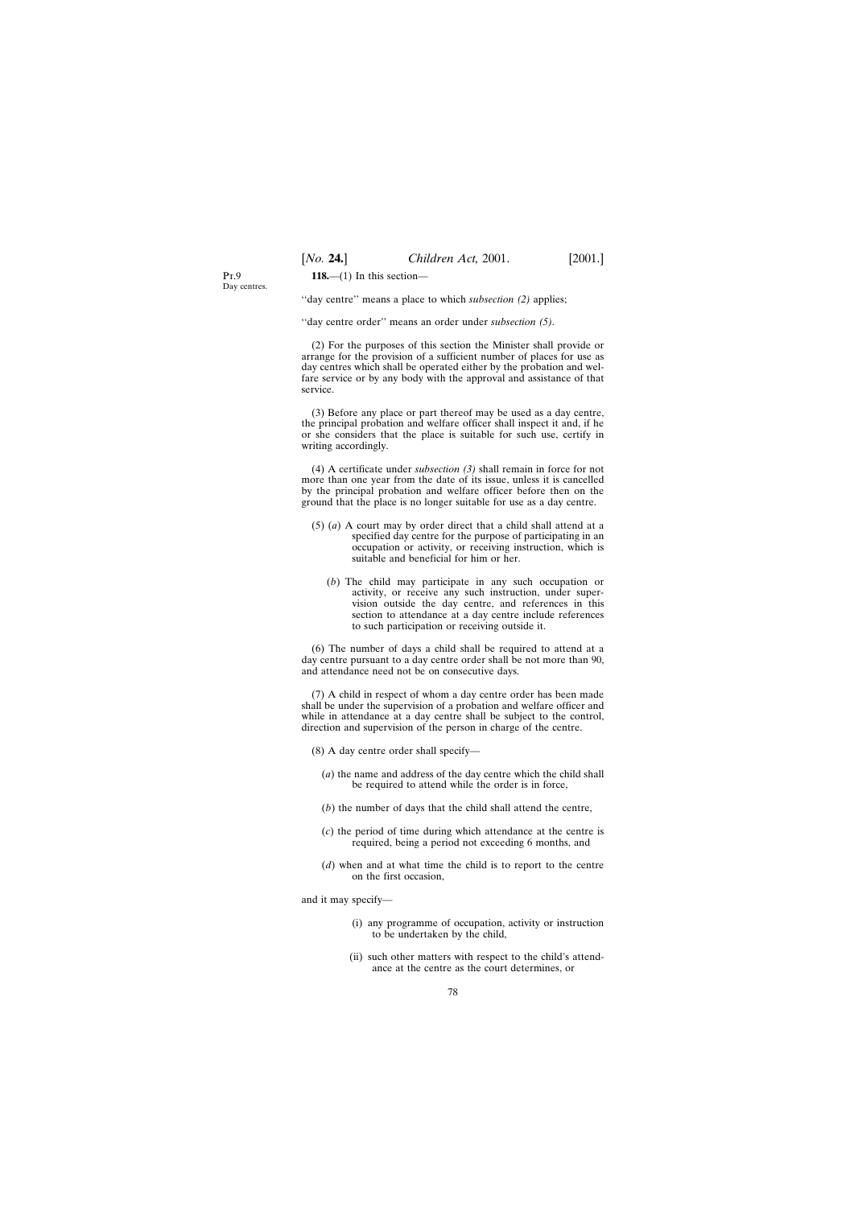Pt.9

Day centres.

**118.**—(1) In this section—

"day centre" means a place to which *subsection (2)* applies;

"day centre order" means an order under *subsection (5)*.

(2) For the purposes of this section the Minister shall provide or arrange for the provision of a sufficient number of places for use as day centres which shall be operated either by the probation and welfare service or by any body with the approval and assistance of that service.

(3) Before any place or part thereof may be used as a day centre, the principal probation and welfare officer shall inspect it and, if he or she considers that the place is suitable for such use, certify in writing accordingly.

(4) A certificate under *subsection (3)* shall remain in force for not more than one year from the date of its issue, unless it is cancelled by the principal probation and welfare officer before then on the ground that the place is no longer suitable for use as a day centre.

(5) (*a*) A court may by order direct that a child shall attend at a specified day centre for the purpose of participating in an occupation or activity, or receiving instruction, which is suitable and beneficial for him or her.

(*b*) The child may participate in any such occupation or activity, or receive any such instruction, under supervision outside the day centre, and references in this section to attendance at a day centre include references to such participation or receiving outside it.

(6) The number of days a child shall be required to attend at a day centre pursuant to a day centre order shall be not more than 90, and attendance need not be on consecutive days.

(7) A child in respect of whom a day centre order has been made shall be under the supervision of a probation and welfare officer and while in attendance at a day centre shall be subject to the control, direction and supervision of the person in charge of the centre.

(8) A day centre order shall specify—

(*a*) the name and address of the day centre which the child shall be required to attend while the order is in force,

(*b*) the number of days that the child shall attend the centre,

(*c*) the period of time during which attendance at the centre is required, being a period not exceeding 6 months, and

(*d*) when and at what time the child is to report to the centre on the first occasion,

and it may specify—

(i) any programme of occupation, activity or instruction to be undertaken by the child,

(ii) such other matters with respect to the child's attendance at the centre as the court determines, or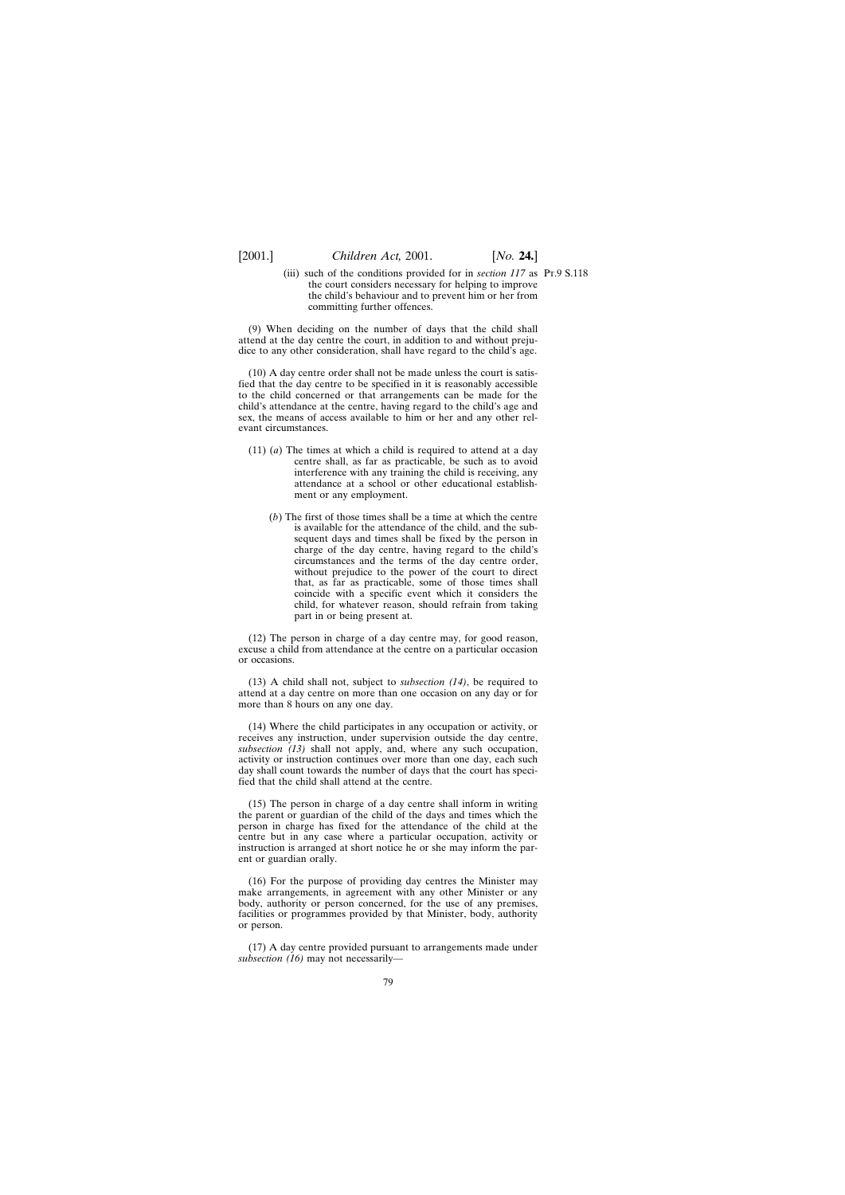(iii) such of the conditions provided for in *section 117* as the court considers necessary for helping to improve the child's behaviour and to prevent him or her from committing further offences.

(9) When deciding on the number of days that the child shall attend at the day centre the court, in addition to and without prejudice to any other consideration, shall have regard to the child's age.

(10) A day centre order shall not be made unless the court is satisfied that the day centre to be specified in it is reasonably accessible to the child concerned or that arrangements can be made for the child's attendance at the centre, having regard to the child's age and sex, the means of access available to him or her and any other relevant circumstances.

(11) (*a*) The times at which a child is required to attend at a day centre shall, as far as practicable, be such as to avoid interference with any training the child is receiving, any attendance at a school or other educational establishment or any employment.

(*b*) The first of those times shall be a time at which the centre is available for the attendance of the child, and the subsequent days and times shall be fixed by the person in charge of the day centre, having regard to the child's circumstances and the terms of the day centre order, without prejudice to the power of the court to direct that, as far as practicable, some of those times shall coincide with a specific event which it considers the child, for whatever reason, should refrain from taking part in or being present at.

(12) The person in charge of a day centre may, for good reason, excuse a child from attendance at the centre on a particular occasion or occasions.

(13) A child shall not, subject to *subsection (14)*, be required to attend at a day centre on more than one occasion on any day or for more than 8 hours on any one day.

(14) Where the child participates in any occupation or activity, or receives any instruction, under supervision outside the day centre, *subsection (13)* shall not apply, and, where any such occupation, activity or instruction continues over more than one day, each such day shall count towards the number of days that the court has specified that the child shall attend at the centre.

(15) The person in charge of a day centre shall inform in writing the parent or guardian of the child of the days and times which the person in charge has fixed for the attendance of the child at the centre but in any case where a particular occupation, activity or instruction is arranged at short notice he or she may inform the parent or guardian orally.

(16) For the purpose of providing day centres the Minister may make arrangements, in agreement with any other Minister or any body, authority or person concerned, for the use of any premises, facilities or programmes provided by that Minister, body, authority or person.

(17) A day centre provided pursuant to arrangements made under *subsection (16)* may not necessarily—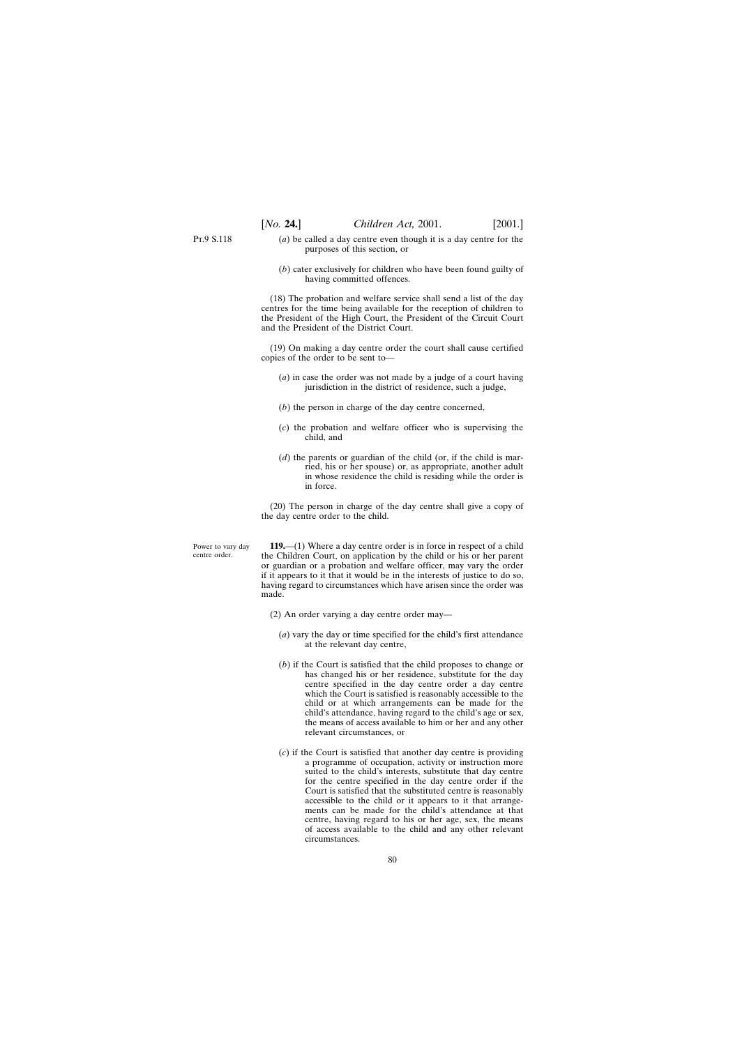(*a*) be called a day centre even though it is a day centre for the purposes of this section, or

(*b*) cater exclusively for children who have been found guilty of having committed offences.

(18) The probation and welfare service shall send a list of the day centres for the time being available for the reception of children to the President of the High Court, the President of the Circuit Court and the President of the District Court.

(19) On making a day centre order the court shall cause certified copies of the order to be sent to—

(*a*) in case the order was not made by a judge of a court having jurisdiction in the district of residence, such a judge,

(*b*) the person in charge of the day centre concerned,

(*c*) the probation and welfare officer who is supervising the child, and

(*d*) the parents or guardian of the child (or, if the child is married, his or her spouse) or, as appropriate, another adult in whose residence the child is residing while the order is in force.

(20) The person in charge of the day centre shall give a copy of the day centre order to the child.

Power to vary day centre order.

**119.**—(1) Where a day centre order is in force in respect of a child the Children Court, on application by the child or his or her parent or guardian or a probation and welfare officer, may vary the order if it appears to it that it would be in the interests of justice to do so, having regard to circumstances which have arisen since the order was made.

(2) An order varying a day centre order may—

(*a*) vary the day or time specified for the child's first attendance at the relevant day centre,

(*b*) if the Court is satisfied that the child proposes to change or has changed his or her residence, substitute for the day centre specified in the day centre order a day centre which the Court is satisfied is reasonably accessible to the child or at which arrangements can be made for the child's attendance, having regard to the child's age or sex, the means of access available to him or her and any other relevant circumstances, or

(*c*) if the Court is satisfied that another day centre is providing a programme of occupation, activity or instruction more suited to the child's interests, substitute that day centre for the centre specified in the day centre order if the Court is satisfied that the substituted centre is reasonably accessible to the child or it appears to it that arrangements can be made for the child's attendance at that centre, having regard to his or her age, sex, the means of access available to the child and any other relevant circumstances.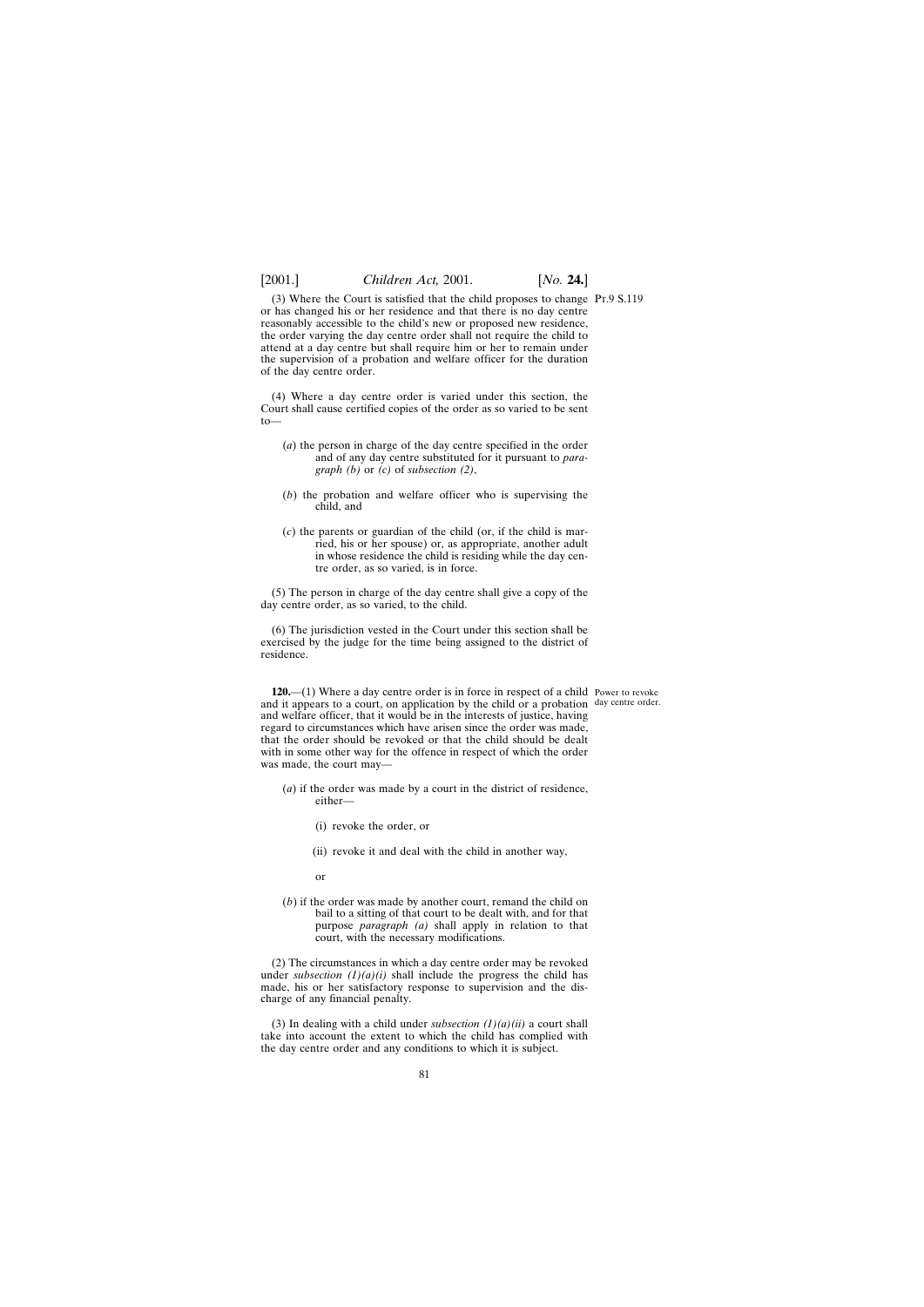(3) Where the Court is satisfied that the child proposes to change or has changed his or her residence and that there is no day centre reasonably accessible to the child's new or proposed new residence, the order varying the day centre order shall not require the child to attend at a day centre but shall require him or her to remain under the supervision of a probation and welfare officer for the duration of the day centre order.

(4) Where a day centre order is varied under this section, the Court shall cause certified copies of the order as so varied to be sent to—

(*a*) the person in charge of the day centre specified in the order and of any day centre substituted for it pursuant to *paragraph (b)* or *(c)* of *subsection (2)*,

(*b*) the probation and welfare officer who is supervising the child, and

(*c*) the parents or guardian of the child (or, if the child is married, his or her spouse) or, as appropriate, another adult in whose residence the child is residing while the day centre order, as so varied, is in force.

(5) The person in charge of the day centre shall give a copy of the day centre order, as so varied, to the child.

(6) The jurisdiction vested in the Court under this section shall be exercised by the judge for the time being assigned to the district of residence.

Power to revoke day centre order.

**120.**—(1) Where a day centre order is in force in respect of a child and it appears to a court, on application by the child or a probation and welfare officer, that it would be in the interests of justice, having regard to circumstances which have arisen since the order was made, that the order should be revoked or that the child should be dealt with in some other way for the offence in respect of which the order was made, the court may—

(*a*) if the order was made by a court in the district of residence, either—

(i) revoke the order, or

(ii) revoke it and deal with the child in another way,

or

(*b*) if the order was made by another court, remand the child on bail to a sitting of that court to be dealt with, and for that purpose *paragraph (a)* shall apply in relation to that court, with the necessary modifications.

(2) The circumstances in which a day centre order may be revoked under *subsection (1)(a)(i)* shall include the progress the child has made, his or her satisfactory response to supervision and the discharge of any financial penalty.

(3) In dealing with a child under *subsection (1)(a)(ii)* a court shall take into account the extent to which the child has complied with the day centre order and any conditions to which it is subject.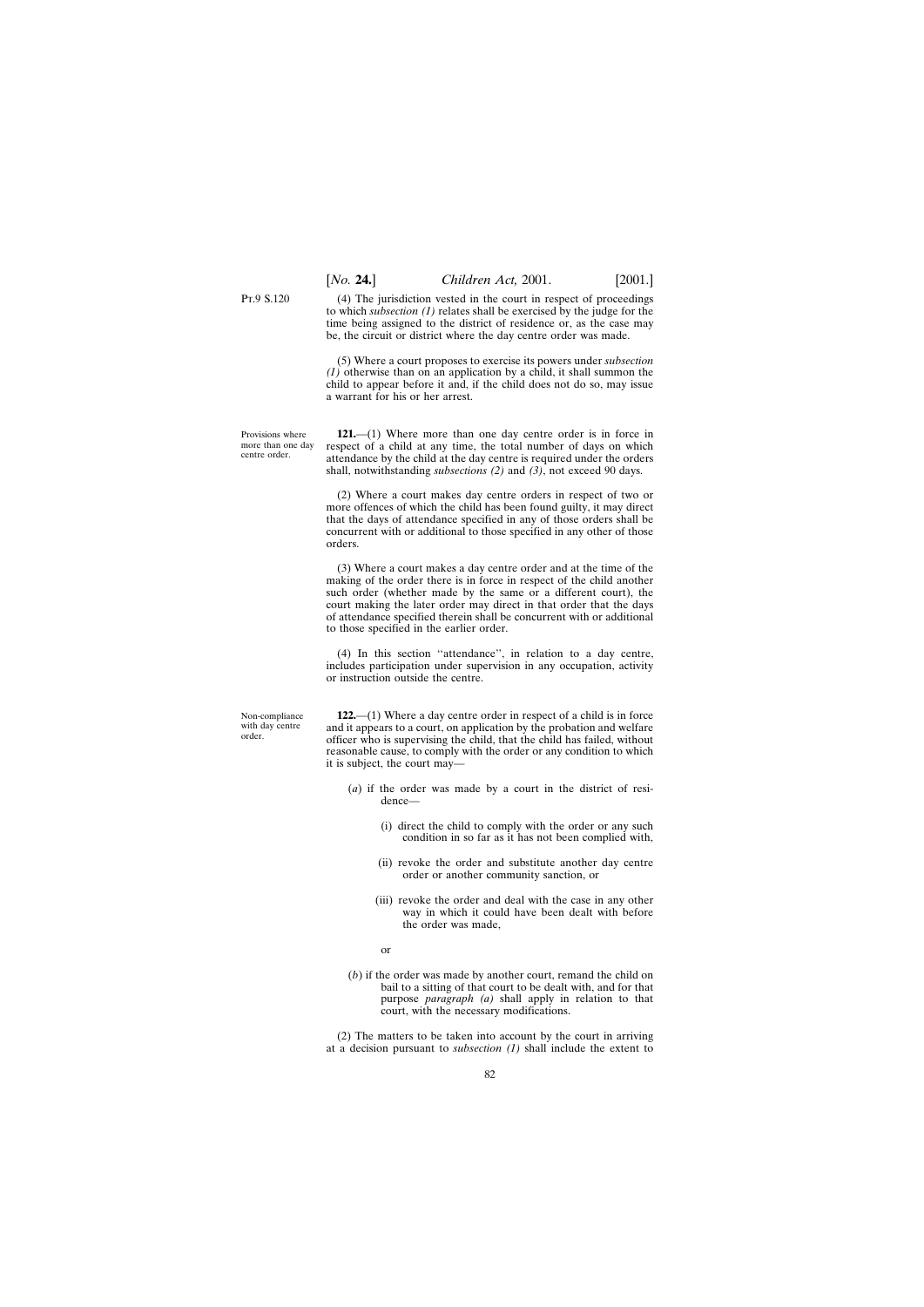(4) The jurisdiction vested in the court in respect of proceedings to which *subsection (1)* relates shall be exercised by the judge for the time being assigned to the district of residence or, as the case may be, the circuit or district where the day centre order was made.

(5) Where a court proposes to exercise its powers under *subsection (1)* otherwise than on an application by a child, it shall summon the child to appear before it and, if the child does not do so, may issue a warrant for his or her arrest.

Provisions where more than one day centre order.

**121.**—(1) Where more than one day centre order is in force in respect of a child at any time, the total number of days on which attendance by the child at the day centre is required under the orders shall, notwithstanding *subsections (2)* and *(3)*, not exceed 90 days.

(2) Where a court makes day centre orders in respect of two or more offences of which the child has been found guilty, it may direct that the days of attendance specified in any of those orders shall be concurrent with or additional to those specified in any other of those orders.

(3) Where a court makes a day centre order and at the time of the making of the order there is in force in respect of the child another such order (whether made by the same or a different court), the court making the later order may direct in that order that the days of attendance specified therein shall be concurrent with or additional to those specified in the earlier order.

(4) In this section ''attendance'', in relation to a day centre, includes participation under supervision in any occupation, activity or instruction outside the centre.

Non-compliance with day centre order.

**122.**—(1) Where a day centre order in respect of a child is in force and it appears to a court, on application by the probation and welfare officer who is supervising the child, that the child has failed, without reasonable cause, to comply with the order or any condition to which it is subject, the court may—

(*a*) if the order was made by a court in the district of residence—

(i) direct the child to comply with the order or any such condition in so far as it has not been complied with,

(ii) revoke the order and substitute another day centre order or another community sanction, or

(iii) revoke the order and deal with the case in any other way in which it could have been dealt with before the order was made,

or

(*b*) if the order was made by another court, remand the child on bail to a sitting of that court to be dealt with, and for that purpose *paragraph (a)* shall apply in relation to that court, with the necessary modifications.

(2) The matters to be taken into account by the court in arriving at a decision pursuant to *subsection (1)* shall include the extent to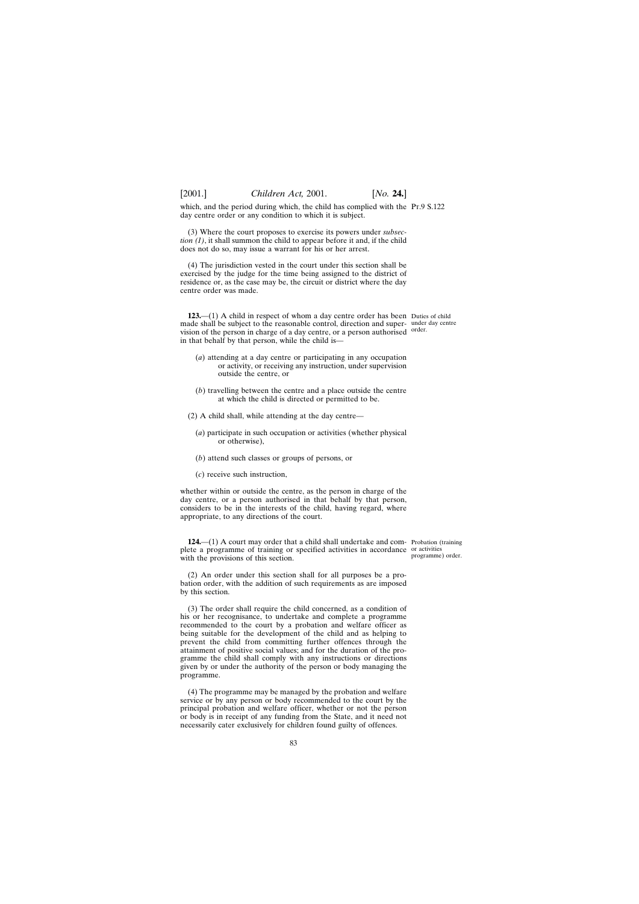which, and the period during which, the child has complied with the day centre order or any condition to which it is subject.

(3) Where the court proposes to exercise its powers under *subsection (1)*, it shall summon the child to appear before it and, if the child does not do so, may issue a warrant for his or her arrest.

(4) The jurisdiction vested in the court under this section shall be exercised by the judge for the time being assigned to the district of residence or, as the case may be, the circuit or district where the day centre order was made.

Duties of child under day centre order.

**123.**—(1) A child in respect of whom a day centre order has been made shall be subject to the reasonable control, direction and supervision of the person in charge of a day centre, or a person authorised in that behalf by that person, while the child is—

(*a*) attending at a day centre or participating in any occupation or activity, or receiving any instruction, under supervision outside the centre, or

(*b*) travelling between the centre and a place outside the centre at which the child is directed or permitted to be.

(2) A child shall, while attending at the day centre—

(*a*) participate in such occupation or activities (whether physical or otherwise),

(*b*) attend such classes or groups of persons, or

(*c*) receive such instruction,

whether within or outside the centre, as the person in charge of the day centre, or a person authorised in that behalf by that person, considers to be in the interests of the child, having regard, where appropriate, to any directions of the court.

Probation (training or activities programme) order.

**124.**—(1) A court may order that a child shall undertake and complete a programme of training or specified activities in accordance with the provisions of this section.

(2) An order under this section shall for all purposes be a probation order, with the addition of such requirements as are imposed by this section.

(3) The order shall require the child concerned, as a condition of his or her recognisance, to undertake and complete a programme recommended to the court by a probation and welfare officer as being suitable for the development of the child and as helping to prevent the child from committing further offences through the attainment of positive social values; and for the duration of the programme the child shall comply with any instructions or directions given by or under the authority of the person or body managing the programme.

(4) The programme may be managed by the probation and welfare service or by any person or body recommended to the court by the principal probation and welfare officer, whether or not the person or body is in receipt of any funding from the State, and it need not necessarily cater exclusively for children found guilty of offences.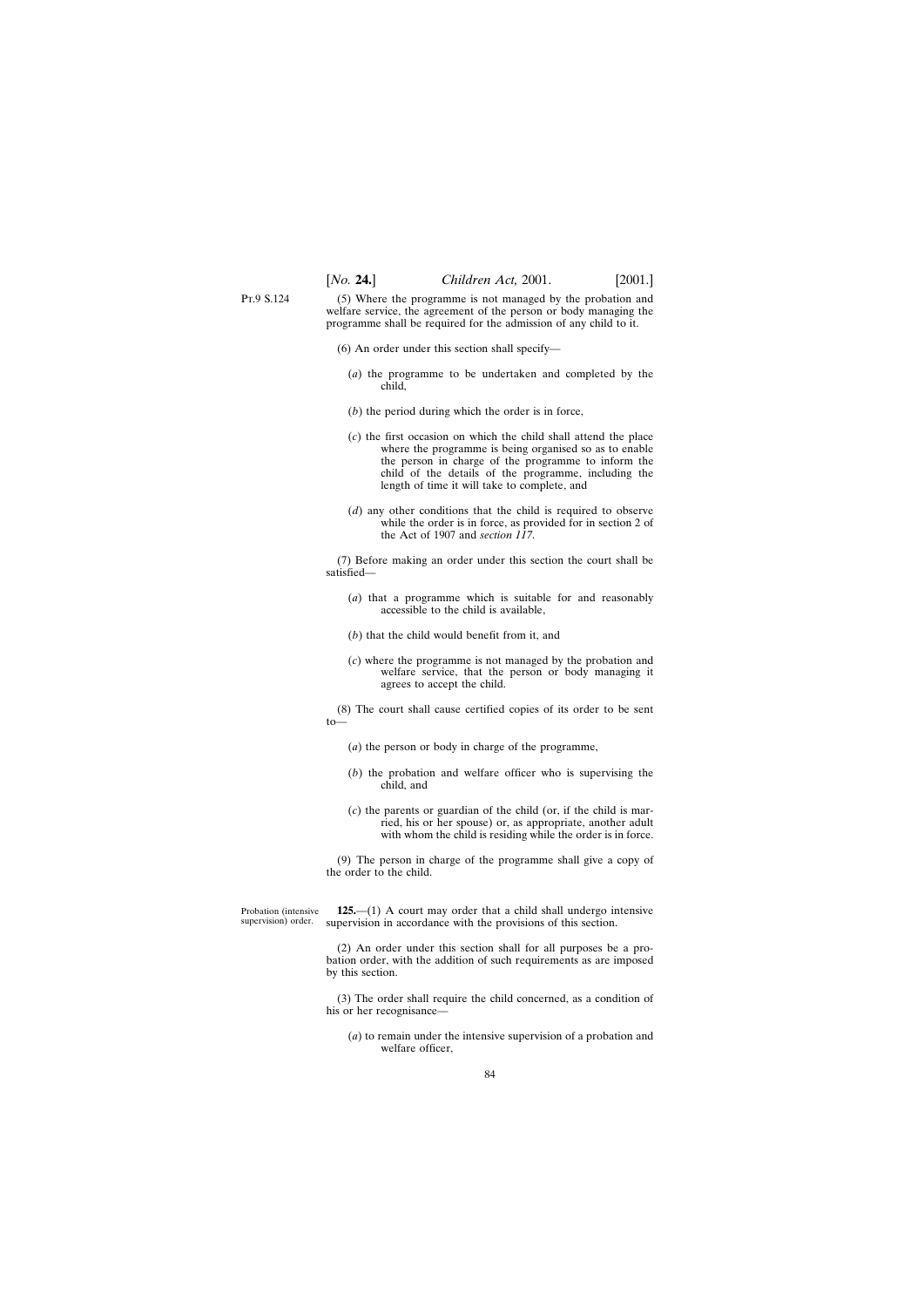(5) Where the programme is not managed by the probation and welfare service, the agreement of the person or body managing the programme shall be required for the admission of any child to it.

(6) An order under this section shall specify—

(*a*) the programme to be undertaken and completed by the child,

(*b*) the period during which the order is in force,

(*c*) the first occasion on which the child shall attend the place where the programme is being organised so as to enable the person in charge of the programme to inform the child of the details of the programme, including the length of time it will take to complete, and

(*d*) any other conditions that the child is required to observe while the order is in force, as provided for in section 2 of the Act of 1907 and *section 117*.

(7) Before making an order under this section the court shall be satisfied—

(*a*) that a programme which is suitable for and reasonably accessible to the child is available,

(*b*) that the child would benefit from it, and

(*c*) where the programme is not managed by the probation and welfare service, that the person or body managing it agrees to accept the child.

(8) The court shall cause certified copies of its order to be sent to—

(*a*) the person or body in charge of the programme,

(*b*) the probation and welfare officer who is supervising the child, and

(*c*) the parents or guardian of the child (or, if the child is married, his or her spouse) or, as appropriate, another adult with whom the child is residing while the order is in force.

(9) The person in charge of the programme shall give a copy of the order to the child.

Probation (intensive supervision) order.

**125.**—(1) A court may order that a child shall undergo intensive supervision in accordance with the provisions of this section.

(2) An order under this section shall for all purposes be a probation order, with the addition of such requirements as are imposed by this section.

(3) The order shall require the child concerned, as a condition of his or her recognisance—

(*a*) to remain under the intensive supervision of a probation and welfare officer,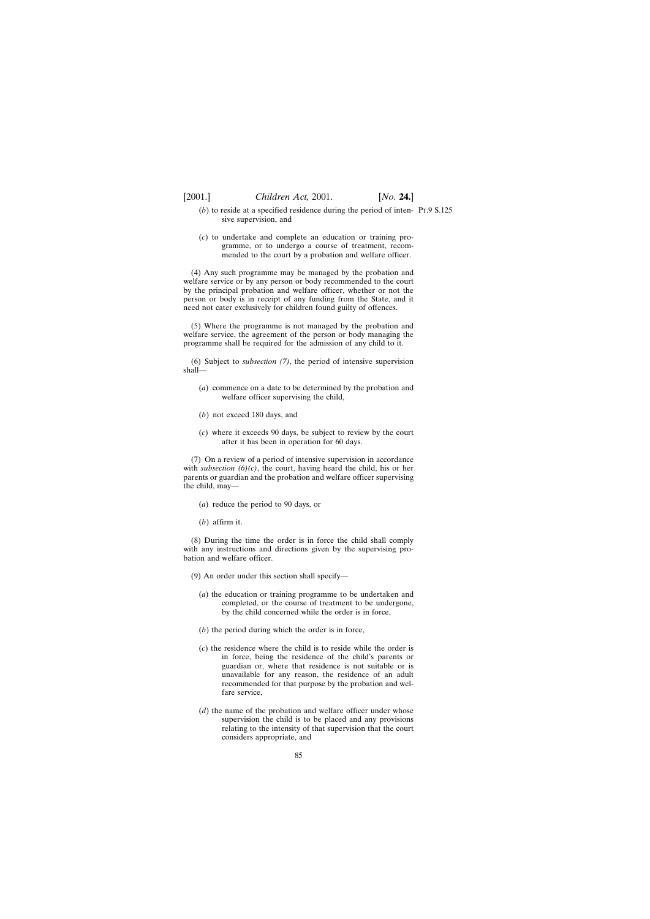(*b*) to reside at a specified residence during the period of intensive supervision, and

(*c*) to undertake and complete an education or training programme, or to undergo a course of treatment, recommended to the court by a probation and welfare officer.

(4) Any such programme may be managed by the probation and welfare service or by any person or body recommended to the court by the principal probation and welfare officer, whether or not the person or body is in receipt of any funding from the State, and it need not cater exclusively for children found guilty of offences.

(5) Where the programme is not managed by the probation and welfare service, the agreement of the person or body managing the programme shall be required for the admission of any child to it.

(6) Subject to *subsection (7)*, the period of intensive supervision shall—

(*a*) commence on a date to be determined by the probation and welfare officer supervising the child,

(*b*) not exceed 180 days, and

(*c*) where it exceeds 90 days, be subject to review by the court after it has been in operation for 60 days.

(7) On a review of a period of intensive supervision in accordance with *subsection (6)(c)*, the court, having heard the child, his or her parents or guardian and the probation and welfare officer supervising the child, may—

(*a*) reduce the period to 90 days, or

(*b*) affirm it.

(8) During the time the order is in force the child shall comply with any instructions and directions given by the supervising probation and welfare officer.

(9) An order under this section shall specify—

(*a*) the education or training programme to be undertaken and completed, or the course of treatment to be undergone, by the child concerned while the order is in force,

(*b*) the period during which the order is in force,

(*c*) the residence where the child is to reside while the order is in force, being the residence of the child's parents or guardian or, where that residence is not suitable or is unavailable for any reason, the residence of an adult recommended for that purpose by the probation and welfare service,

(*d*) the name of the probation and welfare officer under whose supervision the child is to be placed and any provisions relating to the intensity of that supervision that the court considers appropriate, and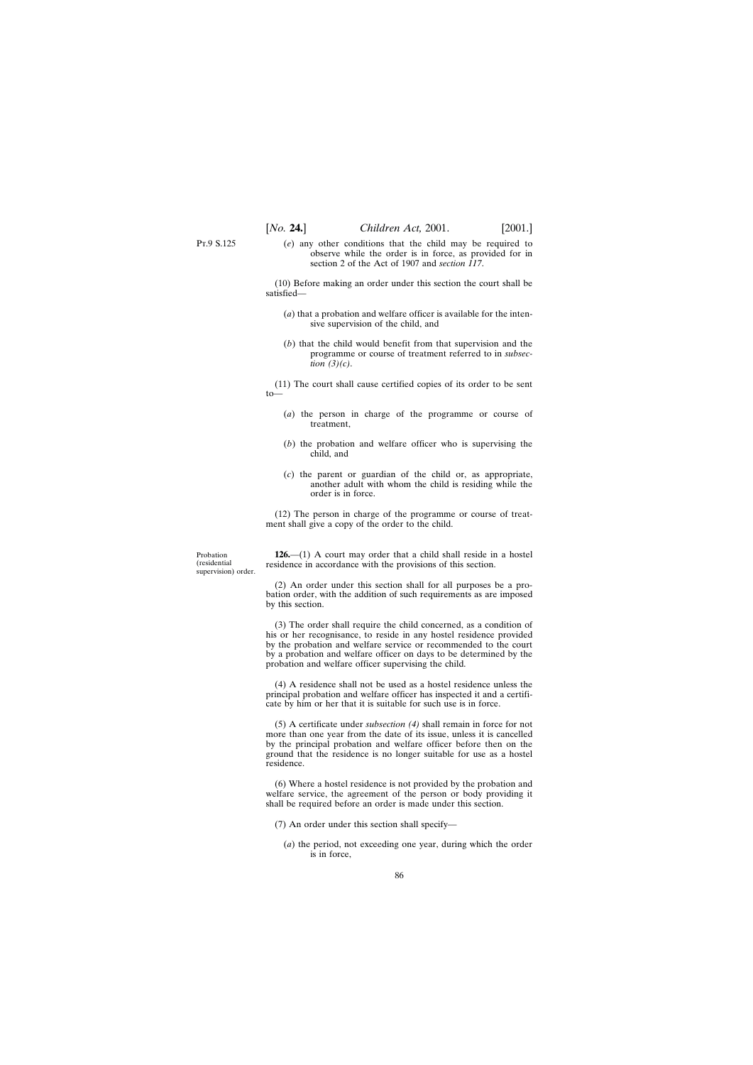Pt.9 S.125

(*e*) any other conditions that the child may be required to observe while the order is in force, as provided for in section 2 of the Act of 1907 and *section 117*.

(10) Before making an order under this section the court shall be satisfied—

(*a*) that a probation and welfare officer is available for the intensive supervision of the child, and

(*b*) that the child would benefit from that supervision and the programme or course of treatment referred to in *subsection (3)(c)*.

(11) The court shall cause certified copies of its order to be sent to—

(*a*) the person in charge of the programme or course of treatment,

(*b*) the probation and welfare officer who is supervising the child, and

(*c*) the parent or guardian of the child or, as appropriate, another adult with whom the child is residing while the order is in force.

(12) The person in charge of the programme or course of treatment shall give a copy of the order to the child.

Probation (residential supervision) order.

**126.**—(1) A court may order that a child shall reside in a hostel residence in accordance with the provisions of this section.

(2) An order under this section shall for all purposes be a probation order, with the addition of such requirements as are imposed by this section.

(3) The order shall require the child concerned, as a condition of his or her recognisance, to reside in any hostel residence provided by the probation and welfare service or recommended to the court by a probation and welfare officer on days to be determined by the probation and welfare officer supervising the child.

(4) A residence shall not be used as a hostel residence unless the principal probation and welfare officer has inspected it and a certificate by him or her that it is suitable for such use is in force.

(5) A certificate under *subsection (4)* shall remain in force for not more than one year from the date of its issue, unless it is cancelled by the principal probation and welfare officer before then on the ground that the residence is no longer suitable for use as a hostel residence.

(6) Where a hostel residence is not provided by the probation and welfare service, the agreement of the person or body providing it shall be required before an order is made under this section.

(7) An order under this section shall specify—

(*a*) the period, not exceeding one year, during which the order is in force,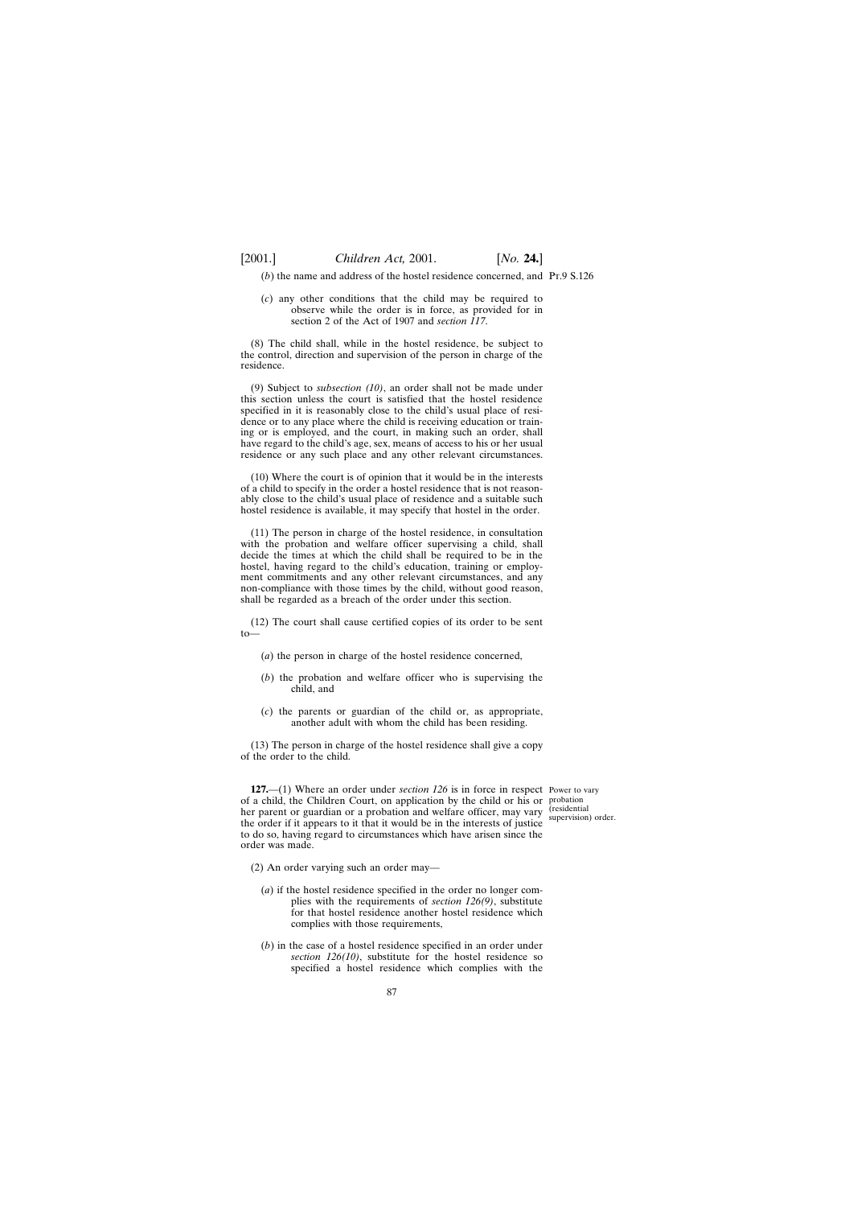(*b*) the name and address of the hostel residence concerned, and

(*c*) any other conditions that the child may be required to observe while the order is in force, as provided for in section 2 of the Act of 1907 and *section 117*.

(8) The child shall, while in the hostel residence, be subject to the control, direction and supervision of the person in charge of the residence.

(9) Subject to *subsection (10)*, an order shall not be made under this section unless the court is satisfied that the hostel residence specified in it is reasonably close to the child's usual place of residence or to any place where the child is receiving education or training or is employed, and the court, in making such an order, shall have regard to the child's age, sex, means of access to his or her usual residence or any such place and any other relevant circumstances.

(10) Where the court is of opinion that it would be in the interests of a child to specify in the order a hostel residence that is not reasonably close to the child's usual place of residence and a suitable such hostel residence is available, it may specify that hostel in the order.

(11) The person in charge of the hostel residence, in consultation with the probation and welfare officer supervising a child, shall decide the times at which the child shall be required to be in the hostel, having regard to the child's education, training or employment commitments and any other relevant circumstances, and any non-compliance with those times by the child, without good reason, shall be regarded as a breach of the order under this section.

(12) The court shall cause certified copies of its order to be sent to—

(*a*) the person in charge of the hostel residence concerned,

(*b*) the probation and welfare officer who is supervising the child, and

(*c*) the parents or guardian of the child or, as appropriate, another adult with whom the child has been residing.

(13) The person in charge of the hostel residence shall give a copy of the order to the child.

Power to vary probation (residential supervision) order.

**127.**—(1) Where an order under *section 126* is in force in respect of a child, the Children Court, on application by the child or his or her parent or guardian or a probation and welfare officer, may vary the order if it appears to it that it would be in the interests of justice to do so, having regard to circumstances which have arisen since the order was made.

(2) An order varying such an order may—

(*a*) if the hostel residence specified in the order no longer complies with the requirements of *section 126(9)*, substitute for that hostel residence another hostel residence which complies with those requirements,

(*b*) in the case of a hostel residence specified in an order under *section 126(10)*, substitute for the hostel residence so specified a hostel residence which complies with the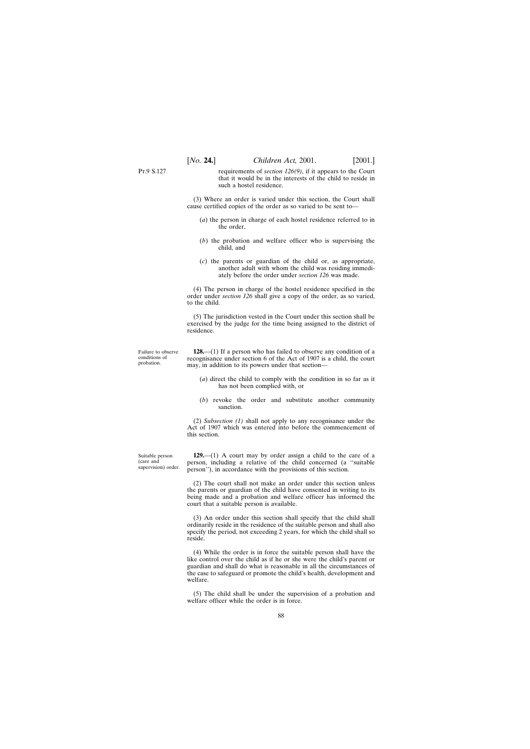requirements of *section 126(9)*, if it appears to the Court that it would be in the interests of the child to reside in such a hostel residence.

(3) Where an order is varied under this section, the Court shall cause certified copies of the order as so varied to be sent to—

(*a*) the person in charge of each hostel residence referred to in the order,

(*b*) the probation and welfare officer who is supervising the child, and

(*c*) the parents or guardian of the child or, as appropriate, another adult with whom the child was residing immediately before the order under *section 126* was made.

(4) The person in charge of the hostel residence specified in the order under *section 126* shall give a copy of the order, as so varied, to the child.

(5) The jurisdiction vested in the Court under this section shall be exercised by the judge for the time being assigned to the district of residence.

Failure to observe conditions of probation.

**128.**—(1) If a person who has failed to observe any condition of a recognisance under section 6 of the Act of 1907 is a child, the court may, in addition to its powers under that section—

(*a*) direct the child to comply with the condition in so far as it has not been complied with, or

(*b*) revoke the order and substitute another community sanction.

(2) *Subsection (1)* shall not apply to any recognisance under the Act of 1907 which was entered into before the commencement of this section.

Suitable person (care and supervision) order.

**129.**—(1) A court may by order assign a child to the care of a person, including a relative of the child concerned (a ''suitable person''), in accordance with the provisions of this section.

(2) The court shall not make an order under this section unless the parents or guardian of the child have consented in writing to its being made and a probation and welfare officer has informed the court that a suitable person is available.

(3) An order under this section shall specify that the child shall ordinarily reside in the residence of the suitable person and shall also specify the period, not exceeding 2 years, for which the child shall so reside.

(4) While the order is in force the suitable person shall have the like control over the child as if he or she were the child's parent or guardian and shall do what is reasonable in all the circumstances of the case to safeguard or promote the child's health, development and welfare.

(5) The child shall be under the supervision of a probation and welfare officer while the order is in force.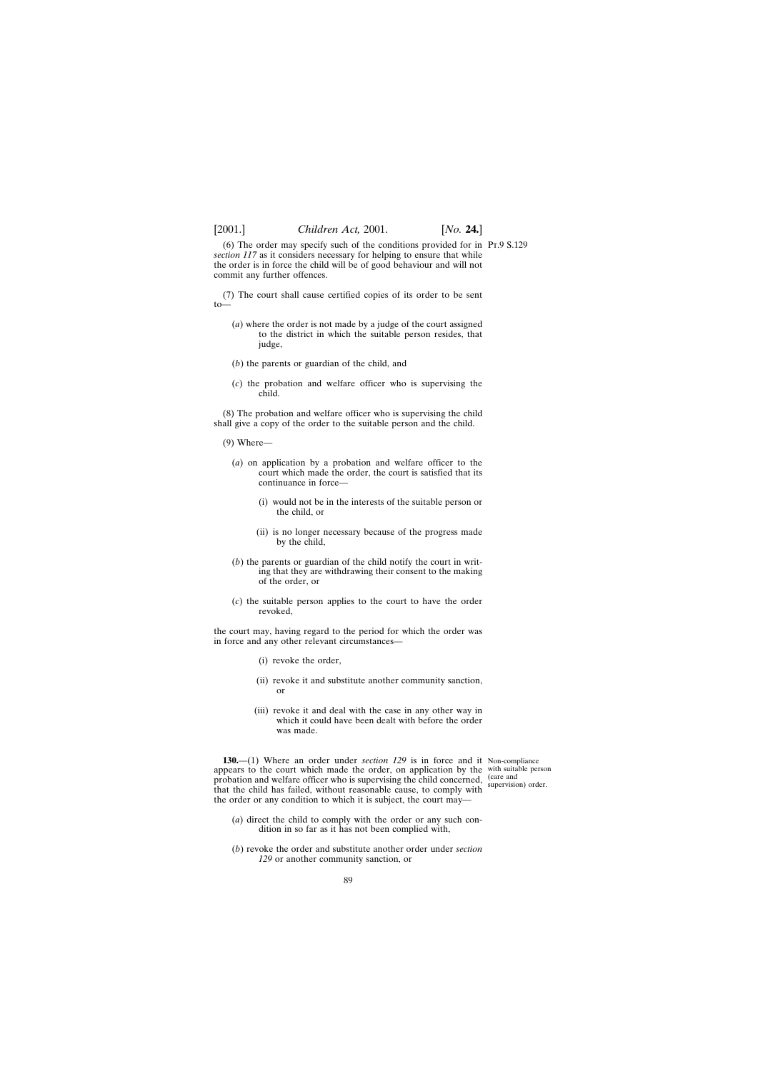(6) The order may specify such of the conditions provided for in *section 117* as it considers necessary for helping to ensure that while the order is in force the child will be of good behaviour and will not commit any further offences.

(7) The court shall cause certified copies of its order to be sent to—

(*a*) where the order is not made by a judge of the court assigned to the district in which the suitable person resides, that judge,

(*b*) the parents or guardian of the child, and

(*c*) the probation and welfare officer who is supervising the child.

(8) The probation and welfare officer who is supervising the child shall give a copy of the order to the suitable person and the child.

(9) Where—

(*a*) on application by a probation and welfare officer to the court which made the order, the court is satisfied that its continuance in force—

(i) would not be in the interests of the suitable person or the child, or

(ii) is no longer necessary because of the progress made by the child,

(*b*) the parents or guardian of the child notify the court in writing that they are withdrawing their consent to the making of the order, or

(*c*) the suitable person applies to the court to have the order revoked,

the court may, having regard to the period for which the order was in force and any other relevant circumstances—

(i) revoke the order,

(ii) revoke it and substitute another community sanction, or

(iii) revoke it and deal with the case in any other way in which it could have been dealt with before the order was made.

Non-compliance with suitable person (care and supervision) order.

**130.**—(1) Where an order under *section 129* is in force and it appears to the court which made the order, on application by the probation and welfare officer who is supervising the child concerned, that the child has failed, without reasonable cause, to comply with the order or any condition to which it is subject, the court may—

(*a*) direct the child to comply with the order or any such condition in so far as it has not been complied with,

(*b*) revoke the order and substitute another order under *section 129* or another community sanction, or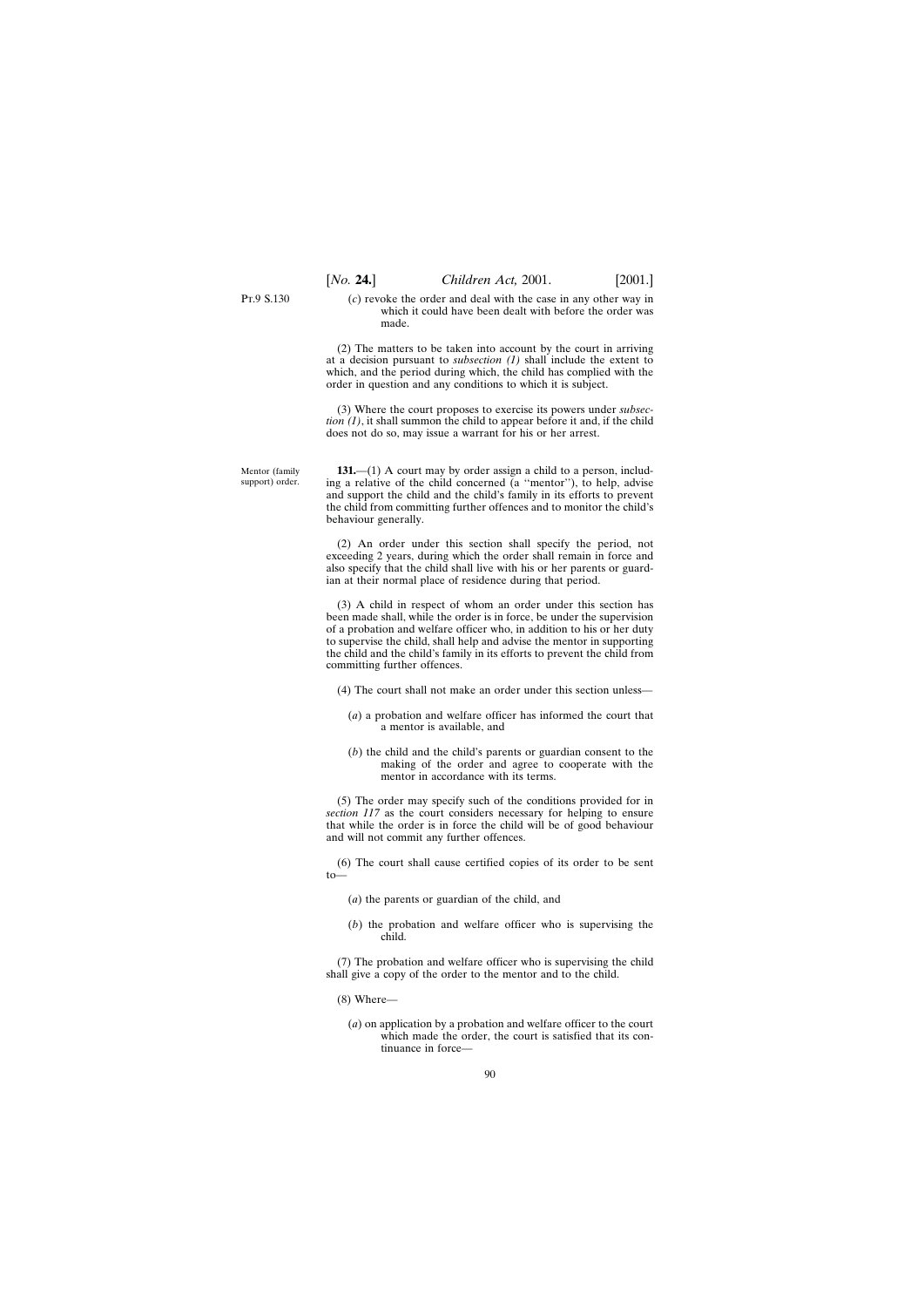(*c*) revoke the order and deal with the case in any other way in which it could have been dealt with before the order was made.

(2) The matters to be taken into account by the court in arriving at a decision pursuant to *subsection (1)* shall include the extent to which, and the period during which, the child has complied with the order in question and any conditions to which it is subject.

(3) Where the court proposes to exercise its powers under *subsection (1)*, it shall summon the child to appear before it and, if the child does not do so, may issue a warrant for his or her arrest.

Mentor (family support) order.

**131.**—(1) A court may by order assign a child to a person, including a relative of the child concerned (a ''mentor''), to help, advise and support the child and the child's family in its efforts to prevent the child from committing further offences and to monitor the child's behaviour generally.

(2) An order under this section shall specify the period, not exceeding 2 years, during which the order shall remain in force and also specify that the child shall live with his or her parents or guardian at their normal place of residence during that period.

(3) A child in respect of whom an order under this section has been made shall, while the order is in force, be under the supervision of a probation and welfare officer who, in addition to his or her duty to supervise the child, shall help and advise the mentor in supporting the child and the child's family in its efforts to prevent the child from committing further offences.

(4) The court shall not make an order under this section unless—

(*a*) a probation and welfare officer has informed the court that a mentor is available, and

(*b*) the child and the child's parents or guardian consent to the making of the order and agree to cooperate with the mentor in accordance with its terms.

(5) The order may specify such of the conditions provided for in *section 117* as the court considers necessary for helping to ensure that while the order is in force the child will be of good behaviour and will not commit any further offences.

(6) The court shall cause certified copies of its order to be sent to—

(*a*) the parents or guardian of the child, and

(*b*) the probation and welfare officer who is supervising the child.

(7) The probation and welfare officer who is supervising the child shall give a copy of the order to the mentor and to the child.

(8) Where—

(*a*) on application by a probation and welfare officer to the court which made the order, the court is satisfied that its continuance in force—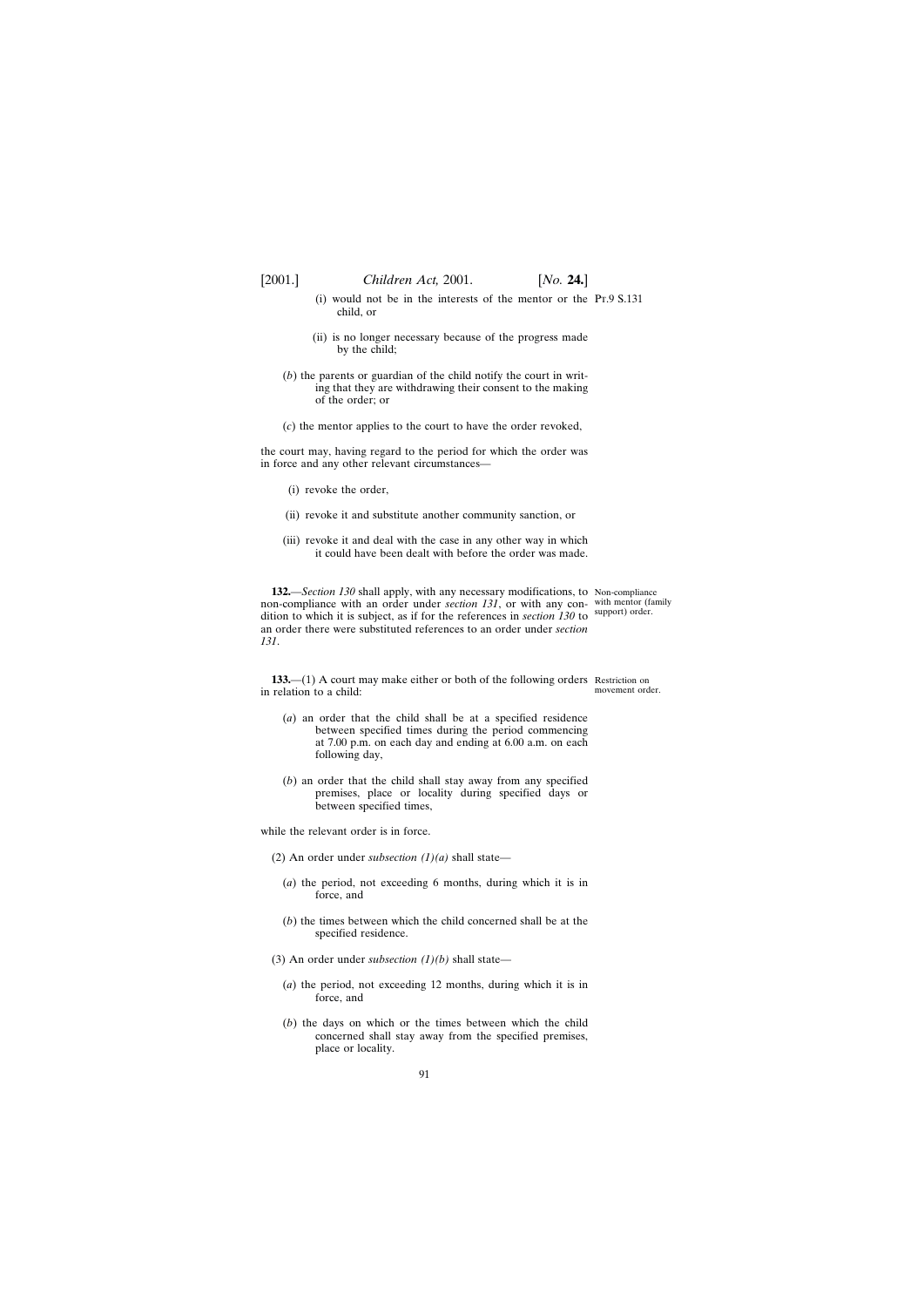(i) would not be in the interests of the mentor or the child, or

(ii) is no longer necessary because of the progress made by the child;

(*b*) the parents or guardian of the child notify the court in writing that they are withdrawing their consent to the making of the order; or

(*c*) the mentor applies to the court to have the order revoked,

the court may, having regard to the period for which the order was in force and any other relevant circumstances—

(i) revoke the order,

(ii) revoke it and substitute another community sanction, or

(iii) revoke it and deal with the case in any other way in which it could have been dealt with before the order was made.

Non-compliance with mentor (family support) order.

**132.**—*Section 130* shall apply, with any necessary modifications, to non-compliance with an order under *section 131*, or with any condition to which it is subject, as if for the references in *section 130* to an order there were substituted references to an order under *section 131*.

Restriction on movement order.

**133.**—(1) A court may make either or both of the following orders in relation to a child:

(*a*) an order that the child shall be at a specified residence between specified times during the period commencing at 7.00 p.m. on each day and ending at 6.00 a.m. on each following day,

(*b*) an order that the child shall stay away from any specified premises, place or locality during specified days or between specified times,

while the relevant order is in force.

(2) An order under *subsection (1)(a)* shall state—

(*a*) the period, not exceeding 6 months, during which it is in force, and

(*b*) the times between which the child concerned shall be at the specified residence.

(3) An order under *subsection (1)(b)* shall state—

(*a*) the period, not exceeding 12 months, during which it is in force, and

(*b*) the days on which or the times between which the child concerned shall stay away from the specified premises, place or locality.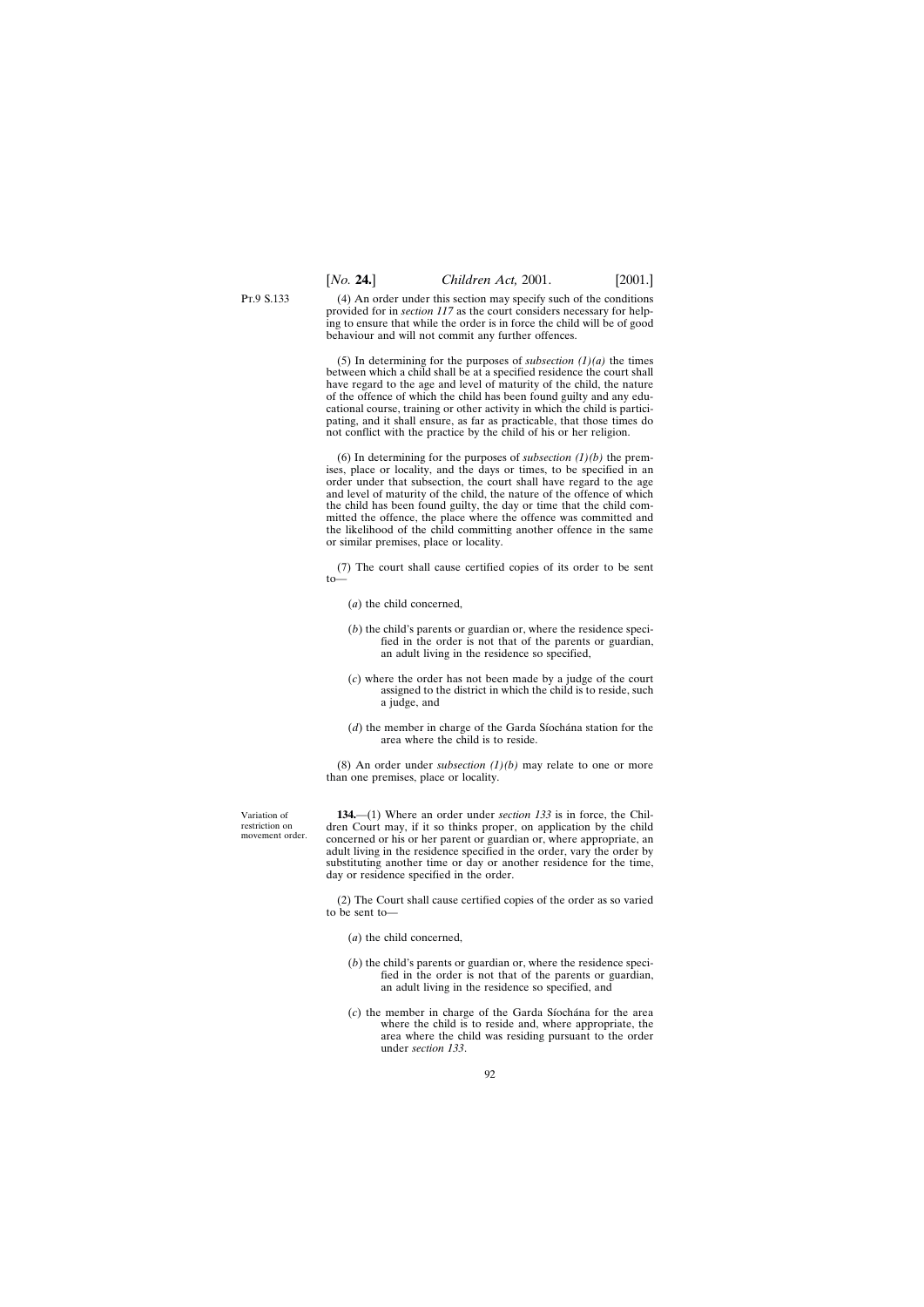(4) An order under this section may specify such of the conditions provided for in *section 117* as the court considers necessary for helping to ensure that while the order is in force the child will be of good behaviour and will not commit any further offences.

(5) In determining for the purposes of *subsection (1)(a)* the times between which a child shall be at a specified residence the court shall have regard to the age and level of maturity of the child, the nature of the offence of which the child has been found guilty and any educational course, training or other activity in which the child is participating, and it shall ensure, as far as practicable, that those times do not conflict with the practice by the child of his or her religion.

(6) In determining for the purposes of *subsection (1)(b)* the premises, place or locality, and the days or times, to be specified in an order under that subsection, the court shall have regard to the age and level of maturity of the child, the nature of the offence of which the child has been found guilty, the day or time that the child committed the offence, the place where the offence was committed and the likelihood of the child committing another offence in the same or similar premises, place or locality.

(7) The court shall cause certified copies of its order to be sent to—

(*a*) the child concerned,

(*b*) the child's parents or guardian or, where the residence specified in the order is not that of the parents or guardian, an adult living in the residence so specified,

(*c*) where the order has not been made by a judge of the court assigned to the district in which the child is to reside, such a judge, and

(*d*) the member in charge of the Garda Síochána station for the area where the child is to reside.

(8) An order under *subsection (1)(b)* may relate to one or more than one premises, place or locality.

Variation of restriction on movement order.

**134.**—(1) Where an order under *section 133* is in force, the Children Court may, if it so thinks proper, on application by the child concerned or his or her parent or guardian or, where appropriate, an adult living in the residence specified in the order, vary the order by substituting another time or day or another residence for the time, day or residence specified in the order.

(2) The Court shall cause certified copies of the order as so varied to be sent to—

(*a*) the child concerned,

(*b*) the child's parents or guardian or, where the residence specified in the order is not that of the parents or guardian, an adult living in the residence so specified, and

(*c*) the member in charge of the Garda Síochána for the area where the child is to reside and, where appropriate, the area where the child was residing pursuant to the order under *section 133*.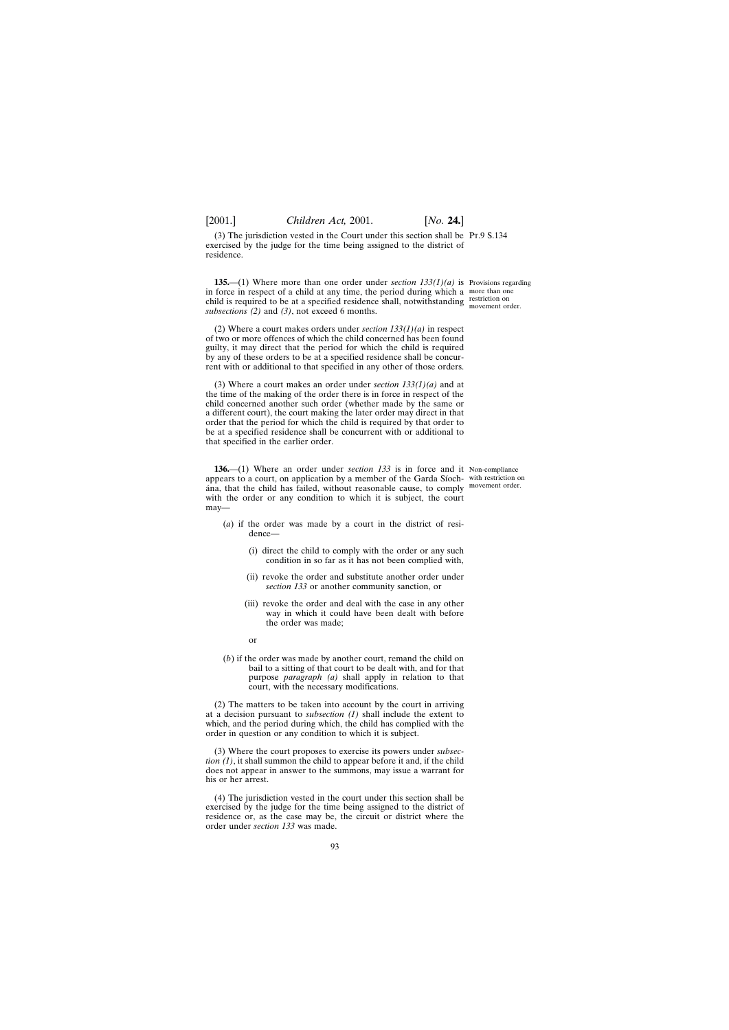(3) The jurisdiction vested in the Court under this section shall be exercised by the judge for the time being assigned to the district of residence.

Provisions regarding more than one restriction on movement order.

**135.**—(1) Where more than one order under *section 133(1)(a)* is in force in respect of a child at any time, the period during which a child is required to be at a specified residence shall, notwithstanding *subsections (2)* and *(3)*, not exceed 6 months.

(2) Where a court makes orders under *section 133(1)(a)* in respect of two or more offences of which the child concerned has been found guilty, it may direct that the period for which the child is required by any of these orders to be at a specified residence shall be concurrent with or additional to that specified in any other of those orders.

(3) Where a court makes an order under *section 133(1)(a)* and at the time of the making of the order there is in force in respect of the child concerned another such order (whether made by the same or a different court), the court making the later order may direct in that order that the period for which the child is required by that order to be at a specified residence shall be concurrent with or additional to that specified in the earlier order.

Non-compliance with restriction on movement order.

**136.**—(1) Where an order under *section 133* is in force and it appears to a court, on application by a member of the Garda Síochána, that the child has failed, without reasonable cause, to comply with the order or any condition to which it is subject, the court may—

(*a*) if the order was made by a court in the district of residence—

(i) direct the child to comply with the order or any such condition in so far as it has not been complied with,

(ii) revoke the order and substitute another order under *section 133* or another community sanction, or

(iii) revoke the order and deal with the case in any other way in which it could have been dealt with before the order was made;

or

(*b*) if the order was made by another court, remand the child on bail to a sitting of that court to be dealt with, and for that purpose *paragraph (a)* shall apply in relation to that court, with the necessary modifications.

(2) The matters to be taken into account by the court in arriving at a decision pursuant to *subsection (1)* shall include the extent to which, and the period during which, the child has complied with the order in question or any condition to which it is subject.

(3) Where the court proposes to exercise its powers under *subsection (1)*, it shall summon the child to appear before it and, if the child does not appear in answer to the summons, may issue a warrant for his or her arrest.

(4) The jurisdiction vested in the court under this section shall be exercised by the judge for the time being assigned to the district of residence or, as the case may be, the circuit or district where the order under *section 133* was made.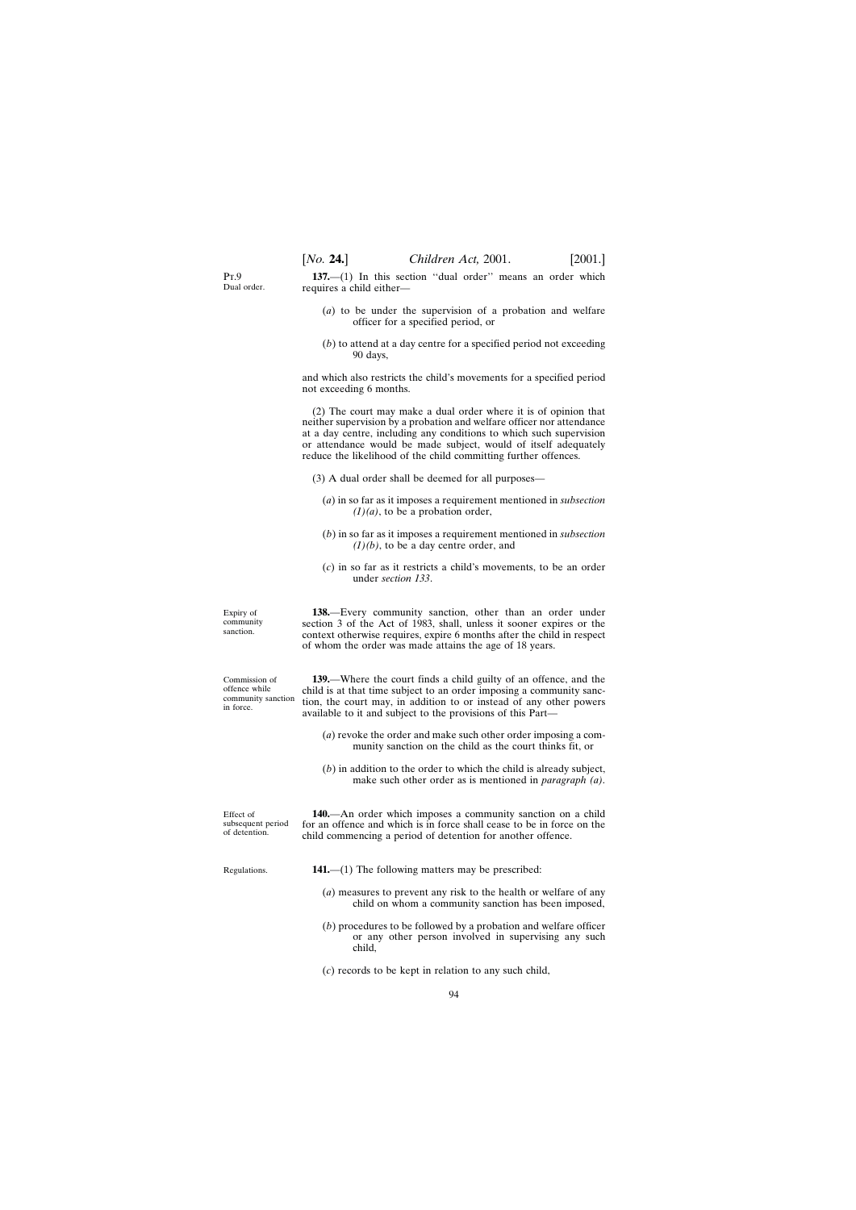Pt.9

Dual order.

**137.**—(1) In this section ''dual order'' means an order which requires a child either—

(*a*) to be under the supervision of a probation and welfare officer for a specified period, or

(*b*) to attend at a day centre for a specified period not exceeding 90 days,

and which also restricts the child's movements for a specified period not exceeding 6 months.

(2) The court may make a dual order where it is of opinion that neither supervision by a probation and welfare officer nor attendance at a day centre, including any conditions to which such supervision or attendance would be made subject, would of itself adequately reduce the likelihood of the child committing further offences.

(3) A dual order shall be deemed for all purposes—

(*a*) in so far as it imposes a requirement mentioned in *subsection (1)(a)*, to be a probation order,

(*b*) in so far as it imposes a requirement mentioned in *subsection (1)(b)*, to be a day centre order, and

(*c*) in so far as it restricts a child's movements, to be an order under *section 133*.

Expiry of community sanction.

**138.**—Every community sanction, other than an order under section 3 of the Act of 1983, shall, unless it sooner expires or the context otherwise requires, expire 6 months after the child in respect of whom the order was made attains the age of 18 years.

Commission of offence while community sanction in force.

**139.**—Where the court finds a child guilty of an offence, and the child is at that time subject to an order imposing a community sanction, the court may, in addition to or instead of any other powers available to it and subject to the provisions of this Part—

(*a*) revoke the order and make such other order imposing a community sanction on the child as the court thinks fit, or

(*b*) in addition to the order to which the child is already subject, make such other order as is mentioned in *paragraph (a)*.

Effect of subsequent period of detention.

**140.**—An order which imposes a community sanction on a child for an offence and which is in force shall cease to be in force on the child commencing a period of detention for another offence.

Regulations.

**141.**—(1) The following matters may be prescribed:

(*a*) measures to prevent any risk to the health or welfare of any child on whom a community sanction has been imposed,

(*b*) procedures to be followed by a probation and welfare officer or any other person involved in supervising any such child,

(*c*) records to be kept in relation to any such child,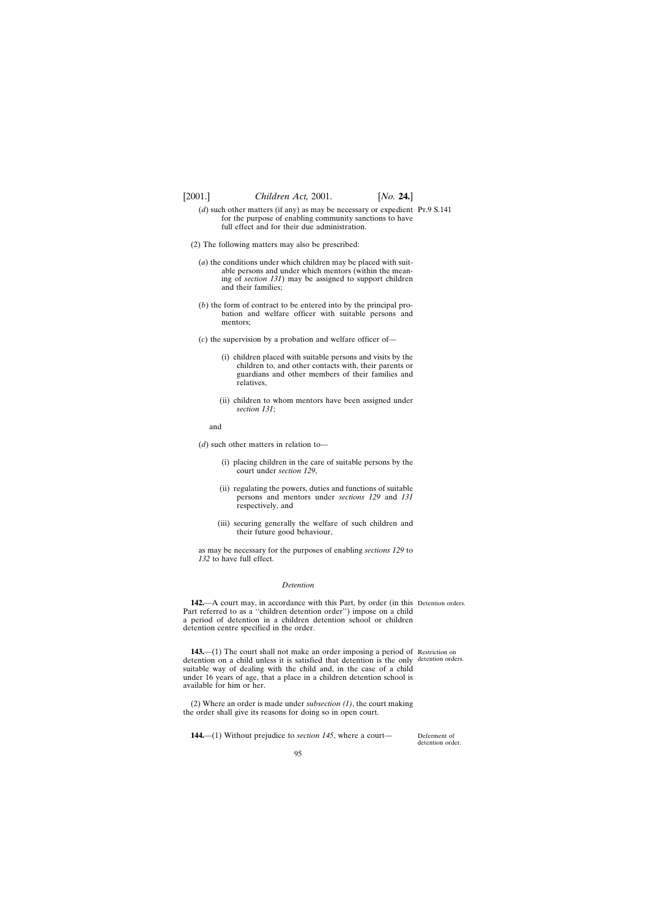(*d*) such other matters (if any) as may be necessary or expedient for the purpose of enabling community sanctions to have full effect and for their due administration.

(2) The following matters may also be prescribed:

(*a*) the conditions under which children may be placed with suitable persons and under which mentors (within the meaning of *section 131*) may be assigned to support children and their families;

(*b*) the form of contract to be entered into by the principal probation and welfare officer with suitable persons and mentors;

(*c*) the supervision by a probation and welfare officer of—

(i) children placed with suitable persons and visits by the children to, and other contacts with, their parents or guardians and other members of their families and relatives,

(ii) children to whom mentors have been assigned under *section 131*;

and

(*d*) such other matters in relation to—

(i) placing children in the care of suitable persons by the court under *section 129*,

(ii) regulating the powers, duties and functions of suitable persons and mentors under *sections 129* and *131* respectively, and

(iii) securing generally the welfare of such children and their future good behaviour,

as may be necessary for the purposes of enabling *sections 129* to *132* to have full effect.

*Detention*

Detention orders.

**142.**—A court may, in accordance with this Part, by order (in this Part referred to as a ''children detention order'') impose on a child a period of detention in a children detention school or children detention centre specified in the order.

Restriction on detention orders.

**143.**—(1) The court shall not make an order imposing a period of detention on a child unless it is satisfied that detention is the only suitable way of dealing with the child and, in the case of a child under 16 years of age, that a place in a children detention school is available for him or her.

(2) Where an order is made under *subsection (1)*, the court making the order shall give its reasons for doing so in open court.

Deferment of detention order.

**144.**—(1) Without prejudice to *section 145*, where a court—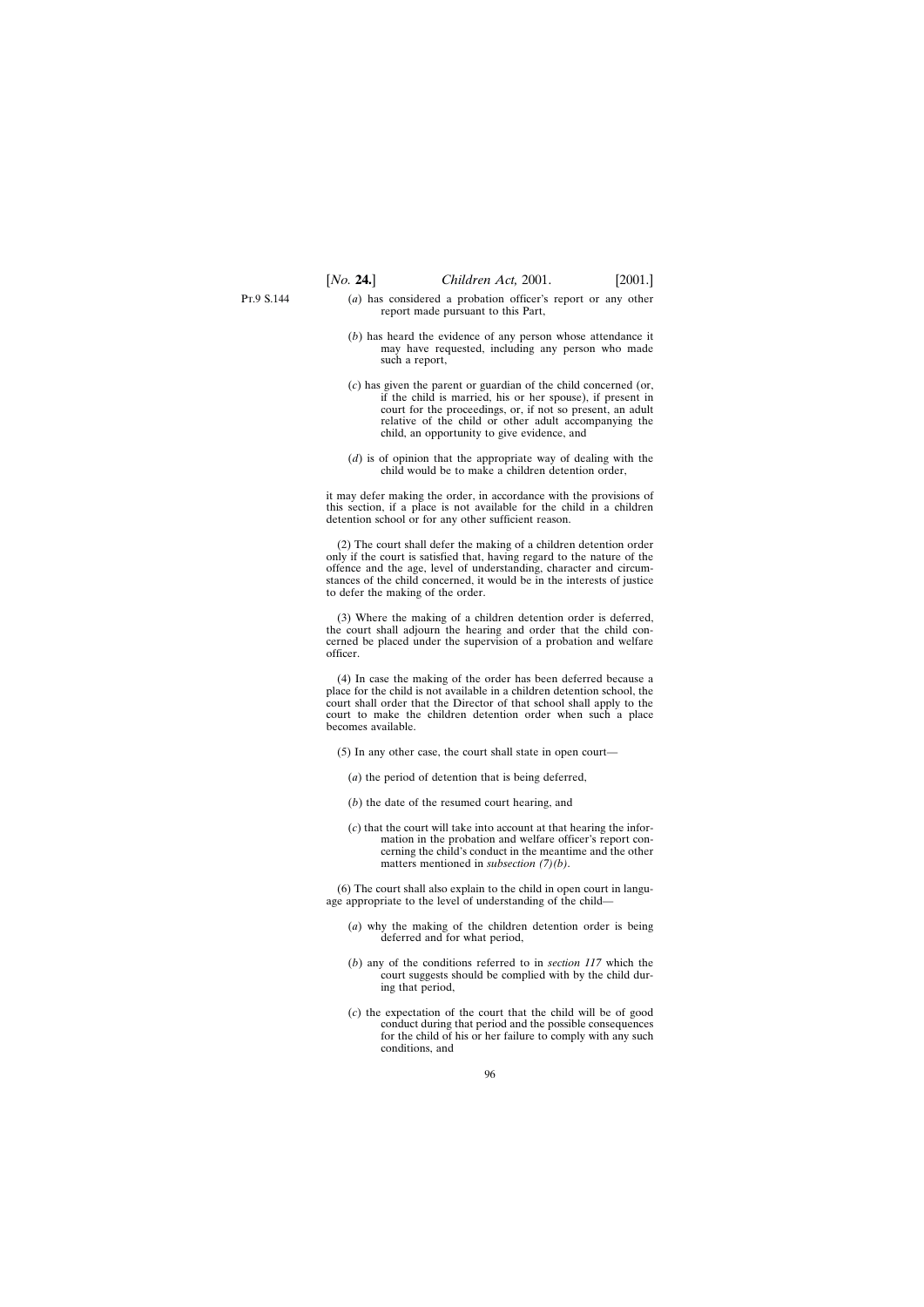(*a*) has considered a probation officer's report or any other report made pursuant to this Part,

(*b*) has heard the evidence of any person whose attendance it may have requested, including any person who made such a report,

(*c*) has given the parent or guardian of the child concerned (or, if the child is married, his or her spouse), if present in court for the proceedings, or, if not so present, an adult relative of the child or other adult accompanying the child, an opportunity to give evidence, and

(*d*) is of opinion that the appropriate way of dealing with the child would be to make a children detention order,

it may defer making the order, in accordance with the provisions of this section, if a place is not available for the child in a children detention school or for any other sufficient reason.

(2) The court shall defer the making of a children detention order only if the court is satisfied that, having regard to the nature of the offence and the age, level of understanding, character and circumstances of the child concerned, it would be in the interests of justice to defer the making of the order.

(3) Where the making of a children detention order is deferred, the court shall adjourn the hearing and order that the child concerned be placed under the supervision of a probation and welfare officer.

(4) In case the making of the order has been deferred because a place for the child is not available in a children detention school, the court shall order that the Director of that school shall apply to the court to make the children detention order when such a place becomes available.

(5) In any other case, the court shall state in open court—

(*a*) the period of detention that is being deferred,

(*b*) the date of the resumed court hearing, and

(*c*) that the court will take into account at that hearing the information in the probation and welfare officer's report concerning the child's conduct in the meantime and the other matters mentioned in *subsection (7)(b)*.

(6) The court shall also explain to the child in open court in language appropriate to the level of understanding of the child—

(*a*) why the making of the children detention order is being deferred and for what period,

(*b*) any of the conditions referred to in *section 117* which the court suggests should be complied with by the child during that period,

(*c*) the expectation of the court that the child will be of good conduct during that period and the possible consequences for the child of his or her failure to comply with any such conditions, and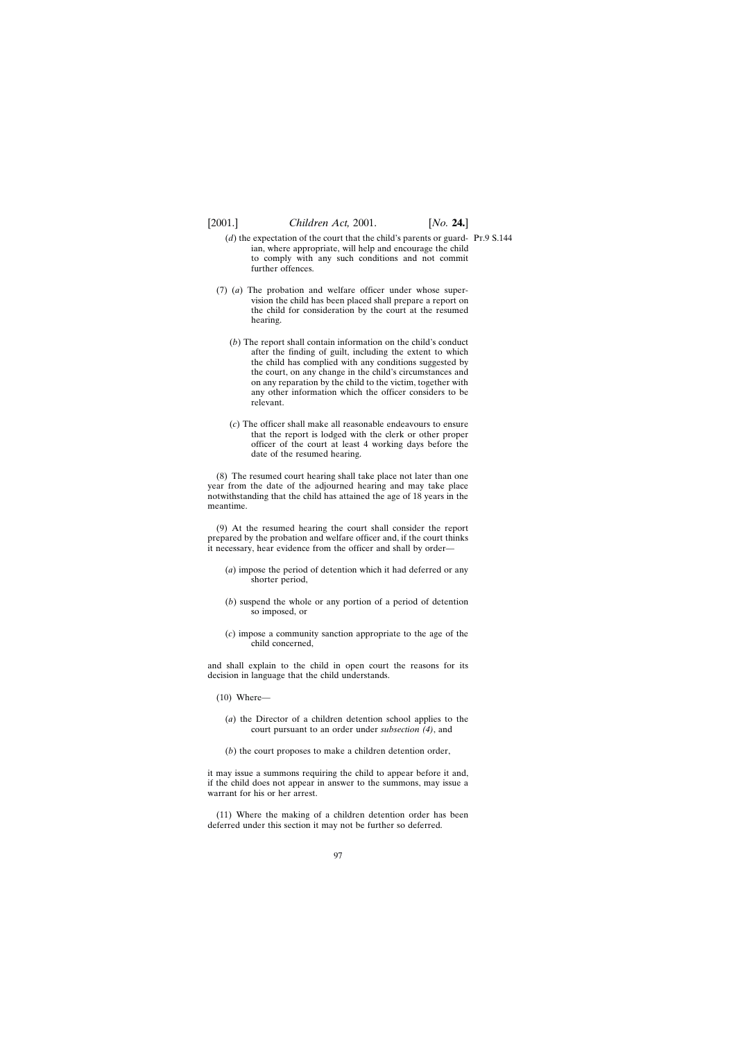(*d*) the expectation of the court that the child's parents or guardian, where appropriate, will help and encourage the child to comply with any such conditions and not commit further offences.

(7) (*a*) The probation and welfare officer under whose supervision the child has been placed shall prepare a report on the child for consideration by the court at the resumed hearing.

(*b*) The report shall contain information on the child's conduct after the finding of guilt, including the extent to which the child has complied with any conditions suggested by the court, on any change in the child's circumstances and on any reparation by the child to the victim, together with any other information which the officer considers to be relevant.

(*c*) The officer shall make all reasonable endeavours to ensure that the report is lodged with the clerk or other proper officer of the court at least 4 working days before the date of the resumed hearing.

(8) The resumed court hearing shall take place not later than one year from the date of the adjourned hearing and may take place notwithstanding that the child has attained the age of 18 years in the meantime.

(9) At the resumed hearing the court shall consider the report prepared by the probation and welfare officer and, if the court thinks it necessary, hear evidence from the officer and shall by order—

(*a*) impose the period of detention which it had deferred or any shorter period,

(*b*) suspend the whole or any portion of a period of detention so imposed, or

(*c*) impose a community sanction appropriate to the age of the child concerned,

and shall explain to the child in open court the reasons for its decision in language that the child understands.

(10) Where—

(*a*) the Director of a children detention school applies to the court pursuant to an order under *subsection (4)*, and

(*b*) the court proposes to make a children detention order,

it may issue a summons requiring the child to appear before it and, if the child does not appear in answer to the summons, may issue a warrant for his or her arrest.

(11) Where the making of a children detention order has been deferred under this section it may not be further so deferred.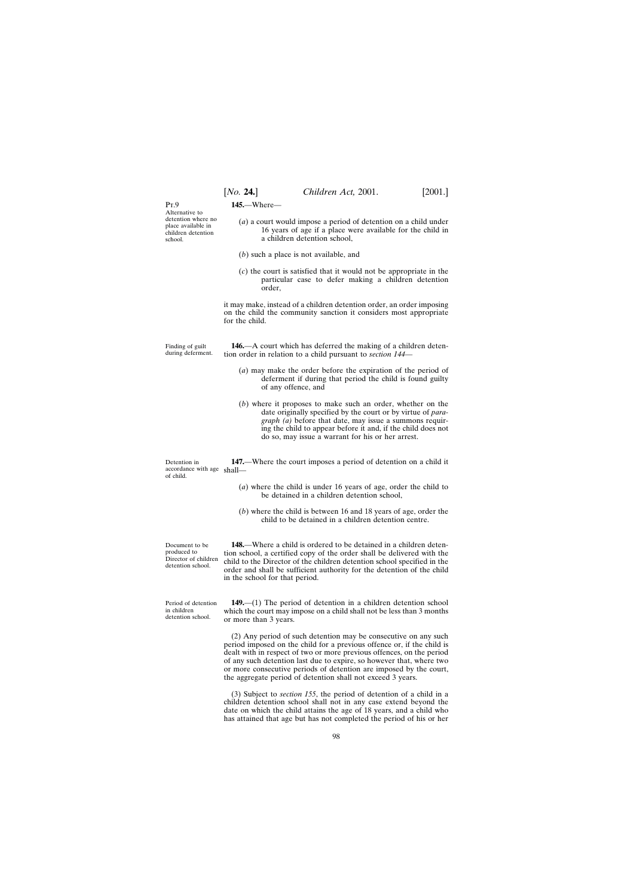Pt.9

Alternative to detention where no place available in children detention school.

**145.**—Where—

(*a*) a court would impose a period of detention on a child under 16 years of age if a place were available for the child in a children detention school,

(*b*) such a place is not available, and

(*c*) the court is satisfied that it would not be appropriate in the particular case to defer making a children detention order,

it may make, instead of a children detention order, an order imposing on the child the community sanction it considers most appropriate for the child.

Finding of guilt during deferment.

**146.**—A court which has deferred the making of a children detention order in relation to a child pursuant to *section 144*—

(*a*) may make the order before the expiration of the period of deferment if during that period the child is found guilty of any offence, and

(*b*) where it proposes to make such an order, whether on the date originally specified by the court or by virtue of *paragraph (a)* before that date, may issue a summons requiring the child to appear before it and, if the child does not do so, may issue a warrant for his or her arrest.

Detention in accordance with age of child.

**147.**—Where the court imposes a period of detention on a child it shall—

(*a*) where the child is under 16 years of age, order the child to be detained in a children detention school,

(*b*) where the child is between 16 and 18 years of age, order the child to be detained in a children detention centre.

Document to be produced to Director of children detention school.

**148.**—Where a child is ordered to be detained in a children detention school, a certified copy of the order shall be delivered with the child to the Director of the children detention school specified in the order and shall be sufficient authority for the detention of the child in the school for that period.

Period of detention in children detention school.

**149.**—(1) The period of detention in a children detention school which the court may impose on a child shall not be less than 3 months or more than 3 years.

(2) Any period of such detention may be consecutive on any such period imposed on the child for a previous offence or, if the child is dealt with in respect of two or more previous offences, on the period of any such detention last due to expire, so however that, where two or more consecutive periods of detention are imposed by the court, the aggregate period of detention shall not exceed 3 years.

(3) Subject to *section 155*, the period of detention of a child in a children detention school shall not in any case extend beyond the date on which the child attains the age of 18 years, and a child who has attained that age but has not completed the period of his or her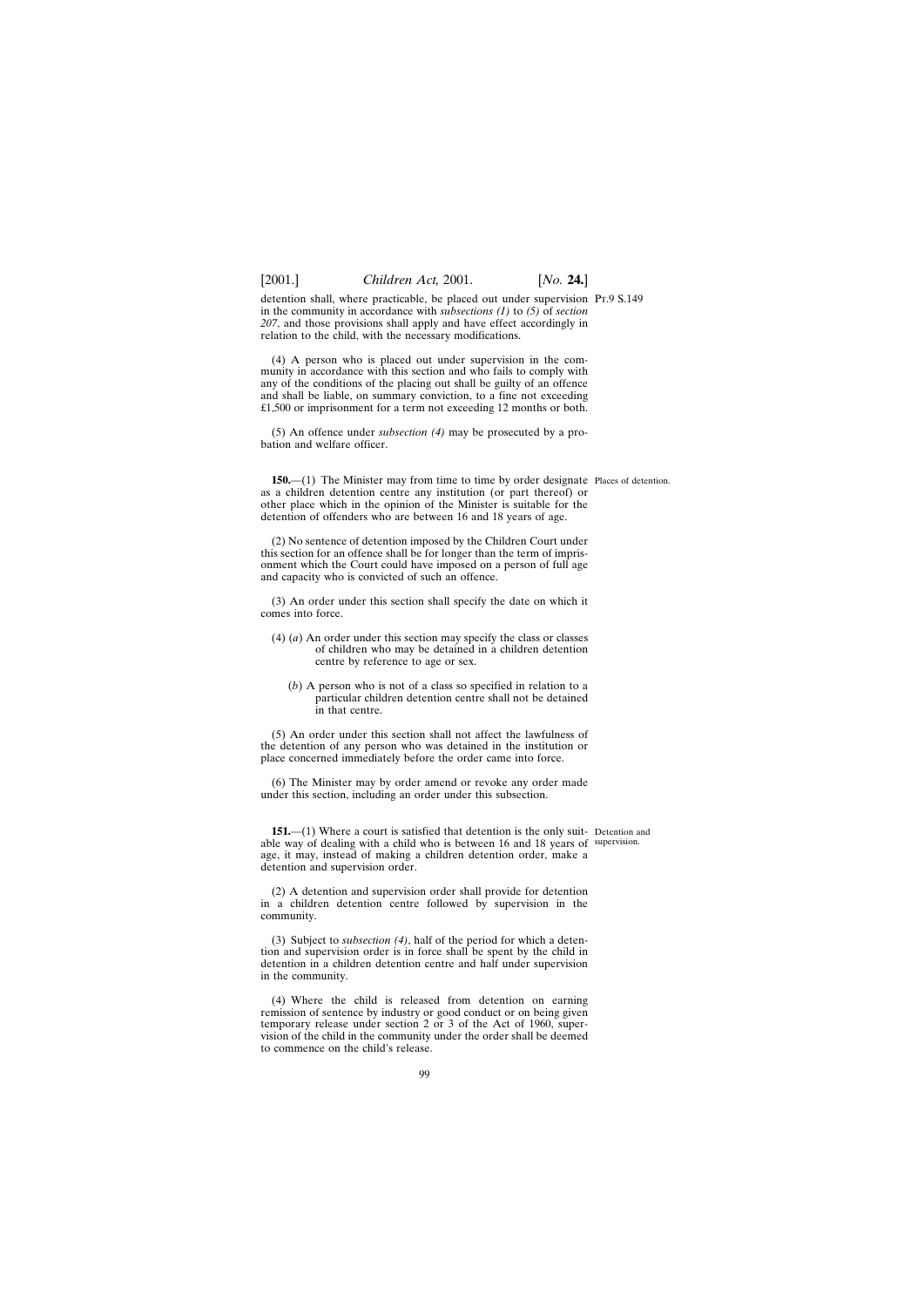detention shall, where practicable, be placed out under supervision in the community in accordance with *subsections (1)* to *(5)* of *section 207*, and those provisions shall apply and have effect accordingly in relation to the child, with the necessary modifications.

(4) A person who is placed out under supervision in the community in accordance with this section and who fails to comply with any of the conditions of the placing out shall be guilty of an offence and shall be liable, on summary conviction, to a fine not exceeding £1,500 or imprisonment for a term not exceeding 12 months or both.

(5) An offence under *subsection (4)* may be prosecuted by a probation and welfare officer.

Places of detention.

**150.**—(1) The Minister may from time to time by order designate as a children detention centre any institution (or part thereof) or other place which in the opinion of the Minister is suitable for the detention of offenders who are between 16 and 18 years of age.

(2) No sentence of detention imposed by the Children Court under this section for an offence shall be for longer than the term of imprisonment which the Court could have imposed on a person of full age and capacity who is convicted of such an offence.

(3) An order under this section shall specify the date on which it comes into force.

(4) (*a*) An order under this section may specify the class or classes of children who may be detained in a children detention centre by reference to age or sex.

(*b*) A person who is not of a class so specified in relation to a particular children detention centre shall not be detained in that centre.

(5) An order under this section shall not affect the lawfulness of the detention of any person who was detained in the institution or place concerned immediately before the order came into force.

(6) The Minister may by order amend or revoke any order made under this section, including an order under this subsection.

Detention and supervision.

**151.**—(1) Where a court is satisfied that detention is the only suitable way of dealing with a child who is between 16 and 18 years of age, it may, instead of making a children detention order, make a detention and supervision order.

(2) A detention and supervision order shall provide for detention in a children detention centre followed by supervision in the community.

(3) Subject to *subsection (4)*, half of the period for which a detention and supervision order is in force shall be spent by the child in detention in a children detention centre and half under supervision in the community.

(4) Where the child is released from detention on earning remission of sentence by industry or good conduct or on being given temporary release under section 2 or 3 of the Act of 1960, supervision of the child in the community under the order shall be deemed to commence on the child's release.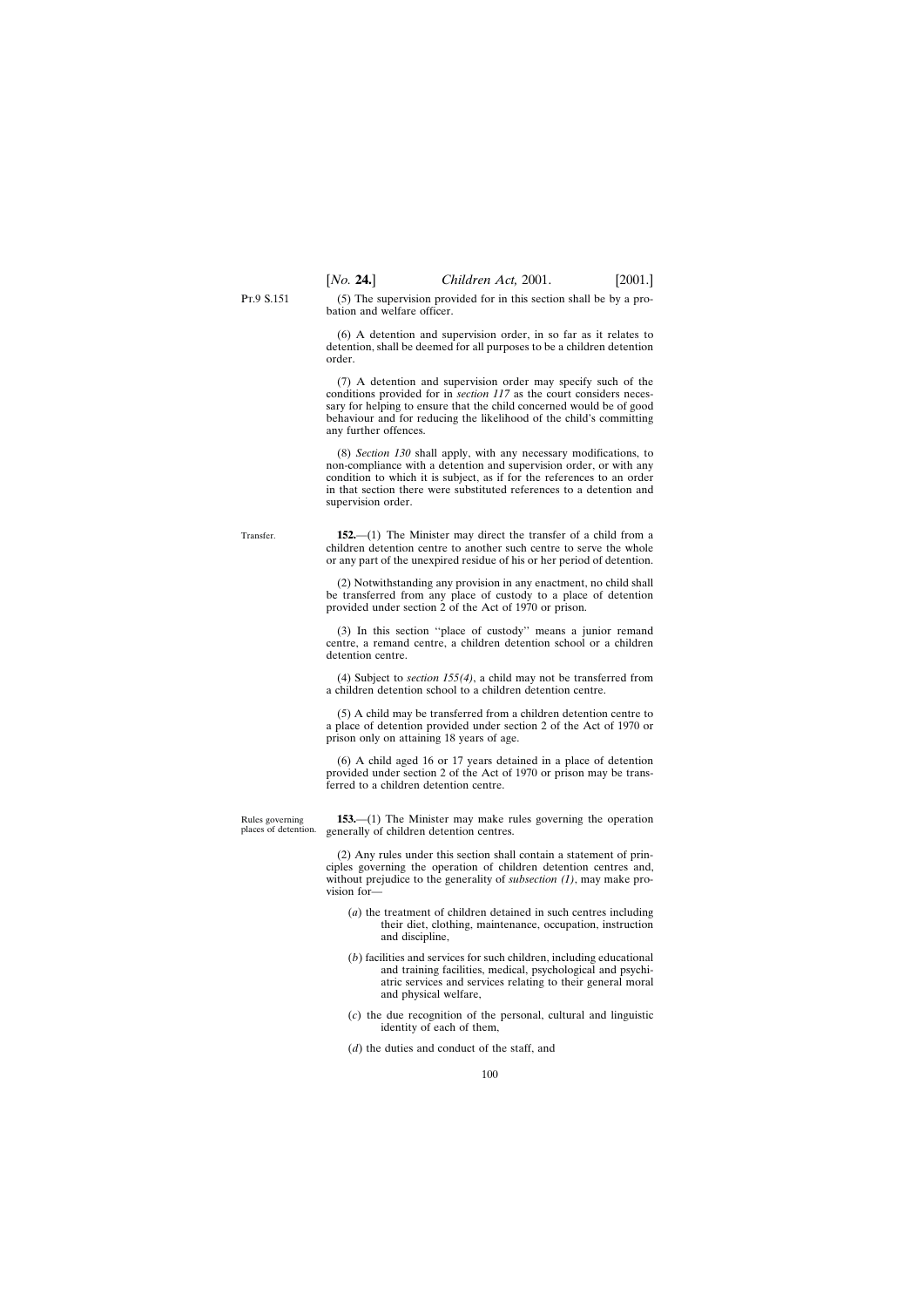(5) The supervision provided for in this section shall be by a probation and welfare officer.

(6) A detention and supervision order, in so far as it relates to detention, shall be deemed for all purposes to be a children detention order.

(7) A detention and supervision order may specify such of the conditions provided for in *section 117* as the court considers necessary for helping to ensure that the child concerned would be of good behaviour and for reducing the likelihood of the child's committing any further offences.

(8) *Section 130* shall apply, with any necessary modifications, to non-compliance with a detention and supervision order, or with any condition to which it is subject, as if for the references to an order in that section there were substituted references to a detention and supervision order.

Transfer.

**152.**—(1) The Minister may direct the transfer of a child from a children detention centre to another such centre to serve the whole or any part of the unexpired residue of his or her period of detention.

(2) Notwithstanding any provision in any enactment, no child shall be transferred from any place of custody to a place of detention provided under section 2 of the Act of 1970 or prison.

(3) In this section ''place of custody'' means a junior remand centre, a remand centre, a children detention school or a children detention centre.

(4) Subject to *section 155(4)*, a child may not be transferred from a children detention school to a children detention centre.

(5) A child may be transferred from a children detention centre to a place of detention provided under section 2 of the Act of 1970 or prison only on attaining 18 years of age.

(6) A child aged 16 or 17 years detained in a place of detention provided under section 2 of the Act of 1970 or prison may be transferred to a children detention centre.

Rules governing places of detention.

**153.**—(1) The Minister may make rules governing the operation generally of children detention centres.

(2) Any rules under this section shall contain a statement of principles governing the operation of children detention centres and, without prejudice to the generality of *subsection (1)*, may make provision for—

(*a*) the treatment of children detained in such centres including their diet, clothing, maintenance, occupation, instruction and discipline,

(*b*) facilities and services for such children, including educational and training facilities, medical, psychological and psychiatric services and services relating to their general moral and physical welfare,

(*c*) the due recognition of the personal, cultural and linguistic identity of each of them,

(*d*) the duties and conduct of the staff, and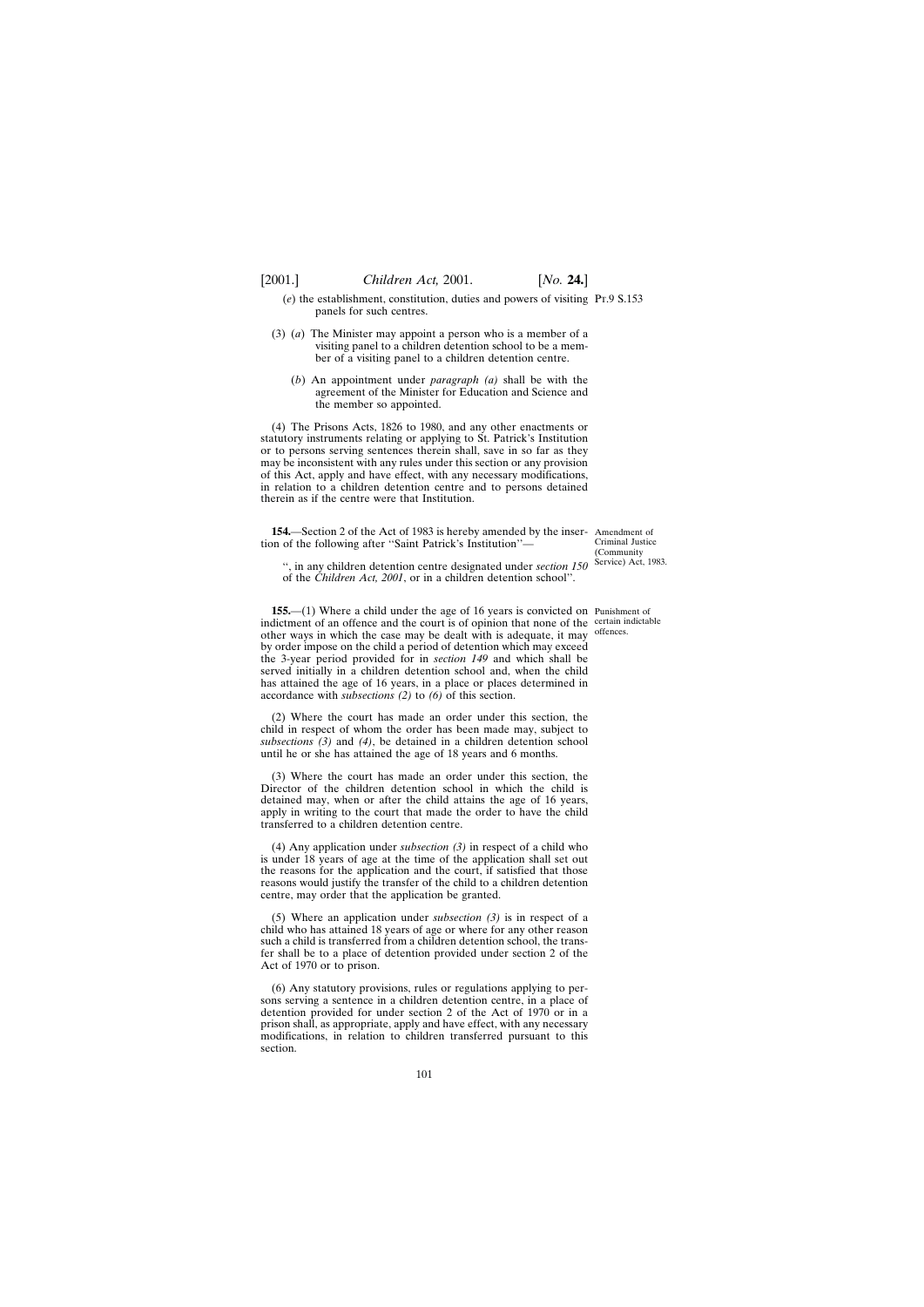(*e*) the establishment, constitution, duties and powers of visiting panels for such centres.

(3) (*a*) The Minister may appoint a person who is a member of a visiting panel to a children detention school to be a member of a visiting panel to a children detention centre.

(*b*) An appointment under *paragraph (a)* shall be with the agreement of the Minister for Education and Science and the member so appointed.

(4) The Prisons Acts, 1826 to 1980, and any other enactments or statutory instruments relating or applying to St. Patrick's Institution or to persons serving sentences therein shall, save in so far as they may be inconsistent with any rules under this section or any provision of this Act, apply and have effect, with any necessary modifications, in relation to a children detention centre and to persons detained therein as if the centre were that Institution.

Amendment of Criminal Justice (Community Service) Act, 1983.

**154.**—Section 2 of the Act of 1983 is hereby amended by the insertion of the following after "Saint Patrick's Institution"—

", in any children detention centre designated under *section 150* of the *Children Act, 2001*, or in a children detention school".

Punishment of certain indictable offences.

**155.**—(1) Where a child under the age of 16 years is convicted on indictment of an offence and the court is of opinion that none of the other ways in which the case may be dealt with is adequate, it may by order impose on the child a period of detention which may exceed the 3-year period provided for in *section 149* and which shall be served initially in a children detention school and, when the child has attained the age of 16 years, in a place or places determined in accordance with *subsections (2)* to *(6)* of this section.

(2) Where the court has made an order under this section, the child in respect of whom the order has been made may, subject to *subsections (3)* and *(4)*, be detained in a children detention school until he or she has attained the age of 18 years and 6 months.

(3) Where the court has made an order under this section, the Director of the children detention school in which the child is detained may, when or after the child attains the age of 16 years, apply in writing to the court that made the order to have the child transferred to a children detention centre.

(4) Any application under *subsection (3)* in respect of a child who is under 18 years of age at the time of the application shall set out the reasons for the application and the court, if satisfied that those reasons would justify the transfer of the child to a children detention centre, may order that the application be granted.

(5) Where an application under *subsection (3)* is in respect of a child who has attained 18 years of age or where for any other reason such a child is transferred from a children detention school, the transfer shall be to a place of detention provided under section 2 of the Act of 1970 or to prison.

(6) Any statutory provisions, rules or regulations applying to persons serving a sentence in a children detention centre, in a place of detention provided for under section 2 of the Act of 1970 or in a prison shall, as appropriate, apply and have effect, with any necessary modifications, in relation to children transferred pursuant to this section.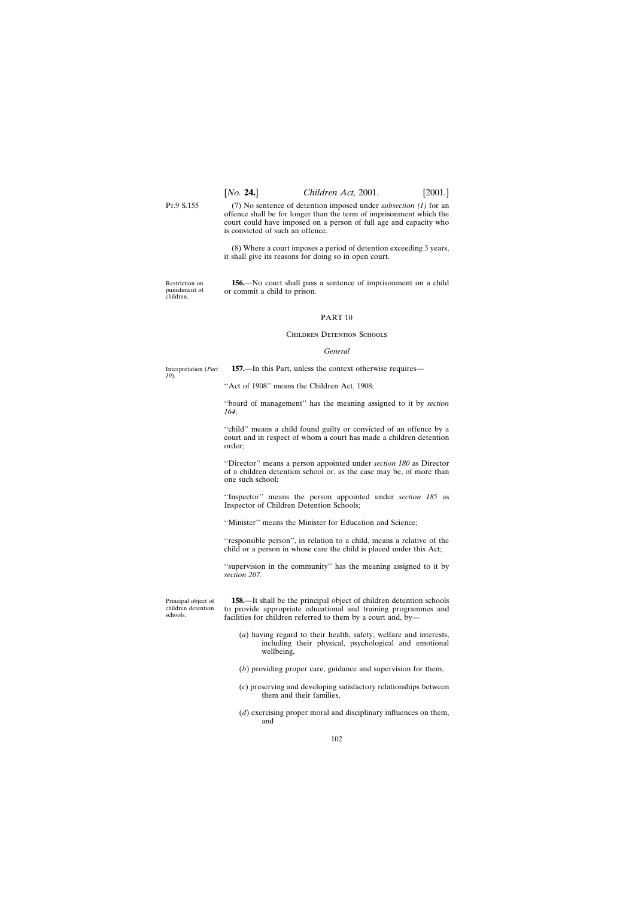(7) No sentence of detention imposed under *subsection (1)* for an offence shall be for longer than the term of imprisonment which the court could have imposed on a person of full age and capacity who is convicted of such an offence.

(8) Where a court imposes a period of detention exceeding 3 years, it shall give its reasons for doing so in open court.

Restriction on punishment of children.

**156.**—No court shall pass a sentence of imprisonment on a child or commit a child to prison.

## PART 10

### Children Detention Schools

#### *General*

Interpretation (*Part 10*).

**157.**—In this Part, unless the context otherwise requires—

''Act of 1908'' means the Children Act, 1908;

''board of management'' has the meaning assigned to it by *section 164*;

''child'' means a child found guilty or convicted of an offence by a court and in respect of whom a court has made a children detention order;

''Director'' means a person appointed under *section 180* as Director of a children detention school or, as the case may be, of more than one such school;

''Inspector'' means the person appointed under *section 185* as Inspector of Children Detention Schools;

''Minister'' means the Minister for Education and Science;

''responsible person'', in relation to a child, means a relative of the child or a person in whose care the child is placed under this Act;

''supervision in the community'' has the meaning assigned to it by *section 207.*

Principal object of children detention schools.

**158.**—It shall be the principal object of children detention schools to provide appropriate educational and training programmes and facilities for children referred to them by a court and, by—

(*a*) having regard to their health, safety, welfare and interests, including their physical, psychological and emotional wellbeing,

(*b*) providing proper care, guidance and supervision for them,

(*c*) preserving and developing satisfactory relationships between them and their families,

(*d*) exercising proper moral and disciplinary influences on them, and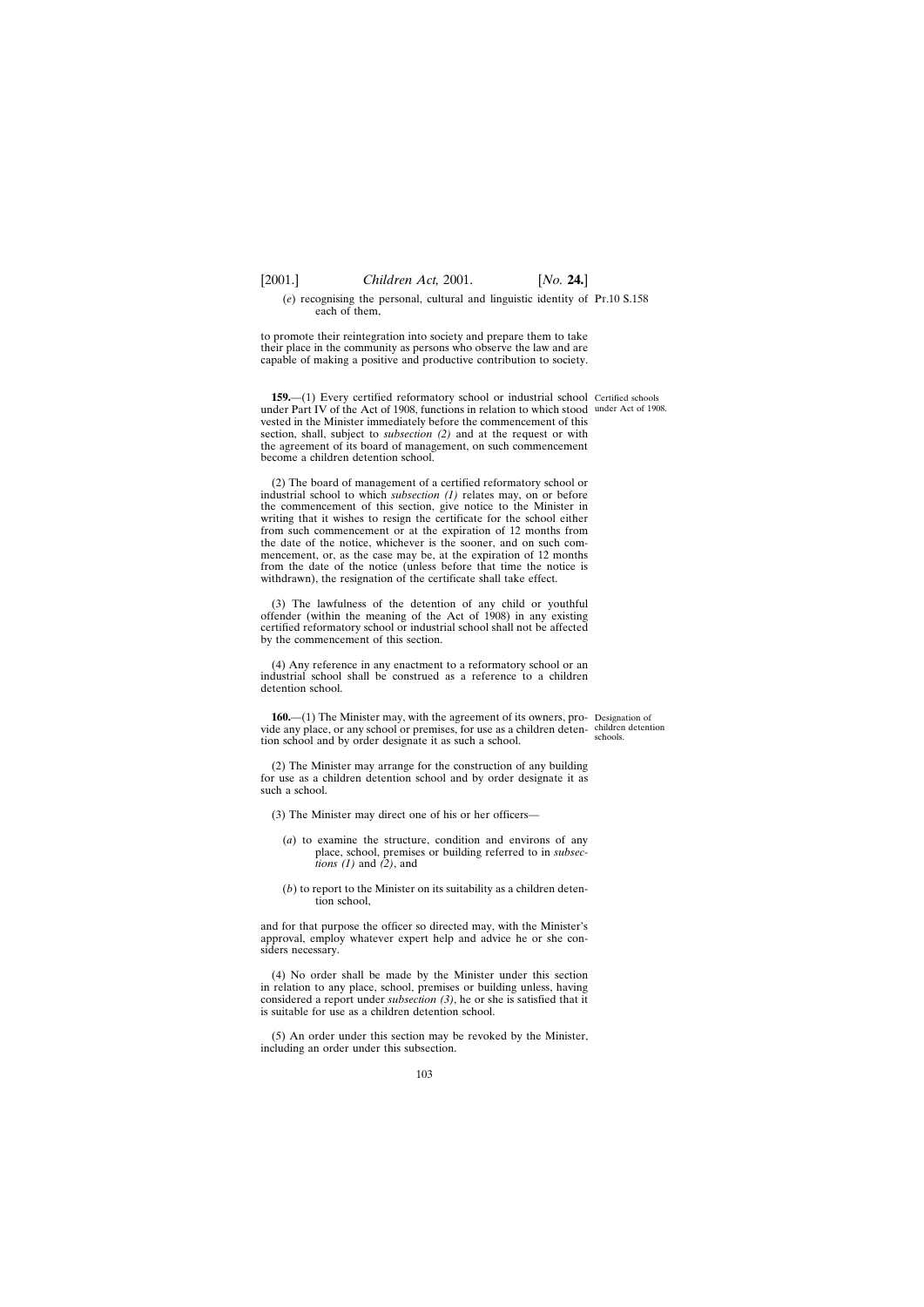(*e*) recognising the personal, cultural and linguistic identity of each of them,

to promote their reintegration into society and prepare them to take their place in the community as persons who observe the law and are capable of making a positive and productive contribution to society.

Certified schools under Act of 1908.

**159.**—(1) Every certified reformatory school or industrial school under Part IV of the Act of 1908, functions in relation to which stood vested in the Minister immediately before the commencement of this section, shall, subject to *subsection (2)* and at the request or with the agreement of its board of management, on such commencement become a children detention school.

(2) The board of management of a certified reformatory school or industrial school to which *subsection (1)* relates may, on or before the commencement of this section, give notice to the Minister in writing that it wishes to resign the certificate for the school either from such commencement or at the expiration of 12 months from the date of the notice, whichever is the sooner, and on such commencement, or, as the case may be, at the expiration of 12 months from the date of the notice (unless before that time the notice is withdrawn), the resignation of the certificate shall take effect.

(3) The lawfulness of the detention of any child or youthful offender (within the meaning of the Act of 1908) in any existing certified reformatory school or industrial school shall not be affected by the commencement of this section.

(4) Any reference in any enactment to a reformatory school or an industrial school shall be construed as a reference to a children detention school.

Designation of children detention schools.

**160.**—(1) The Minister may, with the agreement of its owners, provide any place, or any school or premises, for use as a children detention school and by order designate it as such a school.

(2) The Minister may arrange for the construction of any building for use as a children detention school and by order designate it as such a school.

(3) The Minister may direct one of his or her officers—

(*a*) to examine the structure, condition and environs of any place, school, premises or building referred to in *subsections (1)* and *(2)*, and

(*b*) to report to the Minister on its suitability as a children detention school,

and for that purpose the officer so directed may, with the Minister's approval, employ whatever expert help and advice he or she considers necessary.

(4) No order shall be made by the Minister under this section in relation to any place, school, premises or building unless, having considered a report under *subsection (3)*, he or she is satisfied that it is suitable for use as a children detention school.

(5) An order under this section may be revoked by the Minister, including an order under this subsection.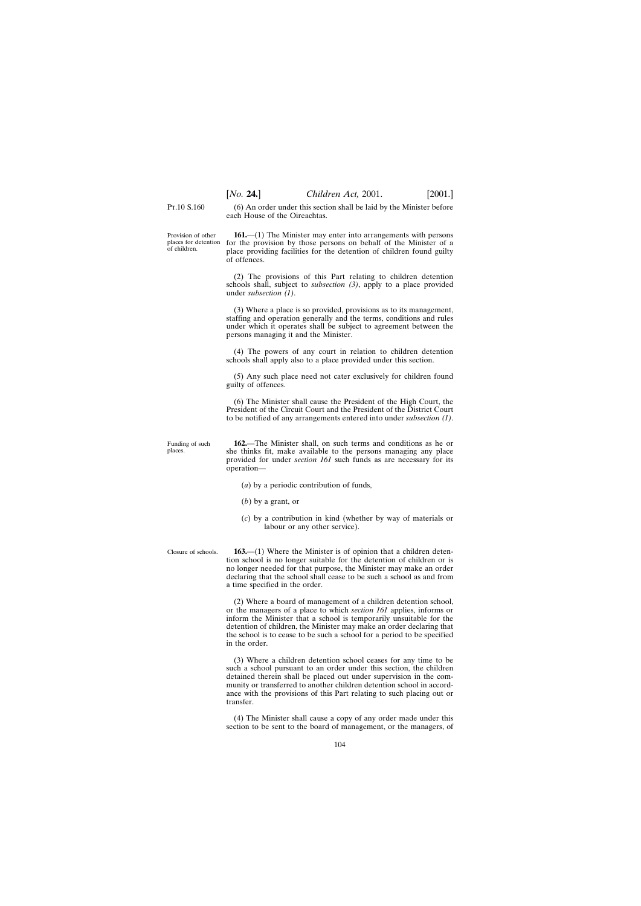(6) An order under this section shall be laid by the Minister before each House of the Oireachtas.

Provision of other places for detention of children.

**161.**—(1) The Minister may enter into arrangements with persons for the provision by those persons on behalf of the Minister of a place providing facilities for the detention of children found guilty of offences.

(2) The provisions of this Part relating to children detention schools shall, subject to *subsection (3)*, apply to a place provided under *subsection (1)*.

(3) Where a place is so provided, provisions as to its management, staffing and operation generally and the terms, conditions and rules under which it operates shall be subject to agreement between the persons managing it and the Minister.

(4) The powers of any court in relation to children detention schools shall apply also to a place provided under this section.

(5) Any such place need not cater exclusively for children found guilty of offences.

(6) The Minister shall cause the President of the High Court, the President of the Circuit Court and the President of the District Court to be notified of any arrangements entered into under *subsection (1)*.

Funding of such places.

**162.**—The Minister shall, on such terms and conditions as he or she thinks fit, make available to the persons managing any place provided for under *section 161* such funds as are necessary for its operation—

(*a*) by a periodic contribution of funds,

(*b*) by a grant, or

(*c*) by a contribution in kind (whether by way of materials or labour or any other service).

Closure of schools.

**163.**—(1) Where the Minister is of opinion that a children detention school is no longer suitable for the detention of children or is no longer needed for that purpose, the Minister may make an order declaring that the school shall cease to be such a school as and from a time specified in the order.

(2) Where a board of management of a children detention school, or the managers of a place to which *section 161* applies, informs or inform the Minister that a school is temporarily unsuitable for the detention of children, the Minister may make an order declaring that the school is to cease to be such a school for a period to be specified in the order.

(3) Where a children detention school ceases for any time to be such a school pursuant to an order under this section, the children detained therein shall be placed out under supervision in the community or transferred to another children detention school in accordance with the provisions of this Part relating to such placing out or transfer.

(4) The Minister shall cause a copy of any order made under this section to be sent to the board of management, or the managers, of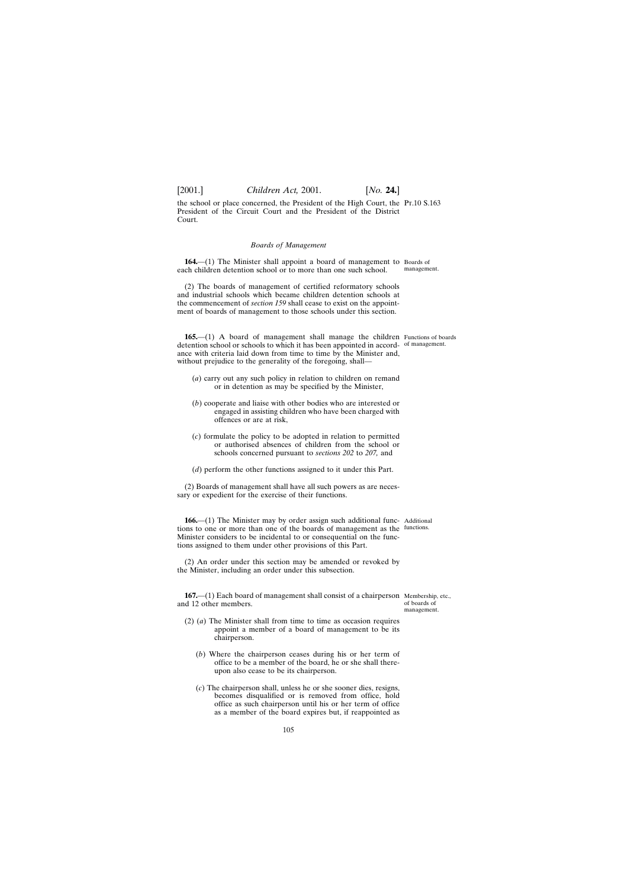the school or place concerned, the President of the High Court, the President of the Circuit Court and the President of the District Court.

*Boards of Management*

**164.**—(1) The Minister shall appoint a board of management to each children detention school or to more than one such school.

Boards of management.

(2) The boards of management of certified reformatory schools and industrial schools which became children detention schools at the commencement of *section 159* shall cease to exist on the appointment of boards of management to those schools under this section.

**165.**—(1) A board of management shall manage the children detention school or schools to which it has been appointed in accordance with criteria laid down from time to time by the Minister and, without prejudice to the generality of the foregoing, shall—

Functions of boards of management.

(*a*) carry out any such policy in relation to children on remand or in detention as may be specified by the Minister,

(*b*) cooperate and liaise with other bodies who are interested or engaged in assisting children who have been charged with offences or are at risk,

(*c*) formulate the policy to be adopted in relation to permitted or authorised absences of children from the school or schools concerned pursuant to *sections 202* to *207,* and

(*d*) perform the other functions assigned to it under this Part.

(2) Boards of management shall have all such powers as are necessary or expedient for the exercise of their functions.

**166.**—(1) The Minister may by order assign such additional functions to one or more than one of the boards of management as the Minister considers to be incidental to or consequential on the functions assigned to them under other provisions of this Part.

Additional functions.

(2) An order under this section may be amended or revoked by the Minister, including an order under this subsection.

**167.**—(1) Each board of management shall consist of a chairperson and 12 other members.

Membership, etc., of boards of management.

(2) (*a*) The Minister shall from time to time as occasion requires appoint a member of a board of management to be its chairperson.

(*b*) Where the chairperson ceases during his or her term of office to be a member of the board, he or she shall thereupon also cease to be its chairperson.

(*c*) The chairperson shall, unless he or she sooner dies, resigns, becomes disqualified or is removed from office, hold office as such chairperson until his or her term of office as a member of the board expires but, if reappointed as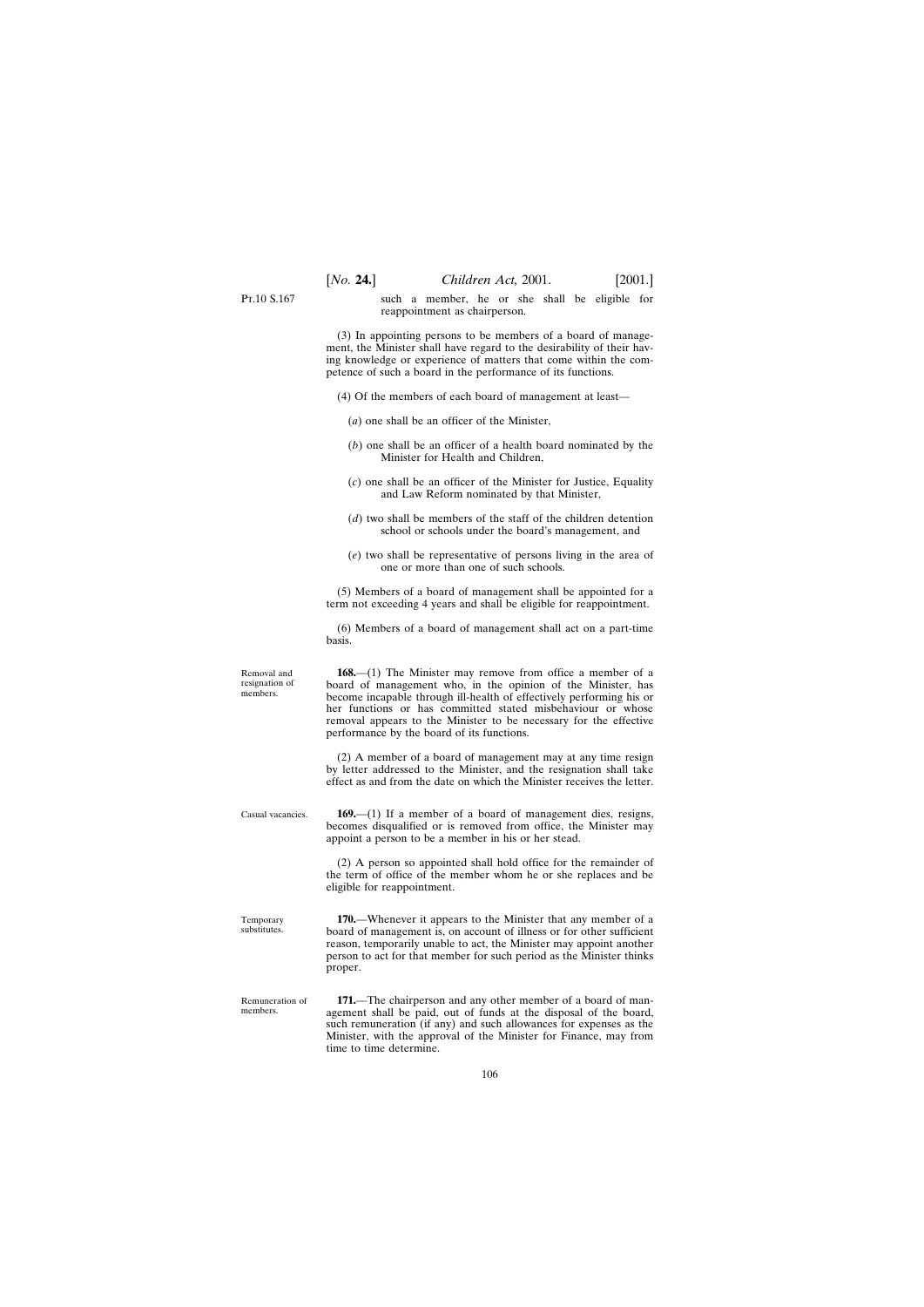such a member, he or she shall be eligible for reappointment as chairperson.

(3) In appointing persons to be members of a board of management, the Minister shall have regard to the desirability of their having knowledge or experience of matters that come within the competence of such a board in the performance of its functions.

(4) Of the members of each board of management at least—

(*a*) one shall be an officer of the Minister,

(*b*) one shall be an officer of a health board nominated by the Minister for Health and Children,

(*c*) one shall be an officer of the Minister for Justice, Equality and Law Reform nominated by that Minister,

(*d*) two shall be members of the staff of the children detention school or schools under the board's management, and

(*e*) two shall be representative of persons living in the area of one or more than one of such schools.

(5) Members of a board of management shall be appointed for a term not exceeding 4 years and shall be eligible for reappointment.

(6) Members of a board of management shall act on a part-time basis.

Removal and resignation of members.

**168.**—(1) The Minister may remove from office a member of a board of management who, in the opinion of the Minister, has become incapable through ill-health of effectively performing his or her functions or has committed stated misbehaviour or whose removal appears to the Minister to be necessary for the effective performance by the board of its functions.

(2) A member of a board of management may at any time resign by letter addressed to the Minister, and the resignation shall take effect as and from the date on which the Minister receives the letter.

Casual vacancies.

**169.**—(1) If a member of a board of management dies, resigns, becomes disqualified or is removed from office, the Minister may appoint a person to be a member in his or her stead.

(2) A person so appointed shall hold office for the remainder of the term of office of the member whom he or she replaces and be eligible for reappointment.

Temporary substitutes.

**170.**—Whenever it appears to the Minister that any member of a board of management is, on account of illness or for other sufficient reason, temporarily unable to act, the Minister may appoint another person to act for that member for such period as the Minister thinks proper.

Remuneration of members.

**171.**—The chairperson and any other member of a board of management shall be paid, out of funds at the disposal of the board, such remuneration (if any) and such allowances for expenses as the Minister, with the approval of the Minister for Finance, may from time to time determine.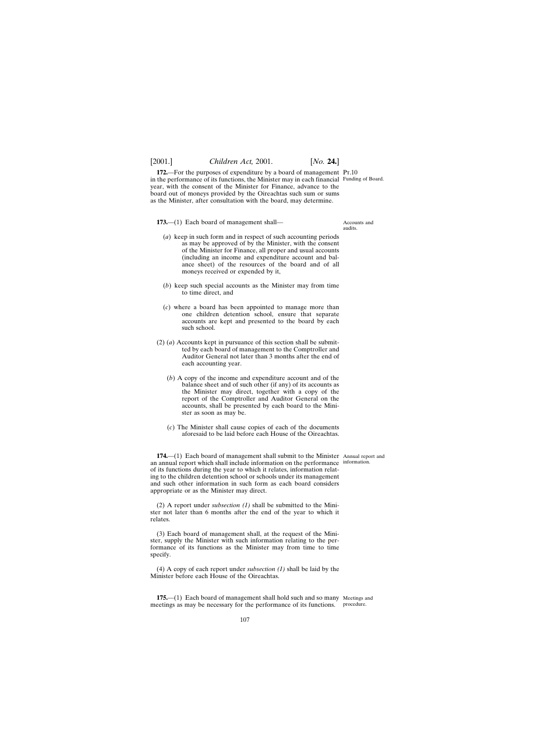**172.**—For the purposes of expenditure by a board of management in the performance of its functions, the Minister may in each financial year, with the consent of the Minister for Finance, advance to the board out of moneys provided by the Oireachtas such sum or sums as the Minister, after consultation with the board, may determine.

Pt.10

Funding of Board.

**173.**—(1) Each board of management shall—

Accounts and audits.

(*a*) keep in such form and in respect of such accounting periods as may be approved of by the Minister, with the consent of the Minister for Finance, all proper and usual accounts (including an income and expenditure account and balance sheet) of the resources of the board and of all moneys received or expended by it,

(*b*) keep such special accounts as the Minister may from time to time direct, and

(*c*) where a board has been appointed to manage more than one children detention school, ensure that separate accounts are kept and presented to the board by each such school.

(2) (*a*) Accounts kept in pursuance of this section shall be submitted by each board of management to the Comptroller and Auditor General not later than 3 months after the end of each accounting year.

(*b*) A copy of the income and expenditure account and of the balance sheet and of such other (if any) of its accounts as the Minister may direct, together with a copy of the report of the Comptroller and Auditor General on the accounts, shall be presented by each board to the Minister as soon as may be.

(*c*) The Minister shall cause copies of each of the documents aforesaid to be laid before each House of the Oireachtas.

**174.**—(1) Each board of management shall submit to the Minister an annual report which shall include information on the performance of its functions during the year to which it relates, information relating to the children detention school or schools under its management and such other information in such form as each board considers appropriate or as the Minister may direct.

Annual report and information.

(2) A report under *subsection (1)* shall be submitted to the Minister not later than 6 months after the end of the year to which it relates.

(3) Each board of management shall, at the request of the Minister, supply the Minister with such information relating to the performance of its functions as the Minister may from time to time specify.

(4) A copy of each report under *subsection (1)* shall be laid by the Minister before each House of the Oireachtas.

**175.**—(1) Each board of management shall hold such and so many meetings as may be necessary for the performance of its functions.

Meetings and procedure.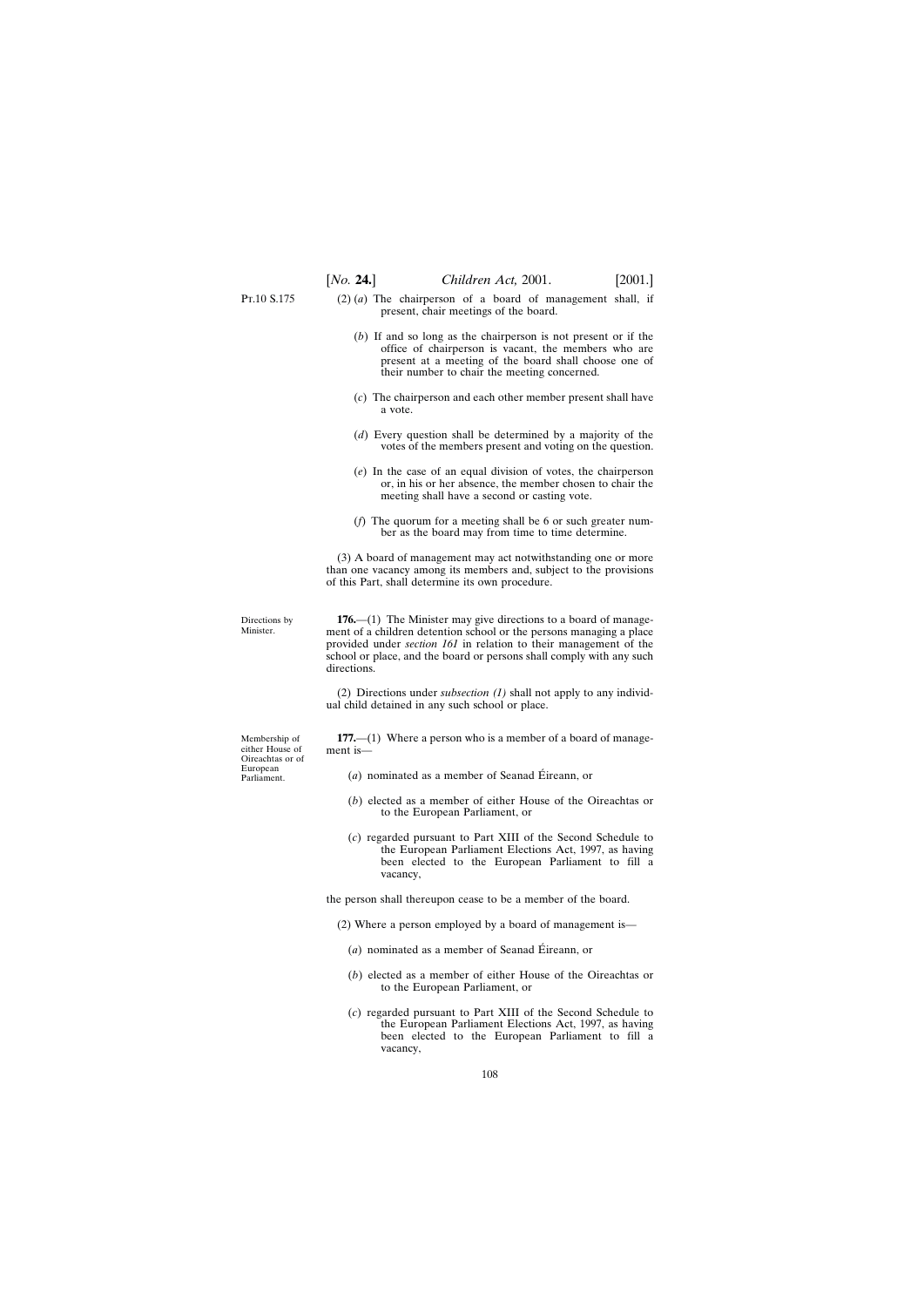(2) (*a*) The chairperson of a board of management shall, if present, chair meetings of the board.

(*b*) If and so long as the chairperson is not present or if the office of chairperson is vacant, the members who are present at a meeting of the board shall choose one of their number to chair the meeting concerned.

(*c*) The chairperson and each other member present shall have a vote.

(*d*) Every question shall be determined by a majority of the votes of the members present and voting on the question.

(*e*) In the case of an equal division of votes, the chairperson or, in his or her absence, the member chosen to chair the meeting shall have a second or casting vote.

(*f*) The quorum for a meeting shall be 6 or such greater number as the board may from time to time determine.

(3) A board of management may act notwithstanding one or more than one vacancy among its members and, subject to the provisions of this Part, shall determine its own procedure.

Directions by Minister.

**176.**—(1) The Minister may give directions to a board of management of a children detention school or the persons managing a place provided under *section 161* in relation to their management of the school or place, and the board or persons shall comply with any such directions.

(2) Directions under *subsection (1)* shall not apply to any individual child detained in any such school or place.

Membership of either House of Oireachtas or of European Parliament.

**177.**—(1) Where a person who is a member of a board of management is—

(*a*) nominated as a member of Seanad Éireann, or

(*b*) elected as a member of either House of the Oireachtas or to the European Parliament, or

(*c*) regarded pursuant to Part XIII of the Second Schedule to the European Parliament Elections Act, 1997, as having been elected to the European Parliament to fill a vacancy,

the person shall thereupon cease to be a member of the board.

(2) Where a person employed by a board of management is—

(*a*) nominated as a member of Seanad Éireann, or

(*b*) elected as a member of either House of the Oireachtas or to the European Parliament, or

(*c*) regarded pursuant to Part XIII of the Second Schedule to the European Parliament Elections Act, 1997, as having been elected to the European Parliament to fill a vacancy,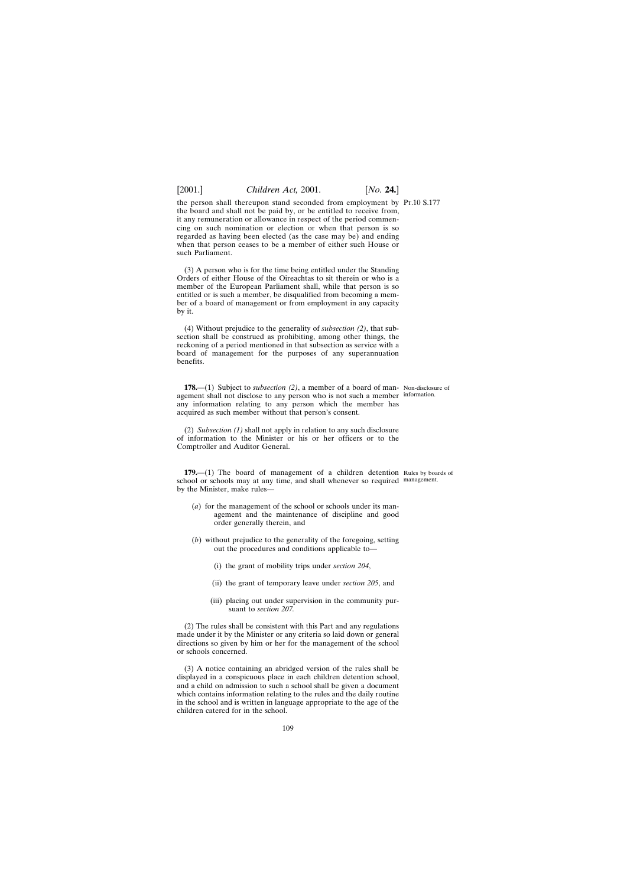the person shall thereupon stand seconded from employment by the board and shall not be paid by, or be entitled to receive from, it any remuneration or allowance in respect of the period commencing on such nomination or election or when that person is so regarded as having been elected (as the case may be) and ending when that person ceases to be a member of either such House or such Parliament.

(3) A person who is for the time being entitled under the Standing Orders of either House of the Oireachtas to sit therein or who is a member of the European Parliament shall, while that person is so entitled or is such a member, be disqualified from becoming a member of a board of management or from employment in any capacity by it.

(4) Without prejudice to the generality of *subsection (2)*, that subsection shall be construed as prohibiting, among other things, the reckoning of a period mentioned in that subsection as service with a board of management for the purposes of any superannuation benefits.

Non-disclosure of information.

**178.**—(1) Subject to *subsection (2)*, a member of a board of management shall not disclose to any person who is not such a member any information relating to any person which the member has acquired as such member without that person's consent.

(2) *Subsection (1)* shall not apply in relation to any such disclosure of information to the Minister or his or her officers or to the Comptroller and Auditor General.

Rules by boards of management.

**179.**—(1) The board of management of a children detention school or schools may at any time, and shall whenever so required by the Minister, make rules—

(*a*) for the management of the school or schools under its management and the maintenance of discipline and good order generally therein, and

(*b*) without prejudice to the generality of the foregoing, setting out the procedures and conditions applicable to—

(i) the grant of mobility trips under *section 204*,

(ii) the grant of temporary leave under *section 205*, and

(iii) placing out under supervision in the community pursuant to *section 207*.

(2) The rules shall be consistent with this Part and any regulations made under it by the Minister or any criteria so laid down or general directions so given by him or her for the management of the school or schools concerned.

(3) A notice containing an abridged version of the rules shall be displayed in a conspicuous place in each children detention school, and a child on admission to such a school shall be given a document which contains information relating to the rules and the daily routine in the school and is written in language appropriate to the age of the children catered for in the school.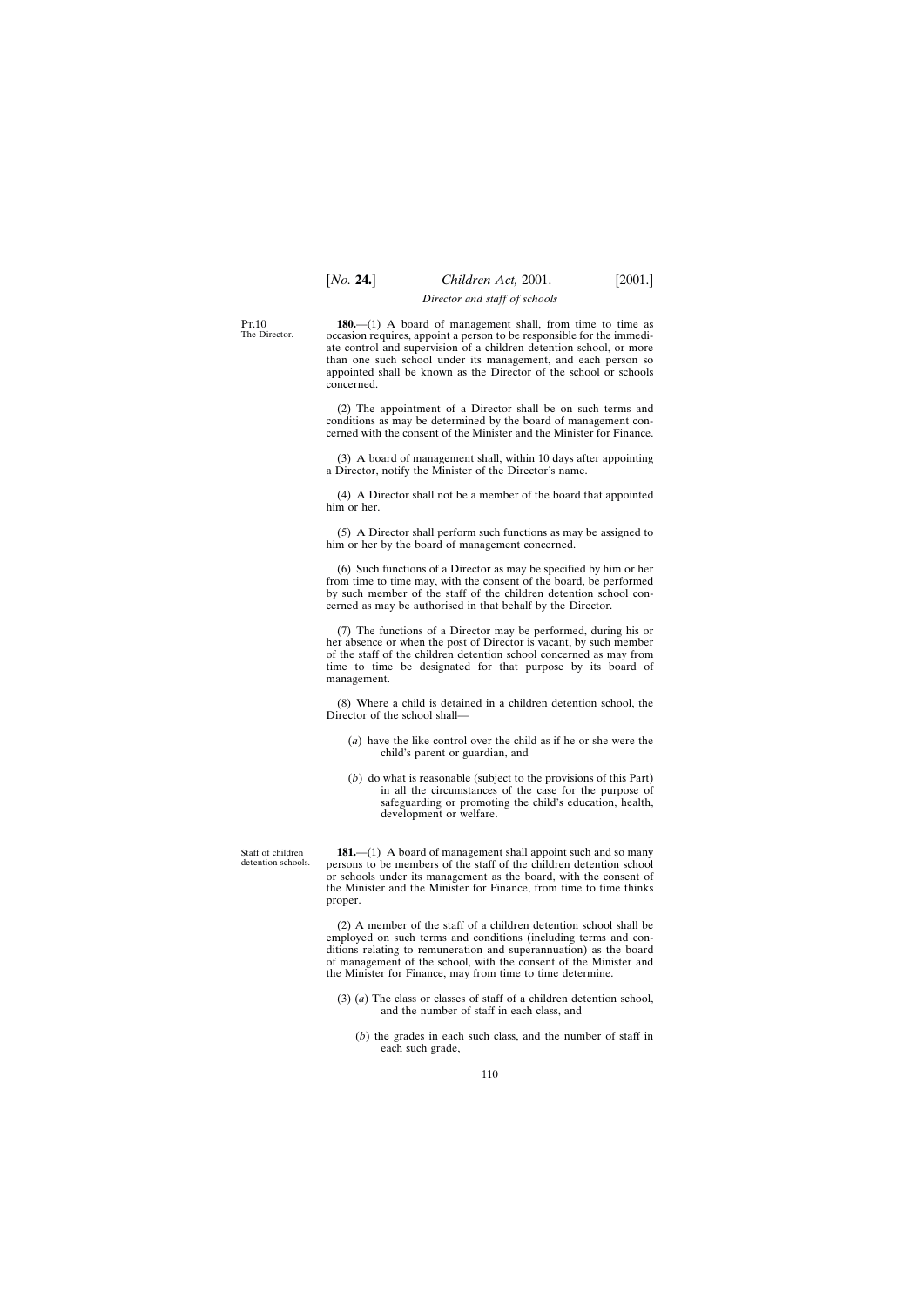*Director and staff of schools*

Pt.10

The Director.

**180.**—(1) A board of management shall, from time to time as occasion requires, appoint a person to be responsible for the immediate control and supervision of a children detention school, or more than one such school under its management, and each person so appointed shall be known as the Director of the school or schools concerned.

(2) The appointment of a Director shall be on such terms and conditions as may be determined by the board of management concerned with the consent of the Minister and the Minister for Finance.

(3) A board of management shall, within 10 days after appointing a Director, notify the Minister of the Director's name.

(4) A Director shall not be a member of the board that appointed him or her.

(5) A Director shall perform such functions as may be assigned to him or her by the board of management concerned.

(6) Such functions of a Director as may be specified by him or her from time to time may, with the consent of the board, be performed by such member of the staff of the children detention school concerned as may be authorised in that behalf by the Director.

(7) The functions of a Director may be performed, during his or her absence or when the post of Director is vacant, by such member of the staff of the children detention school concerned as may from time to time be designated for that purpose by its board of management.

(8) Where a child is detained in a children detention school, the Director of the school shall—

(*a*) have the like control over the child as if he or she were the child's parent or guardian, and

(*b*) do what is reasonable (subject to the provisions of this Part) in all the circumstances of the case for the purpose of safeguarding or promoting the child's education, health, development or welfare.

Staff of children detention schools.

**181.**—(1) A board of management shall appoint such and so many persons to be members of the staff of the children detention school or schools under its management as the board, with the consent of the Minister and the Minister for Finance, from time to time thinks proper.

(2) A member of the staff of a children detention school shall be employed on such terms and conditions (including terms and conditions relating to remuneration and superannuation) as the board of management of the school, with the consent of the Minister and the Minister for Finance, may from time to time determine.

(3) (*a*) The class or classes of staff of a children detention school, and the number of staff in each class, and

(*b*) the grades in each such class, and the number of staff in each such grade,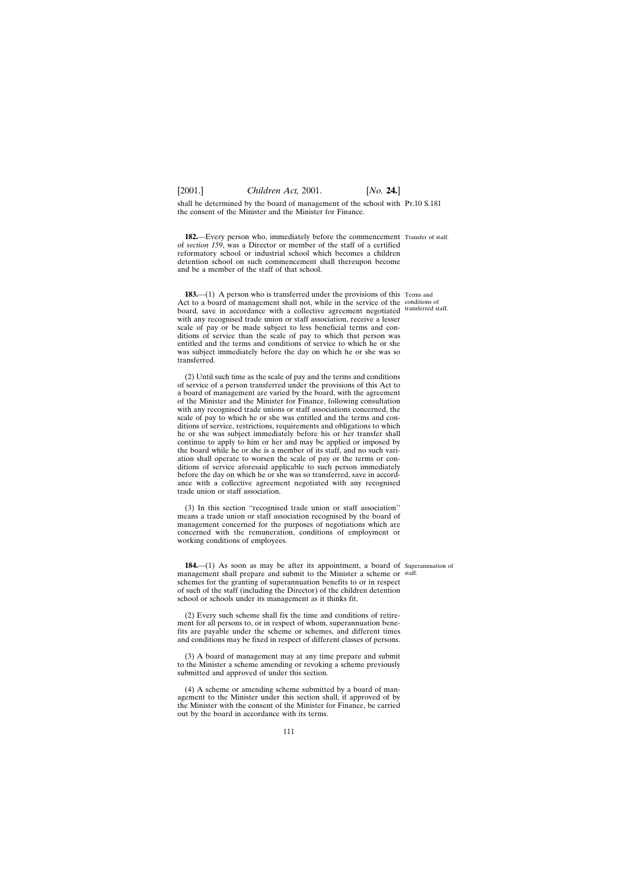shall be determined by the board of management of the school with the consent of the Minister and the Minister for Finance.

**182.**—Every person who, immediately before the commencement of *section 159*, was a Director or member of the staff of a certified reformatory school or industrial school which becomes a children detention school on such commencement shall thereupon become and be a member of the staff of that school.

Transfer of staff.

**183.**—(1) A person who is transferred under the provisions of this Act to a board of management shall not, while in the service of the board, save in accordance with a collective agreement negotiated with any recognised trade union or staff association, receive a lesser scale of pay or be made subject to less beneficial terms and conditions of service than the scale of pay to which that person was entitled and the terms and conditions of service to which he or she was subject immediately before the day on which he or she was so transferred.

Terms and conditions of transferred staff.

(2) Until such time as the scale of pay and the terms and conditions of service of a person transferred under the provisions of this Act to a board of management are varied by the board, with the agreement of the Minister and the Minister for Finance, following consultation with any recognised trade unions or staff associations concerned, the scale of pay to which he or she was entitled and the terms and conditions of service, restrictions, requirements and obligations to which he or she was subject immediately before his or her transfer shall continue to apply to him or her and may be applied or imposed by the board while he or she is a member of its staff, and no such variation shall operate to worsen the scale of pay or the terms or conditions of service aforesaid applicable to such person immediately before the day on which he or she was so transferred, save in accordance with a collective agreement negotiated with any recognised trade union or staff association.

(3) In this section "recognised trade union or staff association" means a trade union or staff association recognised by the board of management concerned for the purposes of negotiations which are concerned with the remuneration, conditions of employment or working conditions of employees.

**184.**—(1) As soon as may be after its appointment, a board of management shall prepare and submit to the Minister a scheme or schemes for the granting of superannuation benefits to or in respect of such of the staff (including the Director) of the children detention school or schools under its management as it thinks fit.

Superannuation of staff.

(2) Every such scheme shall fix the time and conditions of retirement for all persons to, or in respect of whom, superannuation benefits are payable under the scheme or schemes, and different times and conditions may be fixed in respect of different classes of persons.

(3) A board of management may at any time prepare and submit to the Minister a scheme amending or revoking a scheme previously submitted and approved of under this section.

(4) A scheme or amending scheme submitted by a board of management to the Minister under this section shall, if approved of by the Minister with the consent of the Minister for Finance, be carried out by the board in accordance with its terms.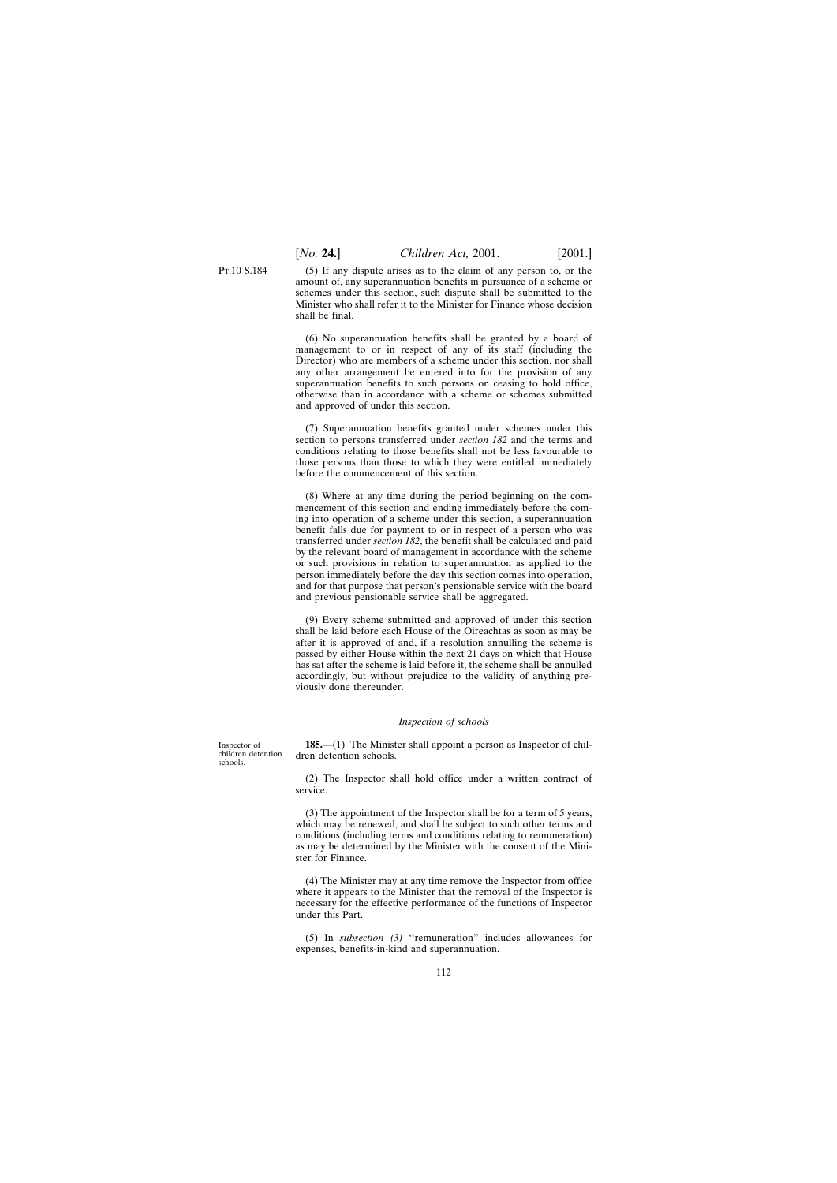(5) If any dispute arises as to the claim of any person to, or the amount of, any superannuation benefits in pursuance of a scheme or schemes under this section, such dispute shall be submitted to the Minister who shall refer it to the Minister for Finance whose decision shall be final.

(6) No superannuation benefits shall be granted by a board of management to or in respect of any of its staff (including the Director) who are members of a scheme under this section, nor shall any other arrangement be entered into for the provision of any superannuation benefits to such persons on ceasing to hold office, otherwise than in accordance with a scheme or schemes submitted and approved of under this section.

(7) Superannuation benefits granted under schemes under this section to persons transferred under *section 182* and the terms and conditions relating to those benefits shall not be less favourable to those persons than those to which they were entitled immediately before the commencement of this section.

(8) Where at any time during the period beginning on the commencement of this section and ending immediately before the coming into operation of a scheme under this section, a superannuation benefit falls due for payment to or in respect of a person who was transferred under *section 182*, the benefit shall be calculated and paid by the relevant board of management in accordance with the scheme or such provisions in relation to superannuation as applied to the person immediately before the day this section comes into operation, and for that purpose that person's pensionable service with the board and previous pensionable service shall be aggregated.

(9) Every scheme submitted and approved of under this section shall be laid before each House of the Oireachtas as soon as may be after it is approved of and, if a resolution annulling the scheme is passed by either House within the next 21 days on which that House has sat after the scheme is laid before it, the scheme shall be annulled accordingly, but without prejudice to the validity of anything previously done thereunder.

*Inspection of schools*

Inspector of children detention schools.

**185.**—(1) The Minister shall appoint a person as Inspector of children detention schools.

(2) The Inspector shall hold office under a written contract of service.

(3) The appointment of the Inspector shall be for a term of 5 years, which may be renewed, and shall be subject to such other terms and conditions (including terms and conditions relating to remuneration) as may be determined by the Minister with the consent of the Minister for Finance.

(4) The Minister may at any time remove the Inspector from office where it appears to the Minister that the removal of the Inspector is necessary for the effective performance of the functions of Inspector under this Part.

(5) In *subsection (3)* ''remuneration'' includes allowances for expenses, benefits-in-kind and superannuation.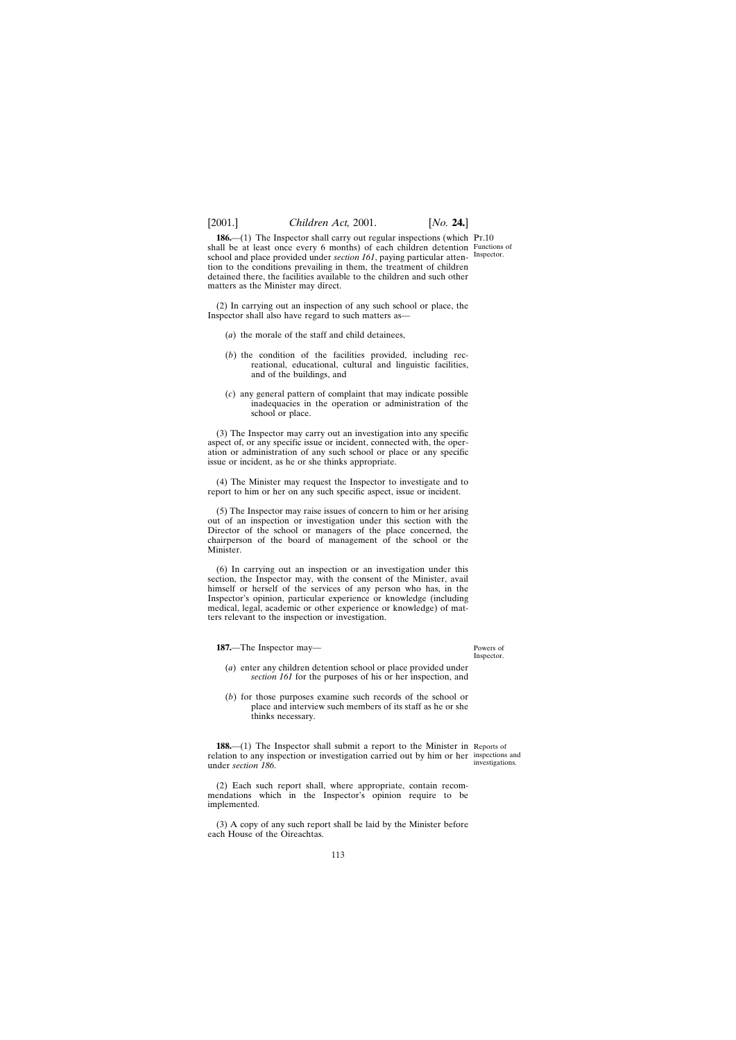**186.**—(1) The Inspector shall carry out regular inspections (which shall be at least once every 6 months) of each children detention school and place provided under *section 161*, paying particular attention to the conditions prevailing in them, the treatment of children detained there, the facilities available to the children and such other matters as the Minister may direct.

Pt.10

Functions of Inspector.

(2) In carrying out an inspection of any such school or place, the Inspector shall also have regard to such matters as—

(*a*) the morale of the staff and child detainees,

(*b*) the condition of the facilities provided, including recreational, educational, cultural and linguistic facilities, and of the buildings, and

(*c*) any general pattern of complaint that may indicate possible inadequacies in the operation or administration of the school or place.

(3) The Inspector may carry out an investigation into any specific aspect of, or any specific issue or incident, connected with, the operation or administration of any such school or place or any specific issue or incident, as he or she thinks appropriate.

(4) The Minister may request the Inspector to investigate and to report to him or her on any such specific aspect, issue or incident.

(5) The Inspector may raise issues of concern to him or her arising out of an inspection or investigation under this section with the Director of the school or managers of the place concerned, the chairperson of the board of management of the school or the Minister.

(6) In carrying out an inspection or an investigation under this section, the Inspector may, with the consent of the Minister, avail himself or herself of the services of any person who has, in the Inspector's opinion, particular experience or knowledge (including medical, legal, academic or other experience or knowledge) of matters relevant to the inspection or investigation.

**187.**—The Inspector may—

Powers of Inspector.

(*a*) enter any children detention school or place provided under *section 161* for the purposes of his or her inspection, and

(*b*) for those purposes examine such records of the school or place and interview such members of its staff as he or she thinks necessary.

**188.**—(1) The Inspector shall submit a report to the Minister in relation to any inspection or investigation carried out by him or her under *section 186*.

Reports of inspections and investigations.

(2) Each such report shall, where appropriate, contain recommendations which in the Inspector's opinion require to be implemented.

(3) A copy of any such report shall be laid by the Minister before each House of the Oireachtas.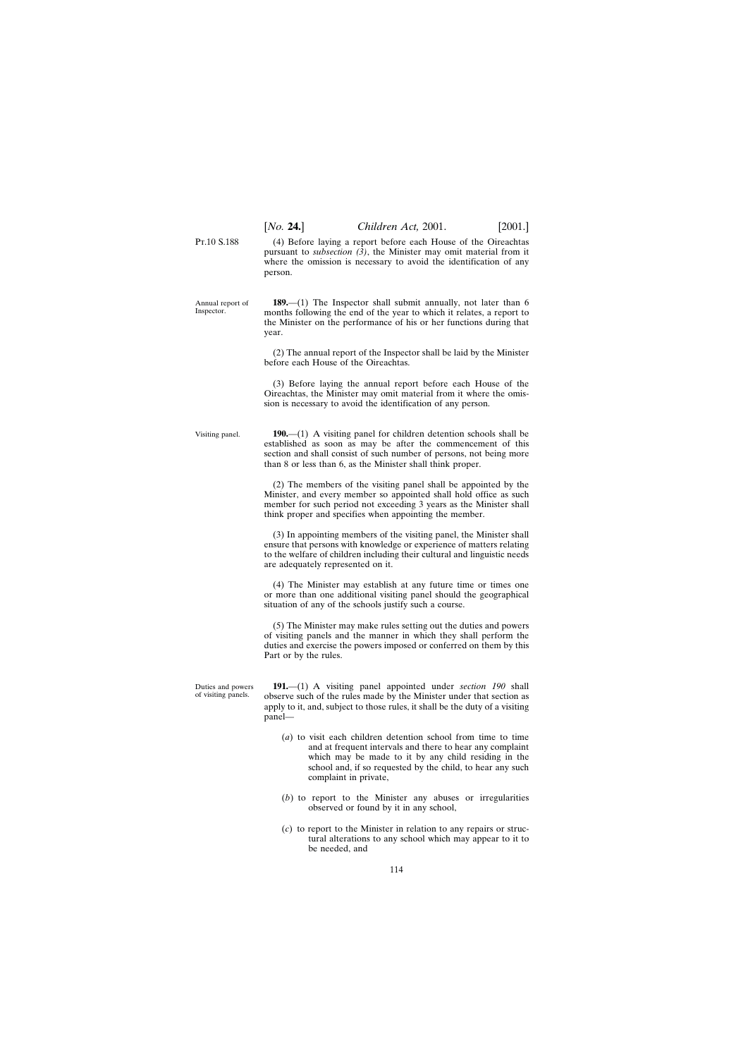(4) Before laying a report before each House of the Oireachtas pursuant to *subsection (3)*, the Minister may omit material from it where the omission is necessary to avoid the identification of any person.

Annual report of Inspector.

**189.**—(1) The Inspector shall submit annually, not later than 6 months following the end of the year to which it relates, a report to the Minister on the performance of his or her functions during that year.

(2) The annual report of the Inspector shall be laid by the Minister before each House of the Oireachtas.

(3) Before laying the annual report before each House of the Oireachtas, the Minister may omit material from it where the omission is necessary to avoid the identification of any person.

Visiting panel.

**190.**—(1) A visiting panel for children detention schools shall be established as soon as may be after the commencement of this section and shall consist of such number of persons, not being more than 8 or less than 6, as the Minister shall think proper.

(2) The members of the visiting panel shall be appointed by the Minister, and every member so appointed shall hold office as such member for such period not exceeding 3 years as the Minister shall think proper and specifies when appointing the member.

(3) In appointing members of the visiting panel, the Minister shall ensure that persons with knowledge or experience of matters relating to the welfare of children including their cultural and linguistic needs are adequately represented on it.

(4) The Minister may establish at any future time or times one or more than one additional visiting panel should the geographical situation of any of the schools justify such a course.

(5) The Minister may make rules setting out the duties and powers of visiting panels and the manner in which they shall perform the duties and exercise the powers imposed or conferred on them by this Part or by the rules.

Duties and powers of visiting panels.

**191.**—(1) A visiting panel appointed under *section 190* shall observe such of the rules made by the Minister under that section as apply to it, and, subject to those rules, it shall be the duty of a visiting panel—

(*a*) to visit each children detention school from time to time and at frequent intervals and there to hear any complaint which may be made to it by any child residing in the school and, if so requested by the child, to hear any such complaint in private,

(*b*) to report to the Minister any abuses or irregularities observed or found by it in any school,

(*c*) to report to the Minister in relation to any repairs or structural alterations to any school which may appear to it to be needed, and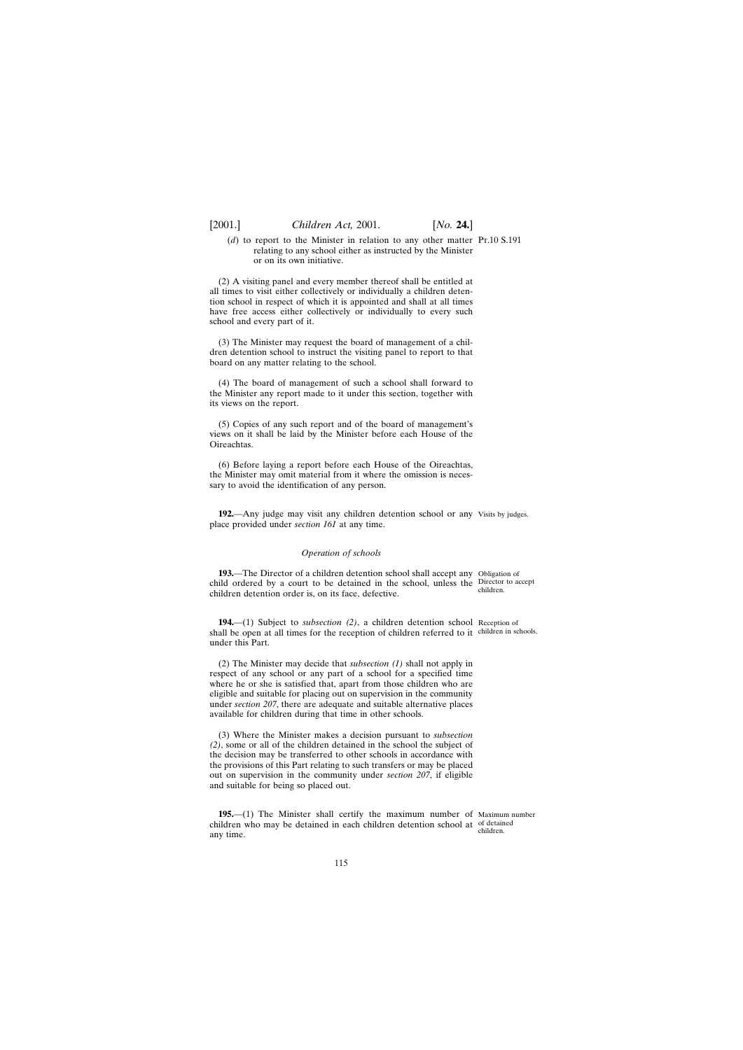(*d*) to report to the Minister in relation to any other matter relating to any school either as instructed by the Minister or on its own initiative.

(2) A visiting panel and every member thereof shall be entitled at all times to visit either collectively or individually a children detention school in respect of which it is appointed and shall at all times have free access either collectively or individually to every such school and every part of it.

(3) The Minister may request the board of management of a children detention school to instruct the visiting panel to report to that board on any matter relating to the school.

(4) The board of management of such a school shall forward to the Minister any report made to it under this section, together with its views on the report.

(5) Copies of any such report and of the board of management's views on it shall be laid by the Minister before each House of the Oireachtas.

(6) Before laying a report before each House of the Oireachtas, the Minister may omit material from it where the omission is necessary to avoid the identification of any person.

Visits by judges.

**192.**—Any judge may visit any children detention school or any place provided under *section 161* at any time.

*Operation of schools*

Obligation of Director to accept children.

**193.**—The Director of a children detention school shall accept any child ordered by a court to be detained in the school, unless the children detention order is, on its face, defective.

Reception of children in schools.

**194.**—(1) Subject to *subsection (2)*, a children detention school shall be open at all times for the reception of children referred to it under this Part.

(2) The Minister may decide that *subsection (1)* shall not apply in respect of any school or any part of a school for a specified time where he or she is satisfied that, apart from those children who are eligible and suitable for placing out on supervision in the community under *section 207*, there are adequate and suitable alternative places available for children during that time in other schools.

(3) Where the Minister makes a decision pursuant to *subsection (2)*, some or all of the children detained in the school the subject of the decision may be transferred to other schools in accordance with the provisions of this Part relating to such transfers or may be placed out on supervision in the community under *section 207*, if eligible and suitable for being so placed out.

Maximum number of detained children.

**195.**—(1) The Minister shall certify the maximum number of children who may be detained in each children detention school at any time.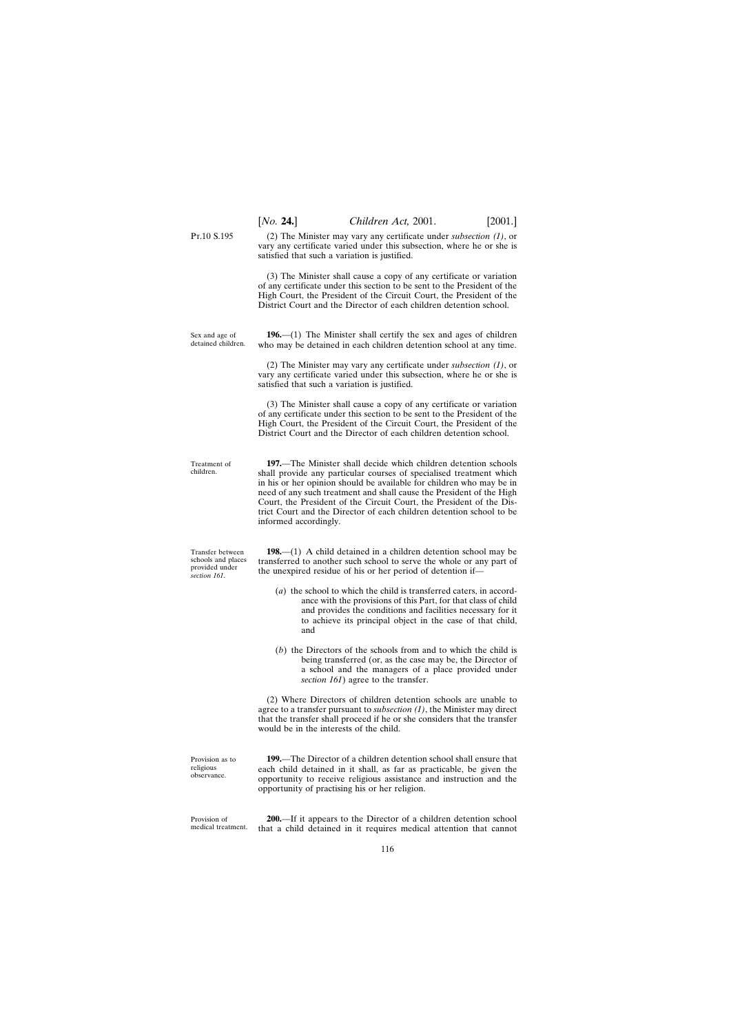(2) The Minister may vary any certificate under *subsection (1)*, or vary any certificate varied under this subsection, where he or she is satisfied that such a variation is justified.

(3) The Minister shall cause a copy of any certificate or variation of any certificate under this section to be sent to the President of the High Court, the President of the Circuit Court, the President of the District Court and the Director of each children detention school.

Sex and age of detained children.

**196.**—(1) The Minister shall certify the sex and ages of children who may be detained in each children detention school at any time.

(2) The Minister may vary any certificate under *subsection (1)*, or vary any certificate varied under this subsection, where he or she is satisfied that such a variation is justified.

(3) The Minister shall cause a copy of any certificate or variation of any certificate under this section to be sent to the President of the High Court, the President of the Circuit Court, the President of the District Court and the Director of each children detention school.

Treatment of children.

**197.**—The Minister shall decide which children detention schools shall provide any particular courses of specialised treatment which in his or her opinion should be available for children who may be in need of any such treatment and shall cause the President of the High Court, the President of the Circuit Court, the President of the District Court and the Director of each children detention school to be informed accordingly.

Transfer between schools and places provided under *section 161*.

**198.**—(1) A child detained in a children detention school may be transferred to another such school to serve the whole or any part of the unexpired residue of his or her period of detention if—

(*a*) the school to which the child is transferred caters, in accordance with the provisions of this Part, for that class of child and provides the conditions and facilities necessary for it to achieve its principal object in the case of that child, and

(*b*) the Directors of the schools from and to which the child is being transferred (or, as the case may be, the Director of a school and the managers of a place provided under *section 161*) agree to the transfer.

(2) Where Directors of children detention schools are unable to agree to a transfer pursuant to *subsection (1)*, the Minister may direct that the transfer shall proceed if he or she considers that the transfer would be in the interests of the child.

Provision as to religious observance.

**199.**—The Director of a children detention school shall ensure that each child detained in it shall, as far as practicable, be given the opportunity to receive religious assistance and instruction and the opportunity of practising his or her religion.

Provision of medical treatment.

**200.**—If it appears to the Director of a children detention school that a child detained in it requires medical attention that cannot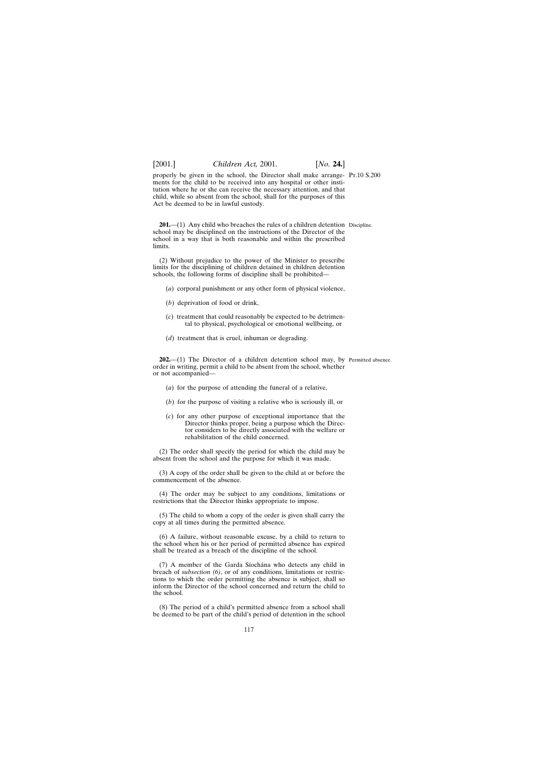properly be given in the school, the Director shall make arrangements for the child to be received into any hospital or other institution where he or she can receive the necessary attention, and that child, while so absent from the school, shall for the purposes of this Act be deemed to be in lawful custody.

Discipline.

**201.**—(1) Any child who breaches the rules of a children detention school may be disciplined on the instructions of the Director of the school in a way that is both reasonable and within the prescribed limits.

(2) Without prejudice to the power of the Minister to prescribe limits for the disciplining of children detained in children detention schools, the following forms of discipline shall be prohibited—

(*a*) corporal punishment or any other form of physical violence,

(*b*) deprivation of food or drink,

(*c*) treatment that could reasonably be expected to be detrimental to physical, psychological or emotional wellbeing, or

(*d*) treatment that is cruel, inhuman or degrading.

Permitted absence.

**202.**—(1) The Director of a children detention school may, by order in writing, permit a child to be absent from the school, whether or not accompanied—

(*a*) for the purpose of attending the funeral of a relative,

(*b*) for the purpose of visiting a relative who is seriously ill, or

(*c*) for any other purpose of exceptional importance that the Director thinks proper, being a purpose which the Director considers to be directly associated with the welfare or rehabilitation of the child concerned.

(2) The order shall specify the period for which the child may be absent from the school and the purpose for which it was made.

(3) A copy of the order shall be given to the child at or before the commencement of the absence.

(4) The order may be subject to any conditions, limitations or restrictions that the Director thinks appropriate to impose.

(5) The child to whom a copy of the order is given shall carry the copy at all times during the permitted absence.

(6) A failure, without reasonable excuse, by a child to return to the school when his or her period of permitted absence has expired shall be treated as a breach of the discipline of the school.

(7) A member of the Garda Síochána who detects any child in breach of *subsection (6)*, or of any conditions, limitations or restrictions to which the order permitting the absence is subject, shall so inform the Director of the school concerned and return the child to the school.

(8) The period of a child's permitted absence from a school shall be deemed to be part of the child's period of detention in the school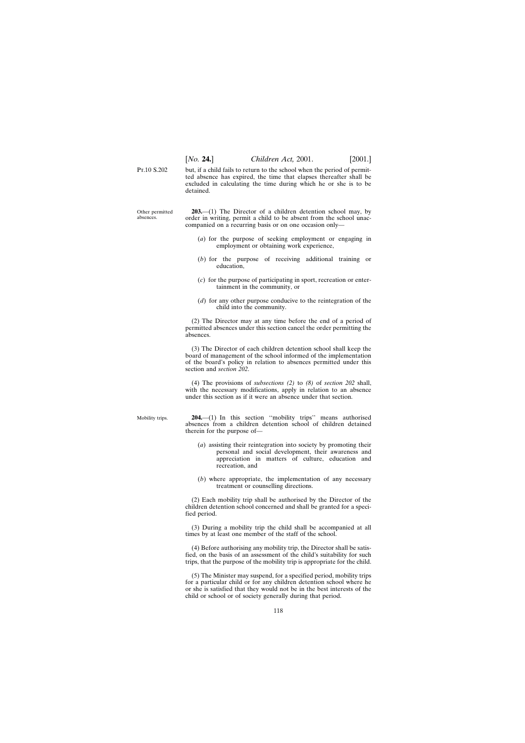but, if a child fails to return to the school when the period of permitted absence has expired, the time that elapses thereafter shall be excluded in calculating the time during which he or she is to be detained.

Other permitted absences.

**203.**—(1) The Director of a children detention school may, by order in writing, permit a child to be absent from the school unaccompanied on a recurring basis or on one occasion only—

(*a*) for the purpose of seeking employment or engaging in employment or obtaining work experience,

(*b*) for the purpose of receiving additional training or education,

(*c*) for the purpose of participating in sport, recreation or entertainment in the community, or

(*d*) for any other purpose conducive to the reintegration of the child into the community.

(2) The Director may at any time before the end of a period of permitted absences under this section cancel the order permitting the absences.

(3) The Director of each children detention school shall keep the board of management of the school informed of the implementation of the board's policy in relation to absences permitted under this section and *section 202*.

(4) The provisions of *subsections (2)* to *(8)* of *section 202* shall, with the necessary modifications, apply in relation to an absence under this section as if it were an absence under that section.

Mobility trips.

**204.**—(1) In this section ''mobility trips'' means authorised absences from a children detention school of children detained therein for the purpose of—

(*a*) assisting their reintegration into society by promoting their personal and social development, their awareness and appreciation in matters of culture, education and recreation, and

(*b*) where appropriate, the implementation of any necessary treatment or counselling directions.

(2) Each mobility trip shall be authorised by the Director of the children detention school concerned and shall be granted for a specified period.

(3) During a mobility trip the child shall be accompanied at all times by at least one member of the staff of the school.

(4) Before authorising any mobility trip, the Director shall be satisfied, on the basis of an assessment of the child's suitability for such trips, that the purpose of the mobility trip is appropriate for the child.

(5) The Minister may suspend, for a specified period, mobility trips for a particular child or for any children detention school where he or she is satisfied that they would not be in the best interests of the child or school or of society generally during that period.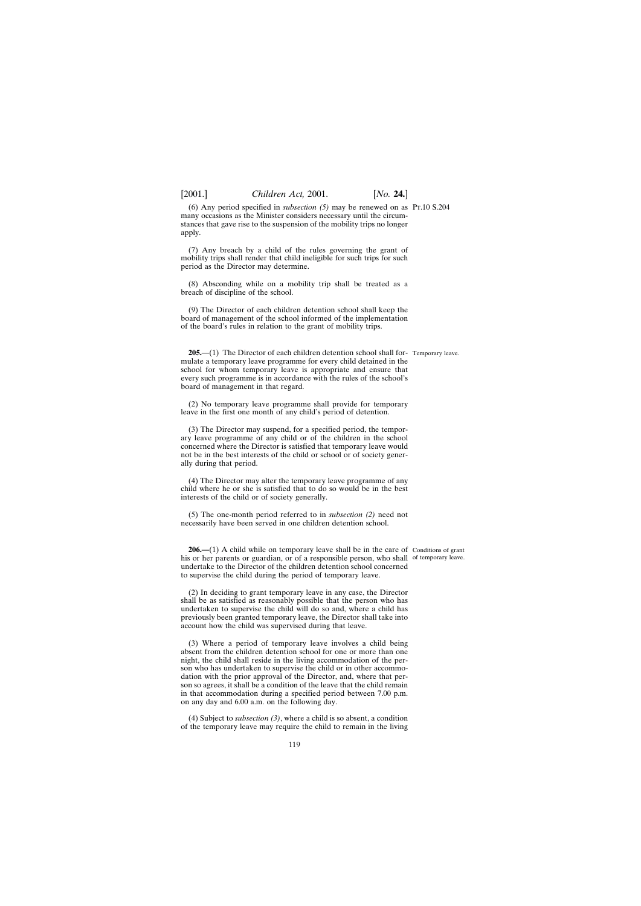(6) Any period specified in *subsection (5)* may be renewed on as many occasions as the Minister considers necessary until the circumstances that gave rise to the suspension of the mobility trips no longer apply.

(7) Any breach by a child of the rules governing the grant of mobility trips shall render that child ineligible for such trips for such period as the Director may determine.

(8) Absconding while on a mobility trip shall be treated as a breach of discipline of the school.

(9) The Director of each children detention school shall keep the board of management of the school informed of the implementation of the board's rules in relation to the grant of mobility trips.

Temporary leave.

**205.**—(1) The Director of each children detention school shall formulate a temporary leave programme for every child detained in the school for whom temporary leave is appropriate and ensure that every such programme is in accordance with the rules of the school's board of management in that regard.

(2) No temporary leave programme shall provide for temporary leave in the first one month of any child's period of detention.

(3) The Director may suspend, for a specified period, the temporary leave programme of any child or of the children in the school concerned where the Director is satisfied that temporary leave would not be in the best interests of the child or school or of society generally during that period.

(4) The Director may alter the temporary leave programme of any child where he or she is satisfied that to do so would be in the best interests of the child or of society generally.

(5) The one-month period referred to in *subsection (2)* need not necessarily have been served in one children detention school.

Conditions of grant of temporary leave.

**206.—**(1) A child while on temporary leave shall be in the care of his or her parents or guardian, or of a responsible person, who shall undertake to the Director of the children detention school concerned to supervise the child during the period of temporary leave.

(2) In deciding to grant temporary leave in any case, the Director shall be as satisfied as reasonably possible that the person who has undertaken to supervise the child will do so and, where a child has previously been granted temporary leave, the Director shall take into account how the child was supervised during that leave.

(3) Where a period of temporary leave involves a child being absent from the children detention school for one or more than one night, the child shall reside in the living accommodation of the person who has undertaken to supervise the child or in other accommodation with the prior approval of the Director, and, where that person so agrees, it shall be a condition of the leave that the child remain in that accommodation during a specified period between 7.00 p.m. on any day and 6.00 a.m. on the following day.

(4) Subject to *subsection (3)*, where a child is so absent, a condition of the temporary leave may require the child to remain in the living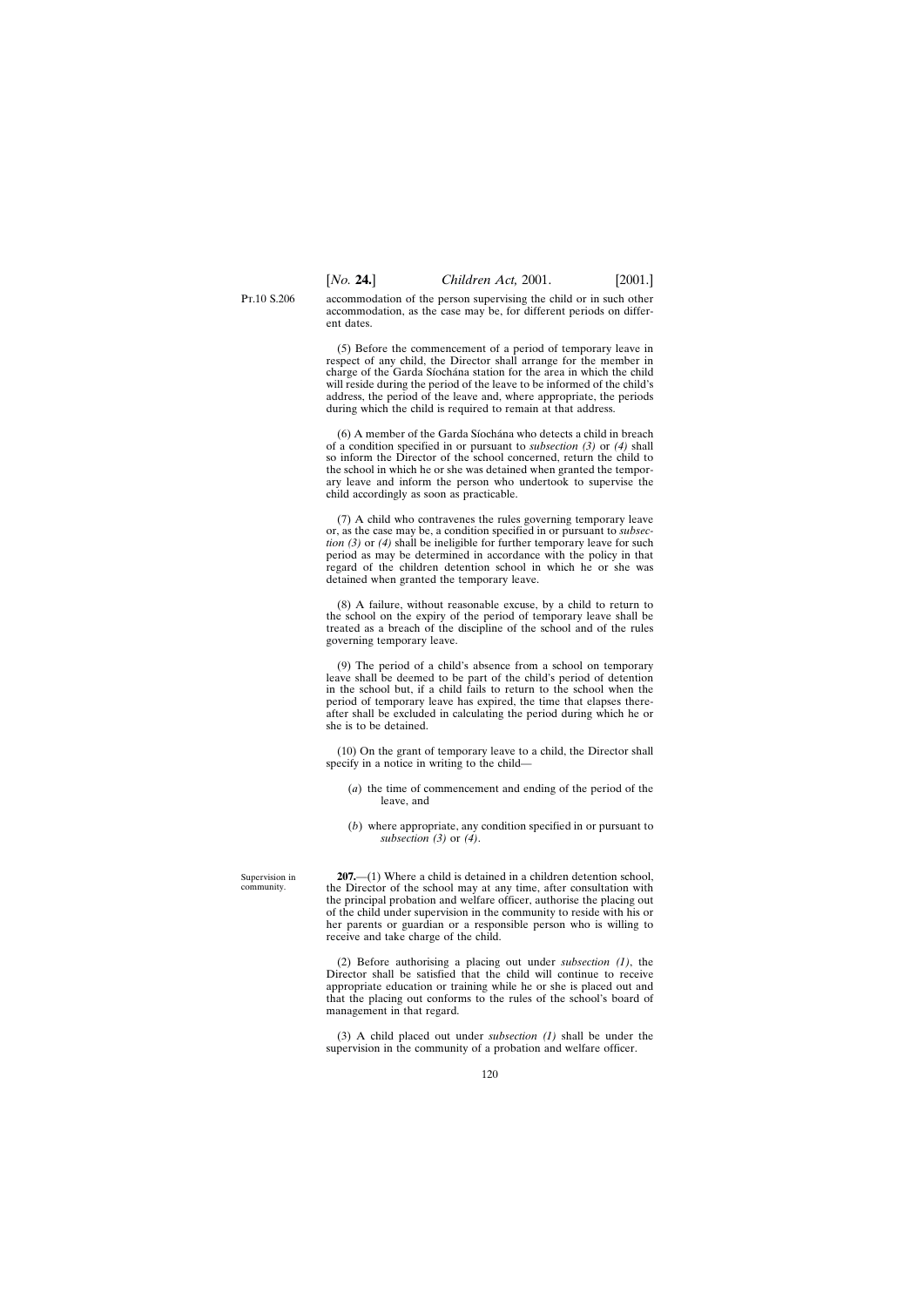accommodation of the person supervising the child or in such other accommodation, as the case may be, for different periods on different dates.

(5) Before the commencement of a period of temporary leave in respect of any child, the Director shall arrange for the member in charge of the Garda Síochána station for the area in which the child will reside during the period of the leave to be informed of the child's address, the period of the leave and, where appropriate, the periods during which the child is required to remain at that address.

(6) A member of the Garda Síochána who detects a child in breach of a condition specified in or pursuant to *subsection (3)* or *(4)* shall so inform the Director of the school concerned, return the child to the school in which he or she was detained when granted the temporary leave and inform the person who undertook to supervise the child accordingly as soon as practicable.

(7) A child who contravenes the rules governing temporary leave or, as the case may be, a condition specified in or pursuant to *subsection (3)* or *(4)* shall be ineligible for further temporary leave for such period as may be determined in accordance with the policy in that regard of the children detention school in which he or she was detained when granted the temporary leave.

(8) A failure, without reasonable excuse, by a child to return to the school on the expiry of the period of temporary leave shall be treated as a breach of the discipline of the school and of the rules governing temporary leave.

(9) The period of a child's absence from a school on temporary leave shall be deemed to be part of the child's period of detention in the school but, if a child fails to return to the school when the period of temporary leave has expired, the time that elapses thereafter shall be excluded in calculating the period during which he or she is to be detained.

(10) On the grant of temporary leave to a child, the Director shall specify in a notice in writing to the child—

(*a*) the time of commencement and ending of the period of the leave, and

(*b*) where appropriate, any condition specified in or pursuant to *subsection (3)* or *(4)*.

Supervision in community.

**207.**—(1) Where a child is detained in a children detention school, the Director of the school may at any time, after consultation with the principal probation and welfare officer, authorise the placing out of the child under supervision in the community to reside with his or her parents or guardian or a responsible person who is willing to receive and take charge of the child.

(2) Before authorising a placing out under *subsection (1)*, the Director shall be satisfied that the child will continue to receive appropriate education or training while he or she is placed out and that the placing out conforms to the rules of the school's board of management in that regard.

(3) A child placed out under *subsection (1)* shall be under the supervision in the community of a probation and welfare officer.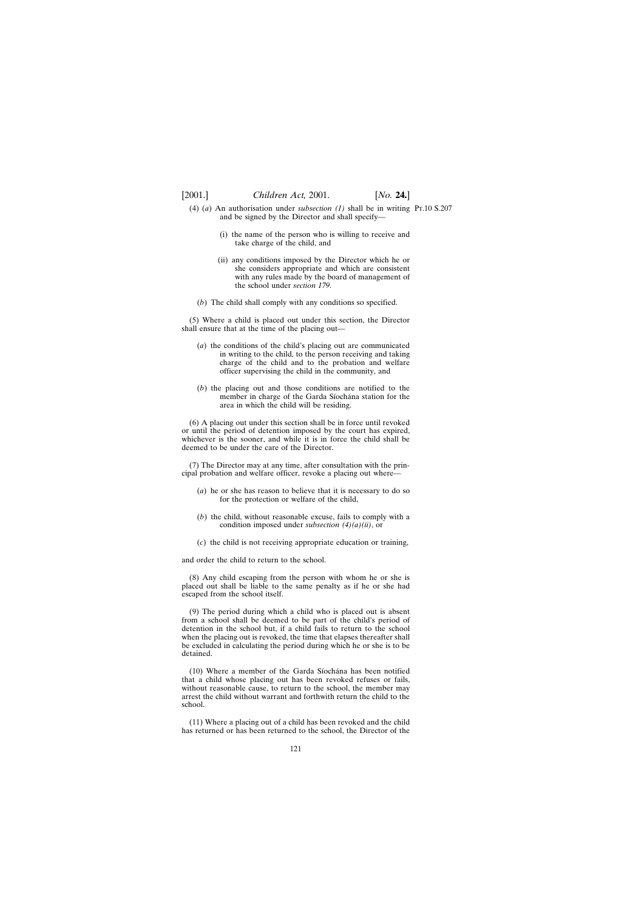(4) (*a*) An authorisation under *subsection (1)* shall be in writing and be signed by the Director and shall specify—

(i) the name of the person who is willing to receive and take charge of the child, and

(ii) any conditions imposed by the Director which he or she considers appropriate and which are consistent with any rules made by the board of management of the school under *section 179*.

(*b*) The child shall comply with any conditions so specified.

(5) Where a child is placed out under this section, the Director shall ensure that at the time of the placing out—

(*a*) the conditions of the child's placing out are communicated in writing to the child, to the person receiving and taking charge of the child and to the probation and welfare officer supervising the child in the community, and

(*b*) the placing out and those conditions are notified to the member in charge of the Garda Síochána station for the area in which the child will be residing.

(6) A placing out under this section shall be in force until revoked or until the period of detention imposed by the court has expired, whichever is the sooner, and while it is in force the child shall be deemed to be under the care of the Director.

(7) The Director may at any time, after consultation with the principal probation and welfare officer, revoke a placing out where—

(*a*) he or she has reason to believe that it is necessary to do so for the protection or welfare of the child,

(*b*) the child, without reasonable excuse, fails to comply with a condition imposed under *subsection (4)(a)(ii)*, or

(*c*) the child is not receiving appropriate education or training,

and order the child to return to the school.

(8) Any child escaping from the person with whom he or she is placed out shall be liable to the same penalty as if he or she had escaped from the school itself.

(9) The period during which a child who is placed out is absent from a school shall be deemed to be part of the child's period of detention in the school but, if a child fails to return to the school when the placing out is revoked, the time that elapses thereafter shall be excluded in calculating the period during which he or she is to be detained.

(10) Where a member of the Garda Síochána has been notified that a child whose placing out has been revoked refuses or fails, without reasonable cause, to return to the school, the member may arrest the child without warrant and forthwith return the child to the school.

(11) Where a placing out of a child has been revoked and the child has returned or has been returned to the school, the Director of the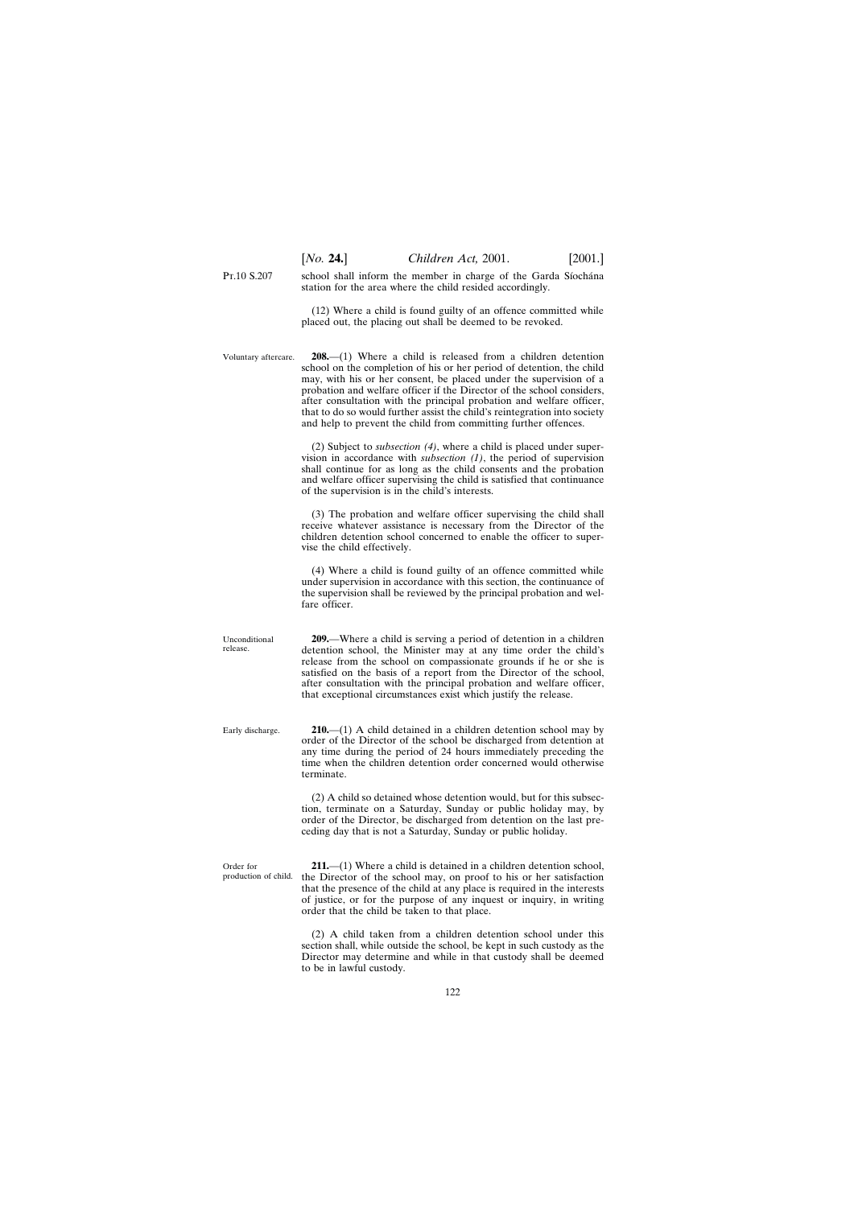school shall inform the member in charge of the Garda Síochána station for the area where the child resided accordingly.

(12) Where a child is found guilty of an offence committed while placed out, the placing out shall be deemed to be revoked.

Voluntary aftercare.

**208.**—(1) Where a child is released from a children detention school on the completion of his or her period of detention, the child may, with his or her consent, be placed under the supervision of a probation and welfare officer if the Director of the school considers, after consultation with the principal probation and welfare officer, that to do so would further assist the child's reintegration into society and help to prevent the child from committing further offences.

(2) Subject to *subsection (4)*, where a child is placed under supervision in accordance with *subsection (1)*, the period of supervision shall continue for as long as the child consents and the probation and welfare officer supervising the child is satisfied that continuance of the supervision is in the child's interests.

(3) The probation and welfare officer supervising the child shall receive whatever assistance is necessary from the Director of the children detention school concerned to enable the officer to supervise the child effectively.

(4) Where a child is found guilty of an offence committed while under supervision in accordance with this section, the continuance of the supervision shall be reviewed by the principal probation and welfare officer.

Unconditional release.

**209.**—Where a child is serving a period of detention in a children detention school, the Minister may at any time order the child's release from the school on compassionate grounds if he or she is satisfied on the basis of a report from the Director of the school, after consultation with the principal probation and welfare officer, that exceptional circumstances exist which justify the release.

Early discharge.

**210.**—(1) A child detained in a children detention school may by order of the Director of the school be discharged from detention at any time during the period of 24 hours immediately preceding the time when the children detention order concerned would otherwise terminate.

(2) A child so detained whose detention would, but for this subsection, terminate on a Saturday, Sunday or public holiday may, by order of the Director, be discharged from detention on the last preceding day that is not a Saturday, Sunday or public holiday.

Order for production of child.

**211.**—(1) Where a child is detained in a children detention school, the Director of the school may, on proof to his or her satisfaction that the presence of the child at any place is required in the interests of justice, or for the purpose of any inquest or inquiry, in writing order that the child be taken to that place.

(2) A child taken from a children detention school under this section shall, while outside the school, be kept in such custody as the Director may determine and while in that custody shall be deemed to be in lawful custody.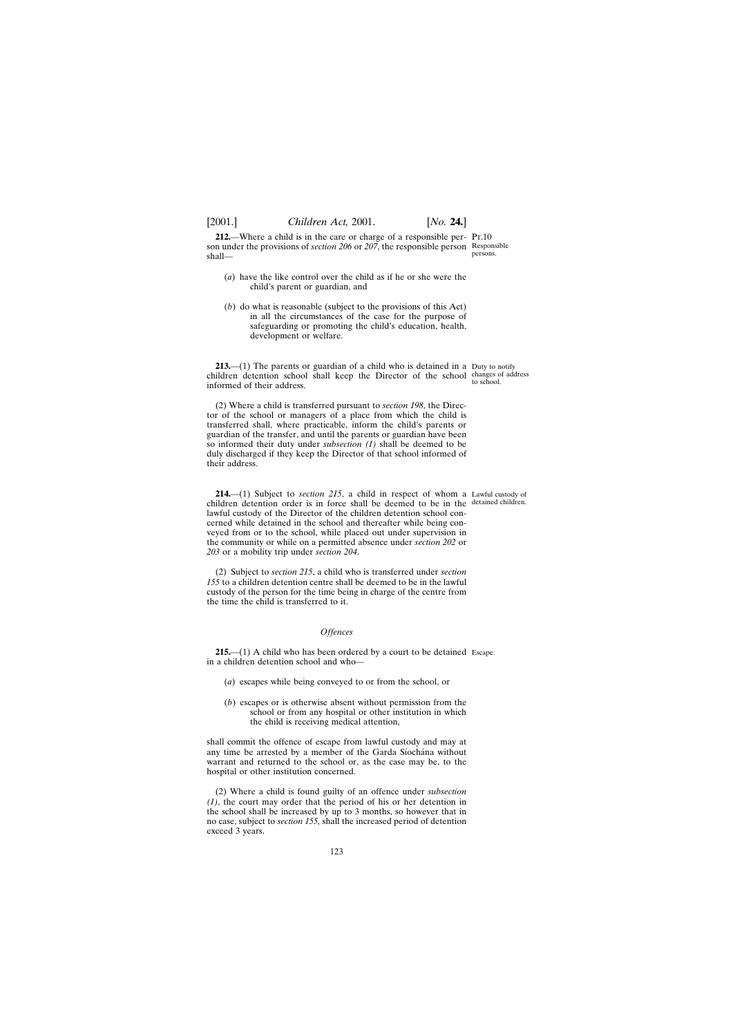**212.**—Where a child is in the care or charge of a responsible person under the provisions of *section 206* or *207*, the responsible person shall—

Pt.10

Responsible persons.

(*a*) have the like control over the child as if he or she were the child's parent or guardian, and

(*b*) do what is reasonable (subject to the provisions of this Act) in all the circumstances of the case for the purpose of safeguarding or promoting the child's education, health, development or welfare.

Duty to notify changes of address to school.

**213.**—(1) The parents or guardian of a child who is detained in a children detention school shall keep the Director of the school informed of their address.

(2) Where a child is transferred pursuant to *section 198*, the Director of the school or managers of a place from which the child is transferred shall, where practicable, inform the child's parents or guardian of the transfer, and until the parents or guardian have been so informed their duty under *subsection (1)* shall be deemed to be duly discharged if they keep the Director of that school informed of their address.

Lawful custody of detained children.

**214.**—(1) Subject to *section 215*, a child in respect of whom a children detention order is in force shall be deemed to be in the lawful custody of the Director of the children detention school concerned while detained in the school and thereafter while being conveyed from or to the school, while placed out under supervision in the community or while on a permitted absence under *section 202* or *203* or a mobility trip under *section 204*.

(2) Subject to *section 215*, a child who is transferred under *section 155* to a children detention centre shall be deemed to be in the lawful custody of the person for the time being in charge of the centre from the time the child is transferred to it.

*Offences*

Escape.

**215.**—(1) A child who has been ordered by a court to be detained in a children detention school and who—

(*a*) escapes while being conveyed to or from the school, or

(*b*) escapes or is otherwise absent without permission from the school or from any hospital or other institution in which the child is receiving medical attention,

shall commit the offence of escape from lawful custody and may at any time be arrested by a member of the Garda Síochána without warrant and returned to the school or, as the case may be, to the hospital or other institution concerned.

(2) Where a child is found guilty of an offence under *subsection (1)*, the court may order that the period of his or her detention in the school shall be increased by up to 3 months, so however that in no case, subject to *section 155,* shall the increased period of detention exceed 3 years.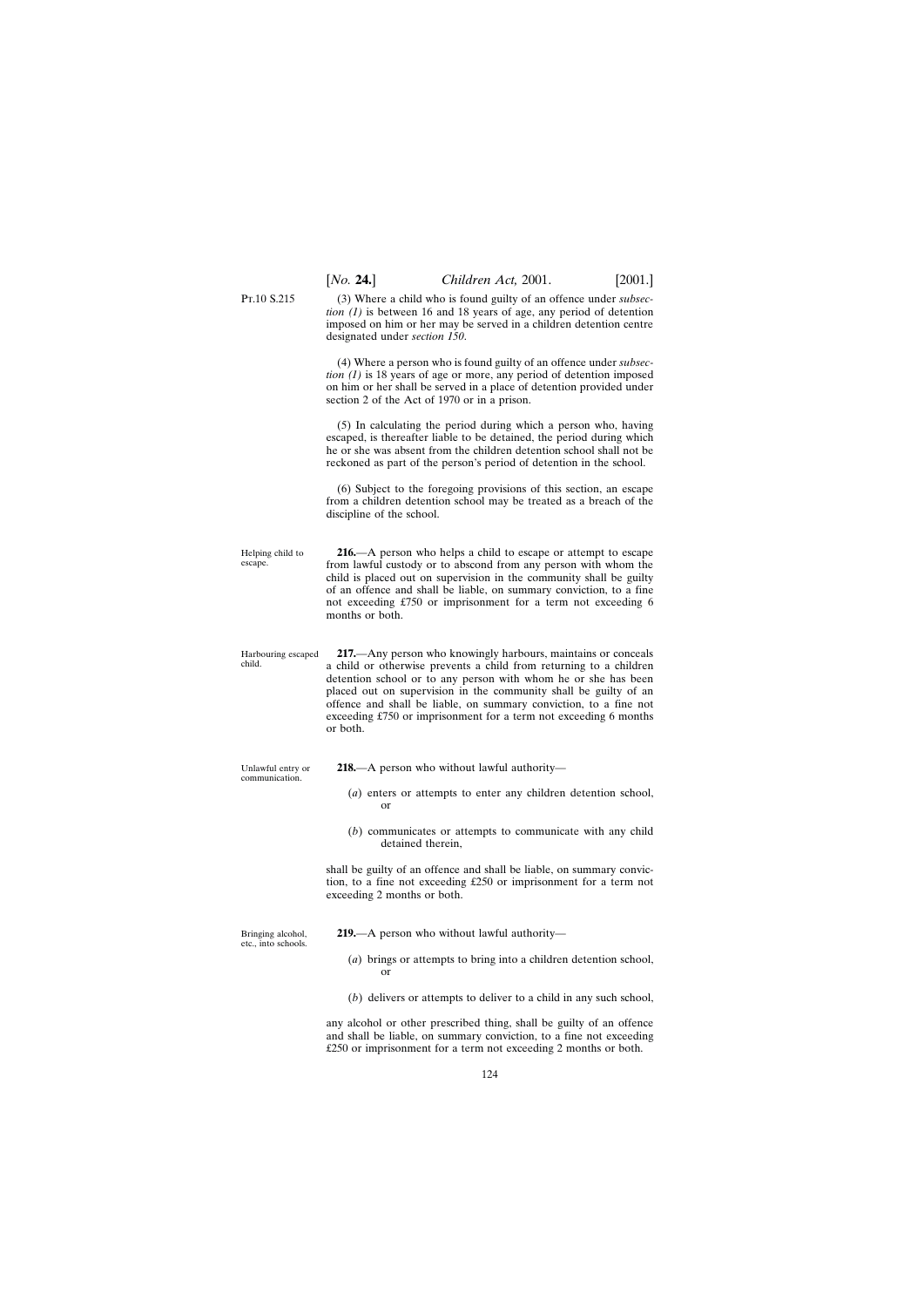(3) Where a child who is found guilty of an offence under *subsection (1)* is between 16 and 18 years of age, any period of detention imposed on him or her may be served in a children detention centre designated under *section 150*.

(4) Where a person who is found guilty of an offence under *subsection (1)* is 18 years of age or more, any period of detention imposed on him or her shall be served in a place of detention provided under section 2 of the Act of 1970 or in a prison.

(5) In calculating the period during which a person who, having escaped, is thereafter liable to be detained, the period during which he or she was absent from the children detention school shall not be reckoned as part of the person's period of detention in the school.

(6) Subject to the foregoing provisions of this section, an escape from a children detention school may be treated as a breach of the discipline of the school.

Helping child to escape.

**216.**—A person who helps a child to escape or attempt to escape from lawful custody or to abscond from any person with whom the child is placed out on supervision in the community shall be guilty of an offence and shall be liable, on summary conviction, to a fine not exceeding £750 or imprisonment for a term not exceeding 6 months or both.

Harbouring escaped child.

**217.**—Any person who knowingly harbours, maintains or conceals a child or otherwise prevents a child from returning to a children detention school or to any person with whom he or she has been placed out on supervision in the community shall be guilty of an offence and shall be liable, on summary conviction, to a fine not exceeding £750 or imprisonment for a term not exceeding 6 months or both.

Unlawful entry or communication.

**218.**—A person who without lawful authority—

(*a*) enters or attempts to enter any children detention school, or

(*b*) communicates or attempts to communicate with any child detained therein,

shall be guilty of an offence and shall be liable, on summary conviction, to a fine not exceeding £250 or imprisonment for a term not exceeding 2 months or both.

Bringing alcohol, etc., into schools.

**219.**—A person who without lawful authority—

(*a*) brings or attempts to bring into a children detention school, or

(*b*) delivers or attempts to deliver to a child in any such school,

any alcohol or other prescribed thing, shall be guilty of an offence and shall be liable, on summary conviction, to a fine not exceeding £250 or imprisonment for a term not exceeding 2 months or both.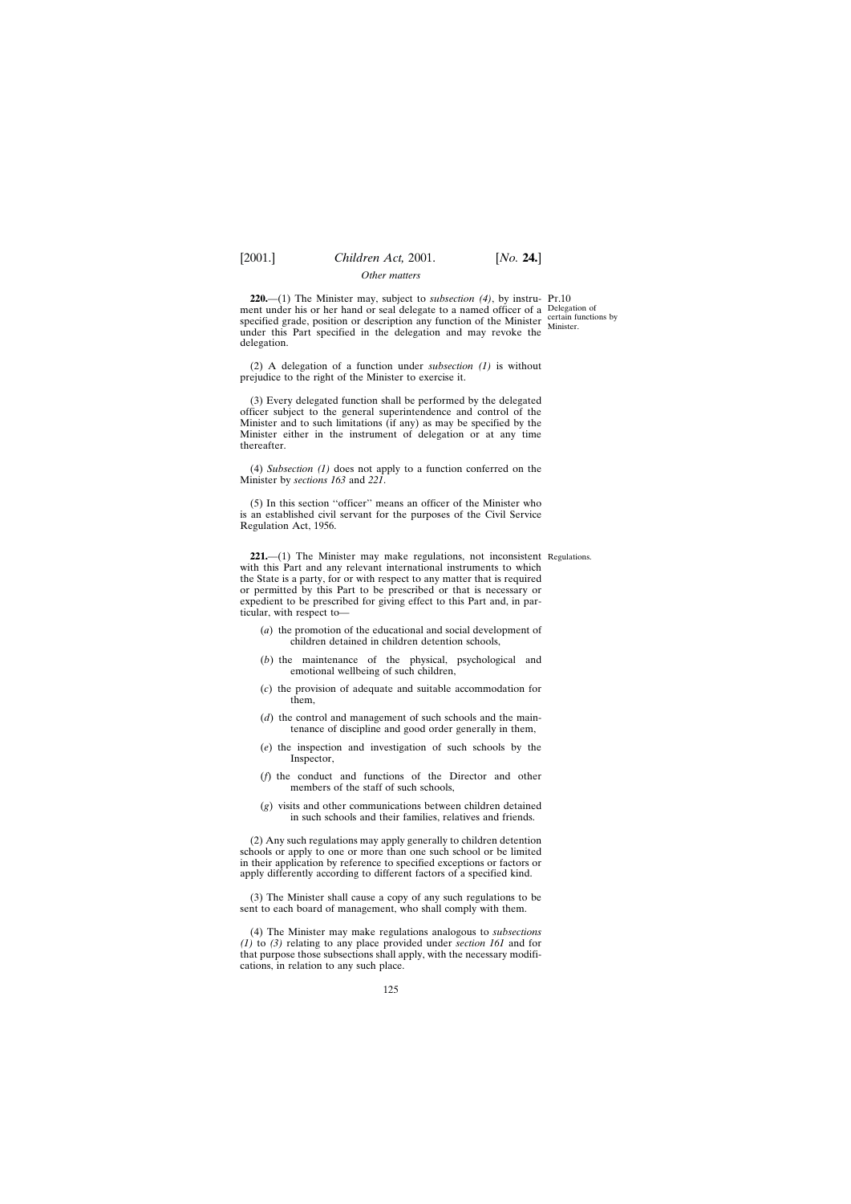*Other matters*

Pt.10

**220.**—(1) The Minister may, subject to *subsection (4)*, by instrument under his or her hand or seal delegate to a named officer of a specified grade, position or description any function of the Minister under this Part specified in the delegation and may revoke the delegation.

Delegation of certain functions by Minister.

(2) A delegation of a function under *subsection (1)* is without prejudice to the right of the Minister to exercise it.

(3) Every delegated function shall be performed by the delegated officer subject to the general superintendence and control of the Minister and to such limitations (if any) as may be specified by the Minister either in the instrument of delegation or at any time thereafter.

(4) *Subsection (1)* does not apply to a function conferred on the Minister by *sections 163* and *221*.

(5) In this section "officer" means an officer of the Minister who is an established civil servant for the purposes of the Civil Service Regulation Act, 1956.

**221.**—(1) The Minister may make regulations, not inconsistent with this Part and any relevant international instruments to which the State is a party, for or with respect to any matter that is required or permitted by this Part to be prescribed or that is necessary or expedient to be prescribed for giving effect to this Part and, in particular, with respect to—

Regulations.

(*a*) the promotion of the educational and social development of children detained in children detention schools,

(*b*) the maintenance of the physical, psychological and emotional wellbeing of such children,

(*c*) the provision of adequate and suitable accommodation for them,

(*d*) the control and management of such schools and the maintenance of discipline and good order generally in them,

(*e*) the inspection and investigation of such schools by the Inspector,

(*f*) the conduct and functions of the Director and other members of the staff of such schools,

(*g*) visits and other communications between children detained in such schools and their families, relatives and friends.

(2) Any such regulations may apply generally to children detention schools or apply to one or more than one such school or be limited in their application by reference to specified exceptions or factors or apply differently according to different factors of a specified kind.

(3) The Minister shall cause a copy of any such regulations to be sent to each board of management, who shall comply with them.

(4) The Minister may make regulations analogous to *subsections (1)* to *(3)* relating to any place provided under *section 161* and for that purpose those subsections shall apply, with the necessary modifications, in relation to any such place.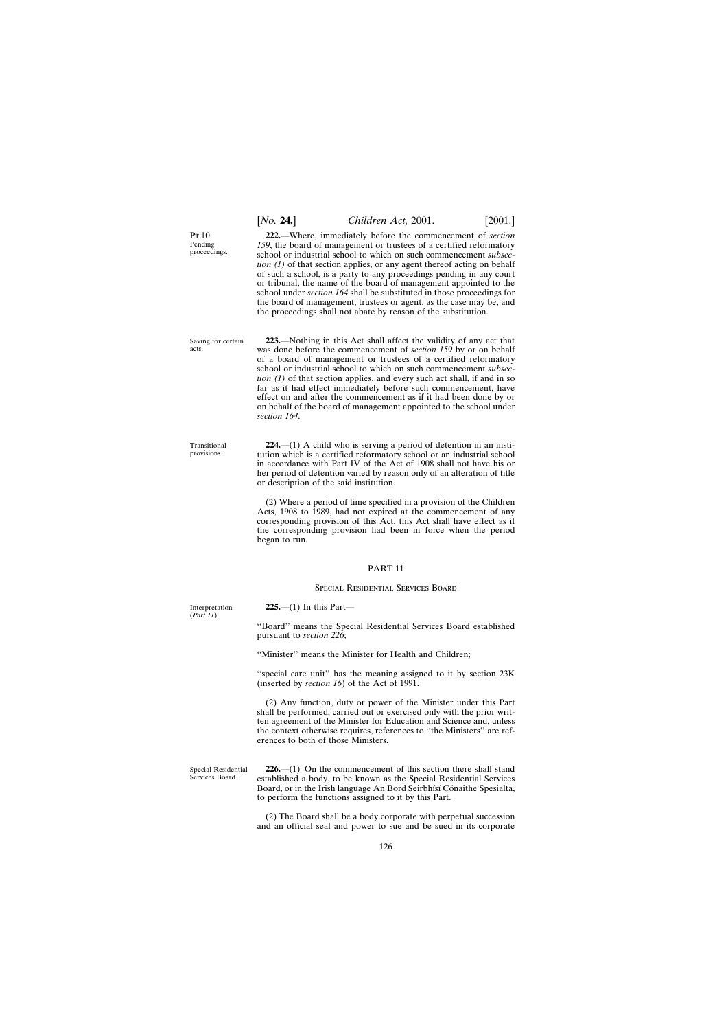Pt.10

Pending proceedings.

**222.**—Where, immediately before the commencement of *section 159*, the board of management or trustees of a certified reformatory school or industrial school to which on such commencement *subsection (1)* of that section applies, or any agent thereof acting on behalf of such a school, is a party to any proceedings pending in any court or tribunal, the name of the board of management appointed to the school under *section 164* shall be substituted in those proceedings for the board of management, trustees or agent, as the case may be, and the proceedings shall not abate by reason of the substitution.

Saving for certain acts.

**223.**—Nothing in this Act shall affect the validity of any act that was done before the commencement of *section 159* by or on behalf of a board of management or trustees of a certified reformatory school or industrial school to which on such commencement *subsection (1)* of that section applies, and every such act shall, if and in so far as it had effect immediately before such commencement, have effect on and after the commencement as if it had been done by or on behalf of the board of management appointed to the school under *section 164*.

Transitional provisions.

**224.**—(1) A child who is serving a period of detention in an institution which is a certified reformatory school or an industrial school in accordance with Part IV of the Act of 1908 shall not have his or her period of detention varied by reason only of an alteration of title or description of the said institution.

(2) Where a period of time specified in a provision of the Children Acts, 1908 to 1989, had not expired at the commencement of any corresponding provision of this Act, this Act shall have effect as if the corresponding provision had been in force when the period began to run.

## PART 11

### Special Residential Services Board

Interpretation (*Part 11*).

**225.**—(1) In this Part—

''Board'' means the Special Residential Services Board established pursuant to *section 226*;

''Minister'' means the Minister for Health and Children;

''special care unit'' has the meaning assigned to it by section 23K (inserted by *section 16*) of the Act of 1991.

(2) Any function, duty or power of the Minister under this Part shall be performed, carried out or exercised only with the prior written agreement of the Minister for Education and Science and, unless the context otherwise requires, references to ''the Ministers'' are references to both of those Ministers.

Special Residential Services Board.

**226.**—(1) On the commencement of this section there shall stand established a body, to be known as the Special Residential Services Board, or in the Irish language An Bord Seirbhísí Cónaithe Spesialta, to perform the functions assigned to it by this Part.

(2) The Board shall be a body corporate with perpetual succession and an official seal and power to sue and be sued in its corporate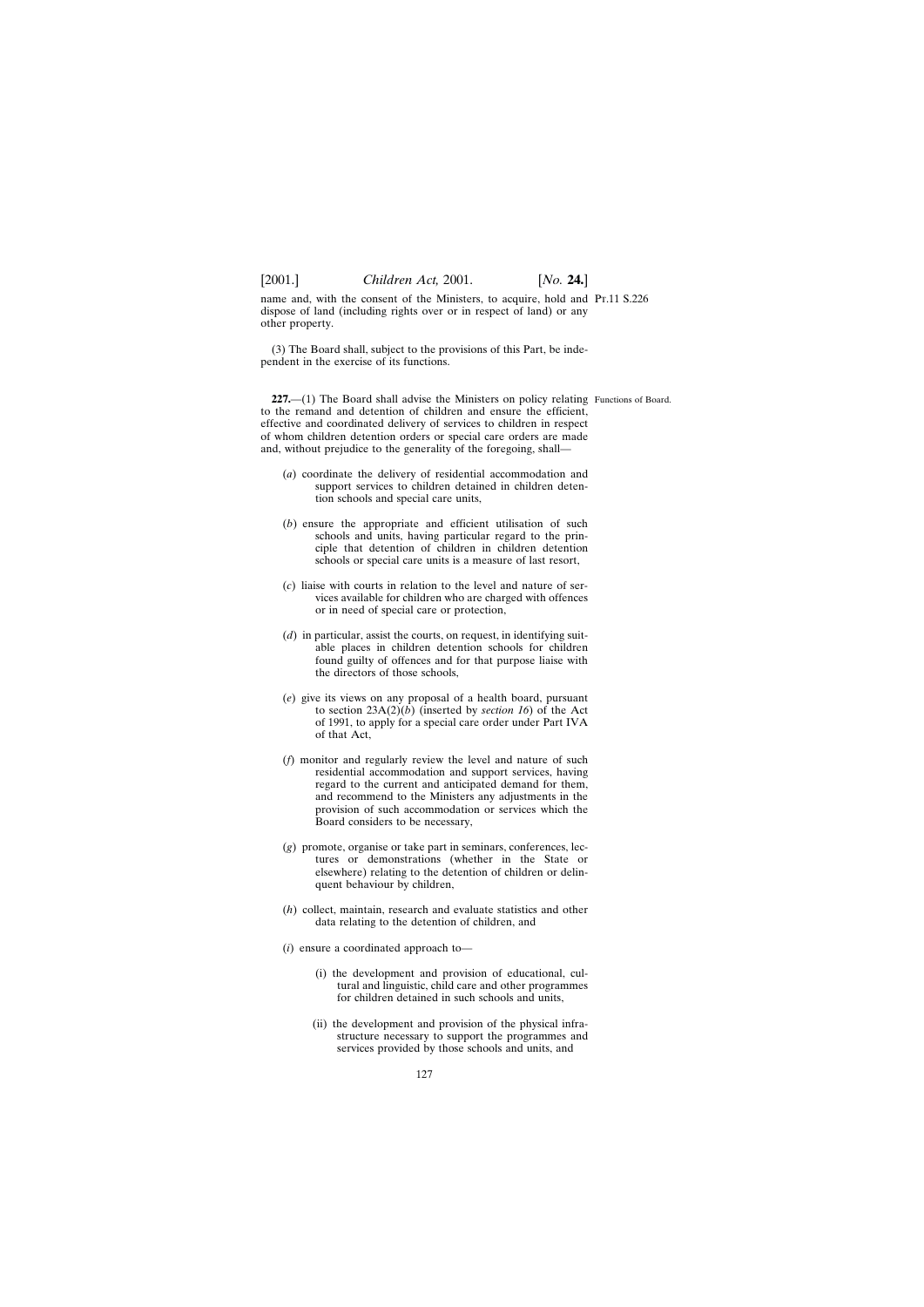name and, with the consent of the Ministers, to acquire, hold and dispose of land (including rights over or in respect of land) or any other property.

(3) The Board shall, subject to the provisions of this Part, be independent in the exercise of its functions.

Functions of Board.

**227.**—(1) The Board shall advise the Ministers on policy relating to the remand and detention of children and ensure the efficient, effective and coordinated delivery of services to children in respect of whom children detention orders or special care orders are made and, without prejudice to the generality of the foregoing, shall—

(*a*) coordinate the delivery of residential accommodation and support services to children detained in children detention schools and special care units,

(*b*) ensure the appropriate and efficient utilisation of such schools and units, having particular regard to the principle that detention of children in children detention schools or special care units is a measure of last resort,

(*c*) liaise with courts in relation to the level and nature of services available for children who are charged with offences or in need of special care or protection,

(*d*) in particular, assist the courts, on request, in identifying suitable places in children detention schools for children found guilty of offences and for that purpose liaise with the directors of those schools,

(*e*) give its views on any proposal of a health board, pursuant to section 23A(2)(*b*) (inserted by *section 16*) of the Act of 1991, to apply for a special care order under Part IVA of that Act,

(*f*) monitor and regularly review the level and nature of such residential accommodation and support services, having regard to the current and anticipated demand for them, and recommend to the Ministers any adjustments in the provision of such accommodation or services which the Board considers to be necessary,

(*g*) promote, organise or take part in seminars, conferences, lectures or demonstrations (whether in the State or elsewhere) relating to the detention of children or delinquent behaviour by children,

(*h*) collect, maintain, research and evaluate statistics and other data relating to the detention of children, and

(*i*) ensure a coordinated approach to—

(i) the development and provision of educational, cultural and linguistic, child care and other programmes for children detained in such schools and units,

(ii) the development and provision of the physical infrastructure necessary to support the programmes and services provided by those schools and units, and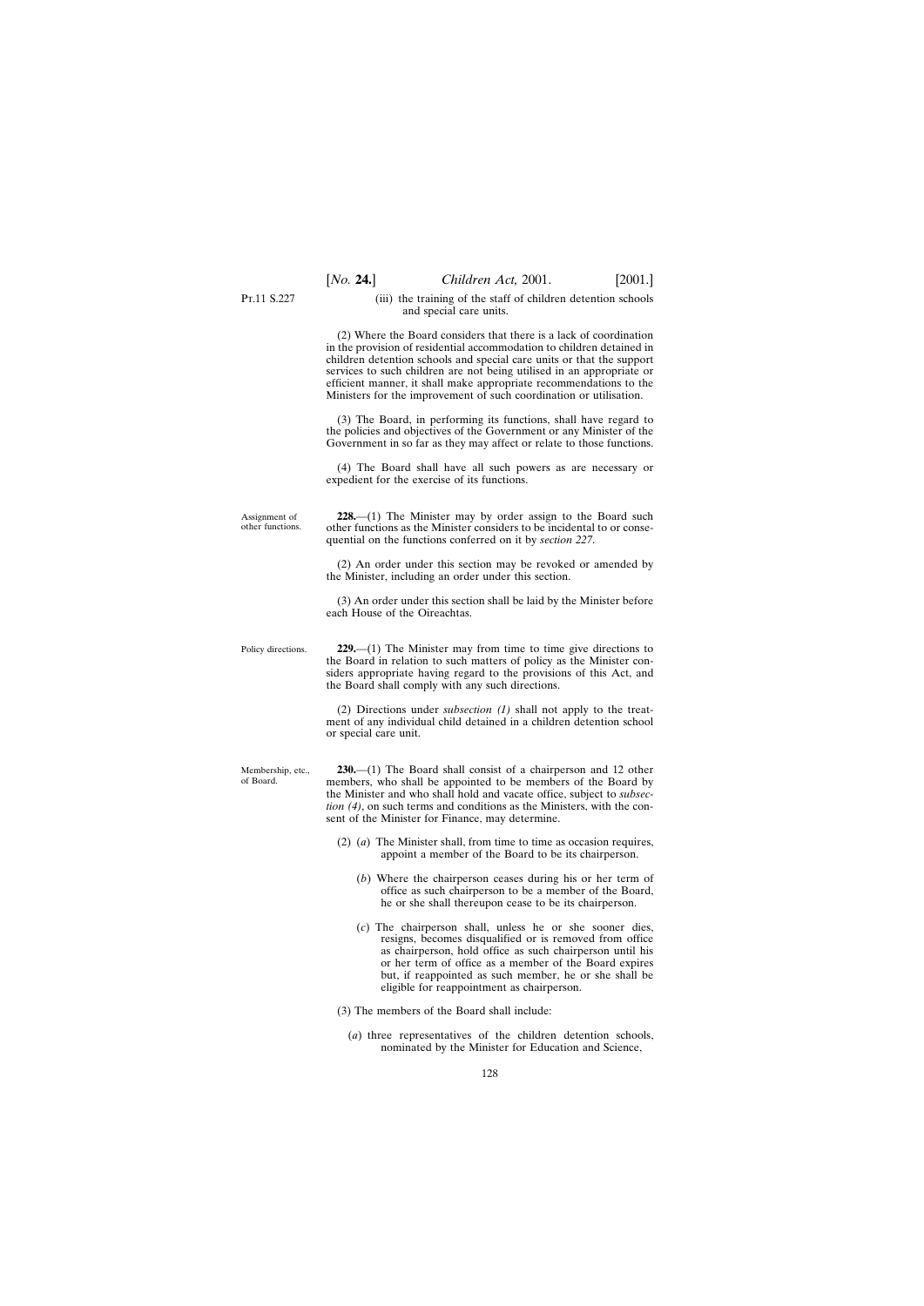(iii) the training of the staff of children detention schools and special care units.

(2) Where the Board considers that there is a lack of coordination in the provision of residential accommodation to children detained in children detention schools and special care units or that the support services to such children are not being utilised in an appropriate or efficient manner, it shall make appropriate recommendations to the Ministers for the improvement of such coordination or utilisation.

(3) The Board, in performing its functions, shall have regard to the policies and objectives of the Government or any Minister of the Government in so far as they may affect or relate to those functions.

(4) The Board shall have all such powers as are necessary or expedient for the exercise of its functions.

Assignment of other functions.

**228.**—(1) The Minister may by order assign to the Board such other functions as the Minister considers to be incidental to or consequential on the functions conferred on it by *section 227*.

(2) An order under this section may be revoked or amended by the Minister, including an order under this section.

(3) An order under this section shall be laid by the Minister before each House of the Oireachtas.

Policy directions.

**229.**—(1) The Minister may from time to time give directions to the Board in relation to such matters of policy as the Minister considers appropriate having regard to the provisions of this Act, and the Board shall comply with any such directions.

(2) Directions under *subsection (1)* shall not apply to the treatment of any individual child detained in a children detention school or special care unit.

Membership, etc., of Board.

**230.**—(1) The Board shall consist of a chairperson and 12 other members, who shall be appointed to be members of the Board by the Minister and who shall hold and vacate office, subject to *subsection (4)*, on such terms and conditions as the Ministers, with the consent of the Minister for Finance, may determine.

(2) (*a*) The Minister shall, from time to time as occasion requires, appoint a member of the Board to be its chairperson.

(*b*) Where the chairperson ceases during his or her term of office as such chairperson to be a member of the Board, he or she shall thereupon cease to be its chairperson.

(*c*) The chairperson shall, unless he or she sooner dies, resigns, becomes disqualified or is removed from office as chairperson, hold office as such chairperson until his or her term of office as a member of the Board expires but, if reappointed as such member, he or she shall be eligible for reappointment as chairperson.

(3) The members of the Board shall include:

(*a*) three representatives of the children detention schools, nominated by the Minister for Education and Science,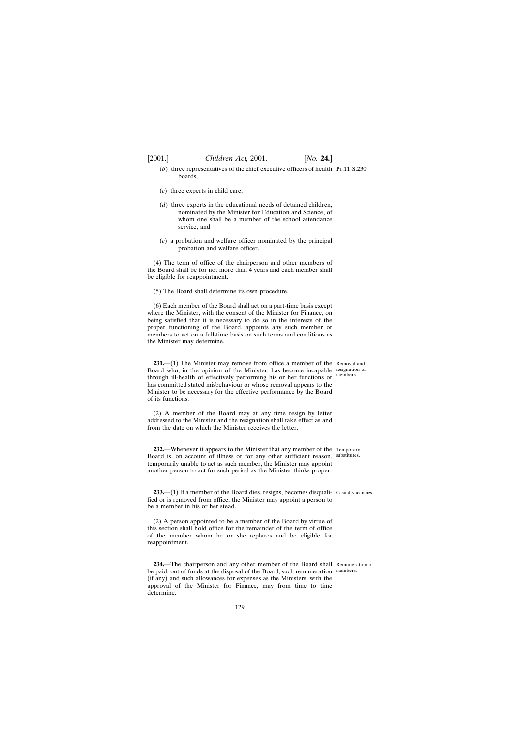(*b*) three representatives of the chief executive officers of health boards,

(*c*) three experts in child care,

(*d*) three experts in the educational needs of detained children, nominated by the Minister for Education and Science, of whom one shall be a member of the school attendance service, and

(*e*) a probation and welfare officer nominated by the principal probation and welfare officer.

(4) The term of office of the chairperson and other members of the Board shall be for not more than 4 years and each member shall be eligible for reappointment.

(5) The Board shall determine its own procedure.

(6) Each member of the Board shall act on a part-time basis except where the Minister, with the consent of the Minister for Finance, on being satisfied that it is necessary to do so in the interests of the proper functioning of the Board, appoints any such member or members to act on a full-time basis on such terms and conditions as the Minister may determine.

Removal and resignation of members.

**231.**—(1) The Minister may remove from office a member of the Board who, in the opinion of the Minister, has become incapable through ill-health of effectively performing his or her functions or has committed stated misbehaviour or whose removal appears to the Minister to be necessary for the effective performance by the Board of its functions.

(2) A member of the Board may at any time resign by letter addressed to the Minister and the resignation shall take effect as and from the date on which the Minister receives the letter.

Temporary substitutes.

**232.**—Whenever it appears to the Minister that any member of the Board is, on account of illness or for any other sufficient reason, temporarily unable to act as such member, the Minister may appoint another person to act for such period as the Minister thinks proper.

Casual vacancies.

**233.**—(1) If a member of the Board dies, resigns, becomes disqualified or is removed from office, the Minister may appoint a person to be a member in his or her stead.

(2) A person appointed to be a member of the Board by virtue of this section shall hold office for the remainder of the term of office of the member whom he or she replaces and be eligible for reappointment.

Remuneration of members.

**234.**—The chairperson and any other member of the Board shall be paid, out of funds at the disposal of the Board, such remuneration (if any) and such allowances for expenses as the Ministers, with the approval of the Minister for Finance, may from time to time determine.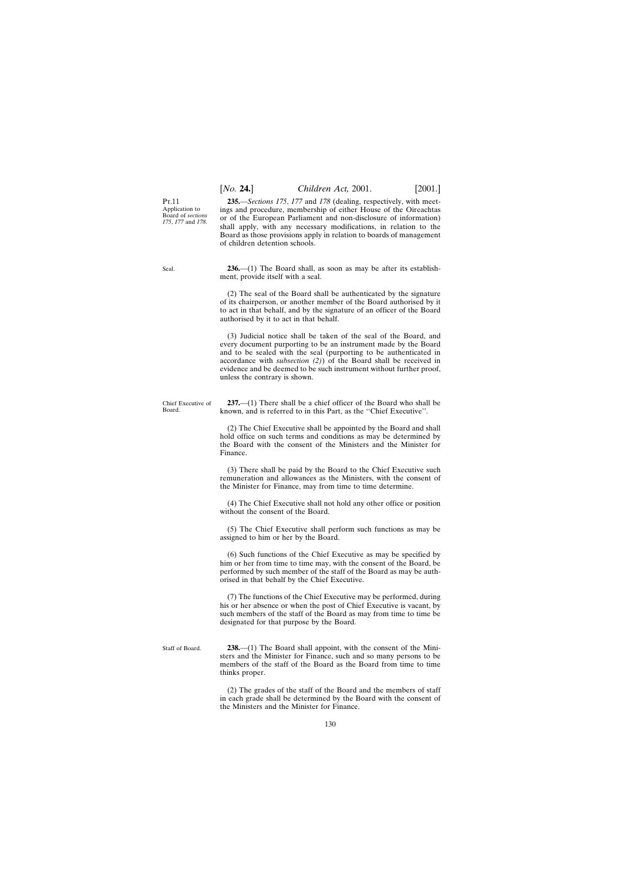Pt.11

Application to Board of *sections 175*, *177* and *178*.

**235.**—*Sections 175*, *177* and *178* (dealing, respectively, with meetings and procedure, membership of either House of the Oireachtas or of the European Parliament and non-disclosure of information) shall apply, with any necessary modifications, in relation to the Board as those provisions apply in relation to boards of management of children detention schools.

Seal.

**236.**—(1) The Board shall, as soon as may be after its establishment, provide itself with a seal.

(2) The seal of the Board shall be authenticated by the signature of its chairperson, or another member of the Board authorised by it to act in that behalf, and by the signature of an officer of the Board authorised by it to act in that behalf.

(3) Judicial notice shall be taken of the seal of the Board, and every document purporting to be an instrument made by the Board and to be sealed with the seal (purporting to be authenticated in accordance with *subsection (2)*) of the Board shall be received in evidence and be deemed to be such instrument without further proof, unless the contrary is shown.

Chief Executive of Board.

**237.**—(1) There shall be a chief officer of the Board who shall be known, and is referred to in this Part, as the ''Chief Executive''.

(2) The Chief Executive shall be appointed by the Board and shall hold office on such terms and conditions as may be determined by the Board with the consent of the Ministers and the Minister for Finance.

(3) There shall be paid by the Board to the Chief Executive such remuneration and allowances as the Ministers, with the consent of the Minister for Finance, may from time to time determine.

(4) The Chief Executive shall not hold any other office or position without the consent of the Board.

(5) The Chief Executive shall perform such functions as may be assigned to him or her by the Board.

(6) Such functions of the Chief Executive as may be specified by him or her from time to time may, with the consent of the Board, be performed by such member of the staff of the Board as may be authorised in that behalf by the Chief Executive.

(7) The functions of the Chief Executive may be performed, during his or her absence or when the post of Chief Executive is vacant, by such members of the staff of the Board as may from time to time be designated for that purpose by the Board.

Staff of Board.

**238.**—(1) The Board shall appoint, with the consent of the Ministers and the Minister for Finance, such and so many persons to be members of the staff of the Board as the Board from time to time thinks proper.

(2) The grades of the staff of the Board and the members of staff in each grade shall be determined by the Board with the consent of the Ministers and the Minister for Finance.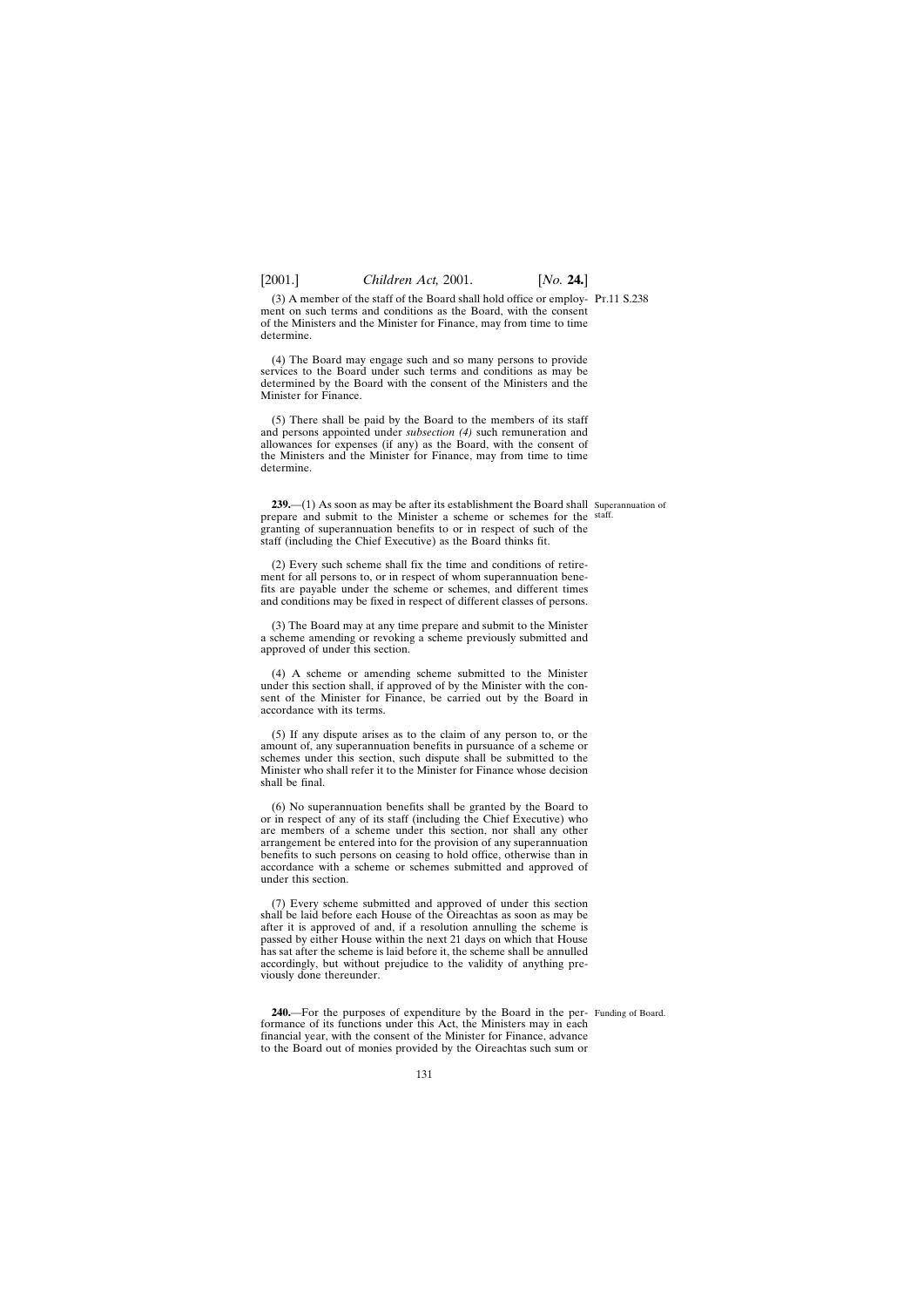(3) A member of the staff of the Board shall hold office or employment on such terms and conditions as the Board, with the consent of the Ministers and the Minister for Finance, may from time to time determine.

(4) The Board may engage such and so many persons to provide services to the Board under such terms and conditions as may be determined by the Board with the consent of the Ministers and the Minister for Finance.

(5) There shall be paid by the Board to the members of its staff and persons appointed under *subsection (4)* such remuneration and allowances for expenses (if any) as the Board, with the consent of the Ministers and the Minister for Finance, may from time to time determine.

Superannuation of staff.

**239.**—(1) As soon as may be after its establishment the Board shall prepare and submit to the Minister a scheme or schemes for the granting of superannuation benefits to or in respect of such of the staff (including the Chief Executive) as the Board thinks fit.

(2) Every such scheme shall fix the time and conditions of retirement for all persons to, or in respect of whom superannuation benefits are payable under the scheme or schemes, and different times and conditions may be fixed in respect of different classes of persons.

(3) The Board may at any time prepare and submit to the Minister a scheme amending or revoking a scheme previously submitted and approved of under this section.

(4) A scheme or amending scheme submitted to the Minister under this section shall, if approved of by the Minister with the consent of the Minister for Finance, be carried out by the Board in accordance with its terms.

(5) If any dispute arises as to the claim of any person to, or the amount of, any superannuation benefits in pursuance of a scheme or schemes under this section, such dispute shall be submitted to the Minister who shall refer it to the Minister for Finance whose decision shall be final.

(6) No superannuation benefits shall be granted by the Board to or in respect of any of its staff (including the Chief Executive) who are members of a scheme under this section, nor shall any other arrangement be entered into for the provision of any superannuation benefits to such persons on ceasing to hold office, otherwise than in accordance with a scheme or schemes submitted and approved of under this section.

(7) Every scheme submitted and approved of under this section shall be laid before each House of the Oireachtas as soon as may be after it is approved of and, if a resolution annulling the scheme is passed by either House within the next 21 days on which that House has sat after the scheme is laid before it, the scheme shall be annulled accordingly, but without prejudice to the validity of anything previously done thereunder.

Funding of Board.

**240.**—For the purposes of expenditure by the Board in the performance of its functions under this Act, the Ministers may in each financial year, with the consent of the Minister for Finance, advance to the Board out of monies provided by the Oireachtas such sum or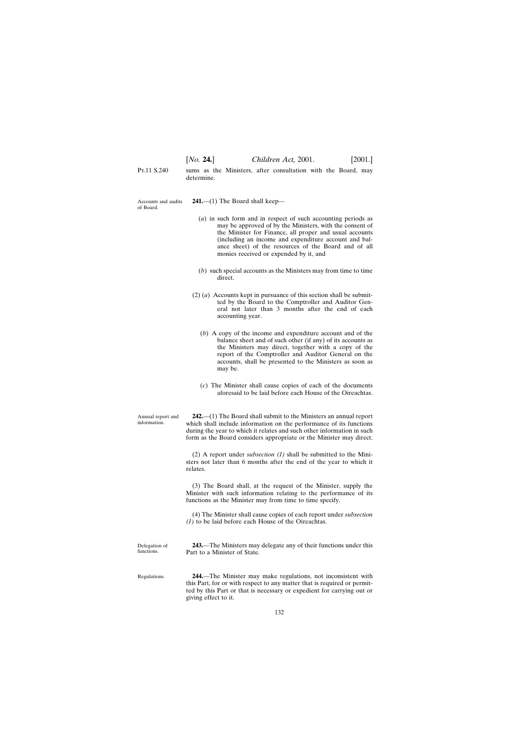sums as the Ministers, after consultation with the Board, may determine.

Accounts and audits of Board.

**241.**—(1) The Board shall keep—

(*a*) in such form and in respect of such accounting periods as may be approved of by the Ministers, with the consent of the Minister for Finance, all proper and usual accounts (including an income and expenditure account and balance sheet) of the resources of the Board and of all monies received or expended by it, and

(*b*) such special accounts as the Ministers may from time to time direct.

(2) (*a*) Accounts kept in pursuance of this section shall be submitted by the Board to the Comptroller and Auditor General not later than 3 months after the end of each accounting year.

(*b*) A copy of the income and expenditure account and of the balance sheet and of such other (if any) of its accounts as the Ministers may direct, together with a copy of the report of the Comptroller and Auditor General on the accounts, shall be presented to the Ministers as soon as may be.

(*c*) The Minister shall cause copies of each of the documents aforesaid to be laid before each House of the Oireachtas.

Annual report and information.

**242.**—(1) The Board shall submit to the Ministers an annual report which shall include information on the performance of its functions during the year to which it relates and such other information in such form as the Board considers appropriate or the Minister may direct.

(2) A report under *subsection (1)* shall be submitted to the Ministers not later than 6 months after the end of the year to which it relates.

(3) The Board shall, at the request of the Minister, supply the Minister with such information relating to the performance of its functions as the Minister may from time to time specify.

(4) The Minister shall cause copies of each report under *subsection (1)* to be laid before each House of the Oireachtas.

Delegation of functions.

**243.**—The Ministers may delegate any of their functions under this Part to a Minister of State.

Regulations.

**244.**—The Minister may make regulations, not inconsistent with this Part, for or with respect to any matter that is required or permitted by this Part or that is necessary or expedient for carrying out or giving effect to it.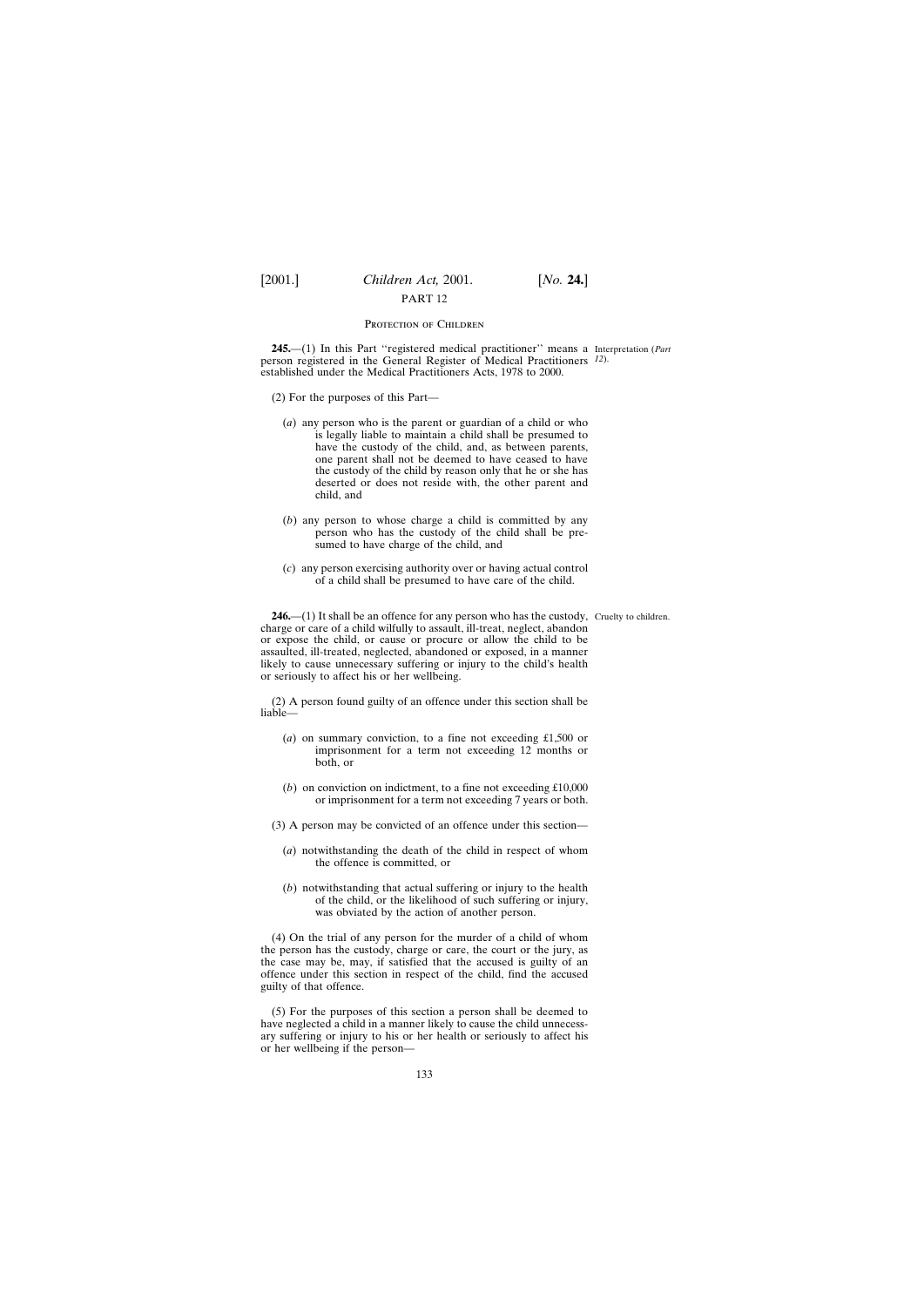## PART 12

### Protection of Children

**245.**—(1) In this Part ''registered medical practitioner'' means a person registered in the General Register of Medical Practitioners established under the Medical Practitioners Acts, 1978 to 2000.

Interpretation (*Part 12*).

(2) For the purposes of this Part—

(*a*) any person who is the parent or guardian of a child or who is legally liable to maintain a child shall be presumed to have the custody of the child, and, as between parents, one parent shall not be deemed to have ceased to have the custody of the child by reason only that he or she has deserted or does not reside with, the other parent and child, and

(*b*) any person to whose charge a child is committed by any person who has the custody of the child shall be presumed to have charge of the child, and

(*c*) any person exercising authority over or having actual control of a child shall be presumed to have care of the child.

**246.**—(1) It shall be an offence for any person who has the custody, charge or care of a child wilfully to assault, ill-treat, neglect, abandon or expose the child, or cause or procure or allow the child to be assaulted, ill-treated, neglected, abandoned or exposed, in a manner likely to cause unnecessary suffering or injury to the child's health or seriously to affect his or her wellbeing.

Cruelty to children.

(2) A person found guilty of an offence under this section shall be liable—

(*a*) on summary conviction, to a fine not exceeding £1,500 or imprisonment for a term not exceeding 12 months or both, or

(*b*) on conviction on indictment, to a fine not exceeding £10,000 or imprisonment for a term not exceeding 7 years or both.

(3) A person may be convicted of an offence under this section—

(*a*) notwithstanding the death of the child in respect of whom the offence is committed, or

(*b*) notwithstanding that actual suffering or injury to the health of the child, or the likelihood of such suffering or injury, was obviated by the action of another person.

(4) On the trial of any person for the murder of a child of whom the person has the custody, charge or care, the court or the jury, as the case may be, may, if satisfied that the accused is guilty of an offence under this section in respect of the child, find the accused guilty of that offence.

(5) For the purposes of this section a person shall be deemed to have neglected a child in a manner likely to cause the child unnecessary suffering or injury to his or her health or seriously to affect his or her wellbeing if the person—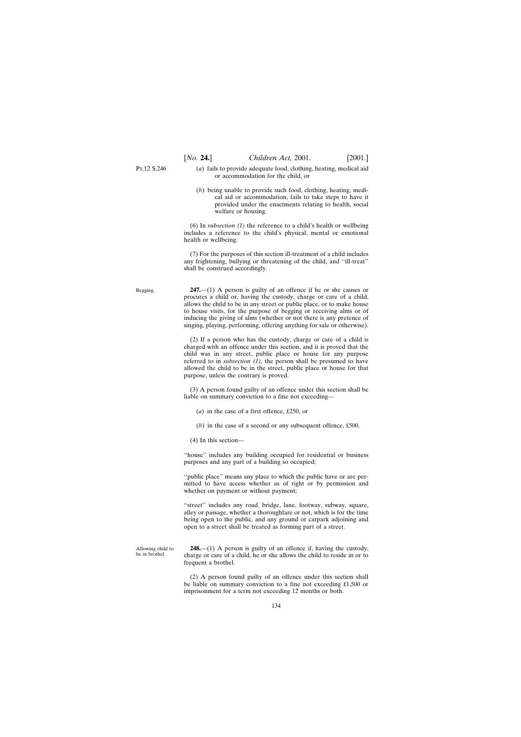(*a*) fails to provide adequate food, clothing, heating, medical aid or accommodation for the child, or

(*b*) being unable to provide such food, clothing, heating, medical aid or accommodation, fails to take steps to have it provided under the enactments relating to health, social welfare or housing.

(6) In *subsection (1)* the reference to a child's health or wellbeing includes a reference to the child's physical, mental or emotional health or wellbeing.

(7) For the purposes of this section ill-treatment of a child includes any frightening, bullying or threatening of the child, and ''ill-treat'' shall be construed accordingly.

Begging.

**247.**—(1) A person is guilty of an offence if he or she causes or procures a child or, having the custody, charge or care of a child, allows the child to be in any street or public place, or to make house to house visits, for the purpose of begging or receiving alms or of inducing the giving of alms (whether or not there is any pretence of singing, playing, performing, offering anything for sale or otherwise).

(2) If a person who has the custody, charge or care of a child is charged with an offence under this section, and it is proved that the child was in any street, public place or house for any purpose referred to in *subsection (1)*, the person shall be presumed to have allowed the child to be in the street, public place or house for that purpose, unless the contrary is proved.

(3) A person found guilty of an offence under this section shall be liable on summary conviction to a fine not exceeding—

(*a*) in the case of a first offence, £250, or

(*b*) in the case of a second or any subsequent offence, £500.

(4) In this section—

''house'' includes any building occupied for residential or business purposes and any part of a building so occupied;

''public place'' means any place to which the public have or are permitted to have access whether as of right or by permission and whether on payment or without payment;

''street'' includes any road, bridge, lane, footway, subway, square, alley or passage, whether a thoroughfare or not, which is for the time being open to the public, and any ground or carpark adjoining and open to a street shall be treated as forming part of a street.

Allowing child to be in brothel.

**248.**—(1) A person is guilty of an offence if, having the custody, charge or care of a child, he or she allows the child to reside in or to frequent a brothel.

(2) A person found guilty of an offence under this section shall be liable on summary conviction to a fine not exceeding £1,500 or imprisonment for a term not exceeding 12 months or both.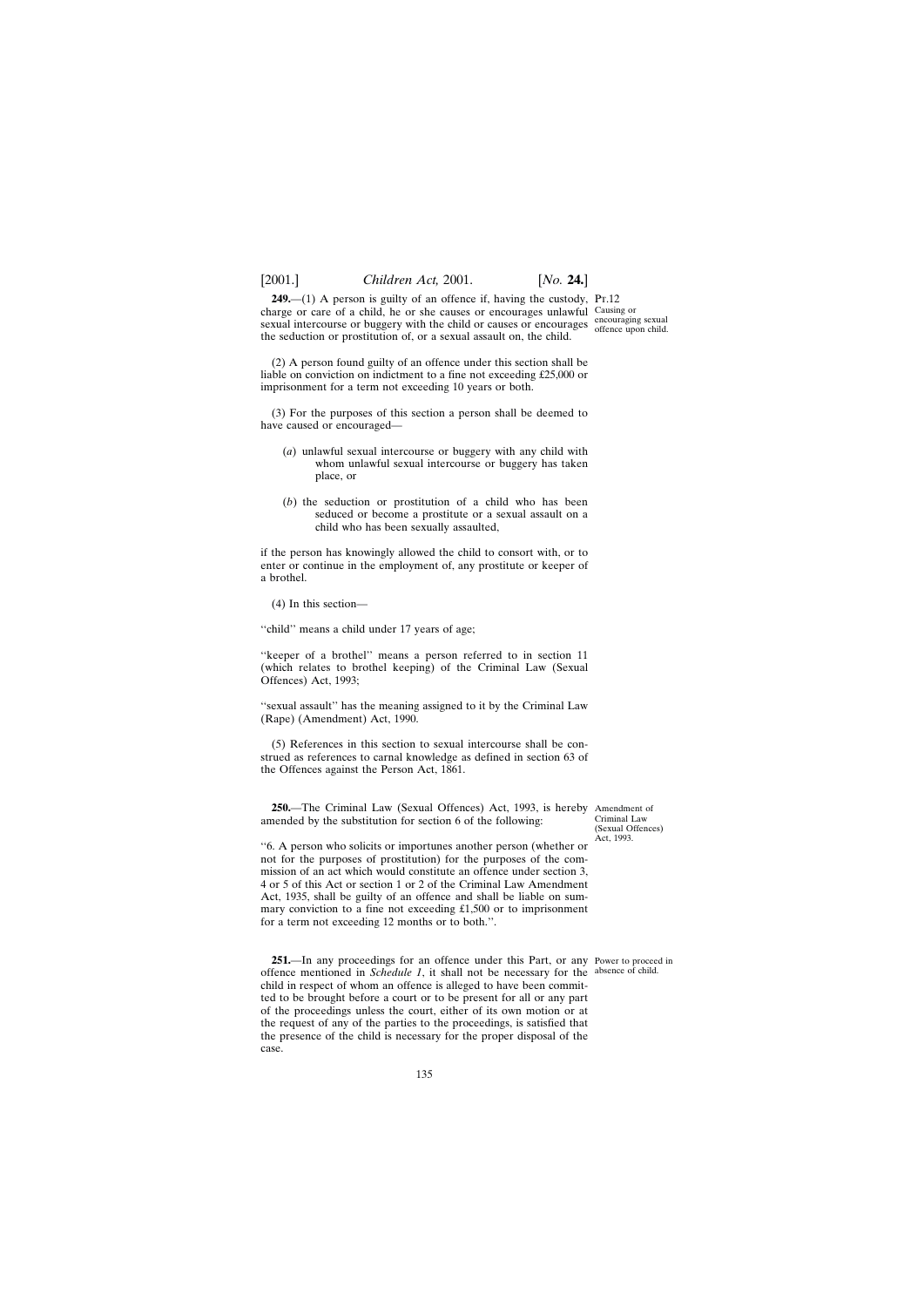**249.**—(1) A person is guilty of an offence if, having the custody, charge or care of a child, he or she causes or encourages unlawful sexual intercourse or buggery with the child or causes or encourages the seduction or prostitution of, or a sexual assault on, the child.

Pt.12

Causing or encouraging sexual offence upon child.

(2) A person found guilty of an offence under this section shall be liable on conviction on indictment to a fine not exceeding £25,000 or imprisonment for a term not exceeding 10 years or both.

(3) For the purposes of this section a person shall be deemed to have caused or encouraged—

(*a*) unlawful sexual intercourse or buggery with any child with whom unlawful sexual intercourse or buggery has taken place, or

(*b*) the seduction or prostitution of a child who has been seduced or become a prostitute or a sexual assault on a child who has been sexually assaulted,

if the person has knowingly allowed the child to consort with, or to enter or continue in the employment of, any prostitute or keeper of a brothel.

(4) In this section—

''child'' means a child under 17 years of age;

''keeper of a brothel'' means a person referred to in section 11 (which relates to brothel keeping) of the Criminal Law (Sexual Offences) Act, 1993;

''sexual assault'' has the meaning assigned to it by the Criminal Law (Rape) (Amendment) Act, 1990.

(5) References in this section to sexual intercourse shall be construed as references to carnal knowledge as defined in section 63 of the Offences against the Person Act, 1861.

**250.**—The Criminal Law (Sexual Offences) Act, 1993, is hereby amended by the substitution for section 6 of the following:

Amendment of Criminal Law (Sexual Offences) Act, 1993.

''6. A person who solicits or importunes another person (whether or not for the purposes of prostitution) for the purposes of the commission of an act which would constitute an offence under section 3, 4 or 5 of this Act or section 1 or 2 of the Criminal Law Amendment Act, 1935, shall be guilty of an offence and shall be liable on summary conviction to a fine not exceeding £1,500 or to imprisonment for a term not exceeding 12 months or to both.''.

**251.**—In any proceedings for an offence under this Part, or any offence mentioned in *Schedule 1*, it shall not be necessary for the child in respect of whom an offence is alleged to have been committed to be brought before a court or to be present for all or any part of the proceedings unless the court, either of its own motion or at the request of any of the parties to the proceedings, is satisfied that the presence of the child is necessary for the proper disposal of the case.

Power to proceed in absence of child.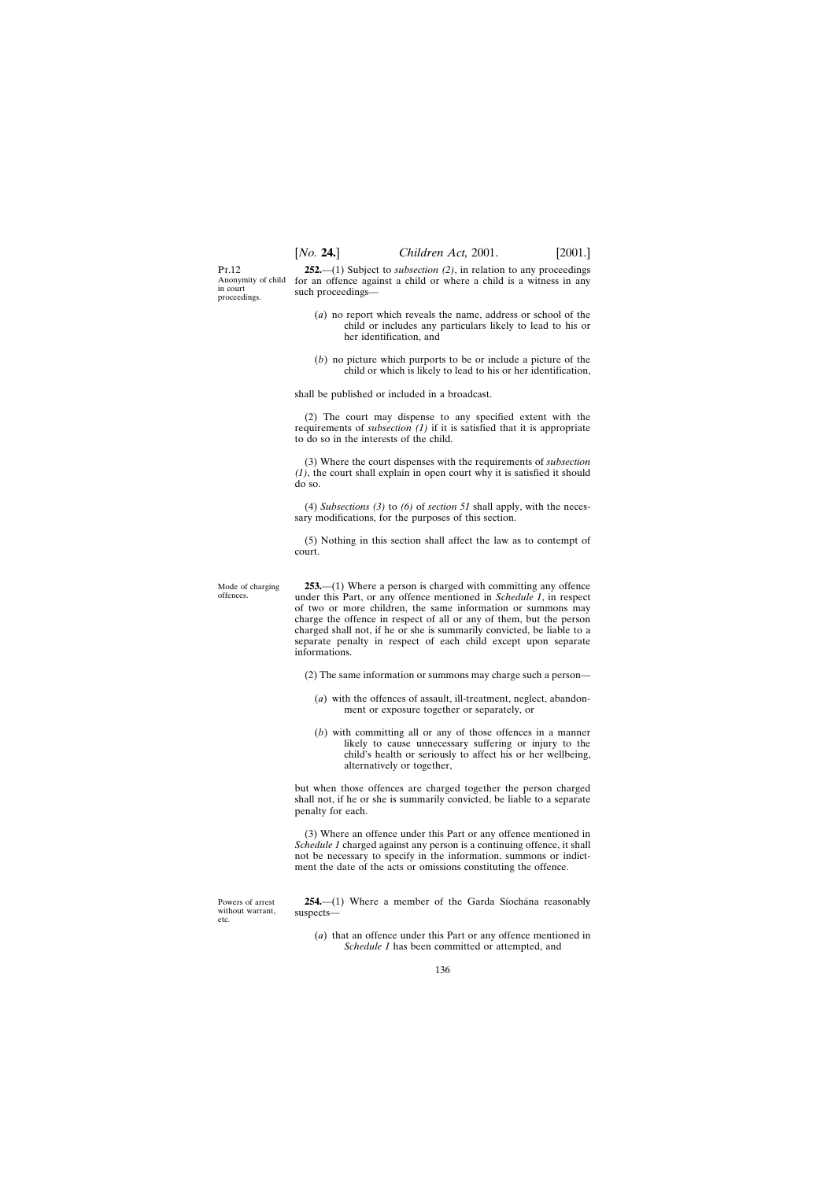Pt.12

Anonymity of child in court proceedings.

**252.**—(1) Subject to *subsection (2)*, in relation to any proceedings for an offence against a child or where a child is a witness in any such proceedings—

(*a*) no report which reveals the name, address or school of the child or includes any particulars likely to lead to his or her identification, and

(*b*) no picture which purports to be or include a picture of the child or which is likely to lead to his or her identification,

shall be published or included in a broadcast.

(2) The court may dispense to any specified extent with the requirements of *subsection (1)* if it is satisfied that it is appropriate to do so in the interests of the child.

(3) Where the court dispenses with the requirements of *subsection (1)*, the court shall explain in open court why it is satisfied it should do so.

(4) *Subsections (3)* to *(6)* of *section 51* shall apply, with the necessary modifications, for the purposes of this section.

(5) Nothing in this section shall affect the law as to contempt of court.

Mode of charging offences.

**253.**—(1) Where a person is charged with committing any offence under this Part, or any offence mentioned in *Schedule 1*, in respect of two or more children, the same information or summons may charge the offence in respect of all or any of them, but the person charged shall not, if he or she is summarily convicted, be liable to a separate penalty in respect of each child except upon separate informations.

(2) The same information or summons may charge such a person—

(*a*) with the offences of assault, ill-treatment, neglect, abandonment or exposure together or separately, or

(*b*) with committing all or any of those offences in a manner likely to cause unnecessary suffering or injury to the child's health or seriously to affect his or her wellbeing, alternatively or together,

but when those offences are charged together the person charged shall not, if he or she is summarily convicted, be liable to a separate penalty for each.

(3) Where an offence under this Part or any offence mentioned in *Schedule 1* charged against any person is a continuing offence, it shall not be necessary to specify in the information, summons or indictment the date of the acts or omissions constituting the offence.

Powers of arrest without warrant, etc.

**254.**—(1) Where a member of the Garda Síochána reasonably suspects—

(*a*) that an offence under this Part or any offence mentioned in *Schedule 1* has been committed or attempted, and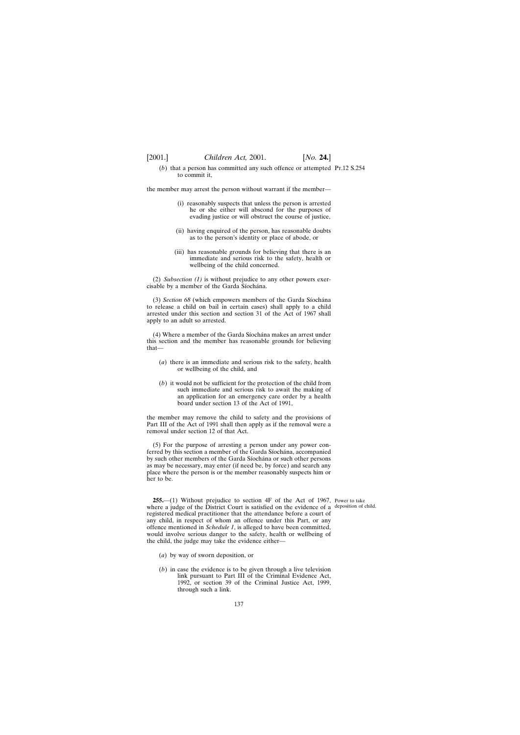(*b*) that a person has committed any such offence or attempted to commit it,

the member may arrest the person without warrant if the member—

(i) reasonably suspects that unless the person is arrested he or she either will abscond for the purposes of evading justice or will obstruct the course of justice,

(ii) having enquired of the person, has reasonable doubts as to the person's identity or place of abode, or

(iii) has reasonable grounds for believing that there is an immediate and serious risk to the safety, health or wellbeing of the child concerned.

(2) *Subsection (1)* is without prejudice to any other powers exercisable by a member of the Garda Síochána.

(3) *Section 68* (which empowers members of the Garda Síochána to release a child on bail in certain cases) shall apply to a child arrested under this section and section 31 of the Act of 1967 shall apply to an adult so arrested.

(4) Where a member of the Garda Síochána makes an arrest under this section and the member has reasonable grounds for believing that—

(*a*) there is an immediate and serious risk to the safety, health or wellbeing of the child, and

(*b*) it would not be sufficient for the protection of the child from such immediate and serious risk to await the making of an application for an emergency care order by a health board under section 13 of the Act of 1991,

the member may remove the child to safety and the provisions of Part III of the Act of 1991 shall then apply as if the removal were a removal under section 12 of that Act.

(5) For the purpose of arresting a person under any power conferred by this section a member of the Garda Síochána, accompanied by such other members of the Garda Síochána or such other persons as may be necessary, may enter (if need be, by force) and search any place where the person is or the member reasonably suspects him or her to be.

Power to take deposition of child.

**255.**—(1) Without prejudice to section 4F of the Act of 1967, where a judge of the District Court is satisfied on the evidence of a registered medical practitioner that the attendance before a court of any child, in respect of whom an offence under this Part, or any offence mentioned in *Schedule 1*, is alleged to have been committed, would involve serious danger to the safety, health or wellbeing of the child, the judge may take the evidence either—

(*a*) by way of sworn deposition, or

(*b*) in case the evidence is to be given through a live television link pursuant to Part III of the Criminal Evidence Act, 1992, or section 39 of the Criminal Justice Act, 1999, through such a link.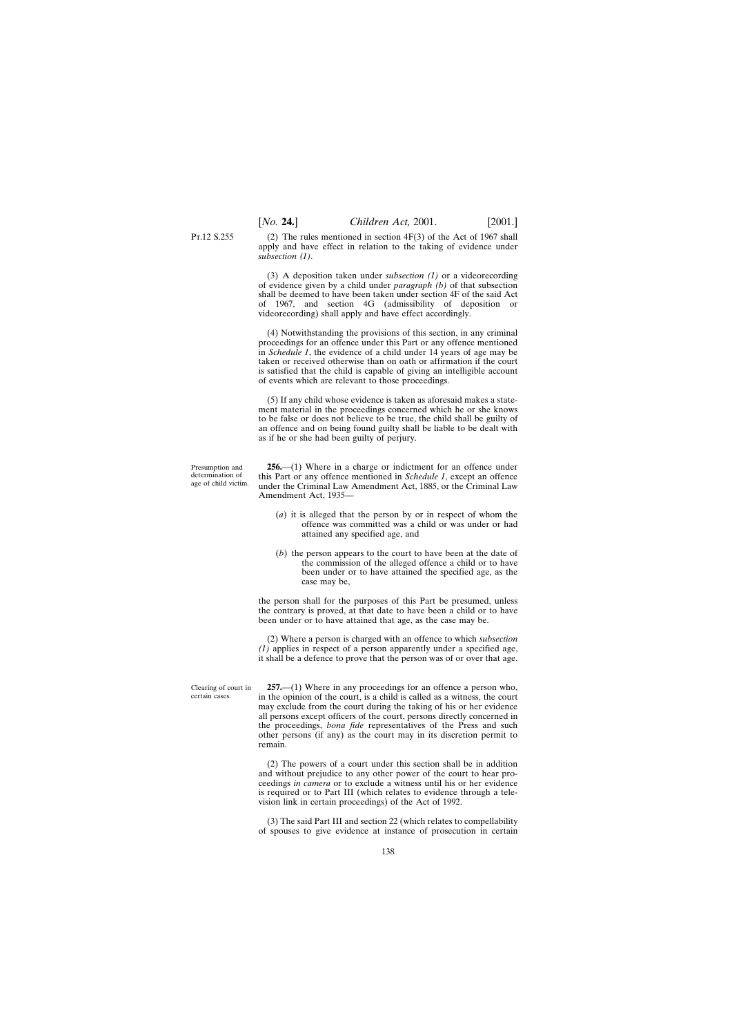(2) The rules mentioned in section 4F(3) of the Act of 1967 shall apply and have effect in relation to the taking of evidence under *subsection (1)*.

(3) A deposition taken under *subsection (1)* or a videorecording of evidence given by a child under *paragraph (b)* of that subsection shall be deemed to have been taken under section 4F of the said Act of 1967, and section 4G (admissibility of deposition or videorecording) shall apply and have effect accordingly.

(4) Notwithstanding the provisions of this section, in any criminal proceedings for an offence under this Part or any offence mentioned in *Schedule 1*, the evidence of a child under 14 years of age may be taken or received otherwise than on oath or affirmation if the court is satisfied that the child is capable of giving an intelligible account of events which are relevant to those proceedings.

(5) If any child whose evidence is taken as aforesaid makes a statement material in the proceedings concerned which he or she knows to be false or does not believe to be true, the child shall be guilty of an offence and on being found guilty shall be liable to be dealt with as if he or she had been guilty of perjury.

Presumption and determination of age of child victim.

**256.**—(1) Where in a charge or indictment for an offence under this Part or any offence mentioned in *Schedule 1*, except an offence under the Criminal Law Amendment Act, 1885, or the Criminal Law Amendment Act, 1935—

(*a*) it is alleged that the person by or in respect of whom the offence was committed was a child or was under or had attained any specified age, and

(*b*) the person appears to the court to have been at the date of the commission of the alleged offence a child or to have been under or to have attained the specified age, as the case may be,

the person shall for the purposes of this Part be presumed, unless the contrary is proved, at that date to have been a child or to have been under or to have attained that age, as the case may be.

(2) Where a person is charged with an offence to which *subsection (1)* applies in respect of a person apparently under a specified age, it shall be a defence to prove that the person was of or over that age.

Clearing of court in certain cases.

**257.**—(1) Where in any proceedings for an offence a person who, in the opinion of the court, is a child is called as a witness, the court may exclude from the court during the taking of his or her evidence all persons except officers of the court, persons directly concerned in the proceedings, *bona fide* representatives of the Press and such other persons (if any) as the court may in its discretion permit to remain.

(2) The powers of a court under this section shall be in addition and without prejudice to any other power of the court to hear proceedings *in camera* or to exclude a witness until his or her evidence is required or to Part III (which relates to evidence through a television link in certain proceedings) of the Act of 1992.

(3) The said Part III and section 22 (which relates to compellability of spouses to give evidence at instance of prosecution in certain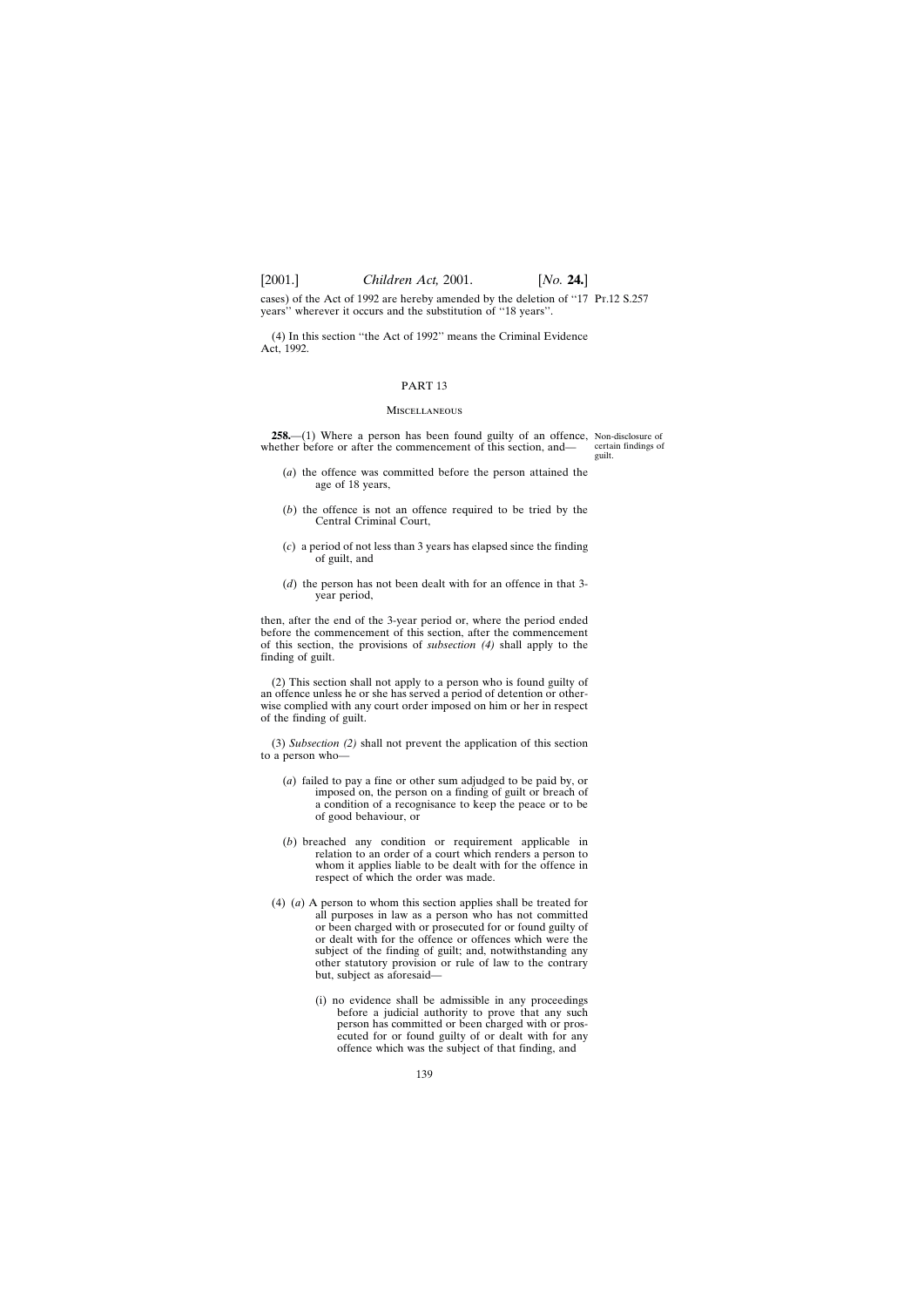cases) of the Act of 1992 are hereby amended by the deletion of "17 years" wherever it occurs and the substitution of "18 years".

(4) In this section "the Act of 1992" means the Criminal Evidence Act, 1992.

## PART 13

### Miscellaneous

*Non-disclosure of certain findings of guilt.*

**258.**—(1) Where a person has been found guilty of an offence, whether before or after the commencement of this section, and—

(*a*) the offence was committed before the person attained the age of 18 years,

(*b*) the offence is not an offence required to be tried by the Central Criminal Court,

(*c*) a period of not less than 3 years has elapsed since the finding of guilt, and

(*d*) the person has not been dealt with for an offence in that 3-year period,

then, after the end of the 3-year period or, where the period ended before the commencement of this section, after the commencement of this section, the provisions of *subsection (4)* shall apply to the finding of guilt.

(2) This section shall not apply to a person who is found guilty of an offence unless he or she has served a period of detention or otherwise complied with any court order imposed on him or her in respect of the finding of guilt.

(3) *Subsection (2)* shall not prevent the application of this section to a person who—

(*a*) failed to pay a fine or other sum adjudged to be paid by, or imposed on, the person on a finding of guilt or breach of a condition of a recognisance to keep the peace or to be of good behaviour, or

(*b*) breached any condition or requirement applicable in relation to an order of a court which renders a person to whom it applies liable to be dealt with for the offence in respect of which the order was made.

(4) (*a*) A person to whom this section applies shall be treated for all purposes in law as a person who has not committed or been charged with or prosecuted for or found guilty of or dealt with for the offence or offences which were the subject of the finding of guilt; and, notwithstanding any other statutory provision or rule of law to the contrary but, subject as aforesaid—

(i) no evidence shall be admissible in any proceedings before a judicial authority to prove that any such person has committed or been charged with or prosecuted for or found guilty of or dealt with for any offence which was the subject of that finding, and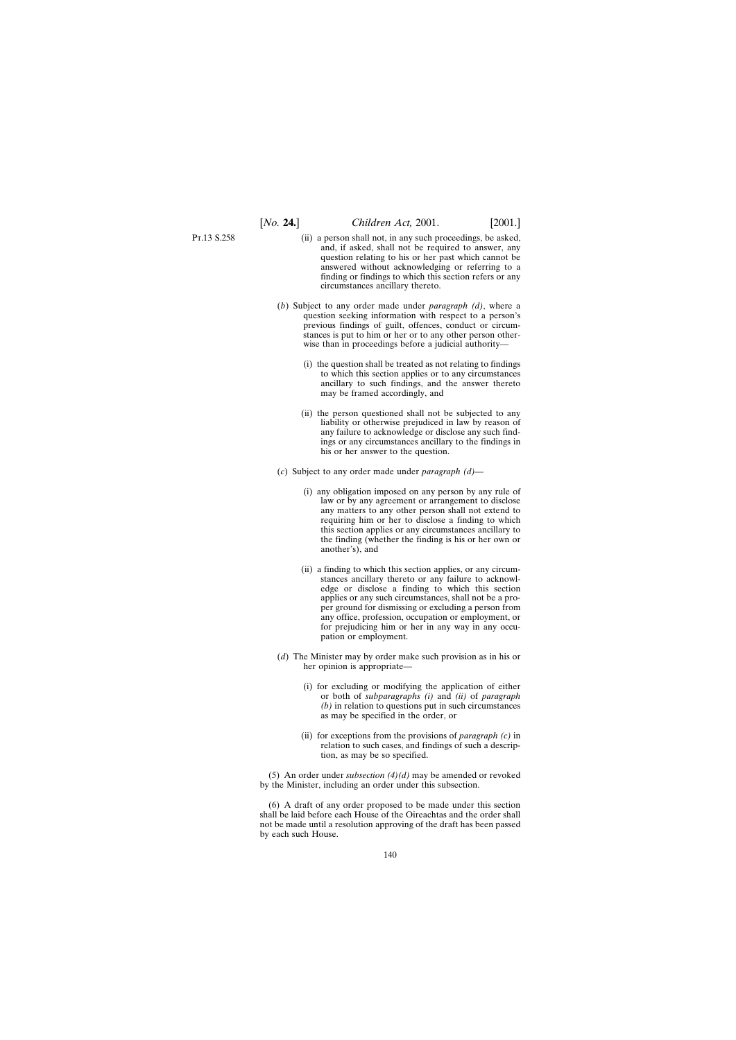(ii) a person shall not, in any such proceedings, be asked, and, if asked, shall not be required to answer, any question relating to his or her past which cannot be answered without acknowledging or referring to a finding or findings to which this section refers or any circumstances ancillary thereto.

(*b*) Subject to any order made under *paragraph (d)*, where a question seeking information with respect to a person's previous findings of guilt, offences, conduct or circumstances is put to him or her or to any other person otherwise than in proceedings before a judicial authority—

(i) the question shall be treated as not relating to findings to which this section applies or to any circumstances ancillary to such findings, and the answer thereto may be framed accordingly, and

(ii) the person questioned shall not be subjected to any liability or otherwise prejudiced in law by reason of any failure to acknowledge or disclose any such findings or any circumstances ancillary to the findings in his or her answer to the question.

(*c*) Subject to any order made under *paragraph (d)*—

(i) any obligation imposed on any person by any rule of law or by any agreement or arrangement to disclose any matters to any other person shall not extend to requiring him or her to disclose a finding to which this section applies or any circumstances ancillary to the finding (whether the finding is his or her own or another's), and

(ii) a finding to which this section applies, or any circumstances ancillary thereto or any failure to acknowledge or disclose a finding to which this section applies or any such circumstances, shall not be a proper ground for dismissing or excluding a person from any office, profession, occupation or employment, or for prejudicing him or her in any way in any occupation or employment.

(*d*) The Minister may by order make such provision as in his or her opinion is appropriate—

(i) for excluding or modifying the application of either or both of *subparagraphs (i)* and *(ii)* of *paragraph (b)* in relation to questions put in such circumstances as may be specified in the order, or

(ii) for exceptions from the provisions of *paragraph (c)* in relation to such cases, and findings of such a description, as may be so specified.

(5) An order under *subsection (4)(d)* may be amended or revoked by the Minister, including an order under this subsection.

(6) A draft of any order proposed to be made under this section shall be laid before each House of the Oireachtas and the order shall not be made until a resolution approving of the draft has been passed by each such House.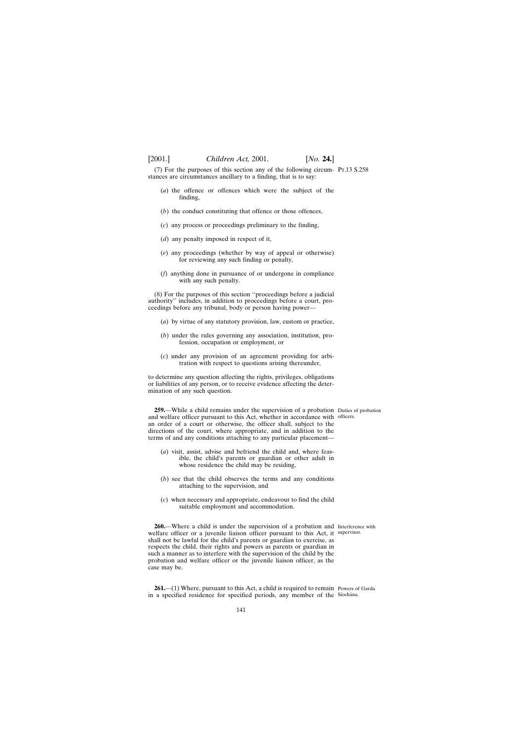(7) For the purposes of this section any of the following circumstances are circumstances ancillary to a finding, that is to say:

(*a*) the offence or offences which were the subject of the finding,

(*b*) the conduct constituting that offence or those offences,

(*c*) any process or proceedings preliminary to the finding,

(*d*) any penalty imposed in respect of it,

(*e*) any proceedings (whether by way of appeal or otherwise) for reviewing any such finding or penalty,

(*f*) anything done in pursuance of or undergone in compliance with any such penalty.

(8) For the purposes of this section ''proceedings before a judicial authority'' includes, in addition to proceedings before a court, proceedings before any tribunal, body or person having power—

(*a*) by virtue of any statutory provision, law, custom or practice,

(*b*) under the rules governing any association, institution, profession, occupation or employment, or

(*c*) under any provision of an agreement providing for arbitration with respect to questions arising thereunder,

to determine any question affecting the rights, privileges, obligations or liabilities of any person, or to receive evidence affecting the determination of any such question.

Duties of probation officers.

**259.**—While a child remains under the supervision of a probation and welfare officer pursuant to this Act, whether in accordance with an order of a court or otherwise, the officer shall, subject to the directions of the court, where appropriate, and in addition to the terms of and any conditions attaching to any particular placement—

(*a*) visit, assist, advise and befriend the child and, where feasible, the child's parents or guardian or other adult in whose residence the child may be residing,

(*b*) see that the child observes the terms and any conditions attaching to the supervision, and

(*c*) when necessary and appropriate, endeavour to find the child suitable employment and accommodation.

Interference with supervisor.

**260.**—Where a child is under the supervision of a probation and welfare officer or a juvenile liaison officer pursuant to this Act, it shall not be lawful for the child's parents or guardian to exercise, as respects the child, their rights and powers as parents or guardian in such a manner as to interfere with the supervision of the child by the probation and welfare officer or the juvenile liaison officer, as the case may be.

Powers of Garda Síochána.

**261.**—(1) Where, pursuant to this Act, a child is required to remain in a specified residence for specified periods, any member of the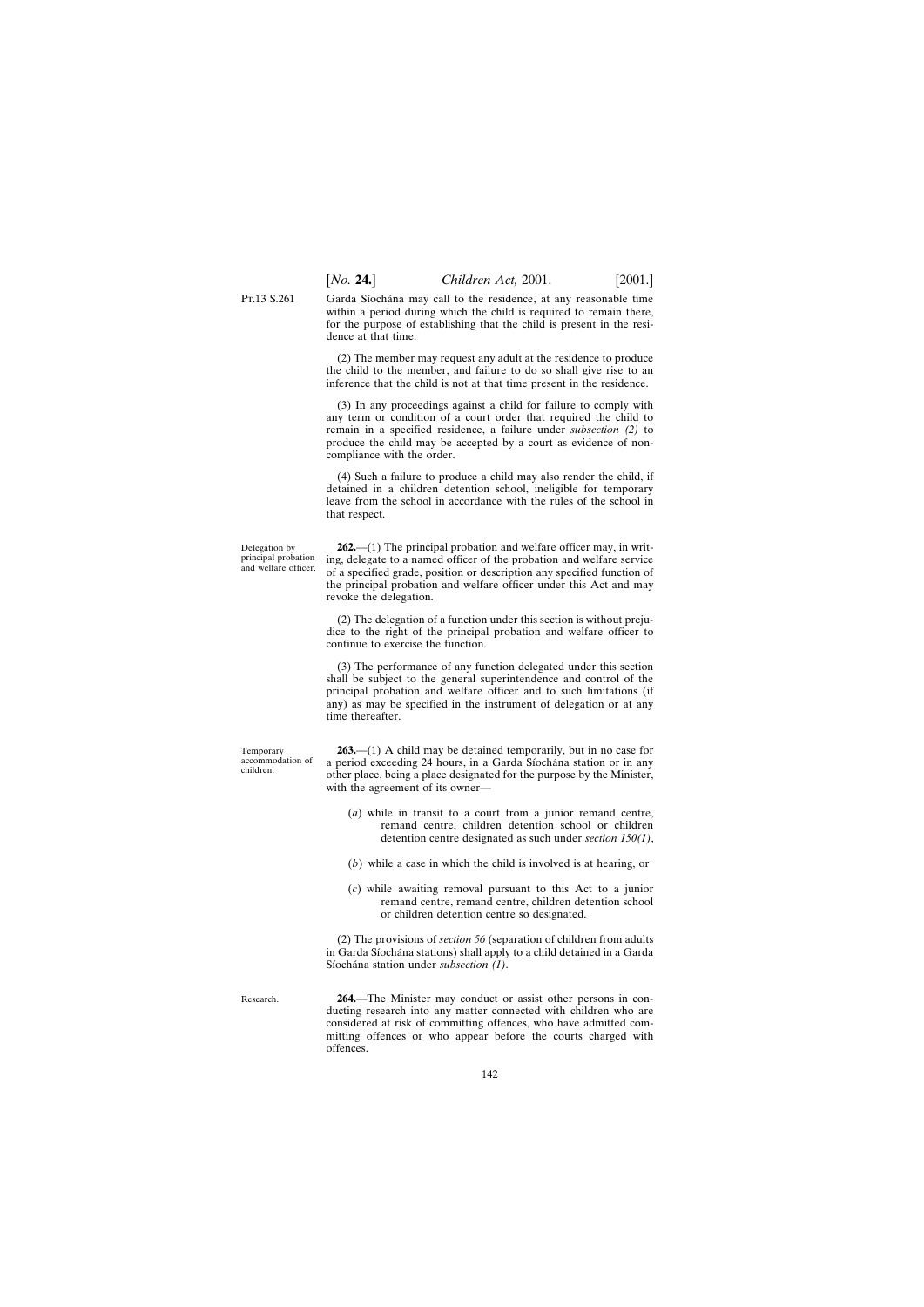Garda Síochána may call to the residence, at any reasonable time within a period during which the child is required to remain there, for the purpose of establishing that the child is present in the residence at that time.

(2) The member may request any adult at the residence to produce the child to the member, and failure to do so shall give rise to an inference that the child is not at that time present in the residence.

(3) In any proceedings against a child for failure to comply with any term or condition of a court order that required the child to remain in a specified residence, a failure under *subsection (2)* to produce the child may be accepted by a court as evidence of non-compliance with the order.

(4) Such a failure to produce a child may also render the child, if detained in a children detention school, ineligible for temporary leave from the school in accordance with the rules of the school in that respect.

Delegation by principal probation and welfare officer.

**262.**—(1) The principal probation and welfare officer may, in writing, delegate to a named officer of the probation and welfare service of a specified grade, position or description any specified function of the principal probation and welfare officer under this Act and may revoke the delegation.

(2) The delegation of a function under this section is without prejudice to the right of the principal probation and welfare officer to continue to exercise the function.

(3) The performance of any function delegated under this section shall be subject to the general superintendence and control of the principal probation and welfare officer and to such limitations (if any) as may be specified in the instrument of delegation or at any time thereafter.

Temporary accommodation of children.

**263.**—(1) A child may be detained temporarily, but in no case for a period exceeding 24 hours, in a Garda Síochána station or in any other place, being a place designated for the purpose by the Minister, with the agreement of its owner—

(*a*) while in transit to a court from a junior remand centre, remand centre, children detention school or children detention centre designated as such under *section 150(1)*,

(*b*) while a case in which the child is involved is at hearing, or

(*c*) while awaiting removal pursuant to this Act to a junior remand centre, remand centre, children detention school or children detention centre so designated.

(2) The provisions of *section 56* (separation of children from adults in Garda Síochána stations) shall apply to a child detained in a Garda Síochána station under *subsection (1)*.

Research.

**264.**—The Minister may conduct or assist other persons in conducting research into any matter connected with children who are considered at risk of committing offences, who have admitted committing offences or who appear before the courts charged with offences.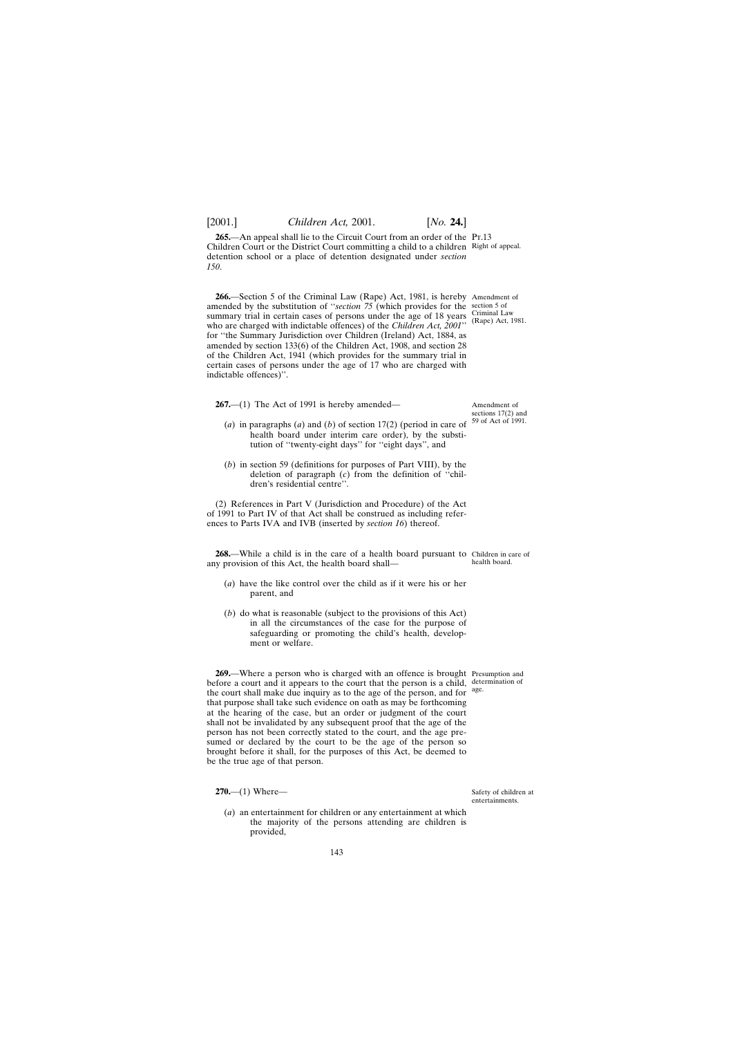**265.**—An appeal shall lie to the Circuit Court from an order of the Children Court or the District Court committing a child to a children detention school or a place of detention designated under *section 150*.

Pt.13

Right of appeal.

**266.**—Section 5 of the Criminal Law (Rape) Act, 1981, is hereby amended by the substitution of ''*section 75* (which provides for the summary trial in certain cases of persons under the age of 18 years who are charged with indictable offences) of the *Children Act, 2001*'' for ''the Summary Jurisdiction over Children (Ireland) Act, 1884, as amended by section 133(6) of the Children Act, 1908, and section 28 of the Children Act, 1941 (which provides for the summary trial in certain cases of persons under the age of 17 who are charged with indictable offences)''.

Amendment of section 5 of Criminal Law (Rape) Act, 1981.

**267.**—(1) The Act of 1991 is hereby amended—

Amendment of sections 17(2) and 59 of Act of 1991.

(*a*) in paragraphs (*a*) and (*b*) of section 17(2) (period in care of health board under interim care order), by the substitution of ''twenty-eight days'' for ''eight days'', and

(*b*) in section 59 (definitions for purposes of Part VIII), by the deletion of paragraph (*c*) from the definition of ''children's residential centre''.

(2) References in Part V (Jurisdiction and Procedure) of the Act of 1991 to Part IV of that Act shall be construed as including references to Parts IVA and IVB (inserted by *section 16*) thereof.

**268.**—While a child is in the care of a health board pursuant to any provision of this Act, the health board shall—

Children in care of health board.

(*a*) have the like control over the child as if it were his or her parent, and

(*b*) do what is reasonable (subject to the provisions of this Act) in all the circumstances of the case for the purpose of safeguarding or promoting the child's health, development or welfare.

**269.**—Where a person who is charged with an offence is brought before a court and it appears to the court that the person is a child, the court shall make due inquiry as to the age of the person, and for that purpose shall take such evidence on oath as may be forthcoming at the hearing of the case, but an order or judgment of the court shall not be invalidated by any subsequent proof that the age of the person has not been correctly stated to the court, and the age presumed or declared by the court to be the age of the person so brought before it shall, for the purposes of this Act, be deemed to be the true age of that person.

Presumption and determination of age.

**270.**—(1) Where—

Safety of children at entertainments.

(*a*) an entertainment for children or any entertainment at which the majority of the persons attending are children is provided,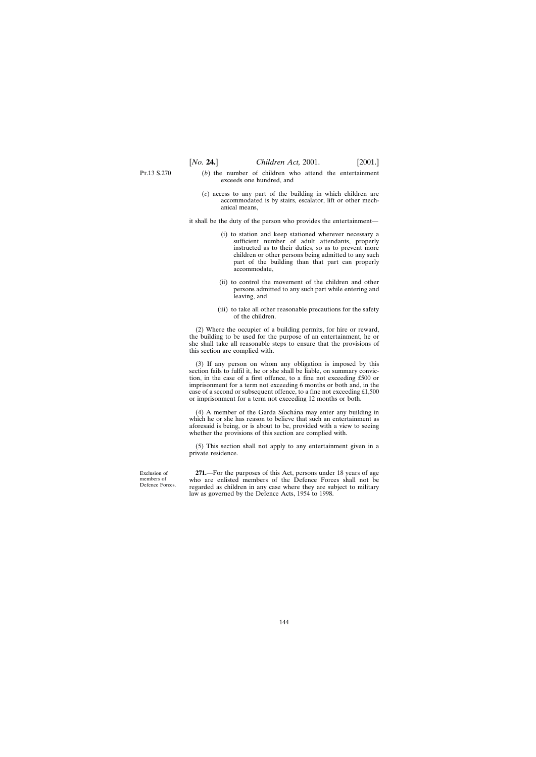(*b*) the number of children who attend the entertainment exceeds one hundred, and

(*c*) access to any part of the building in which children are accommodated is by stairs, escalator, lift or other mechanical means,

it shall be the duty of the person who provides the entertainment—

(i) to station and keep stationed wherever necessary a sufficient number of adult attendants, properly instructed as to their duties, so as to prevent more children or other persons being admitted to any such part of the building than that part can properly accommodate,

(ii) to control the movement of the children and other persons admitted to any such part while entering and leaving, and

(iii) to take all other reasonable precautions for the safety of the children.

(2) Where the occupier of a building permits, for hire or reward, the building to be used for the purpose of an entertainment, he or she shall take all reasonable steps to ensure that the provisions of this section are complied with.

(3) If any person on whom any obligation is imposed by this section fails to fulfil it, he or she shall be liable, on summary conviction, in the case of a first offence, to a fine not exceeding £500 or imprisonment for a term not exceeding 6 months or both and, in the case of a second or subsequent offence, to a fine not exceeding £1,500 or imprisonment for a term not exceeding 12 months or both.

(4) A member of the Garda Síochána may enter any building in which he or she has reason to believe that such an entertainment as aforesaid is being, or is about to be, provided with a view to seeing whether the provisions of this section are complied with.

(5) This section shall not apply to any entertainment given in a private residence.

Exclusion of members of Defence Forces.

**271.**—For the purposes of this Act, persons under 18 years of age who are enlisted members of the Defence Forces shall not be regarded as children in any case where they are subject to military law as governed by the Defence Acts, 1954 to 1998.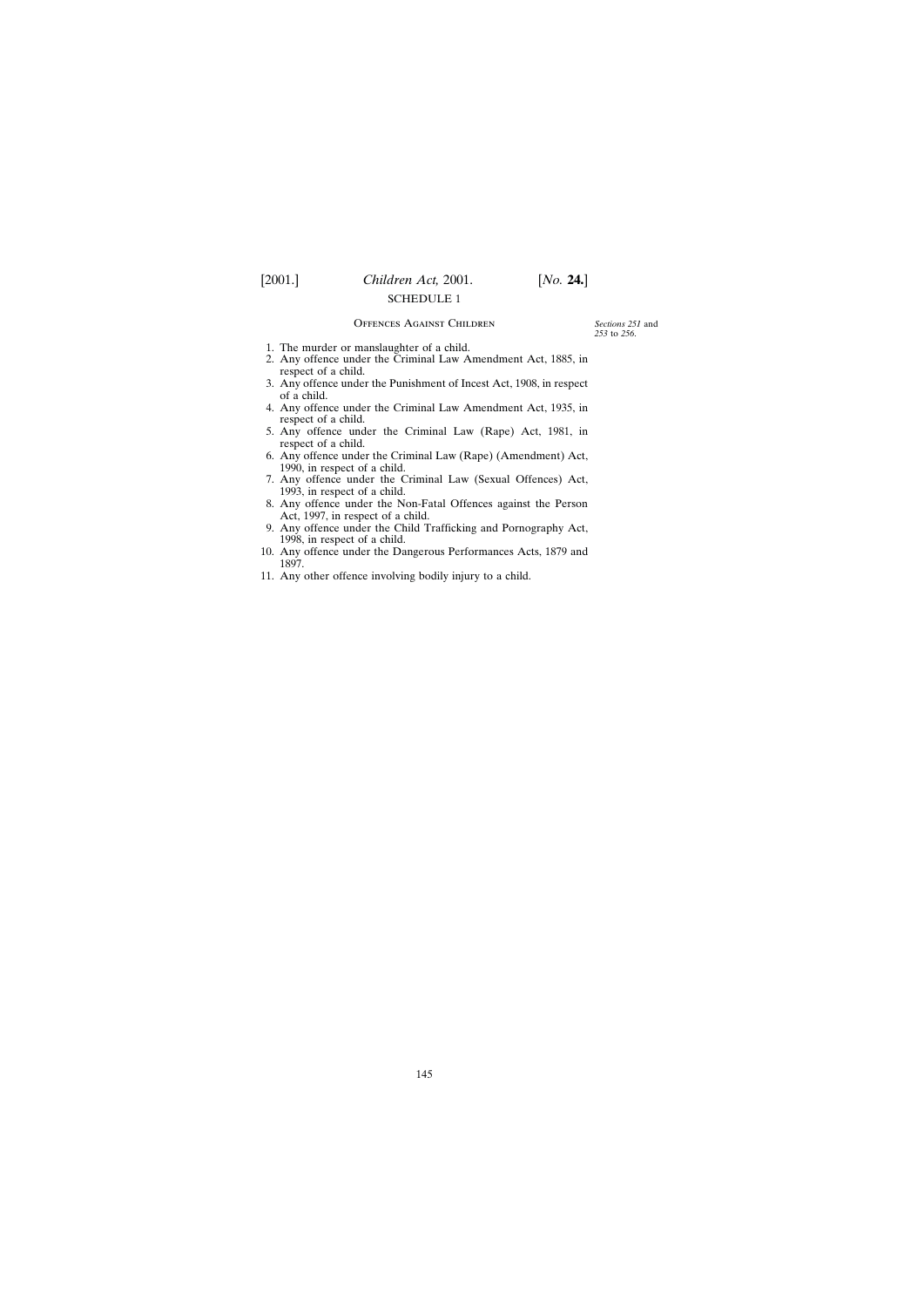## SCHEDULE 1

### OFFENCES AGAINST CHILDREN

*Sections 251* and *253* to *256*.

1. The murder or manslaughter of a child.
2. Any offence under the Criminal Law Amendment Act, 1885, in respect of a child.
3. Any offence under the Punishment of Incest Act, 1908, in respect of a child.
4. Any offence under the Criminal Law Amendment Act, 1935, in respect of a child.
5. Any offence under the Criminal Law (Rape) Act, 1981, in respect of a child.
6. Any offence under the Criminal Law (Rape) (Amendment) Act, 1990, in respect of a child.
7. Any offence under the Criminal Law (Sexual Offences) Act, 1993, in respect of a child.
8. Any offence under the Non-Fatal Offences against the Person Act, 1997, in respect of a child.
9. Any offence under the Child Trafficking and Pornography Act, 1998, in respect of a child.
10. Any offence under the Dangerous Performances Acts, 1879 and 1897.
11. Any other offence involving bodily injury to a child.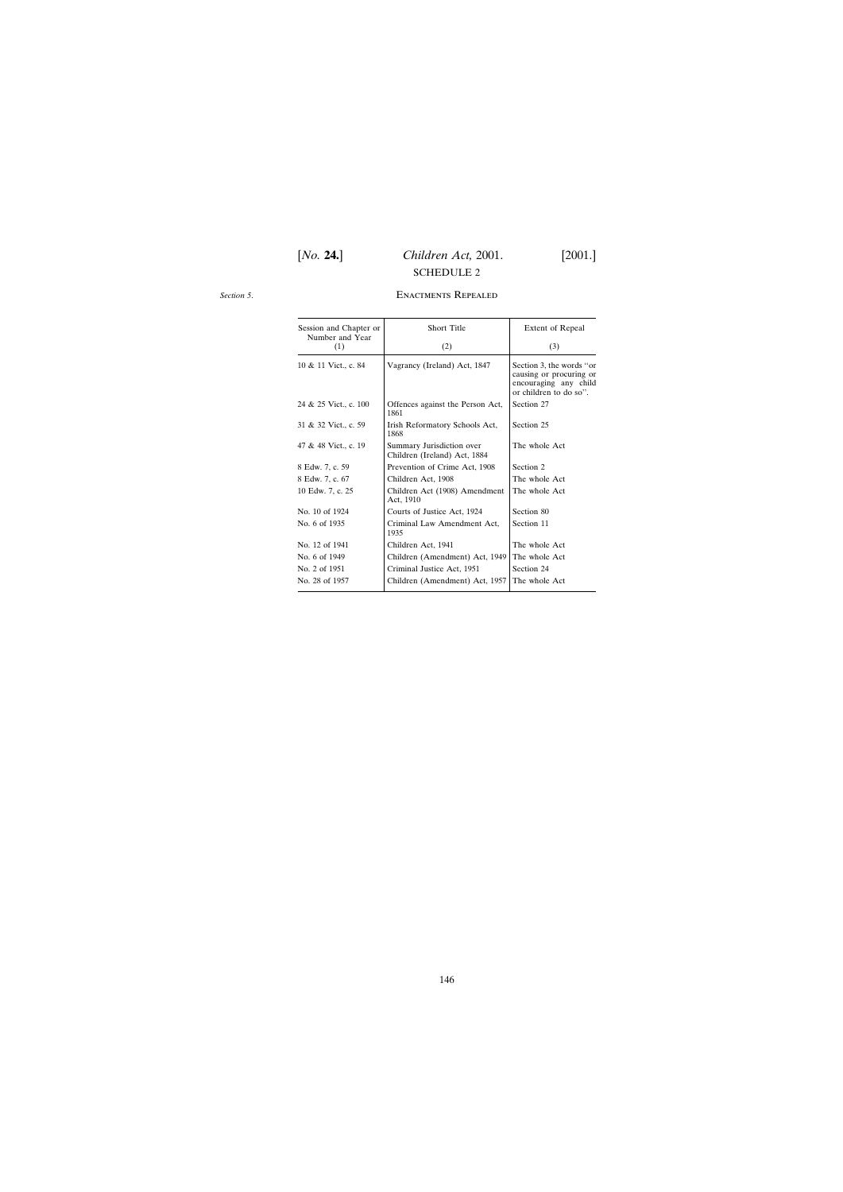## SCHEDULE 2

*Section 5.*

### Enactments Repealed

| Session and Chapter or Number and Year (1) | Short Title (2) | Extent of Repeal (3) |
|---|---|---|
| 10 & 11 Vict., c. 84 | Vagrancy (Ireland) Act, 1847 | Section 3, the words "or causing or procuring or encouraging any child or children to do so". |
| 24 & 25 Vict., c. 100 | Offences against the Person Act, 1861 | Section 27 |
| 31 & 32 Vict., c. 59 | Irish Reformatory Schools Act, 1868 | Section 25 |
| 47 & 48 Vict., c. 19 | Summary Jurisdiction over Children (Ireland) Act, 1884 | The whole Act |
| 8 Edw. 7, c. 59 | Prevention of Crime Act, 1908 | Section 2 |
| 8 Edw. 7, c. 67 | Children Act, 1908 | The whole Act |
| 10 Edw. 7, c. 25 | Children Act (1908) Amendment Act, 1910 | The whole Act |
| No. 10 of 1924 | Courts of Justice Act, 1924 | Section 80 |
| No. 6 of 1935 | Criminal Law Amendment Act, 1935 | Section 11 |
| No. 12 of 1941 | Children Act, 1941 | The whole Act |
| No. 6 of 1949 | Children (Amendment) Act, 1949 | The whole Act |
| No. 2 of 1951 | Criminal Justice Act, 1951 | Section 24 |
| No. 28 of 1957 | Children (Amendment) Act, 1957 | The whole Act |